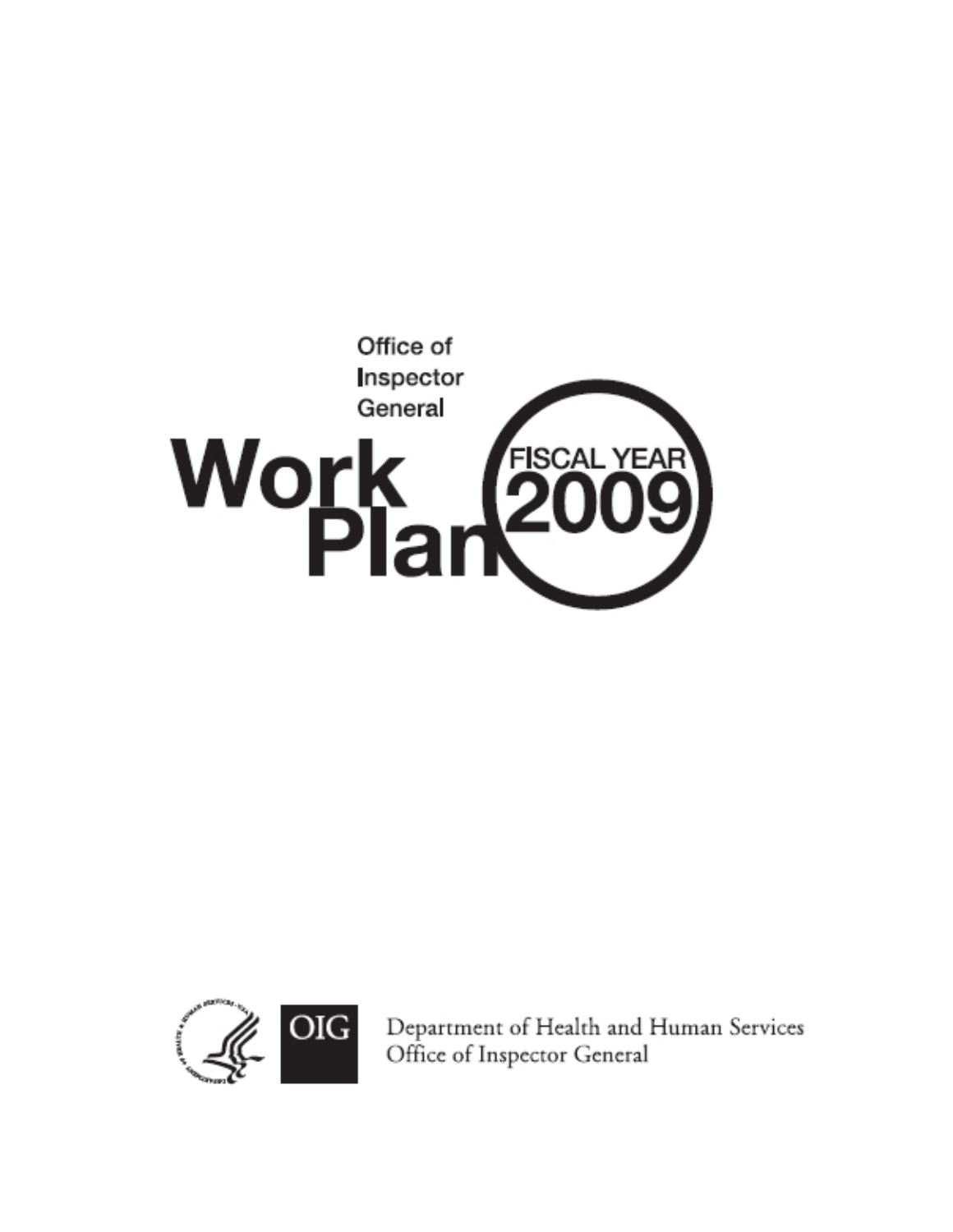Office of Inspector General

# Work Plan

FISCAL YEAR 2009

OIG

Department of Health and Human Services
Office of Inspector General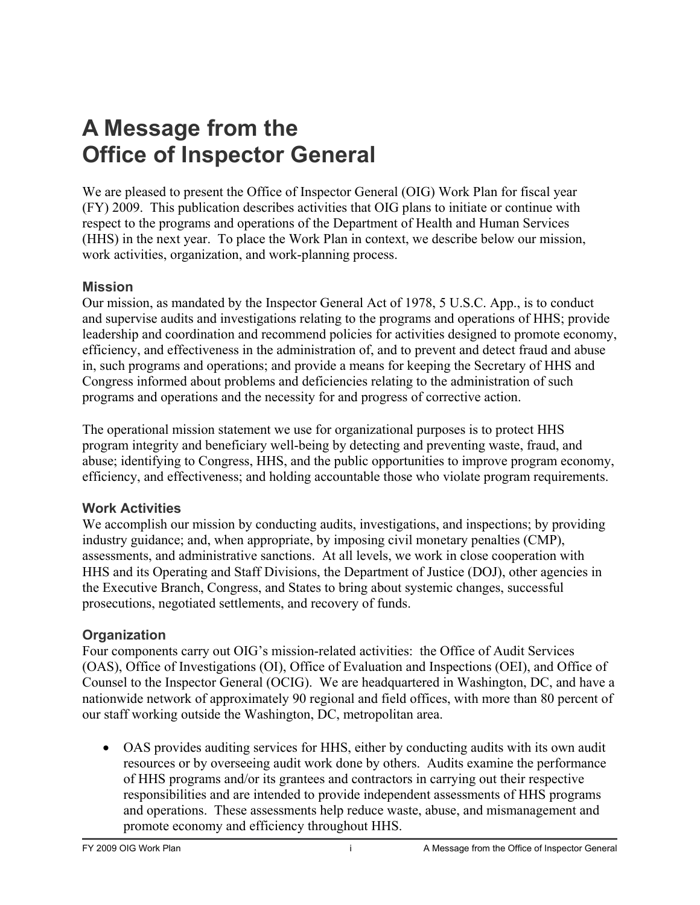# A Message from the Office of Inspector General

We are pleased to present the Office of Inspector General (OIG) Work Plan for fiscal year (FY) 2009. This publication describes activities that OIG plans to initiate or continue with respect to the programs and operations of the Department of Health and Human Services (HHS) in the next year. To place the Work Plan in context, we describe below our mission, work activities, organization, and work-planning process.

### Mission

Our mission, as mandated by the Inspector General Act of 1978, 5 U.S.C. App., is to conduct and supervise audits and investigations relating to the programs and operations of HHS; provide leadership and coordination and recommend policies for activities designed to promote economy, efficiency, and effectiveness in the administration of, and to prevent and detect fraud and abuse in, such programs and operations; and provide a means for keeping the Secretary of HHS and Congress informed about problems and deficiencies relating to the administration of such programs and operations and the necessity for and progress of corrective action.

The operational mission statement we use for organizational purposes is to protect HHS program integrity and beneficiary well-being by detecting and preventing waste, fraud, and abuse; identifying to Congress, HHS, and the public opportunities to improve program economy, efficiency, and effectiveness; and holding accountable those who violate program requirements.

### Work Activities

We accomplish our mission by conducting audits, investigations, and inspections; by providing industry guidance; and, when appropriate, by imposing civil monetary penalties (CMP), assessments, and administrative sanctions. At all levels, we work in close cooperation with HHS and its Operating and Staff Divisions, the Department of Justice (DOJ), other agencies in the Executive Branch, Congress, and States to bring about systemic changes, successful prosecutions, negotiated settlements, and recovery of funds.

### Organization

Four components carry out OIG's mission-related activities: the Office of Audit Services (OAS), Office of Investigations (OI), Office of Evaluation and Inspections (OEI), and Office of Counsel to the Inspector General (OCIG). We are headquartered in Washington, DC, and have a nationwide network of approximately 90 regional and field offices, with more than 80 percent of our staff working outside the Washington, DC, metropolitan area.

- OAS provides auditing services for HHS, either by conducting audits with its own audit resources or by overseeing audit work done by others. Audits examine the performance of HHS programs and/or its grantees and contractors in carrying out their respective responsibilities and are intended to provide independent assessments of HHS programs and operations. These assessments help reduce waste, abuse, and mismanagement and promote economy and efficiency throughout HHS.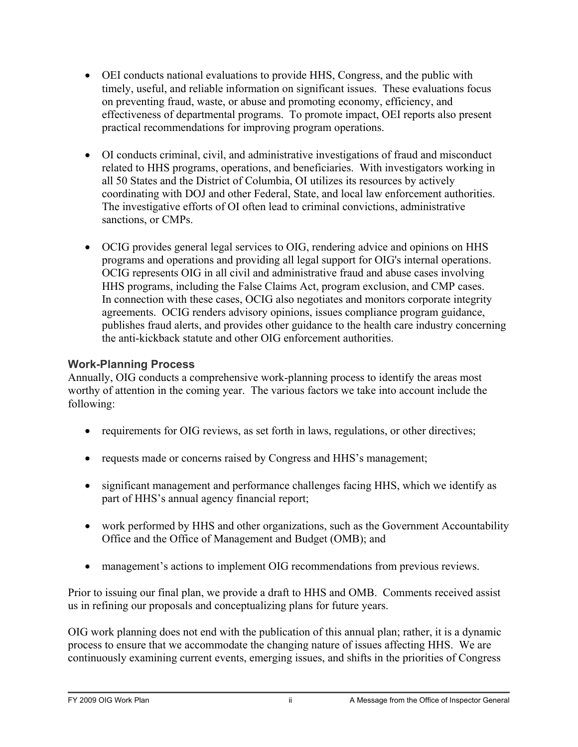- OEI conducts national evaluations to provide HHS, Congress, and the public with timely, useful, and reliable information on significant issues. These evaluations focus on preventing fraud, waste, or abuse and promoting economy, efficiency, and effectiveness of departmental programs. To promote impact, OEI reports also present practical recommendations for improving program operations.

- OI conducts criminal, civil, and administrative investigations of fraud and misconduct related to HHS programs, operations, and beneficiaries. With investigators working in all 50 States and the District of Columbia, OI utilizes its resources by actively coordinating with DOJ and other Federal, State, and local law enforcement authorities. The investigative efforts of OI often lead to criminal convictions, administrative sanctions, or CMPs.

- OCIG provides general legal services to OIG, rendering advice and opinions on HHS programs and operations and providing all legal support for OIG's internal operations. OCIG represents OIG in all civil and administrative fraud and abuse cases involving HHS programs, including the False Claims Act, program exclusion, and CMP cases. In connection with these cases, OCIG also negotiates and monitors corporate integrity agreements. OCIG renders advisory opinions, issues compliance program guidance, publishes fraud alerts, and provides other guidance to the health care industry concerning the anti-kickback statute and other OIG enforcement authorities.

### Work-Planning Process

Annually, OIG conducts a comprehensive work-planning process to identify the areas most worthy of attention in the coming year. The various factors we take into account include the following:

- requirements for OIG reviews, as set forth in laws, regulations, or other directives;

- requests made or concerns raised by Congress and HHS's management;

- significant management and performance challenges facing HHS, which we identify as part of HHS's annual agency financial report;

- work performed by HHS and other organizations, such as the Government Accountability Office and the Office of Management and Budget (OMB); and

- management's actions to implement OIG recommendations from previous reviews.

Prior to issuing our final plan, we provide a draft to HHS and OMB. Comments received assist us in refining our proposals and conceptualizing plans for future years.

OIG work planning does not end with the publication of this annual plan; rather, it is a dynamic process to ensure that we accommodate the changing nature of issues affecting HHS. We are continuously examining current events, emerging issues, and shifts in the priorities of Congress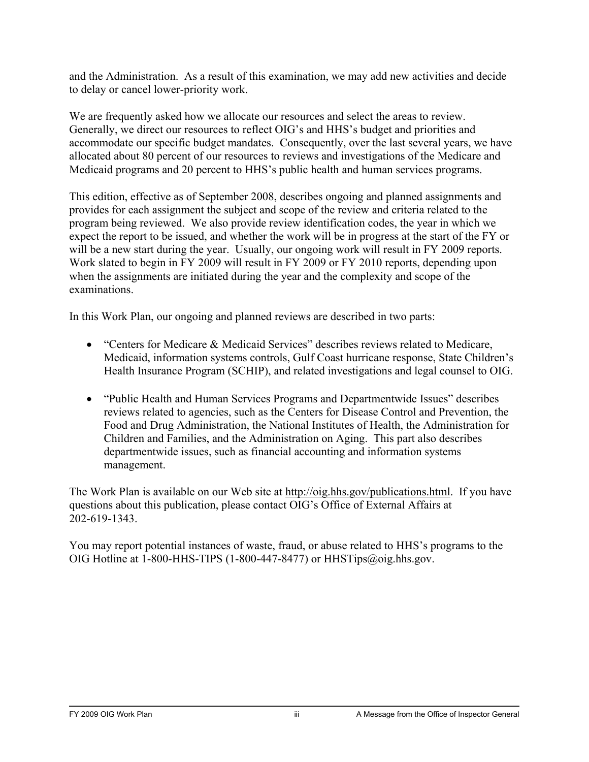and the Administration. As a result of this examination, we may add new activities and decide to delay or cancel lower-priority work.

We are frequently asked how we allocate our resources and select the areas to review. Generally, we direct our resources to reflect OIG's and HHS's budget and priorities and accommodate our specific budget mandates. Consequently, over the last several years, we have allocated about 80 percent of our resources to reviews and investigations of the Medicare and Medicaid programs and 20 percent to HHS's public health and human services programs.

This edition, effective as of September 2008, describes ongoing and planned assignments and provides for each assignment the subject and scope of the review and criteria related to the program being reviewed. We also provide review identification codes, the year in which we expect the report to be issued, and whether the work will be in progress at the start of the FY or will be a new start during the year. Usually, our ongoing work will result in FY 2009 reports. Work slated to begin in FY 2009 will result in FY 2009 or FY 2010 reports, depending upon when the assignments are initiated during the year and the complexity and scope of the examinations.

In this Work Plan, our ongoing and planned reviews are described in two parts:

- "Centers for Medicare & Medicaid Services" describes reviews related to Medicare, Medicaid, information systems controls, Gulf Coast hurricane response, State Children's Health Insurance Program (SCHIP), and related investigations and legal counsel to OIG.
- "Public Health and Human Services Programs and Departmentwide Issues" describes reviews related to agencies, such as the Centers for Disease Control and Prevention, the Food and Drug Administration, the National Institutes of Health, the Administration for Children and Families, and the Administration on Aging. This part also describes departmentwide issues, such as financial accounting and information systems management.

The Work Plan is available on our Web site at http://oig.hhs.gov/publications.html. If you have questions about this publication, please contact OIG's Office of External Affairs at 202-619-1343.

You may report potential instances of waste, fraud, or abuse related to HHS's programs to the OIG Hotline at 1-800-HHS-TIPS (1-800-447-8477) or HHSTips@oig.hhs.gov.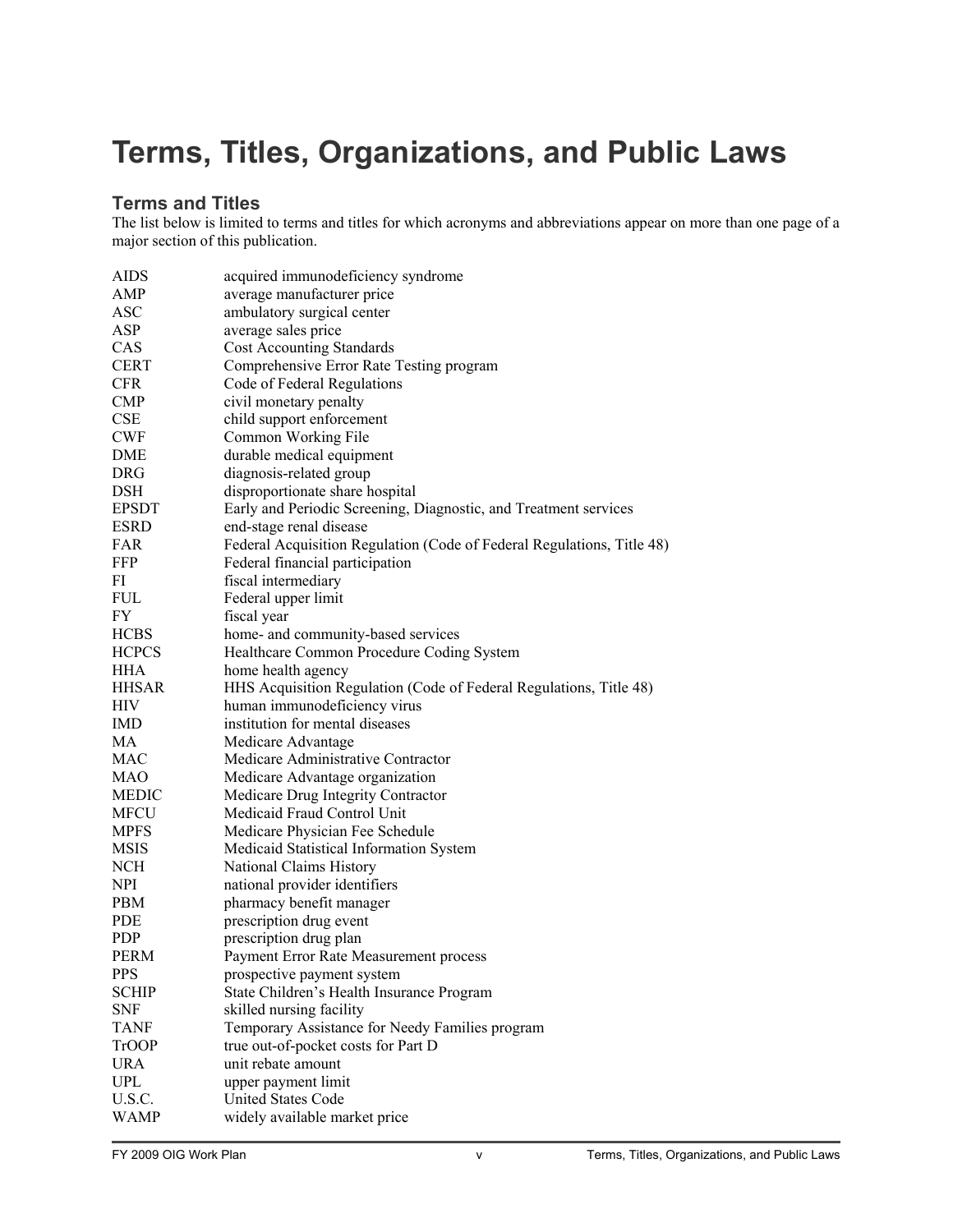# Terms, Titles, Organizations, and Public Laws

## Terms and Titles

The list below is limited to terms and titles for which acronyms and abbreviations appear on more than one page of a major section of this publication.

| | |
|---|---|
| AIDS | acquired immunodeficiency syndrome |
| AMP | average manufacturer price |
| ASC | ambulatory surgical center |
| ASP | average sales price |
| CAS | Cost Accounting Standards |
| CERT | Comprehensive Error Rate Testing program |
| CFR | Code of Federal Regulations |
| CMP | civil monetary penalty |
| CSE | child support enforcement |
| CWF | Common Working File |
| DME | durable medical equipment |
| DRG | diagnosis-related group |
| DSH | disproportionate share hospital |
| EPSDT | Early and Periodic Screening, Diagnostic, and Treatment services |
| ESRD | end-stage renal disease |
| FAR | Federal Acquisition Regulation (Code of Federal Regulations, Title 48) |
| FFP | Federal financial participation |
| FI | fiscal intermediary |
| FUL | Federal upper limit |
| FY | fiscal year |
| HCBS | home- and community-based services |
| HCPCS | Healthcare Common Procedure Coding System |
| HHA | home health agency |
| HHSAR | HHS Acquisition Regulation (Code of Federal Regulations, Title 48) |
| HIV | human immunodeficiency virus |
| IMD | institution for mental diseases |
| MA | Medicare Advantage |
| MAC | Medicare Administrative Contractor |
| MAO | Medicare Advantage organization |
| MEDIC | Medicare Drug Integrity Contractor |
| MFCU | Medicaid Fraud Control Unit |
| MPFS | Medicare Physician Fee Schedule |
| MSIS | Medicaid Statistical Information System |
| NCH | National Claims History |
| NPI | national provider identifiers |
| PBM | pharmacy benefit manager |
| PDE | prescription drug event |
| PDP | prescription drug plan |
| PERM | Payment Error Rate Measurement process |
| PPS | prospective payment system |
| SCHIP | State Children's Health Insurance Program |
| SNF | skilled nursing facility |
| TANF | Temporary Assistance for Needy Families program |
| TrOOP | true out-of-pocket costs for Part D |
| URA | unit rebate amount |
| UPL | upper payment limit |
| U.S.C. | United States Code |
| WAMP | widely available market price |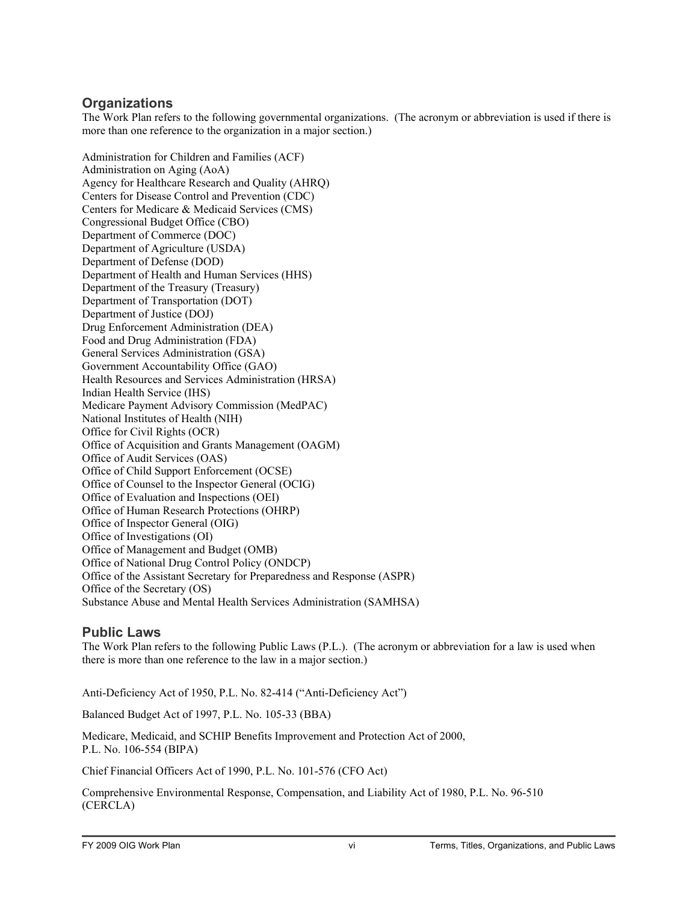## Organizations

The Work Plan refers to the following governmental organizations. (The acronym or abbreviation is used if there is more than one reference to the organization in a major section.)

Administration for Children and Families (ACF)
Administration on Aging (AoA)
Agency for Healthcare Research and Quality (AHRQ)
Centers for Disease Control and Prevention (CDC)
Centers for Medicare & Medicaid Services (CMS)
Congressional Budget Office (CBO)
Department of Commerce (DOC)
Department of Agriculture (USDA)
Department of Defense (DOD)
Department of Health and Human Services (HHS)
Department of the Treasury (Treasury)
Department of Transportation (DOT)
Department of Justice (DOJ)
Drug Enforcement Administration (DEA)
Food and Drug Administration (FDA)
General Services Administration (GSA)
Government Accountability Office (GAO)
Health Resources and Services Administration (HRSA)
Indian Health Service (IHS)
Medicare Payment Advisory Commission (MedPAC)
National Institutes of Health (NIH)
Office for Civil Rights (OCR)
Office of Acquisition and Grants Management (OAGM)
Office of Audit Services (OAS)
Office of Child Support Enforcement (OCSE)
Office of Counsel to the Inspector General (OCIG)
Office of Evaluation and Inspections (OEI)
Office of Human Research Protections (OHRP)
Office of Inspector General (OIG)
Office of Investigations (OI)
Office of Management and Budget (OMB)
Office of National Drug Control Policy (ONDCP)
Office of the Assistant Secretary for Preparedness and Response (ASPR)
Office of the Secretary (OS)
Substance Abuse and Mental Health Services Administration (SAMHSA)

## Public Laws

The Work Plan refers to the following Public Laws (P.L.). (The acronym or abbreviation for a law is used when there is more than one reference to the law in a major section.)

Anti-Deficiency Act of 1950, P.L. No. 82-414 ("Anti-Deficiency Act")

Balanced Budget Act of 1997, P.L. No. 105-33 (BBA)

Medicare, Medicaid, and SCHIP Benefits Improvement and Protection Act of 2000, P.L. No. 106-554 (BIPA)

Chief Financial Officers Act of 1990, P.L. No. 101-576 (CFO Act)

Comprehensive Environmental Response, Compensation, and Liability Act of 1980, P.L. No. 96-510 (CERCLA)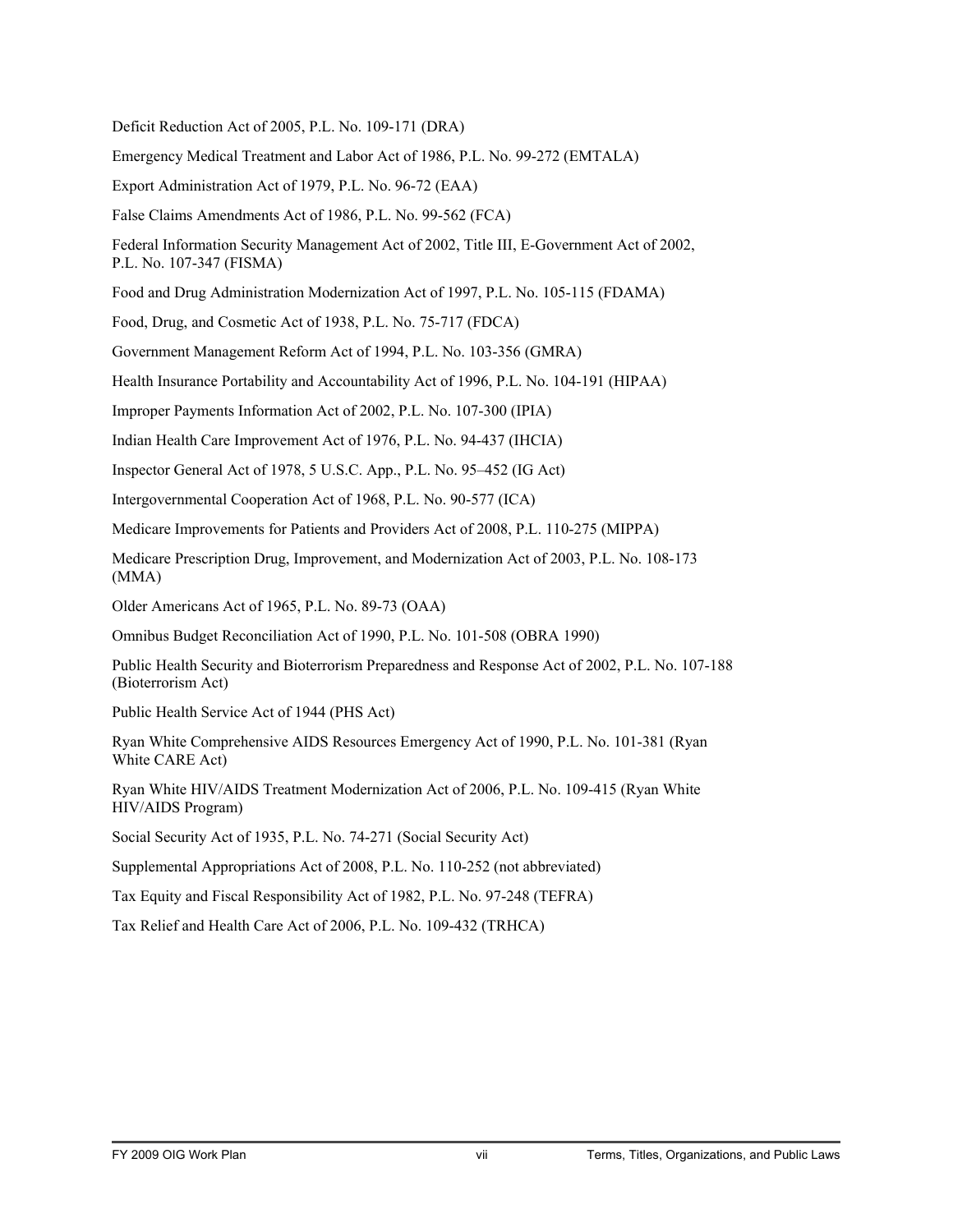Deficit Reduction Act of 2005, P.L. No. 109-171 (DRA)

Emergency Medical Treatment and Labor Act of 1986, P.L. No. 99-272 (EMTALA)

Export Administration Act of 1979, P.L. No. 96-72 (EAA)

False Claims Amendments Act of 1986, P.L. No. 99-562 (FCA)

Federal Information Security Management Act of 2002, Title III, E-Government Act of 2002, P.L. No. 107-347 (FISMA)

Food and Drug Administration Modernization Act of 1997, P.L. No. 105-115 (FDAMA)

Food, Drug, and Cosmetic Act of 1938, P.L. No. 75-717 (FDCA)

Government Management Reform Act of 1994, P.L. No. 103-356 (GMRA)

Health Insurance Portability and Accountability Act of 1996, P.L. No. 104-191 (HIPAA)

Improper Payments Information Act of 2002, P.L. No. 107-300 (IPIA)

Indian Health Care Improvement Act of 1976, P.L. No. 94-437 (IHCIA)

Inspector General Act of 1978, 5 U.S.C. App., P.L. No. 95–452 (IG Act)

Intergovernmental Cooperation Act of 1968, P.L. No. 90-577 (ICA)

Medicare Improvements for Patients and Providers Act of 2008, P.L. 110-275 (MIPPA)

Medicare Prescription Drug, Improvement, and Modernization Act of 2003, P.L. No. 108-173 (MMA)

Older Americans Act of 1965, P.L. No. 89-73 (OAA)

Omnibus Budget Reconciliation Act of 1990, P.L. No. 101-508 (OBRA 1990)

Public Health Security and Bioterrorism Preparedness and Response Act of 2002, P.L. No. 107-188 (Bioterrorism Act)

Public Health Service Act of 1944 (PHS Act)

Ryan White Comprehensive AIDS Resources Emergency Act of 1990, P.L. No. 101-381 (Ryan White CARE Act)

Ryan White HIV/AIDS Treatment Modernization Act of 2006, P.L. No. 109-415 (Ryan White HIV/AIDS Program)

Social Security Act of 1935, P.L. No. 74-271 (Social Security Act)

Supplemental Appropriations Act of 2008, P.L. No. 110-252 (not abbreviated)

Tax Equity and Fiscal Responsibility Act of 1982, P.L. No. 97-248 (TEFRA)

Tax Relief and Health Care Act of 2006, P.L. No. 109-432 (TRHCA)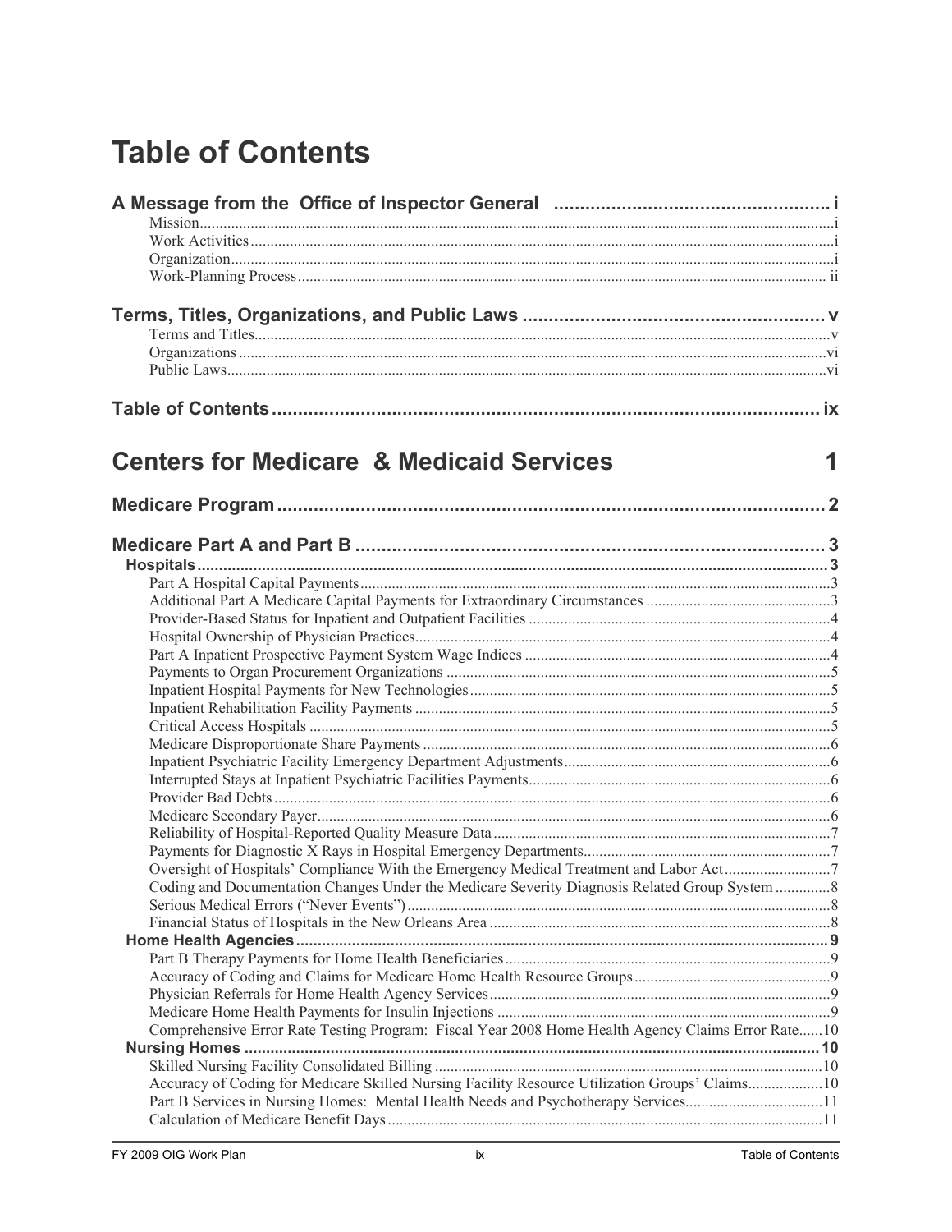# Table of Contents

## A Message from the Office of Inspector General ..................................................... i

Mission ..................................................................................................................................... i
Work Activities ......................................................................................................................... i
Organization ............................................................................................................................. i
Work-Planning Process .......................................................................................................... ii

## Terms, Titles, Organizations, and Public Laws ......................................................... v

Terms and Titles ...................................................................................................................... v
Organizations ......................................................................................................................... vi
Public Laws ............................................................................................................................. vi

## Table of Contents ............................................................................................................ ix

# Centers for Medicare & Medicaid Services 1

## Medicare Program ............................................................................................................ 2

## Medicare Part A and Part B ............................................................................................ 3

### Hospitals ............................................................................................................................. 3

Part A Hospital Capital Payments ............................................................................................ 3
Additional Part A Medicare Capital Payments for Extraordinary Circumstances .................... 3
Provider-Based Status for Inpatient and Outpatient Facilities ................................................. 4
Hospital Ownership of Physician Practices .............................................................................. 4
Part A Inpatient Prospective Payment System Wage Indices ................................................. 4
Payments to Organ Procurement Organizations ..................................................................... 5
Inpatient Hospital Payments for New Technologies ................................................................ 5
Inpatient Rehabilitation Facility Payments ............................................................................... 5
Critical Access Hospitals .......................................................................................................... 5
Medicare Disproportionate Share Payments ............................................................................ 6
Inpatient Psychiatric Facility Emergency Department Adjustments ......................................... 6
Interrupted Stays at Inpatient Psychiatric Facilities Payments ................................................ 6
Provider Bad Debts .................................................................................................................. 6
Medicare Secondary Payer ...................................................................................................... 6
Reliability of Hospital-Reported Quality Measure Data ............................................................ 7
Payments for Diagnostic X Rays in Hospital Emergency Departments ................................... 7
Oversight of Hospitals' Compliance With the Emergency Medical Treatment and Labor Act ... 7
Coding and Documentation Changes Under the Medicare Severity Diagnosis Related Group System .............. 8
Serious Medical Errors ("Never Events") .................................................................................. 8
Financial Status of Hospitals in the New Orleans Area ............................................................ 8

### Home Health Agencies ........................................................................................................ 9

Part B Therapy Payments for Home Health Beneficiaries ........................................................ 9
Accuracy of Coding and Claims for Medicare Home Health Resource Groups ........................ 9
Physician Referrals for Home Health Agency Services ............................................................ 9
Medicare Home Health Payments for Insulin Injections ........................................................... 9
Comprehensive Error Rate Testing Program: Fiscal Year 2008 Home Health Agency Claims Error Rate ...... 10

### Nursing Homes .................................................................................................................. 10

Skilled Nursing Facility Consolidated Billing ........................................................................... 10
Accuracy of Coding for Medicare Skilled Nursing Facility Resource Utilization Groups' Claims ................... 10
Part B Services in Nursing Homes: Mental Health Needs and Psychotherapy Services .................................. 11
Calculation of Medicare Benefit Days ..................................................................................... 11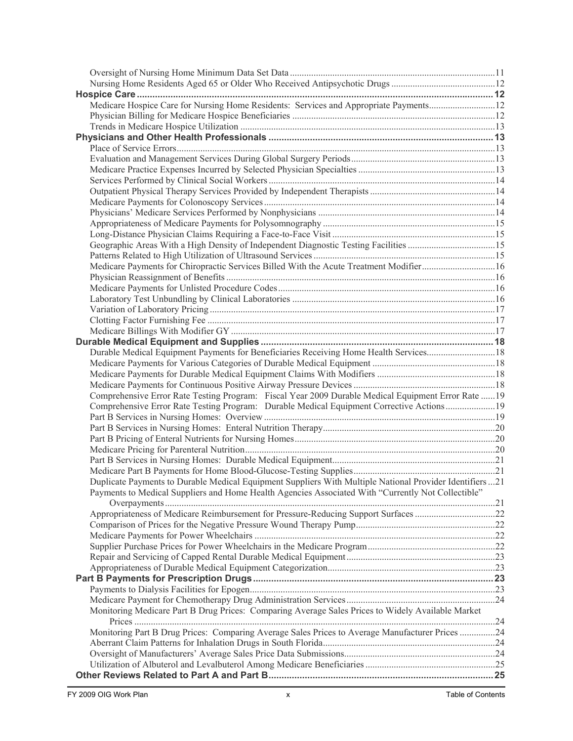Oversight of Nursing Home Minimum Data Set Data ....................................................................................11
Nursing Home Residents Aged 65 or Older Who Received Antipsychotic Drugs ...........................................12

**Hospice Care ..........................................................................................................................................12**

Medicare Hospice Care for Nursing Home Residents: Services and Appropriate Payments...........................12
Physician Billing for Medicare Hospice Beneficiaries ....................................................................................12
Trends in Medicare Hospice Utilization ..........................................................................................................13

**Physicians and Other Health Professionals ......................................................................................13**

Place of Service Errors.....................................................................................................................................13
Evaluation and Management Services During Global Surgery Periods...........................................................13
Medicare Practice Expenses Incurred by Selected Physician Specialties .........................................................13
Services Performed by Clinical Social Workers ..............................................................................................14
Outpatient Physical Therapy Services Provided by Independent Therapists ....................................................14
Medicare Payments for Colonoscopy Services.................................................................................................14
Physicians' Medicare Services Performed by Nonphysicians ..........................................................................14
Appropriateness of Medicare Payments for Polysomnography ........................................................................15
Long-Distance Physician Claims Requiring a Face-to-Face Visit ....................................................................15
Geographic Areas With a High Density of Independent Diagnostic Testing Facilities ....................................15
Patterns Related to High Utilization of Ultrasound Services ............................................................................15
Medicare Payments for Chiropractic Services Billed With the Acute Treatment Modifier...............................16
Physician Reassignment of Benefits .................................................................................................................16
Medicare Payments for Unlisted Procedure Codes...........................................................................................16
Laboratory Test Unbundling by Clinical Laboratories .....................................................................................16
Variation of Laboratory Pricing ........................................................................................................................17
Clotting Factor Furnishing Fee .........................................................................................................................17
Medicare Billings With Modifier GY ...............................................................................................................17

**Durable Medical Equipment and Supplies ..........................................................................................18**

Durable Medical Equipment Payments for Beneficiaries Receiving Home Health Services............................18
Medicare Payments for Various Categories of Durable Medical Equipment ....................................................18
Medicare Payments for Durable Medical Equipment Claims With Modifiers .................................................18
Medicare Payments for Continuous Positive Airway Pressure Devices ...........................................................18
Comprehensive Error Rate Testing Program: Fiscal Year 2009 Durable Medical Equipment Error Rate ......19
Comprehensive Error Rate Testing Program: Durable Medical Equipment Corrective Actions.....................19
Part B Services in Nursing Homes: Overview .................................................................................................19
Part B Services in Nursing Homes: Enteral Nutrition Therapy........................................................................20
Part B Pricing of Enteral Nutrients for Nursing Homes....................................................................................20
Medicare Pricing for Parenteral Nutrition.........................................................................................................20
Part B Services in Nursing Homes: Durable Medical Equipment....................................................................21
Medicare Part B Payments for Home Blood-Glucose-Testing Supplies...........................................................21
Duplicate Payments to Durable Medical Equipment Suppliers With Multiple National Provider Identifiers ...21
Payments to Medical Suppliers and Home Health Agencies Associated With "Currently Not Collectible" Overpayments ..........................................................................................................................................21
Appropriateness of Medicare Reimbursement for Pressure-Reducing Support Surfaces .................................22
Comparison of Prices for the Negative Pressure Wound Therapy Pump..........................................................22
Medicare Payments for Power Wheelchairs .....................................................................................................22
Supplier Purchase Prices for Power Wheelchairs in the Medicare Program.....................................................22
Repair and Servicing of Capped Rental Durable Medical Equipment..............................................................23
Appropriateness of Durable Medical Equipment Categorization......................................................................23

**Part B Payments for Prescription Drugs .............................................................................................23**

Payments to Dialysis Facilities for Epogen.......................................................................................................23
Medicare Payment for Chemotherapy Drug Administration Services..............................................................24
Monitoring Medicare Part B Drug Prices: Comparing Average Sales Prices to Widely Available Market Prices ......................................................................................................................................................24
Monitoring Part B Drug Prices: Comparing Average Sales Prices to Average Manufacturer Prices ...............24
Aberrant Claim Patterns for Inhalation Drugs in South Florida........................................................................24
Oversight of Manufacturers' Average Sales Price Data Submissions...............................................................24
Utilization of Albuterol and Levalbuterol Among Medicare Beneficiaries ......................................................25

**Other Reviews Related to Part A and Part B.......................................................................................25**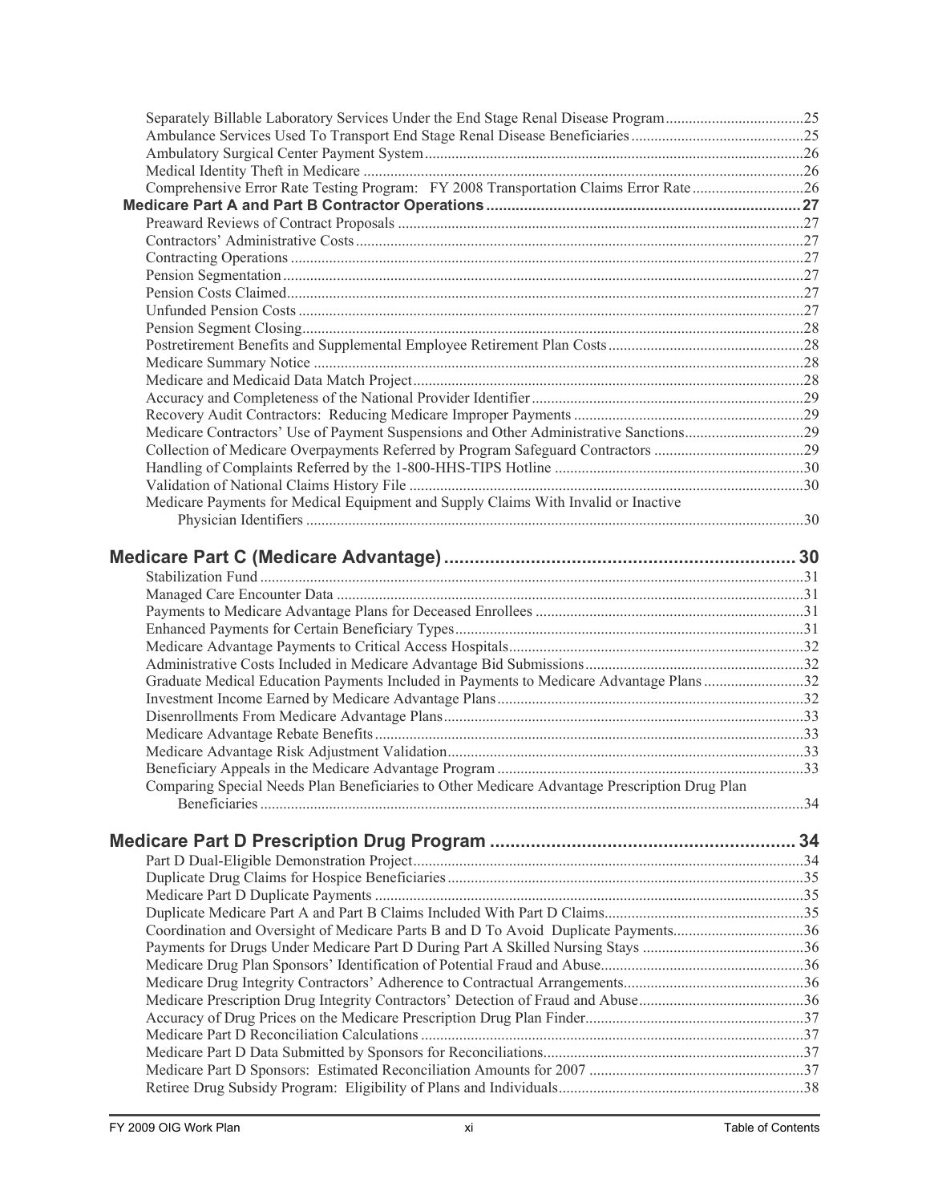Separately Billable Laboratory Services Under the End Stage Renal Disease Program....................................25
Ambulance Services Used To Transport End Stage Renal Disease Beneficiaries.............................................25
Ambulatory Surgical Center Payment System..................................................................................................26
Medical Identity Theft in Medicare ..................................................................................................................26
Comprehensive Error Rate Testing Program: FY 2008 Transportation Claims Error Rate.............................26

**Medicare Part A and Part B Contractor Operations ............................................................................27**

Preaward Reviews of Contract Proposals .........................................................................................................27
Contractors' Administrative Costs....................................................................................................................27
Contracting Operations .....................................................................................................................................27
Pension Segmentation .......................................................................................................................................27
Pension Costs Claimed......................................................................................................................................27
Unfunded Pension Costs ...................................................................................................................................27
Pension Segment Closing..................................................................................................................................28
Postretirement Benefits and Supplemental Employee Retirement Plan Costs...................................................28
Medicare Summary Notice ...............................................................................................................................28
Medicare and Medicaid Data Match Project.....................................................................................................28
Accuracy and Completeness of the National Provider Identifier......................................................................29
Recovery Audit Contractors: Reducing Medicare Improper Payments ............................................................29
Medicare Contractors' Use of Payment Suspensions and Other Administrative Sanctions...............................29
Collection of Medicare Overpayments Referred by Program Safeguard Contractors .......................................29
Handling of Complaints Referred by the 1-800-HHS-TIPS Hotline .................................................................30
Validation of National Claims History File ......................................................................................................30
Medicare Payments for Medical Equipment and Supply Claims With Invalid or Inactive Physician Identifiers .................................................................................................................................30

## Medicare Part C (Medicare Advantage) ......................................................................30

Stabilization Fund .............................................................................................................................................31
Managed Care Encounter Data .........................................................................................................................31
Payments to Medicare Advantage Plans for Deceased Enrollees ......................................................................31
Enhanced Payments for Certain Beneficiary Types..........................................................................................31
Medicare Advantage Payments to Critical Access Hospitals............................................................................32
Administrative Costs Included in Medicare Advantage Bid Submissions.........................................................32
Graduate Medical Education Payments Included in Payments to Medicare Advantage Plans..........................32
Investment Income Earned by Medicare Advantage Plans...............................................................................32
Disenrollments From Medicare Advantage Plans.............................................................................................33
Medicare Advantage Rebate Benefits...............................................................................................................33
Medicare Advantage Risk Adjustment Validation............................................................................................33
Beneficiary Appeals in the Medicare Advantage Program ...............................................................................33
Comparing Special Needs Plan Beneficiaries to Other Medicare Advantage Prescription Drug Plan Beneficiaries .............................................................................................................................................34

## Medicare Part D Prescription Drug Program ............................................................34

Part D Dual-Eligible Demonstration Project.....................................................................................................34
Duplicate Drug Claims for Hospice Beneficiaries............................................................................................35
Medicare Part D Duplicate Payments ...............................................................................................................35
Duplicate Medicare Part A and Part B Claims Included With Part D Claims....................................................35
Coordination and Oversight of Medicare Parts B and D To Avoid Duplicate Payments..................................36
Payments for Drugs Under Medicare Part D During Part A Skilled Nursing Stays ..........................................36
Medicare Drug Plan Sponsors' Identification of Potential Fraud and Abuse.....................................................36
Medicare Drug Integrity Contractors' Adherence to Contractual Arrangements...............................................36
Medicare Prescription Drug Integrity Contractors' Detection of Fraud and Abuse...........................................36
Accuracy of Drug Prices on the Medicare Prescription Drug Plan Finder.........................................................37
Medicare Part D Reconciliation Calculations ...................................................................................................37
Medicare Part D Data Submitted by Sponsors for Reconciliations...................................................................37
Medicare Part D Sponsors: Estimated Reconciliation Amounts for 2007 ........................................................37
Retiree Drug Subsidy Program: Eligibility of Plans and Individuals................................................................38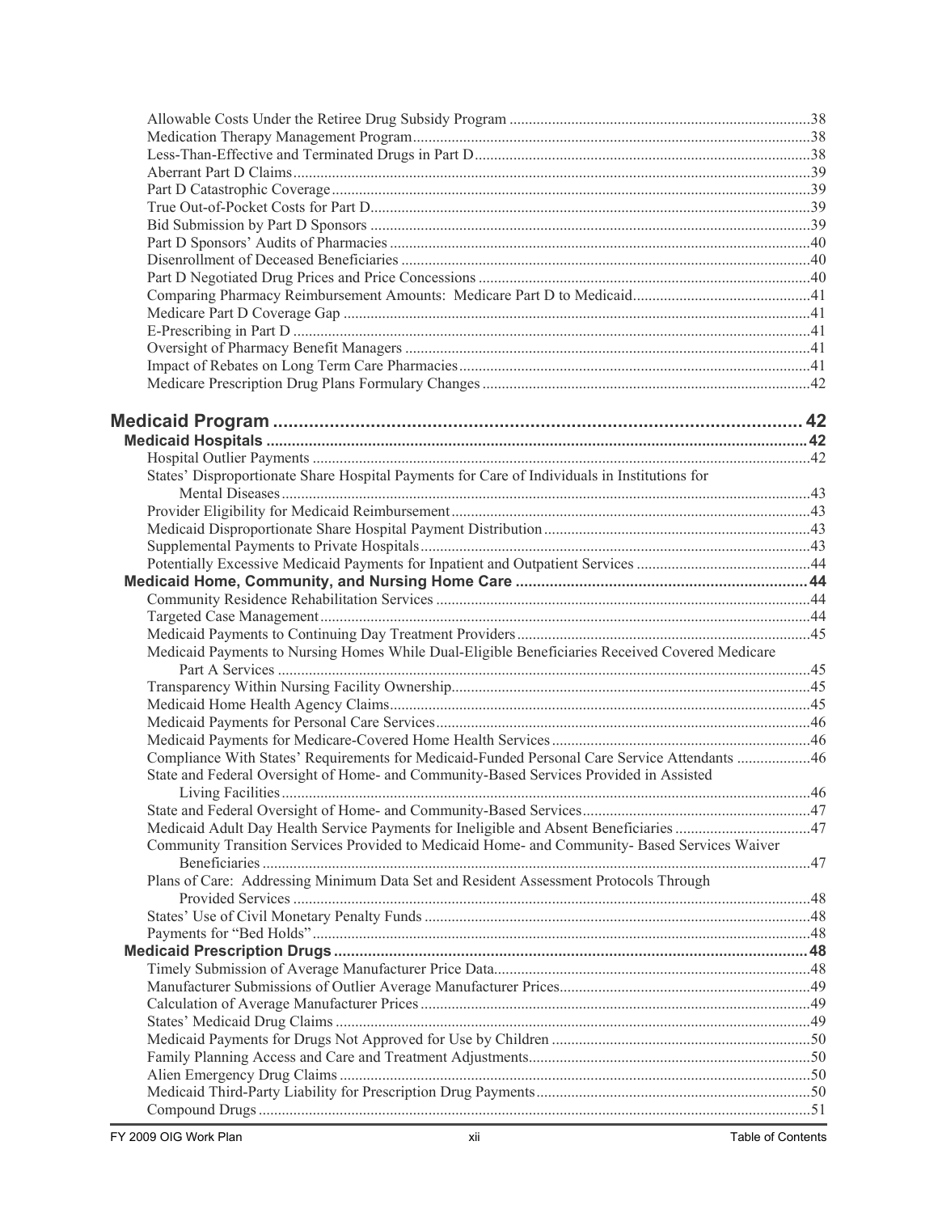Allowable Costs Under the Retiree Drug Subsidy Program .....38
Medication Therapy Management Program.....38
Less-Than-Effective and Terminated Drugs in Part D.....38
Aberrant Part D Claims.....39
Part D Catastrophic Coverage.....39
True Out-of-Pocket Costs for Part D.....39
Bid Submission by Part D Sponsors .....39
Part D Sponsors' Audits of Pharmacies .....40
Disenrollment of Deceased Beneficiaries .....40
Part D Negotiated Drug Prices and Price Concessions .....40
Comparing Pharmacy Reimbursement Amounts: Medicare Part D to Medicaid.....41
Medicare Part D Coverage Gap .....41
E-Prescribing in Part D .....41
Oversight of Pharmacy Benefit Managers .....41
Impact of Rebates on Long Term Care Pharmacies.....41
Medicare Prescription Drug Plans Formulary Changes .....42

**Medicaid Program ..... 42**

**Medicaid Hospitals ..... 42**

Hospital Outlier Payments .....42
States' Disproportionate Share Hospital Payments for Care of Individuals in Institutions for Mental Diseases.....43
Provider Eligibility for Medicaid Reimbursement.....43
Medicaid Disproportionate Share Hospital Payment Distribution.....43
Supplemental Payments to Private Hospitals.....43
Potentially Excessive Medicaid Payments for Inpatient and Outpatient Services .....44

**Medicaid Home, Community, and Nursing Home Care ..... 44**

Community Residence Rehabilitation Services .....44
Targeted Case Management.....44
Medicaid Payments to Continuing Day Treatment Providers.....45
Medicaid Payments to Nursing Homes While Dual-Eligible Beneficiaries Received Covered Medicare Part A Services .....45
Transparency Within Nursing Facility Ownership.....45
Medicaid Home Health Agency Claims.....45
Medicaid Payments for Personal Care Services.....46
Medicaid Payments for Medicare-Covered Home Health Services.....46
Compliance With States' Requirements for Medicaid-Funded Personal Care Service Attendants .....46
State and Federal Oversight of Home- and Community-Based Services Provided in Assisted Living Facilities.....46
State and Federal Oversight of Home- and Community-Based Services.....47
Medicaid Adult Day Health Service Payments for Ineligible and Absent Beneficiaries .....47
Community Transition Services Provided to Medicaid Home- and Community- Based Services Waiver Beneficiaries .....47
Plans of Care: Addressing Minimum Data Set and Resident Assessment Protocols Through Provided Services .....48
States' Use of Civil Monetary Penalty Funds .....48
Payments for "Bed Holds".....48

**Medicaid Prescription Drugs ..... 48**

Timely Submission of Average Manufacturer Price Data.....48
Manufacturer Submissions of Outlier Average Manufacturer Prices.....49
Calculation of Average Manufacturer Prices.....49
States' Medicaid Drug Claims .....49
Medicaid Payments for Drugs Not Approved for Use by Children .....50
Family Planning Access and Care and Treatment Adjustments.....50
Alien Emergency Drug Claims .....50
Medicaid Third-Party Liability for Prescription Drug Payments.....50
Compound Drugs .....51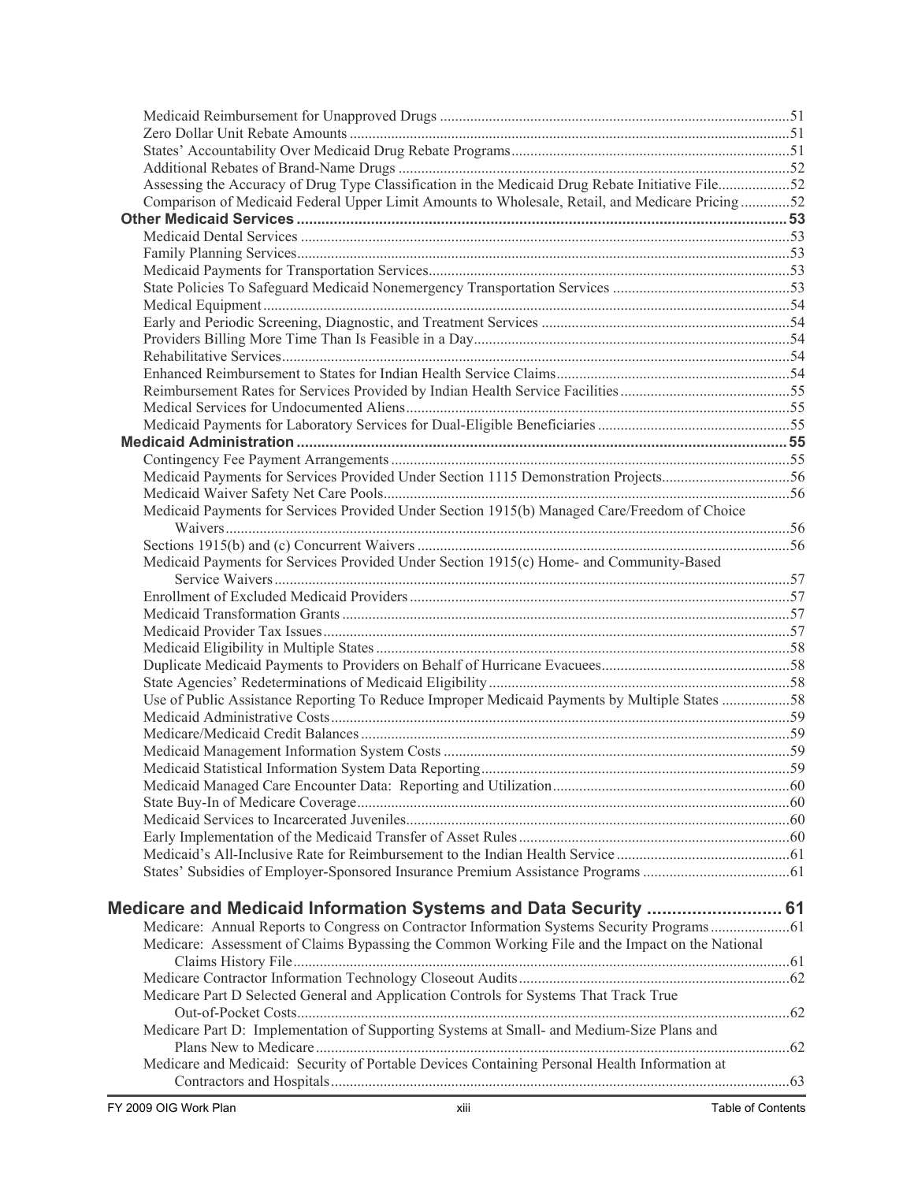Medicaid Reimbursement for Unapproved Drugs ....................................................51
Zero Dollar Unit Rebate Amounts ....................................................51
States' Accountability Over Medicaid Drug Rebate Programs ....................................................51
Additional Rebates of Brand-Name Drugs ....................................................52
Assessing the Accuracy of Drug Type Classification in the Medicaid Drug Rebate Initiative File ....................................................52
Comparison of Medicaid Federal Upper Limit Amounts to Wholesale, Retail, and Medicare Pricing ....................................................52

**Other Medicaid Services ....................................................53**

Medicaid Dental Services ....................................................53
Family Planning Services ....................................................53
Medicaid Payments for Transportation Services ....................................................53
State Policies To Safeguard Medicaid Nonemergency Transportation Services ....................................................53
Medical Equipment ....................................................54
Early and Periodic Screening, Diagnostic, and Treatment Services ....................................................54
Providers Billing More Time Than Is Feasible in a Day ....................................................54
Rehabilitative Services ....................................................54
Enhanced Reimbursement to States for Indian Health Service Claims ....................................................54
Reimbursement Rates for Services Provided by Indian Health Service Facilities ....................................................55
Medical Services for Undocumented Aliens ....................................................55
Medicaid Payments for Laboratory Services for Dual-Eligible Beneficiaries ....................................................55

**Medicaid Administration ....................................................55**

Contingency Fee Payment Arrangements ....................................................55
Medicaid Payments for Services Provided Under Section 1115 Demonstration Projects ....................................................56
Medicaid Waiver Safety Net Care Pools ....................................................56
Medicaid Payments for Services Provided Under Section 1915(b) Managed Care/Freedom of Choice Waivers ....................................................56
Sections 1915(b) and (c) Concurrent Waivers ....................................................56
Medicaid Payments for Services Provided Under Section 1915(c) Home- and Community-Based Service Waivers ....................................................57
Enrollment of Excluded Medicaid Providers ....................................................57
Medicaid Transformation Grants ....................................................57
Medicaid Provider Tax Issues ....................................................57
Medicaid Eligibility in Multiple States ....................................................58
Duplicate Medicaid Payments to Providers on Behalf of Hurricane Evacuees ....................................................58
State Agencies' Redeterminations of Medicaid Eligibility ....................................................58
Use of Public Assistance Reporting To Reduce Improper Medicaid Payments by Multiple States ....................................................58
Medicaid Administrative Costs ....................................................59
Medicare/Medicaid Credit Balances ....................................................59
Medicaid Management Information System Costs ....................................................59
Medicaid Statistical Information System Data Reporting ....................................................59
Medicaid Managed Care Encounter Data: Reporting and Utilization ....................................................60
State Buy-In of Medicare Coverage ....................................................60
Medicaid Services to Incarcerated Juveniles ....................................................60
Early Implementation of the Medicaid Transfer of Asset Rules ....................................................60
Medicaid's All-Inclusive Rate for Reimbursement to the Indian Health Service ....................................................61
States' Subsidies of Employer-Sponsored Insurance Premium Assistance Programs ....................................................61

## Medicare and Medicaid Information Systems and Data Security .......................... 61

Medicare: Annual Reports to Congress on Contractor Information Systems Security Programs ....................................................61
Medicare: Assessment of Claims Bypassing the Common Working File and the Impact on the National Claims History File ....................................................61
Medicare Contractor Information Technology Closeout Audits ....................................................62
Medicare Part D Selected General and Application Controls for Systems That Track True Out-of-Pocket Costs ....................................................62
Medicare Part D: Implementation of Supporting Systems at Small- and Medium-Size Plans and Plans New to Medicare ....................................................62
Medicare and Medicaid: Security of Portable Devices Containing Personal Health Information at Contractors and Hospitals ....................................................63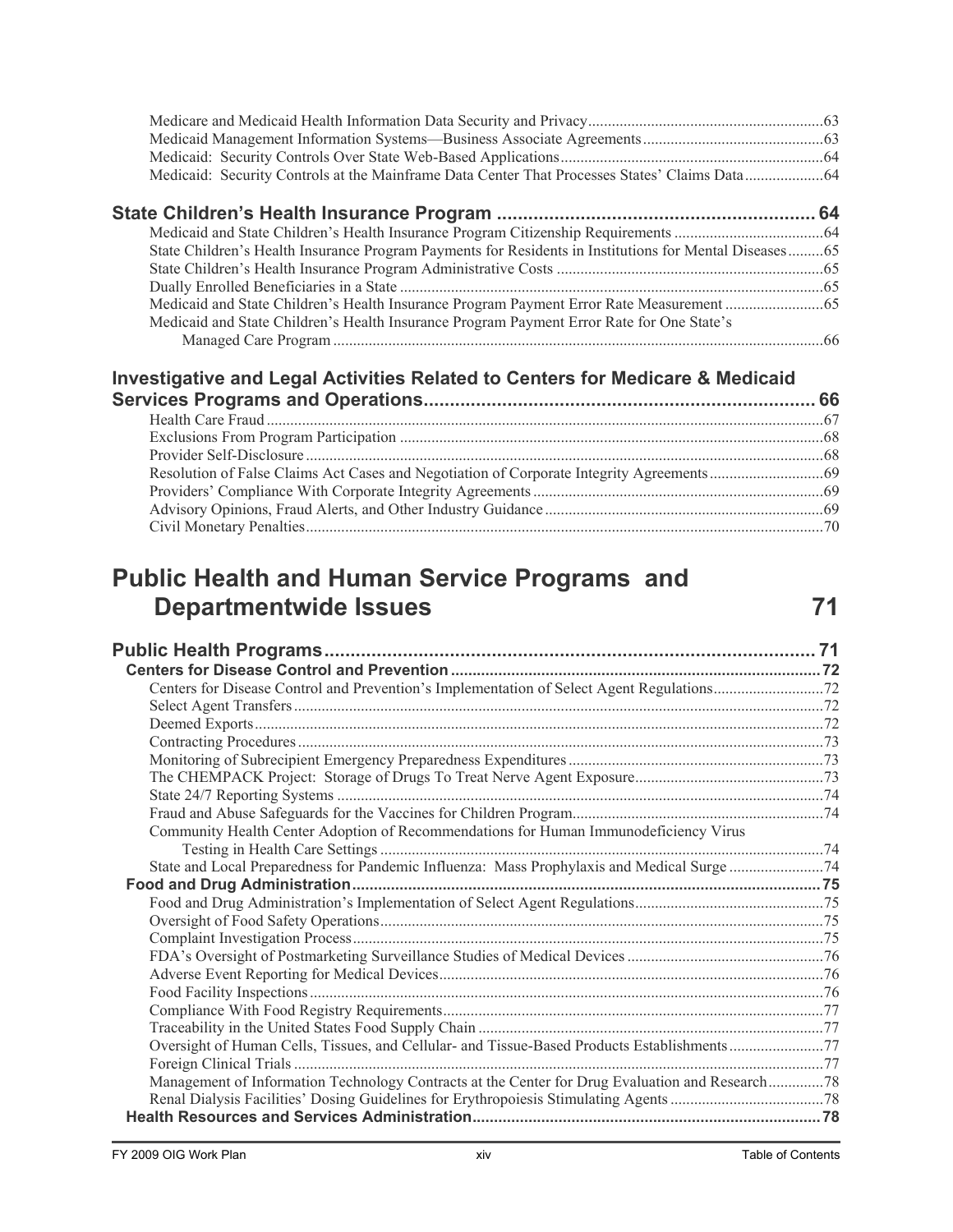Medicare and Medicaid Health Information Data Security and Privacy ... 63
Medicaid Management Information Systems—Business Associate Agreements ... 63
Medicaid: Security Controls Over State Web-Based Applications ... 64
Medicaid: Security Controls at the Mainframe Data Center That Processes States' Claims Data ... 64

**State Children's Health Insurance Program ... 64**

Medicaid and State Children's Health Insurance Program Citizenship Requirements ... 64
State Children's Health Insurance Program Payments for Residents in Institutions for Mental Diseases ... 65
State Children's Health Insurance Program Administrative Costs ... 65
Dually Enrolled Beneficiaries in a State ... 65
Medicaid and State Children's Health Insurance Program Payment Error Rate Measurement ... 65
Medicaid and State Children's Health Insurance Program Payment Error Rate for One State's Managed Care Program ... 66

**Investigative and Legal Activities Related to Centers for Medicare & Medicaid Services Programs and Operations ... 66**

Health Care Fraud ... 67
Exclusions From Program Participation ... 68
Provider Self-Disclosure ... 68
Resolution of False Claims Act Cases and Negotiation of Corporate Integrity Agreements ... 69
Providers' Compliance With Corporate Integrity Agreements ... 69
Advisory Opinions, Fraud Alerts, and Other Industry Guidance ... 69
Civil Monetary Penalties ... 70

# Public Health and Human Service Programs and Departmentwide Issues 71

**Public Health Programs ... 71**

**Centers for Disease Control and Prevention ... 72**

Centers for Disease Control and Prevention's Implementation of Select Agent Regulations ... 72
Select Agent Transfers ... 72
Deemed Exports ... 72
Contracting Procedures ... 73
Monitoring of Subrecipient Emergency Preparedness Expenditures ... 73
The CHEMPACK Project: Storage of Drugs To Treat Nerve Agent Exposure ... 73
State 24/7 Reporting Systems ... 74
Fraud and Abuse Safeguards for the Vaccines for Children Program ... 74
Community Health Center Adoption of Recommendations for Human Immunodeficiency Virus Testing in Health Care Settings ... 74
State and Local Preparedness for Pandemic Influenza: Mass Prophylaxis and Medical Surge ... 74

**Food and Drug Administration ... 75**

Food and Drug Administration's Implementation of Select Agent Regulations ... 75
Oversight of Food Safety Operations ... 75
Complaint Investigation Process ... 75
FDA's Oversight of Postmarketing Surveillance Studies of Medical Devices ... 76
Adverse Event Reporting for Medical Devices ... 76
Food Facility Inspections ... 76
Compliance With Food Registry Requirements ... 77
Traceability in the United States Food Supply Chain ... 77
Oversight of Human Cells, Tissues, and Cellular- and Tissue-Based Products Establishments ... 77
Foreign Clinical Trials ... 77
Management of Information Technology Contracts at the Center for Drug Evaluation and Research ... 78
Renal Dialysis Facilities' Dosing Guidelines for Erythropoiesis Stimulating Agents ... 78

**Health Resources and Services Administration ... 78**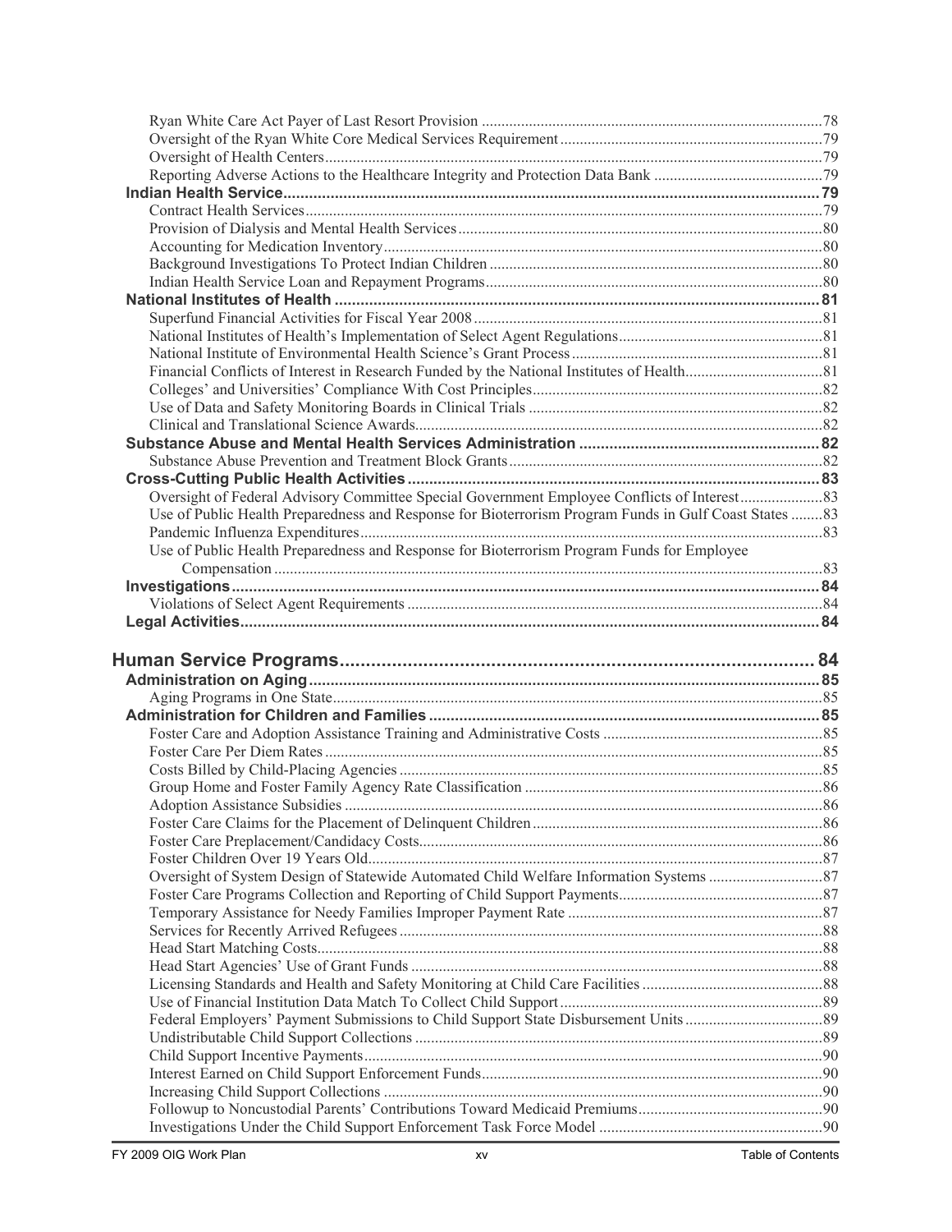Ryan White Care Act Payer of Last Resort Provision .......................................................................................78
Oversight of the Ryan White Core Medical Services Requirement...................................................................79
Oversight of Health Centers..............................................................................................................................79
Reporting Adverse Actions to the Healthcare Integrity and Protection Data Bank ...........................................79

**Indian Health Service.............................................................................................................................79**

Contract Health Services...................................................................................................................................79
Provision of Dialysis and Mental Health Services............................................................................................80
Accounting for Medication Inventory...............................................................................................................80
Background Investigations To Protect Indian Children....................................................................................80
Indian Health Service Loan and Repayment Programs.....................................................................................80

**National Institutes of Health .................................................................................................................81**

Superfund Financial Activities for Fiscal Year 2008........................................................................................81
National Institutes of Health's Implementation of Select Agent Regulations....................................................81
National Institute of Environmental Health Science's Grant Process................................................................81
Financial Conflicts of Interest in Research Funded by the National Institutes of Health...................................81
Colleges' and Universities' Compliance With Cost Principles..........................................................................82
Use of Data and Safety Monitoring Boards in Clinical Trials ..........................................................................82
Clinical and Translational Science Awards.......................................................................................................82

**Substance Abuse and Mental Health Services Administration ........................................................82**

Substance Abuse Prevention and Treatment Block Grants...............................................................................82

**Cross-Cutting Public Health Activities.................................................................................................83**

Oversight of Federal Advisory Committee Special Government Employee Conflicts of Interest.....................83
Use of Public Health Preparedness and Response for Bioterrorism Program Funds in Gulf Coast States ........83
Pandemic Influenza Expenditures.....................................................................................................................83
Use of Public Health Preparedness and Response for Bioterrorism Program Funds for Employee Compensation ...........................................................................................................................................83

**Investigations........................................................................................................................................84**

Violations of Select Agent Requirements .........................................................................................................84

**Legal Activities......................................................................................................................................84**

# Human Service Programs............................................................................................ 84

**Administration on Aging.......................................................................................................................85**

Aging Programs in One State............................................................................................................................85

**Administration for Children and Families...........................................................................................85**

Foster Care and Adoption Assistance Training and Administrative Costs ........................................................85
Foster Care Per Diem Rates ..............................................................................................................................85
Costs Billed by Child-Placing Agencies ...........................................................................................................85
Group Home and Foster Family Agency Rate Classification ............................................................................86
Adoption Assistance Subsidies .........................................................................................................................86
Foster Care Claims for the Placement of Delinquent Children..........................................................................86
Foster Care Preplacement/Candidacy Costs......................................................................................................86
Foster Children Over 19 Years Old...................................................................................................................87
Oversight of System Design of Statewide Automated Child Welfare Information Systems .............................87
Foster Care Programs Collection and Reporting of Child Support Payments....................................................87
Temporary Assistance for Needy Families Improper Payment Rate .................................................................87
Services for Recently Arrived Refugees ...........................................................................................................88
Head Start Matching Costs................................................................................................................................88
Head Start Agencies' Use of Grant Funds .........................................................................................................88
Licensing Standards and Health and Safety Monitoring at Child Care Facilities ..............................................88
Use of Financial Institution Data Match To Collect Child Support...................................................................89
Federal Employers' Payment Submissions to Child Support State Disbursement Units ...................................89
Undistributable Child Support Collections .......................................................................................................89
Child Support Incentive Payments....................................................................................................................90
Interest Earned on Child Support Enforcement Funds......................................................................................90
Increasing Child Support Collections ...............................................................................................................90
Followup to Noncustodial Parents' Contributions Toward Medicaid Premiums...............................................90
Investigations Under the Child Support Enforcement Task Force Model .........................................................90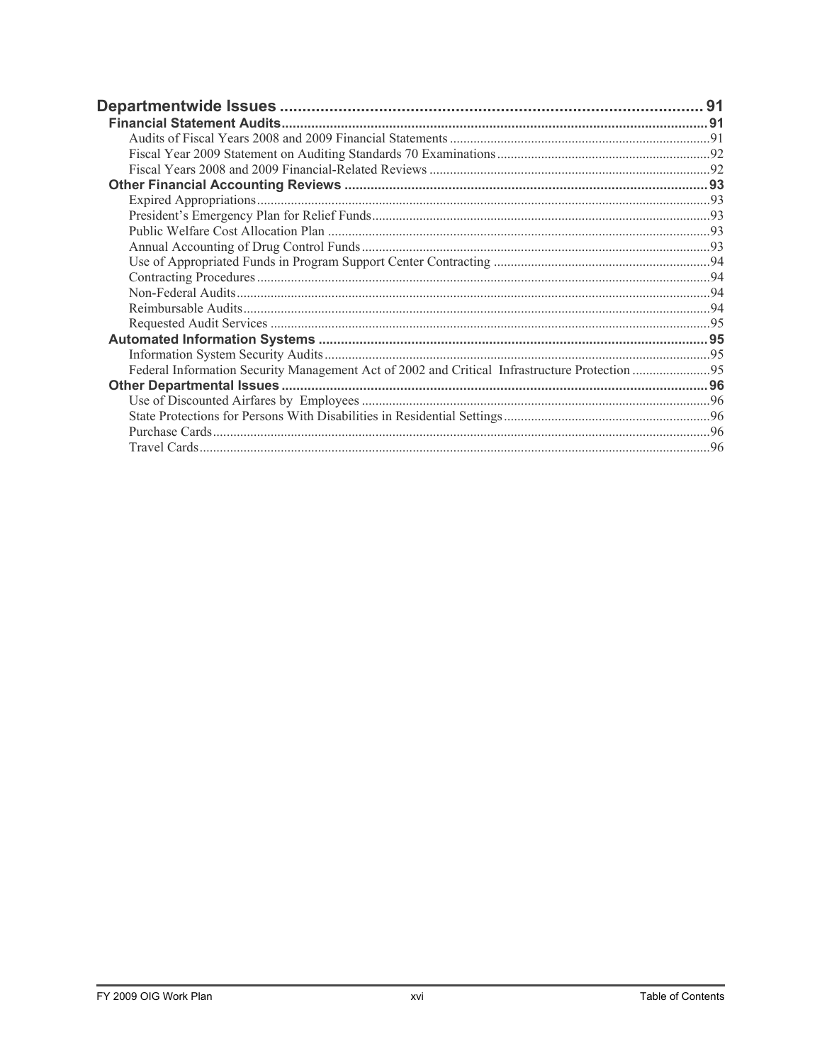**Departmentwide Issues ..... 91**

**Financial Statement Audits ..... 91**

- Audits of Fiscal Years 2008 and 2009 Financial Statements ..... 91
- Fiscal Year 2009 Statement on Auditing Standards 70 Examinations ..... 92
- Fiscal Years 2008 and 2009 Financial-Related Reviews ..... 92

**Other Financial Accounting Reviews ..... 93**

- Expired Appropriations ..... 93
- President's Emergency Plan for Relief Funds ..... 93
- Public Welfare Cost Allocation Plan ..... 93
- Annual Accounting of Drug Control Funds ..... 93
- Use of Appropriated Funds in Program Support Center Contracting ..... 94
- Contracting Procedures ..... 94
- Non-Federal Audits ..... 94
- Reimbursable Audits ..... 94
- Requested Audit Services ..... 95

**Automated Information Systems ..... 95**

- Information System Security Audits ..... 95
- Federal Information Security Management Act of 2002 and Critical Infrastructure Protection ..... 95

**Other Departmental Issues ..... 96**

- Use of Discounted Airfares by Employees ..... 96
- State Protections for Persons With Disabilities in Residential Settings ..... 96
- Purchase Cards ..... 96
- Travel Cards ..... 96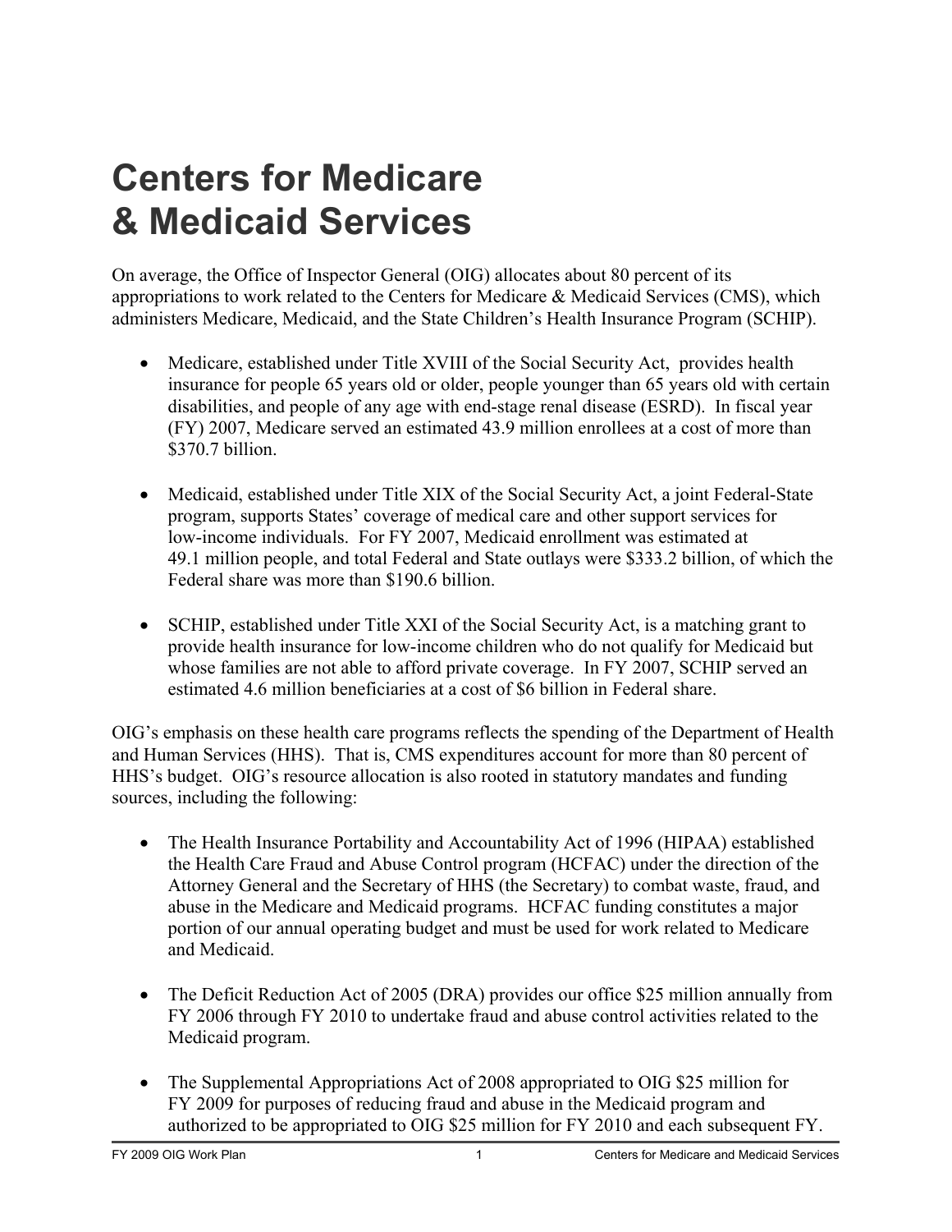# Centers for Medicare & Medicaid Services

On average, the Office of Inspector General (OIG) allocates about 80 percent of its appropriations to work related to the Centers for Medicare & Medicaid Services (CMS), which administers Medicare, Medicaid, and the State Children's Health Insurance Program (SCHIP).

- Medicare, established under Title XVIII of the Social Security Act, provides health insurance for people 65 years old or older, people younger than 65 years old with certain disabilities, and people of any age with end-stage renal disease (ESRD). In fiscal year (FY) 2007, Medicare served an estimated 43.9 million enrollees at a cost of more than $370.7 billion.

- Medicaid, established under Title XIX of the Social Security Act, a joint Federal-State program, supports States' coverage of medical care and other support services for low-income individuals. For FY 2007, Medicaid enrollment was estimated at 49.1 million people, and total Federal and State outlays were $333.2 billion, of which the Federal share was more than $190.6 billion.

- SCHIP, established under Title XXI of the Social Security Act, is a matching grant to provide health insurance for low-income children who do not qualify for Medicaid but whose families are not able to afford private coverage. In FY 2007, SCHIP served an estimated 4.6 million beneficiaries at a cost of $6 billion in Federal share.

OIG's emphasis on these health care programs reflects the spending of the Department of Health and Human Services (HHS). That is, CMS expenditures account for more than 80 percent of HHS's budget. OIG's resource allocation is also rooted in statutory mandates and funding sources, including the following:

- The Health Insurance Portability and Accountability Act of 1996 (HIPAA) established the Health Care Fraud and Abuse Control program (HCFAC) under the direction of the Attorney General and the Secretary of HHS (the Secretary) to combat waste, fraud, and abuse in the Medicare and Medicaid programs. HCFAC funding constitutes a major portion of our annual operating budget and must be used for work related to Medicare and Medicaid.

- The Deficit Reduction Act of 2005 (DRA) provides our office $25 million annually from FY 2006 through FY 2010 to undertake fraud and abuse control activities related to the Medicaid program.

- The Supplemental Appropriations Act of 2008 appropriated to OIG $25 million for FY 2009 for purposes of reducing fraud and abuse in the Medicaid program and authorized to be appropriated to OIG $25 million for FY 2010 and each subsequent FY.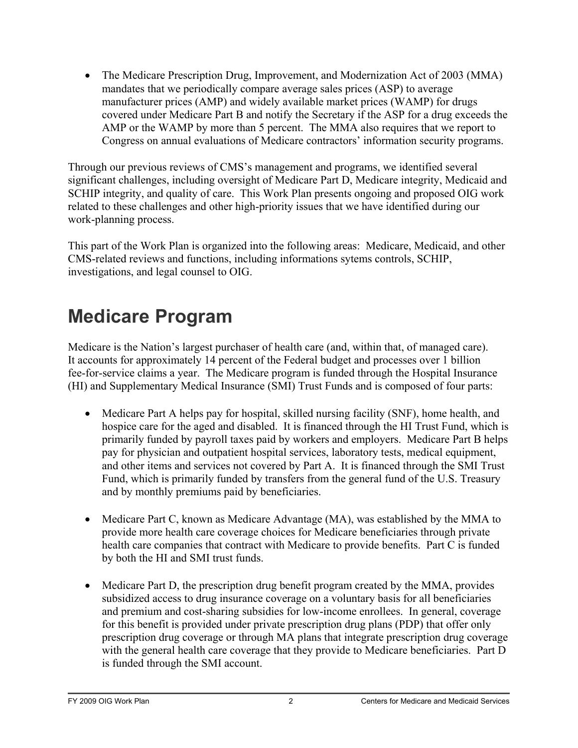- The Medicare Prescription Drug, Improvement, and Modernization Act of 2003 (MMA) mandates that we periodically compare average sales prices (ASP) to average manufacturer prices (AMP) and widely available market prices (WAMP) for drugs covered under Medicare Part B and notify the Secretary if the ASP for a drug exceeds the AMP or the WAMP by more than 5 percent. The MMA also requires that we report to Congress on annual evaluations of Medicare contractors' information security programs.

Through our previous reviews of CMS's management and programs, we identified several significant challenges, including oversight of Medicare Part D, Medicare integrity, Medicaid and SCHIP integrity, and quality of care. This Work Plan presents ongoing and proposed OIG work related to these challenges and other high-priority issues that we have identified during our work-planning process.

This part of the Work Plan is organized into the following areas: Medicare, Medicaid, and other CMS-related reviews and functions, including informations sytems controls, SCHIP, investigations, and legal counsel to OIG.

# Medicare Program

Medicare is the Nation's largest purchaser of health care (and, within that, of managed care). It accounts for approximately 14 percent of the Federal budget and processes over 1 billion fee-for-service claims a year. The Medicare program is funded through the Hospital Insurance (HI) and Supplementary Medical Insurance (SMI) Trust Funds and is composed of four parts:

- Medicare Part A helps pay for hospital, skilled nursing facility (SNF), home health, and hospice care for the aged and disabled. It is financed through the HI Trust Fund, which is primarily funded by payroll taxes paid by workers and employers. Medicare Part B helps pay for physician and outpatient hospital services, laboratory tests, medical equipment, and other items and services not covered by Part A. It is financed through the SMI Trust Fund, which is primarily funded by transfers from the general fund of the U.S. Treasury and by monthly premiums paid by beneficiaries.

- Medicare Part C, known as Medicare Advantage (MA), was established by the MMA to provide more health care coverage choices for Medicare beneficiaries through private health care companies that contract with Medicare to provide benefits. Part C is funded by both the HI and SMI trust funds.

- Medicare Part D, the prescription drug benefit program created by the MMA, provides subsidized access to drug insurance coverage on a voluntary basis for all beneficiaries and premium and cost-sharing subsidies for low-income enrollees. In general, coverage for this benefit is provided under private prescription drug plans (PDP) that offer only prescription drug coverage or through MA plans that integrate prescription drug coverage with the general health care coverage that they provide to Medicare beneficiaries. Part D is funded through the SMI account.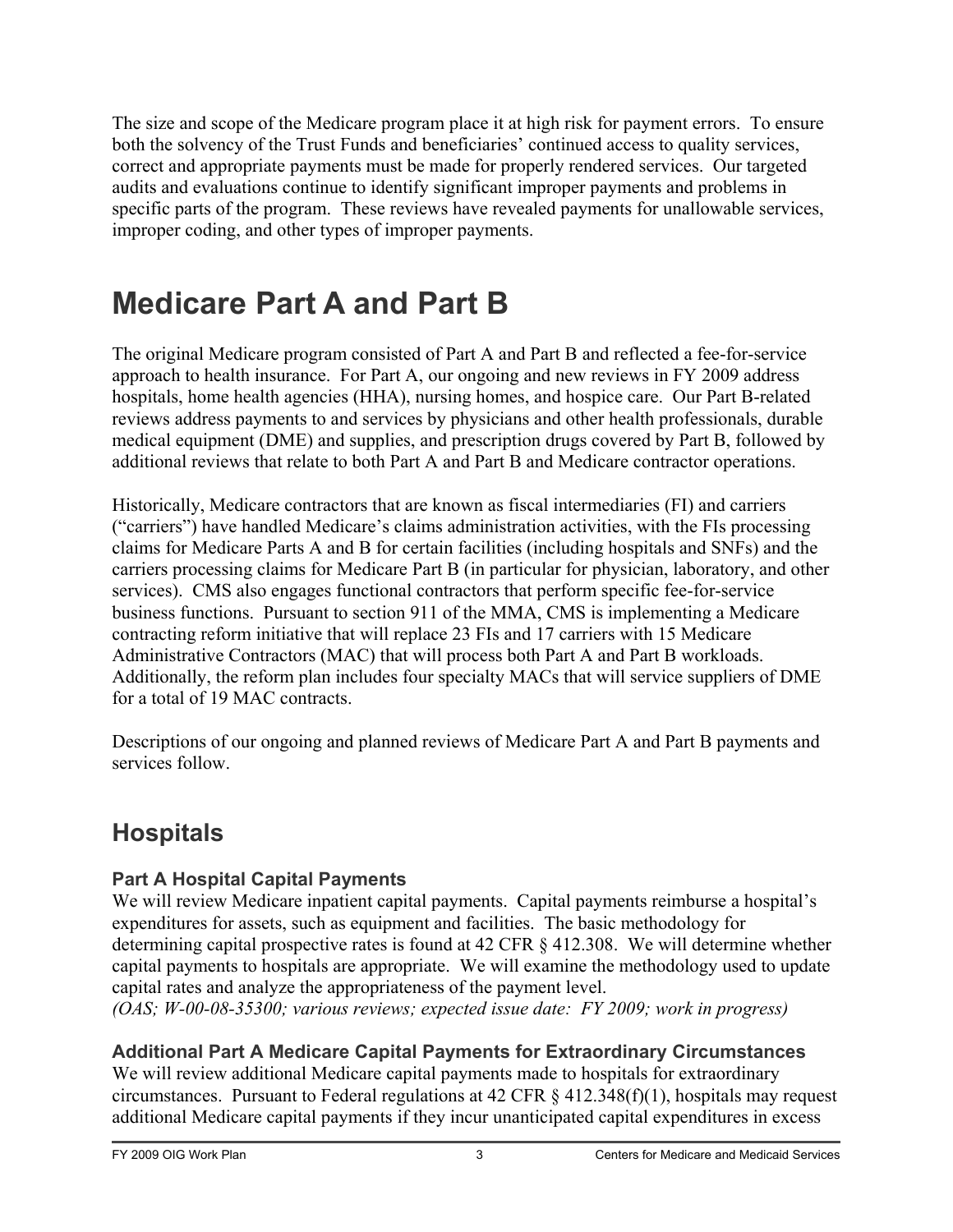The size and scope of the Medicare program place it at high risk for payment errors. To ensure both the solvency of the Trust Funds and beneficiaries' continued access to quality services, correct and appropriate payments must be made for properly rendered services. Our targeted audits and evaluations continue to identify significant improper payments and problems in specific parts of the program. These reviews have revealed payments for unallowable services, improper coding, and other types of improper payments.

# Medicare Part A and Part B

The original Medicare program consisted of Part A and Part B and reflected a fee-for-service approach to health insurance. For Part A, our ongoing and new reviews in FY 2009 address hospitals, home health agencies (HHA), nursing homes, and hospice care. Our Part B-related reviews address payments to and services by physicians and other health professionals, durable medical equipment (DME) and supplies, and prescription drugs covered by Part B, followed by additional reviews that relate to both Part A and Part B and Medicare contractor operations.

Historically, Medicare contractors that are known as fiscal intermediaries (FI) and carriers ("carriers") have handled Medicare's claims administration activities, with the FIs processing claims for Medicare Parts A and B for certain facilities (including hospitals and SNFs) and the carriers processing claims for Medicare Part B (in particular for physician, laboratory, and other services). CMS also engages functional contractors that perform specific fee-for-service business functions. Pursuant to section 911 of the MMA, CMS is implementing a Medicare contracting reform initiative that will replace 23 FIs and 17 carriers with 15 Medicare Administrative Contractors (MAC) that will process both Part A and Part B workloads. Additionally, the reform plan includes four specialty MACs that will service suppliers of DME for a total of 19 MAC contracts.

Descriptions of our ongoing and planned reviews of Medicare Part A and Part B payments and services follow.

## Hospitals

### Part A Hospital Capital Payments

We will review Medicare inpatient capital payments. Capital payments reimburse a hospital's expenditures for assets, such as equipment and facilities. The basic methodology for determining capital prospective rates is found at 42 CFR § 412.308. We will determine whether capital payments to hospitals are appropriate. We will examine the methodology used to update capital rates and analyze the appropriateness of the payment level.
*(OAS; W-00-08-35300; various reviews; expected issue date: FY 2009; work in progress)*

### Additional Part A Medicare Capital Payments for Extraordinary Circumstances

We will review additional Medicare capital payments made to hospitals for extraordinary circumstances. Pursuant to Federal regulations at 42 CFR § 412.348(f)(1), hospitals may request additional Medicare capital payments if they incur unanticipated capital expenditures in excess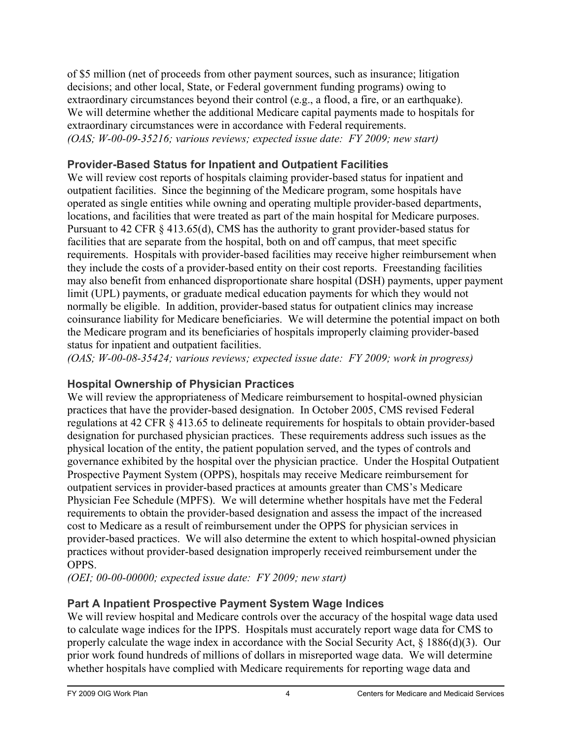of $5 million (net of proceeds from other payment sources, such as insurance; litigation decisions; and other local, State, or Federal government funding programs) owing to extraordinary circumstances beyond their control (e.g., a flood, a fire, or an earthquake). We will determine whether the additional Medicare capital payments made to hospitals for extraordinary circumstances were in accordance with Federal requirements.
*(OAS; W-00-09-35216; various reviews; expected issue date: FY 2009; new start)*

### Provider-Based Status for Inpatient and Outpatient Facilities

We will review cost reports of hospitals claiming provider-based status for inpatient and outpatient facilities. Since the beginning of the Medicare program, some hospitals have operated as single entities while owning and operating multiple provider-based departments, locations, and facilities that were treated as part of the main hospital for Medicare purposes. Pursuant to 42 CFR § 413.65(d), CMS has the authority to grant provider-based status for facilities that are separate from the hospital, both on and off campus, that meet specific requirements. Hospitals with provider-based facilities may receive higher reimbursement when they include the costs of a provider-based entity on their cost reports. Freestanding facilities may also benefit from enhanced disproportionate share hospital (DSH) payments, upper payment limit (UPL) payments, or graduate medical education payments for which they would not normally be eligible. In addition, provider-based status for outpatient clinics may increase coinsurance liability for Medicare beneficiaries. We will determine the potential impact on both the Medicare program and its beneficiaries of hospitals improperly claiming provider-based status for inpatient and outpatient facilities.
*(OAS; W-00-08-35424; various reviews; expected issue date: FY 2009; work in progress)*

### Hospital Ownership of Physician Practices

We will review the appropriateness of Medicare reimbursement to hospital-owned physician practices that have the provider-based designation. In October 2005, CMS revised Federal regulations at 42 CFR § 413.65 to delineate requirements for hospitals to obtain provider-based designation for purchased physician practices. These requirements address such issues as the physical location of the entity, the patient population served, and the types of controls and governance exhibited by the hospital over the physician practice. Under the Hospital Outpatient Prospective Payment System (OPPS), hospitals may receive Medicare reimbursement for outpatient services in provider-based practices at amounts greater than CMS's Medicare Physician Fee Schedule (MPFS). We will determine whether hospitals have met the Federal requirements to obtain the provider-based designation and assess the impact of the increased cost to Medicare as a result of reimbursement under the OPPS for physician services in provider-based practices. We will also determine the extent to which hospital-owned physician practices without provider-based designation improperly received reimbursement under the OPPS.
*(OEI; 00-00-00000; expected issue date: FY 2009; new start)*

### Part A Inpatient Prospective Payment System Wage Indices

We will review hospital and Medicare controls over the accuracy of the hospital wage data used to calculate wage indices for the IPPS. Hospitals must accurately report wage data for CMS to properly calculate the wage index in accordance with the Social Security Act, § 1886(d)(3). Our prior work found hundreds of millions of dollars in misreported wage data. We will determine whether hospitals have complied with Medicare requirements for reporting wage data and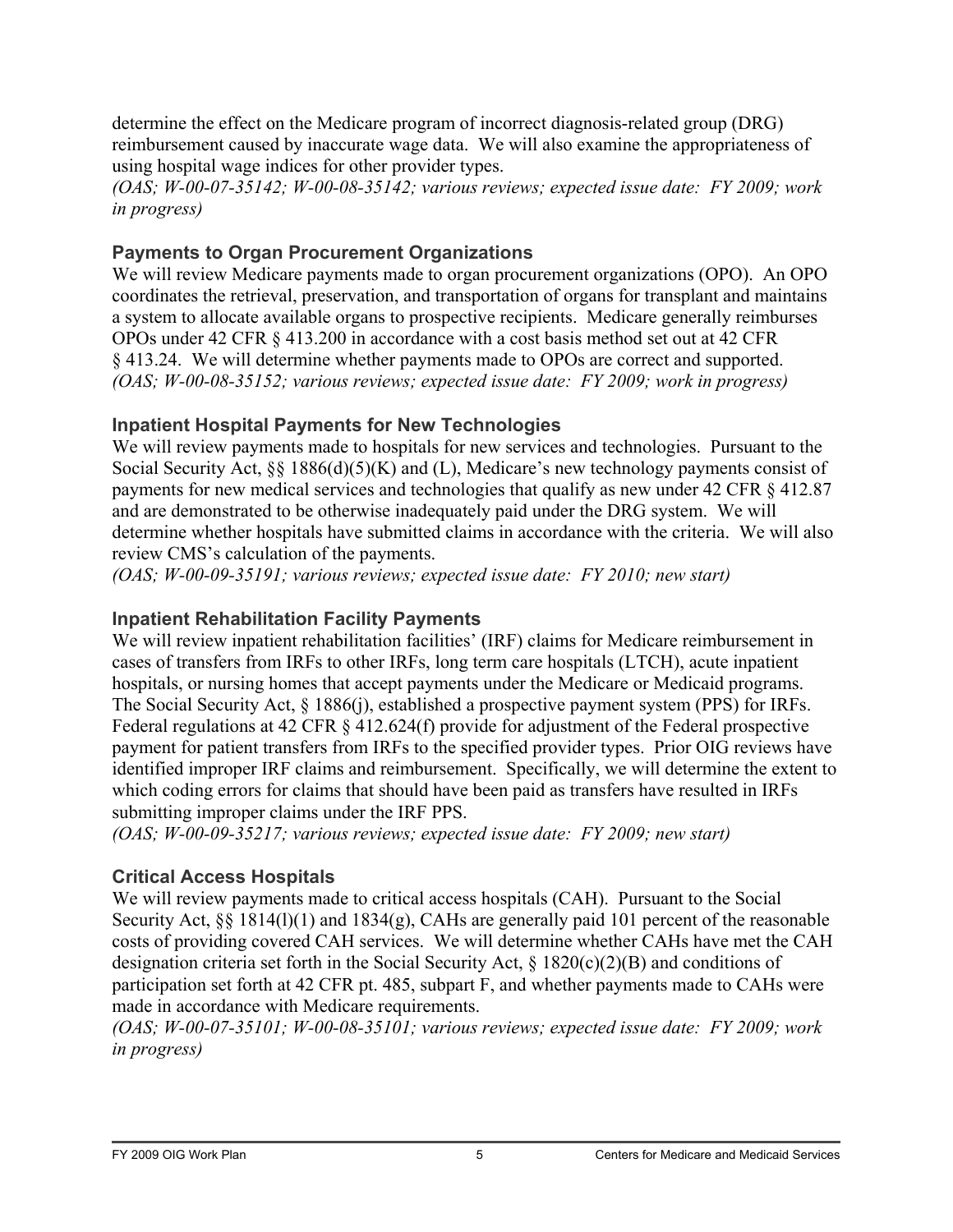determine the effect on the Medicare program of incorrect diagnosis-related group (DRG) reimbursement caused by inaccurate wage data. We will also examine the appropriateness of using hospital wage indices for other provider types.
*(OAS; W-00-07-35142; W-00-08-35142; various reviews; expected issue date: FY 2009; work in progress)*

### Payments to Organ Procurement Organizations

We will review Medicare payments made to organ procurement organizations (OPO). An OPO coordinates the retrieval, preservation, and transportation of organs for transplant and maintains a system to allocate available organs to prospective recipients. Medicare generally reimburses OPOs under 42 CFR § 413.200 in accordance with a cost basis method set out at 42 CFR § 413.24. We will determine whether payments made to OPOs are correct and supported.
*(OAS; W-00-08-35152; various reviews; expected issue date: FY 2009; work in progress)*

### Inpatient Hospital Payments for New Technologies

We will review payments made to hospitals for new services and technologies. Pursuant to the Social Security Act, §§ 1886(d)(5)(K) and (L), Medicare's new technology payments consist of payments for new medical services and technologies that qualify as new under 42 CFR § 412.87 and are demonstrated to be otherwise inadequately paid under the DRG system. We will determine whether hospitals have submitted claims in accordance with the criteria. We will also review CMS's calculation of the payments.
*(OAS; W-00-09-35191; various reviews; expected issue date: FY 2010; new start)*

### Inpatient Rehabilitation Facility Payments

We will review inpatient rehabilitation facilities' (IRF) claims for Medicare reimbursement in cases of transfers from IRFs to other IRFs, long term care hospitals (LTCH), acute inpatient hospitals, or nursing homes that accept payments under the Medicare or Medicaid programs. The Social Security Act, § 1886(j), established a prospective payment system (PPS) for IRFs. Federal regulations at 42 CFR § 412.624(f) provide for adjustment of the Federal prospective payment for patient transfers from IRFs to the specified provider types. Prior OIG reviews have identified improper IRF claims and reimbursement. Specifically, we will determine the extent to which coding errors for claims that should have been paid as transfers have resulted in IRFs submitting improper claims under the IRF PPS.
*(OAS; W-00-09-35217; various reviews; expected issue date: FY 2009; new start)*

### Critical Access Hospitals

We will review payments made to critical access hospitals (CAH). Pursuant to the Social Security Act, §§ 1814(l)(1) and 1834(g), CAHs are generally paid 101 percent of the reasonable costs of providing covered CAH services. We will determine whether CAHs have met the CAH designation criteria set forth in the Social Security Act, § 1820(c)(2)(B) and conditions of participation set forth at 42 CFR pt. 485, subpart F, and whether payments made to CAHs were made in accordance with Medicare requirements.
*(OAS; W-00-07-35101; W-00-08-35101; various reviews; expected issue date: FY 2009; work in progress)*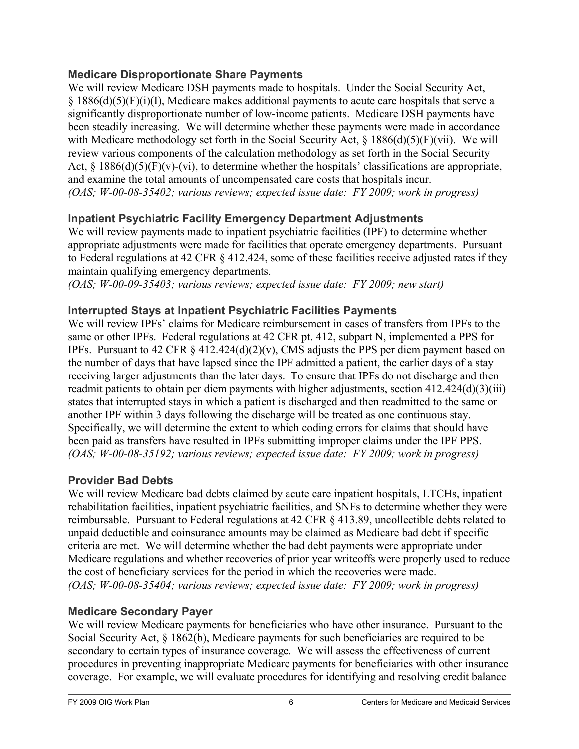### Medicare Disproportionate Share Payments

We will review Medicare DSH payments made to hospitals. Under the Social Security Act, § 1886(d)(5)(F)(i)(I), Medicare makes additional payments to acute care hospitals that serve a significantly disproportionate number of low-income patients. Medicare DSH payments have been steadily increasing. We will determine whether these payments were made in accordance with Medicare methodology set forth in the Social Security Act, § 1886(d)(5)(F)(vii). We will review various components of the calculation methodology as set forth in the Social Security Act, § 1886(d)(5)(F)(v)-(vi), to determine whether the hospitals' classifications are appropriate, and examine the total amounts of uncompensated care costs that hospitals incur.
*(OAS; W-00-08-35402; various reviews; expected issue date: FY 2009; work in progress)*

### Inpatient Psychiatric Facility Emergency Department Adjustments

We will review payments made to inpatient psychiatric facilities (IPF) to determine whether appropriate adjustments were made for facilities that operate emergency departments. Pursuant to Federal regulations at 42 CFR § 412.424, some of these facilities receive adjusted rates if they maintain qualifying emergency departments.
*(OAS; W-00-09-35403; various reviews; expected issue date: FY 2009; new start)*

### Interrupted Stays at Inpatient Psychiatric Facilities Payments

We will review IPFs' claims for Medicare reimbursement in cases of transfers from IPFs to the same or other IPFs. Federal regulations at 42 CFR pt. 412, subpart N, implemented a PPS for IPFs. Pursuant to 42 CFR § 412.424(d)(2)(v), CMS adjusts the PPS per diem payment based on the number of days that have lapsed since the IPF admitted a patient, the earlier days of a stay receiving larger adjustments than the later days. To ensure that IPFs do not discharge and then readmit patients to obtain per diem payments with higher adjustments, section 412.424(d)(3)(iii) states that interrupted stays in which a patient is discharged and then readmitted to the same or another IPF within 3 days following the discharge will be treated as one continuous stay. Specifically, we will determine the extent to which coding errors for claims that should have been paid as transfers have resulted in IPFs submitting improper claims under the IPF PPS.
*(OAS; W-00-08-35192; various reviews; expected issue date: FY 2009; work in progress)*

### Provider Bad Debts

We will review Medicare bad debts claimed by acute care inpatient hospitals, LTCHs, inpatient rehabilitation facilities, inpatient psychiatric facilities, and SNFs to determine whether they were reimbursable. Pursuant to Federal regulations at 42 CFR § 413.89, uncollectible debts related to unpaid deductible and coinsurance amounts may be claimed as Medicare bad debt if specific criteria are met. We will determine whether the bad debt payments were appropriate under Medicare regulations and whether recoveries of prior year writeoffs were properly used to reduce the cost of beneficiary services for the period in which the recoveries were made.
*(OAS; W-00-08-35404; various reviews; expected issue date: FY 2009; work in progress)*

### Medicare Secondary Payer

We will review Medicare payments for beneficiaries who have other insurance. Pursuant to the Social Security Act, § 1862(b), Medicare payments for such beneficiaries are required to be secondary to certain types of insurance coverage. We will assess the effectiveness of current procedures in preventing inappropriate Medicare payments for beneficiaries with other insurance coverage. For example, we will evaluate procedures for identifying and resolving credit balance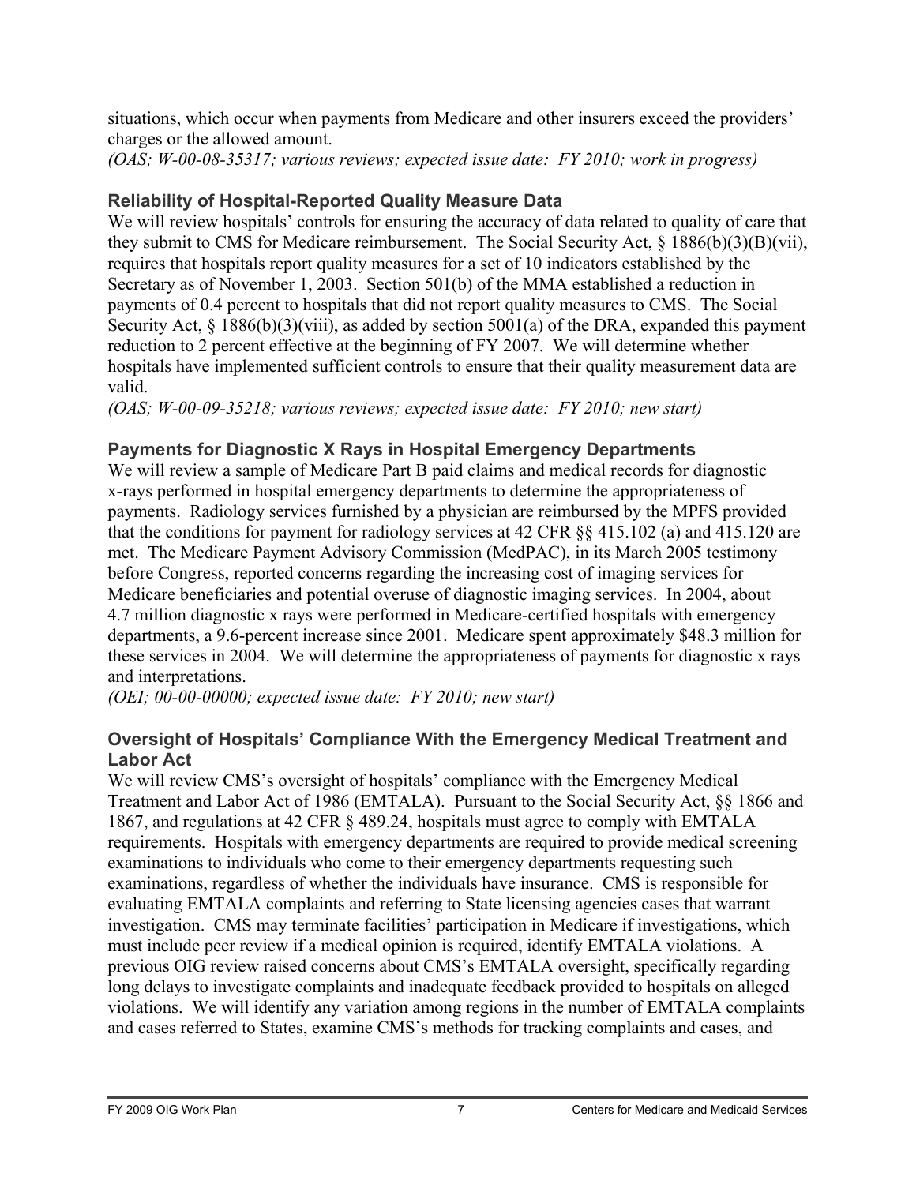situations, which occur when payments from Medicare and other insurers exceed the providers' charges or the allowed amount.
*(OAS; W-00-08-35317; various reviews; expected issue date: FY 2010; work in progress)*

### Reliability of Hospital-Reported Quality Measure Data

We will review hospitals' controls for ensuring the accuracy of data related to quality of care that they submit to CMS for Medicare reimbursement. The Social Security Act, § 1886(b)(3)(B)(vii), requires that hospitals report quality measures for a set of 10 indicators established by the Secretary as of November 1, 2003. Section 501(b) of the MMA established a reduction in payments of 0.4 percent to hospitals that did not report quality measures to CMS. The Social Security Act, § 1886(b)(3)(viii), as added by section 5001(a) of the DRA, expanded this payment reduction to 2 percent effective at the beginning of FY 2007. We will determine whether hospitals have implemented sufficient controls to ensure that their quality measurement data are valid.
*(OAS; W-00-09-35218; various reviews; expected issue date: FY 2010; new start)*

### Payments for Diagnostic X Rays in Hospital Emergency Departments

We will review a sample of Medicare Part B paid claims and medical records for diagnostic x-rays performed in hospital emergency departments to determine the appropriateness of payments. Radiology services furnished by a physician are reimbursed by the MPFS provided that the conditions for payment for radiology services at 42 CFR §§ 415.102 (a) and 415.120 are met. The Medicare Payment Advisory Commission (MedPAC), in its March 2005 testimony before Congress, reported concerns regarding the increasing cost of imaging services for Medicare beneficiaries and potential overuse of diagnostic imaging services. In 2004, about 4.7 million diagnostic x rays were performed in Medicare-certified hospitals with emergency departments, a 9.6-percent increase since 2001. Medicare spent approximately $48.3 million for these services in 2004. We will determine the appropriateness of payments for diagnostic x rays and interpretations.
*(OEI; 00-00-00000; expected issue date: FY 2010; new start)*

### Oversight of Hospitals' Compliance With the Emergency Medical Treatment and Labor Act

We will review CMS's oversight of hospitals' compliance with the Emergency Medical Treatment and Labor Act of 1986 (EMTALA). Pursuant to the Social Security Act, §§ 1866 and 1867, and regulations at 42 CFR § 489.24, hospitals must agree to comply with EMTALA requirements. Hospitals with emergency departments are required to provide medical screening examinations to individuals who come to their emergency departments requesting such examinations, regardless of whether the individuals have insurance. CMS is responsible for evaluating EMTALA complaints and referring to State licensing agencies cases that warrant investigation. CMS may terminate facilities' participation in Medicare if investigations, which must include peer review if a medical opinion is required, identify EMTALA violations. A previous OIG review raised concerns about CMS's EMTALA oversight, specifically regarding long delays to investigate complaints and inadequate feedback provided to hospitals on alleged violations. We will identify any variation among regions in the number of EMTALA complaints and cases referred to States, examine CMS's methods for tracking complaints and cases, and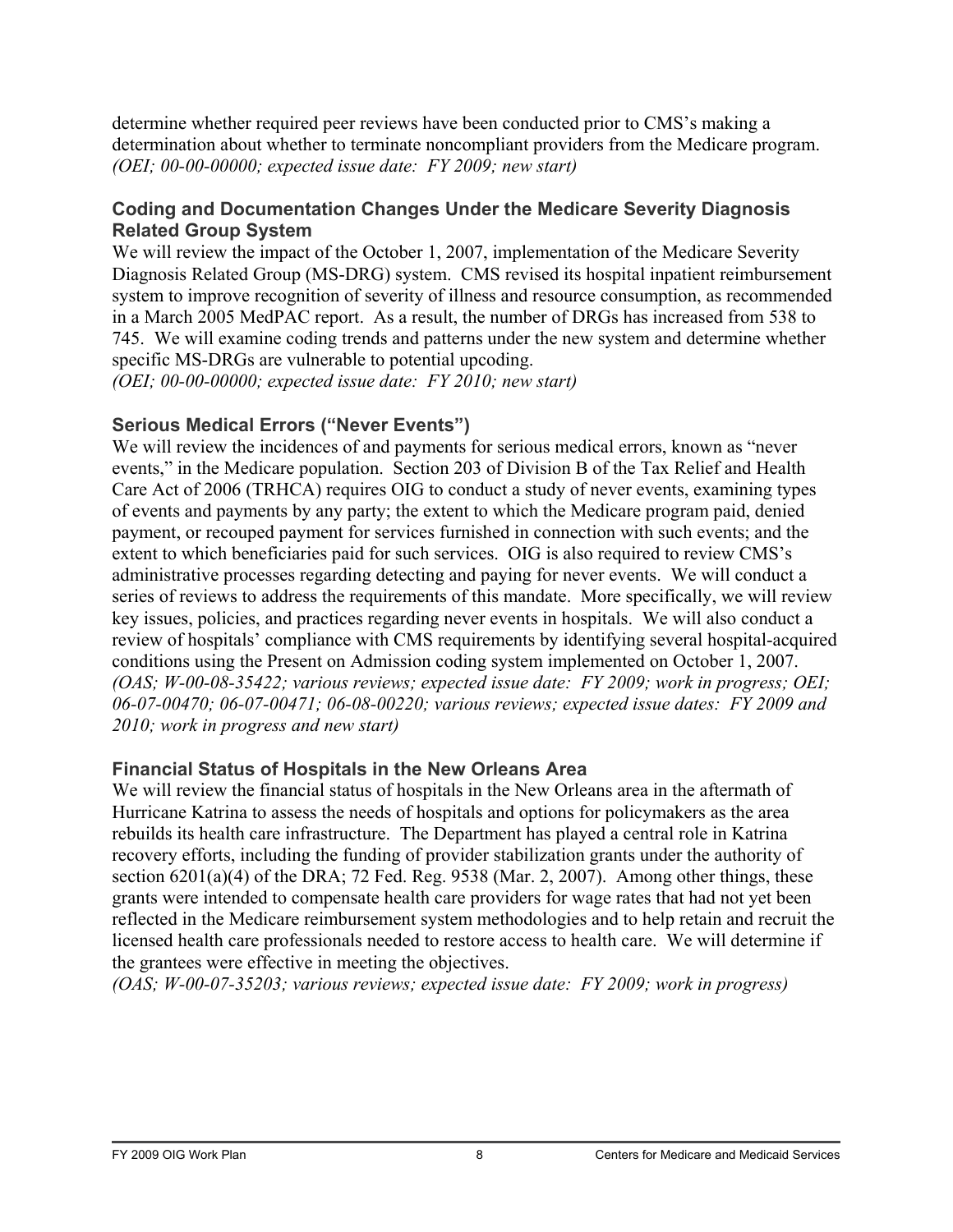determine whether required peer reviews have been conducted prior to CMS's making a determination about whether to terminate noncompliant providers from the Medicare program. *(OEI; 00-00-00000; expected issue date: FY 2009; new start)*

### Coding and Documentation Changes Under the Medicare Severity Diagnosis Related Group System

We will review the impact of the October 1, 2007, implementation of the Medicare Severity Diagnosis Related Group (MS-DRG) system. CMS revised its hospital inpatient reimbursement system to improve recognition of severity of illness and resource consumption, as recommended in a March 2005 MedPAC report. As a result, the number of DRGs has increased from 538 to 745. We will examine coding trends and patterns under the new system and determine whether specific MS-DRGs are vulnerable to potential upcoding.
*(OEI; 00-00-00000; expected issue date: FY 2010; new start)*

### Serious Medical Errors ("Never Events")

We will review the incidences of and payments for serious medical errors, known as "never events," in the Medicare population. Section 203 of Division B of the Tax Relief and Health Care Act of 2006 (TRHCA) requires OIG to conduct a study of never events, examining types of events and payments by any party; the extent to which the Medicare program paid, denied payment, or recouped payment for services furnished in connection with such events; and the extent to which beneficiaries paid for such services. OIG is also required to review CMS's administrative processes regarding detecting and paying for never events. We will conduct a series of reviews to address the requirements of this mandate. More specifically, we will review key issues, policies, and practices regarding never events in hospitals. We will also conduct a review of hospitals' compliance with CMS requirements by identifying several hospital-acquired conditions using the Present on Admission coding system implemented on October 1, 2007.
*(OAS; W-00-08-35422; various reviews; expected issue date: FY 2009; work in progress; OEI; 06-07-00470; 06-07-00471; 06-08-00220; various reviews; expected issue dates: FY 2009 and 2010; work in progress and new start)*

### Financial Status of Hospitals in the New Orleans Area

We will review the financial status of hospitals in the New Orleans area in the aftermath of Hurricane Katrina to assess the needs of hospitals and options for policymakers as the area rebuilds its health care infrastructure. The Department has played a central role in Katrina recovery efforts, including the funding of provider stabilization grants under the authority of section 6201(a)(4) of the DRA; 72 Fed. Reg. 9538 (Mar. 2, 2007). Among other things, these grants were intended to compensate health care providers for wage rates that had not yet been reflected in the Medicare reimbursement system methodologies and to help retain and recruit the licensed health care professionals needed to restore access to health care. We will determine if the grantees were effective in meeting the objectives.
*(OAS; W-00-07-35203; various reviews; expected issue date: FY 2009; work in progress)*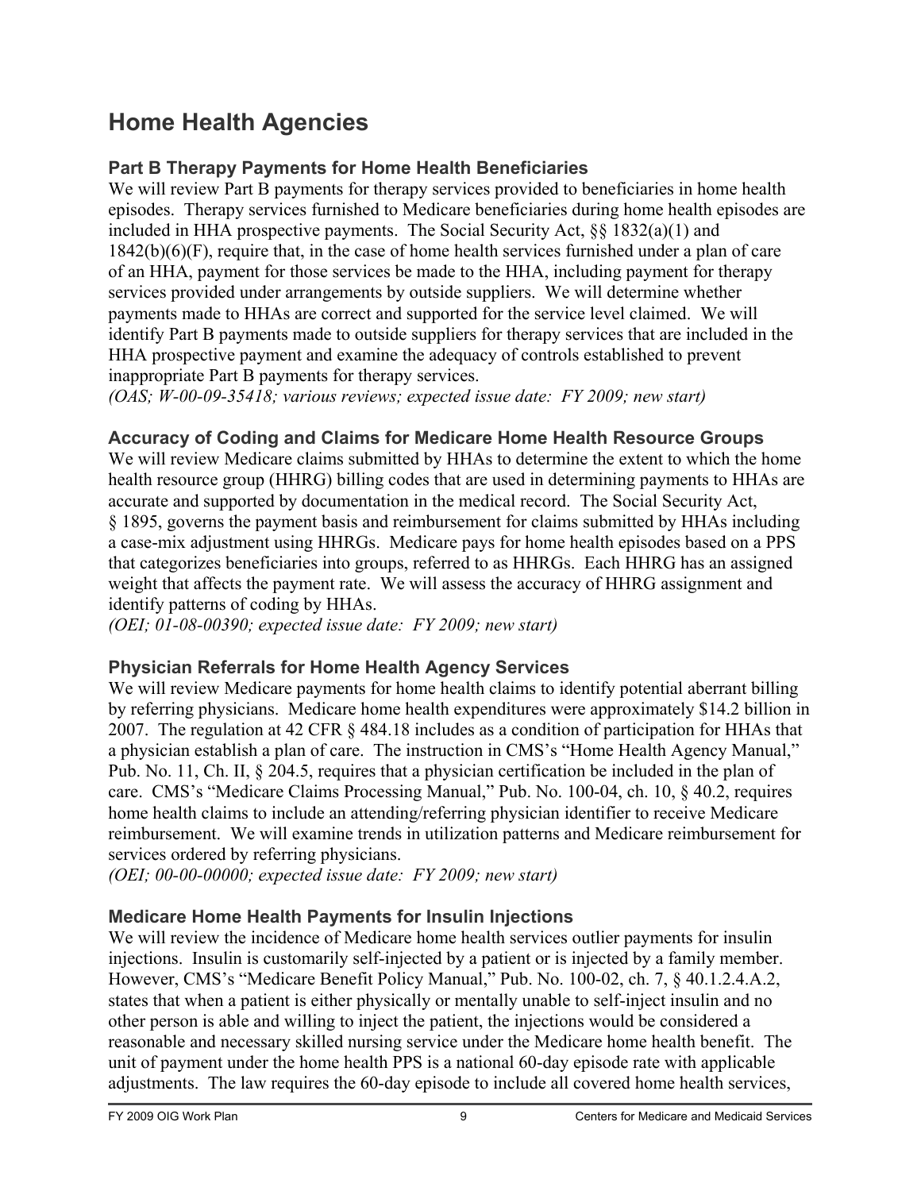# Home Health Agencies

### Part B Therapy Payments for Home Health Beneficiaries

We will review Part B payments for therapy services provided to beneficiaries in home health episodes. Therapy services furnished to Medicare beneficiaries during home health episodes are included in HHA prospective payments. The Social Security Act, §§ 1832(a)(1) and 1842(b)(6)(F), require that, in the case of home health services furnished under a plan of care of an HHA, payment for those services be made to the HHA, including payment for therapy services provided under arrangements by outside suppliers. We will determine whether payments made to HHAs are correct and supported for the service level claimed. We will identify Part B payments made to outside suppliers for therapy services that are included in the HHA prospective payment and examine the adequacy of controls established to prevent inappropriate Part B payments for therapy services.
*(OAS; W-00-09-35418; various reviews; expected issue date: FY 2009; new start)*

### Accuracy of Coding and Claims for Medicare Home Health Resource Groups

We will review Medicare claims submitted by HHAs to determine the extent to which the home health resource group (HHRG) billing codes that are used in determining payments to HHAs are accurate and supported by documentation in the medical record. The Social Security Act, § 1895, governs the payment basis and reimbursement for claims submitted by HHAs including a case-mix adjustment using HHRGs. Medicare pays for home health episodes based on a PPS that categorizes beneficiaries into groups, referred to as HHRGs. Each HHRG has an assigned weight that affects the payment rate. We will assess the accuracy of HHRG assignment and identify patterns of coding by HHAs.
*(OEI; 01-08-00390; expected issue date: FY 2009; new start)*

### Physician Referrals for Home Health Agency Services

We will review Medicare payments for home health claims to identify potential aberrant billing by referring physicians. Medicare home health expenditures were approximately $14.2 billion in 2007. The regulation at 42 CFR § 484.18 includes as a condition of participation for HHAs that a physician establish a plan of care. The instruction in CMS's "Home Health Agency Manual," Pub. No. 11, Ch. II, § 204.5, requires that a physician certification be included in the plan of care. CMS's "Medicare Claims Processing Manual," Pub. No. 100-04, ch. 10, § 40.2, requires home health claims to include an attending/referring physician identifier to receive Medicare reimbursement. We will examine trends in utilization patterns and Medicare reimbursement for services ordered by referring physicians.
*(OEI; 00-00-00000; expected issue date: FY 2009; new start)*

### Medicare Home Health Payments for Insulin Injections

We will review the incidence of Medicare home health services outlier payments for insulin injections. Insulin is customarily self-injected by a patient or is injected by a family member. However, CMS's "Medicare Benefit Policy Manual," Pub. No. 100-02, ch. 7, § 40.1.2.4.A.2, states that when a patient is either physically or mentally unable to self-inject insulin and no other person is able and willing to inject the patient, the injections would be considered a reasonable and necessary skilled nursing service under the Medicare home health benefit. The unit of payment under the home health PPS is a national 60-day episode rate with applicable adjustments. The law requires the 60-day episode to include all covered home health services,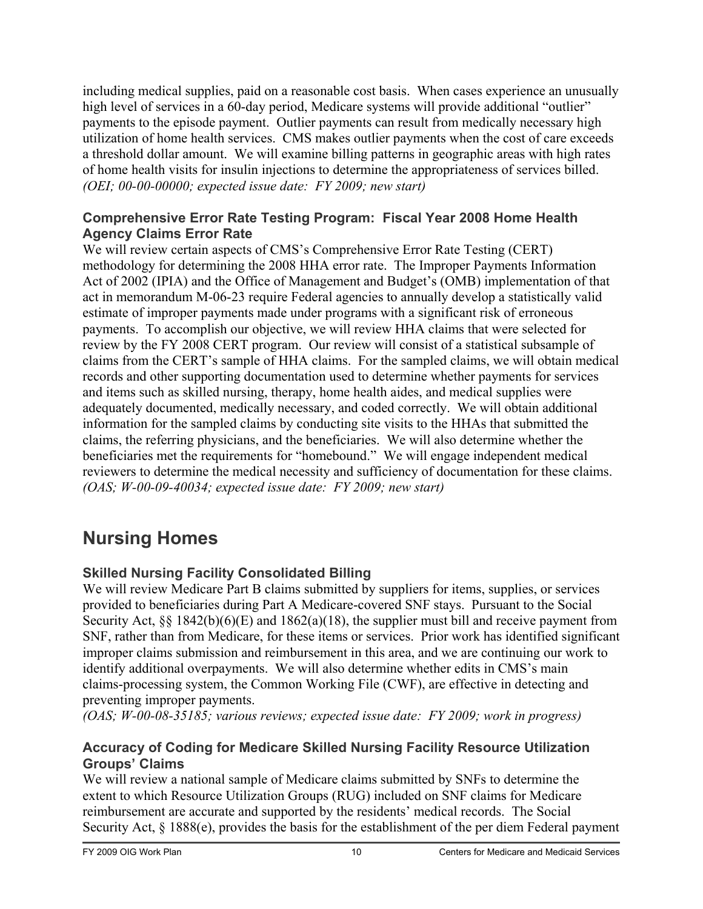including medical supplies, paid on a reasonable cost basis. When cases experience an unusually high level of services in a 60-day period, Medicare systems will provide additional "outlier" payments to the episode payment. Outlier payments can result from medically necessary high utilization of home health services. CMS makes outlier payments when the cost of care exceeds a threshold dollar amount. We will examine billing patterns in geographic areas with high rates of home health visits for insulin injections to determine the appropriateness of services billed. *(OEI; 00-00-00000; expected issue date: FY 2009; new start)*

### Comprehensive Error Rate Testing Program: Fiscal Year 2008 Home Health Agency Claims Error Rate

We will review certain aspects of CMS's Comprehensive Error Rate Testing (CERT) methodology for determining the 2008 HHA error rate. The Improper Payments Information Act of 2002 (IPIA) and the Office of Management and Budget's (OMB) implementation of that act in memorandum M-06-23 require Federal agencies to annually develop a statistically valid estimate of improper payments made under programs with a significant risk of erroneous payments. To accomplish our objective, we will review HHA claims that were selected for review by the FY 2008 CERT program. Our review will consist of a statistical subsample of claims from the CERT's sample of HHA claims. For the sampled claims, we will obtain medical records and other supporting documentation used to determine whether payments for services and items such as skilled nursing, therapy, home health aides, and medical supplies were adequately documented, medically necessary, and coded correctly. We will obtain additional information for the sampled claims by conducting site visits to the HHAs that submitted the claims, the referring physicians, and the beneficiaries. We will also determine whether the beneficiaries met the requirements for "homebound." We will engage independent medical reviewers to determine the medical necessity and sufficiency of documentation for these claims. *(OAS; W-00-09-40034; expected issue date: FY 2009; new start)*

## Nursing Homes

### Skilled Nursing Facility Consolidated Billing

We will review Medicare Part B claims submitted by suppliers for items, supplies, or services provided to beneficiaries during Part A Medicare-covered SNF stays. Pursuant to the Social Security Act, §§ 1842(b)(6)(E) and 1862(a)(18), the supplier must bill and receive payment from SNF, rather than from Medicare, for these items or services. Prior work has identified significant improper claims submission and reimbursement in this area, and we are continuing our work to identify additional overpayments. We will also determine whether edits in CMS's main claims-processing system, the Common Working File (CWF), are effective in detecting and preventing improper payments.
*(OAS; W-00-08-35185; various reviews; expected issue date: FY 2009; work in progress)*

### Accuracy of Coding for Medicare Skilled Nursing Facility Resource Utilization Groups' Claims

We will review a national sample of Medicare claims submitted by SNFs to determine the extent to which Resource Utilization Groups (RUG) included on SNF claims for Medicare reimbursement are accurate and supported by the residents' medical records. The Social Security Act, § 1888(e), provides the basis for the establishment of the per diem Federal payment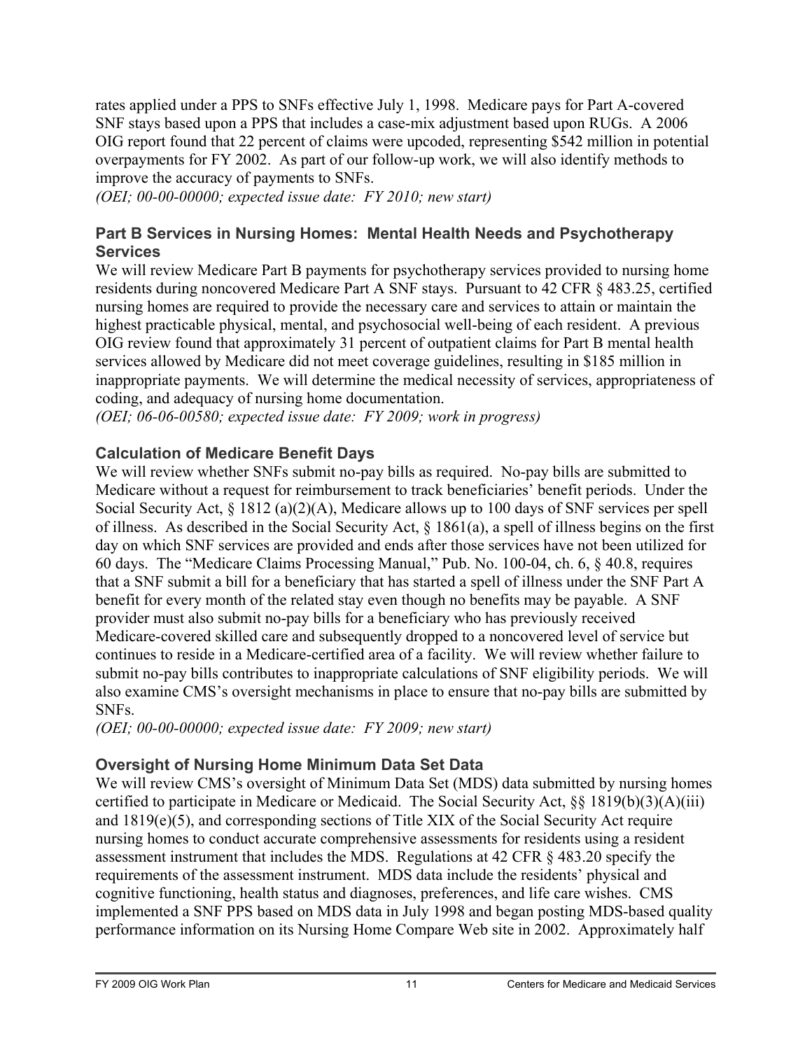rates applied under a PPS to SNFs effective July 1, 1998. Medicare pays for Part A-covered SNF stays based upon a PPS that includes a case-mix adjustment based upon RUGs. A 2006 OIG report found that 22 percent of claims were upcoded, representing $542 million in potential overpayments for FY 2002. As part of our follow-up work, we will also identify methods to improve the accuracy of payments to SNFs.
*(OEI; 00-00-00000; expected issue date: FY 2010; new start)*

### Part B Services in Nursing Homes: Mental Health Needs and Psychotherapy Services

We will review Medicare Part B payments for psychotherapy services provided to nursing home residents during noncovered Medicare Part A SNF stays. Pursuant to 42 CFR § 483.25, certified nursing homes are required to provide the necessary care and services to attain or maintain the highest practicable physical, mental, and psychosocial well-being of each resident. A previous OIG review found that approximately 31 percent of outpatient claims for Part B mental health services allowed by Medicare did not meet coverage guidelines, resulting in $185 million in inappropriate payments. We will determine the medical necessity of services, appropriateness of coding, and adequacy of nursing home documentation.
*(OEI; 06-06-00580; expected issue date: FY 2009; work in progress)*

### Calculation of Medicare Benefit Days

We will review whether SNFs submit no-pay bills as required. No-pay bills are submitted to Medicare without a request for reimbursement to track beneficiaries' benefit periods. Under the Social Security Act, § 1812 (a)(2)(A), Medicare allows up to 100 days of SNF services per spell of illness. As described in the Social Security Act, § 1861(a), a spell of illness begins on the first day on which SNF services are provided and ends after those services have not been utilized for 60 days. The "Medicare Claims Processing Manual," Pub. No. 100-04, ch. 6, § 40.8, requires that a SNF submit a bill for a beneficiary that has started a spell of illness under the SNF Part A benefit for every month of the related stay even though no benefits may be payable. A SNF provider must also submit no-pay bills for a beneficiary who has previously received Medicare-covered skilled care and subsequently dropped to a noncovered level of service but continues to reside in a Medicare-certified area of a facility. We will review whether failure to submit no-pay bills contributes to inappropriate calculations of SNF eligibility periods. We will also examine CMS's oversight mechanisms in place to ensure that no-pay bills are submitted by SNFs.
*(OEI; 00-00-00000; expected issue date: FY 2009; new start)*

### Oversight of Nursing Home Minimum Data Set Data

We will review CMS's oversight of Minimum Data Set (MDS) data submitted by nursing homes certified to participate in Medicare or Medicaid. The Social Security Act, §§ 1819(b)(3)(A)(iii) and 1819(e)(5), and corresponding sections of Title XIX of the Social Security Act require nursing homes to conduct accurate comprehensive assessments for residents using a resident assessment instrument that includes the MDS. Regulations at 42 CFR § 483.20 specify the requirements of the assessment instrument. MDS data include the residents' physical and cognitive functioning, health status and diagnoses, preferences, and life care wishes. CMS implemented a SNF PPS based on MDS data in July 1998 and began posting MDS-based quality performance information on its Nursing Home Compare Web site in 2002. Approximately half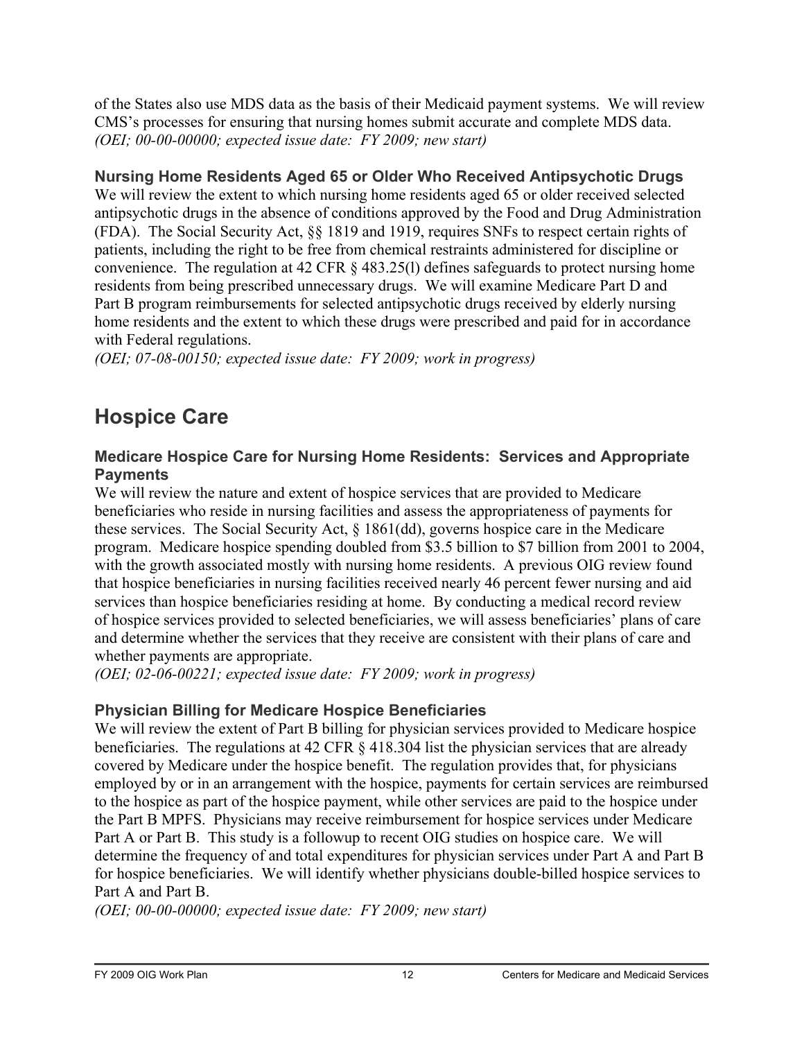of the States also use MDS data as the basis of their Medicaid payment systems. We will review CMS's processes for ensuring that nursing homes submit accurate and complete MDS data.
*(OEI; 00-00-00000; expected issue date: FY 2009; new start)*

### Nursing Home Residents Aged 65 or Older Who Received Antipsychotic Drugs

We will review the extent to which nursing home residents aged 65 or older received selected antipsychotic drugs in the absence of conditions approved by the Food and Drug Administration (FDA). The Social Security Act, §§ 1819 and 1919, requires SNFs to respect certain rights of patients, including the right to be free from chemical restraints administered for discipline or convenience. The regulation at 42 CFR § 483.25(l) defines safeguards to protect nursing home residents from being prescribed unnecessary drugs. We will examine Medicare Part D and Part B program reimbursements for selected antipsychotic drugs received by elderly nursing home residents and the extent to which these drugs were prescribed and paid for in accordance with Federal regulations.
*(OEI; 07-08-00150; expected issue date: FY 2009; work in progress)*

## Hospice Care

### Medicare Hospice Care for Nursing Home Residents: Services and Appropriate Payments

We will review the nature and extent of hospice services that are provided to Medicare beneficiaries who reside in nursing facilities and assess the appropriateness of payments for these services. The Social Security Act, § 1861(dd), governs hospice care in the Medicare program. Medicare hospice spending doubled from $3.5 billion to $7 billion from 2001 to 2004, with the growth associated mostly with nursing home residents. A previous OIG review found that hospice beneficiaries in nursing facilities received nearly 46 percent fewer nursing and aid services than hospice beneficiaries residing at home. By conducting a medical record review of hospice services provided to selected beneficiaries, we will assess beneficiaries' plans of care and determine whether the services that they receive are consistent with their plans of care and whether payments are appropriate.
*(OEI; 02-06-00221; expected issue date: FY 2009; work in progress)*

### Physician Billing for Medicare Hospice Beneficiaries

We will review the extent of Part B billing for physician services provided to Medicare hospice beneficiaries. The regulations at 42 CFR § 418.304 list the physician services that are already covered by Medicare under the hospice benefit. The regulation provides that, for physicians employed by or in an arrangement with the hospice, payments for certain services are reimbursed to the hospice as part of the hospice payment, while other services are paid to the hospice under the Part B MPFS. Physicians may receive reimbursement for hospice services under Medicare Part A or Part B. This study is a followup to recent OIG studies on hospice care. We will determine the frequency of and total expenditures for physician services under Part A and Part B for hospice beneficiaries. We will identify whether physicians double-billed hospice services to Part A and Part B.
*(OEI; 00-00-00000; expected issue date: FY 2009; new start)*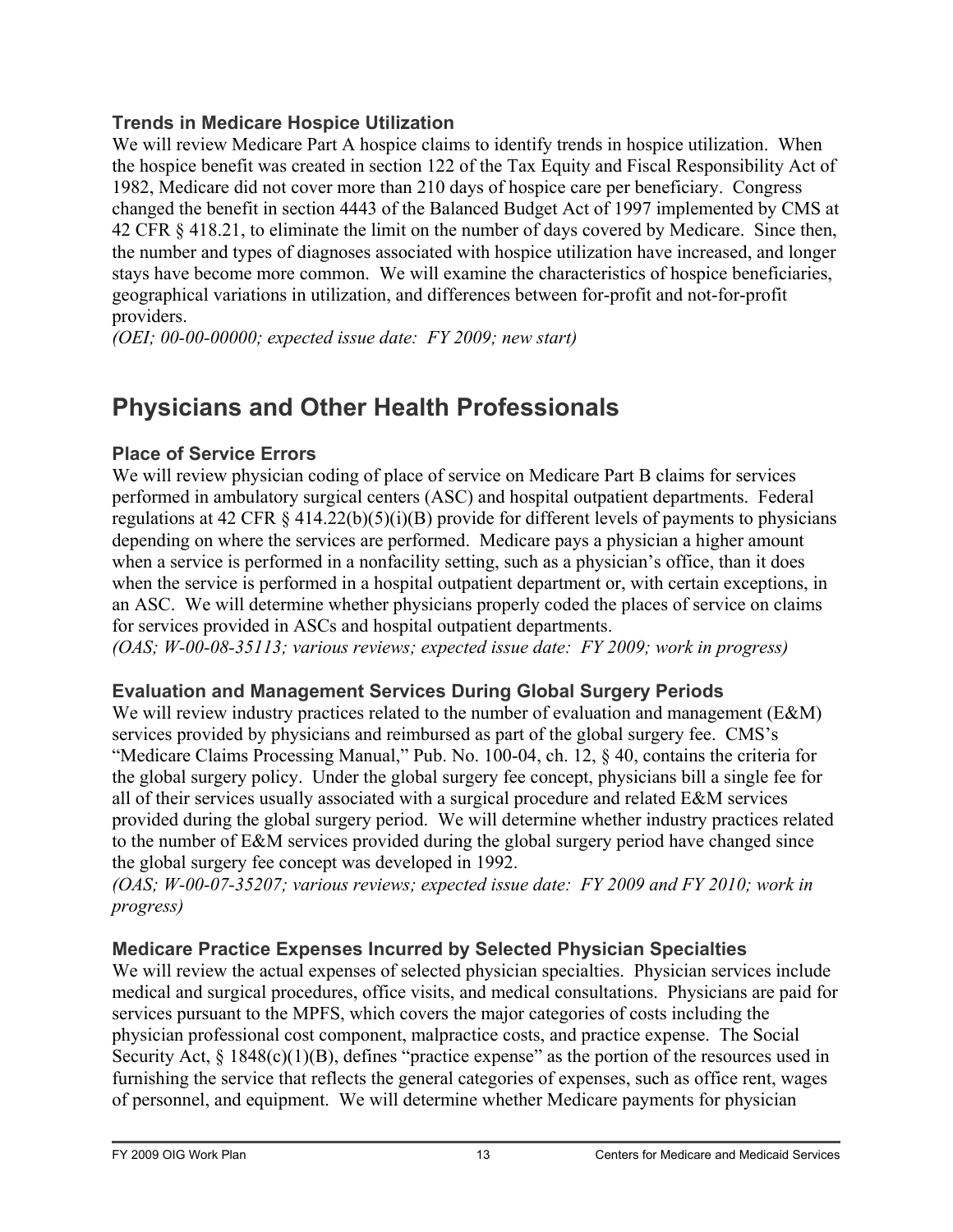### Trends in Medicare Hospice Utilization

We will review Medicare Part A hospice claims to identify trends in hospice utilization. When the hospice benefit was created in section 122 of the Tax Equity and Fiscal Responsibility Act of 1982, Medicare did not cover more than 210 days of hospice care per beneficiary. Congress changed the benefit in section 4443 of the Balanced Budget Act of 1997 implemented by CMS at 42 CFR § 418.21, to eliminate the limit on the number of days covered by Medicare. Since then, the number and types of diagnoses associated with hospice utilization have increased, and longer stays have become more common. We will examine the characteristics of hospice beneficiaries, geographical variations in utilization, and differences between for-profit and not-for-profit providers.
*(OEI; 00-00-00000; expected issue date: FY 2009; new start)*

## Physicians and Other Health Professionals

### Place of Service Errors

We will review physician coding of place of service on Medicare Part B claims for services performed in ambulatory surgical centers (ASC) and hospital outpatient departments. Federal regulations at 42 CFR § 414.22(b)(5)(i)(B) provide for different levels of payments to physicians depending on where the services are performed. Medicare pays a physician a higher amount when a service is performed in a nonfacility setting, such as a physician's office, than it does when the service is performed in a hospital outpatient department or, with certain exceptions, in an ASC. We will determine whether physicians properly coded the places of service on claims for services provided in ASCs and hospital outpatient departments.
*(OAS; W-00-08-35113; various reviews; expected issue date: FY 2009; work in progress)*

### Evaluation and Management Services During Global Surgery Periods

We will review industry practices related to the number of evaluation and management (E&M) services provided by physicians and reimbursed as part of the global surgery fee. CMS's "Medicare Claims Processing Manual," Pub. No. 100-04, ch. 12, § 40, contains the criteria for the global surgery policy. Under the global surgery fee concept, physicians bill a single fee for all of their services usually associated with a surgical procedure and related E&M services provided during the global surgery period. We will determine whether industry practices related to the number of E&M services provided during the global surgery period have changed since the global surgery fee concept was developed in 1992.
*(OAS; W-00-07-35207; various reviews; expected issue date: FY 2009 and FY 2010; work in progress)*

### Medicare Practice Expenses Incurred by Selected Physician Specialties

We will review the actual expenses of selected physician specialties. Physician services include medical and surgical procedures, office visits, and medical consultations. Physicians are paid for services pursuant to the MPFS, which covers the major categories of costs including the physician professional cost component, malpractice costs, and practice expense. The Social Security Act, § 1848(c)(1)(B), defines "practice expense" as the portion of the resources used in furnishing the service that reflects the general categories of expenses, such as office rent, wages of personnel, and equipment. We will determine whether Medicare payments for physician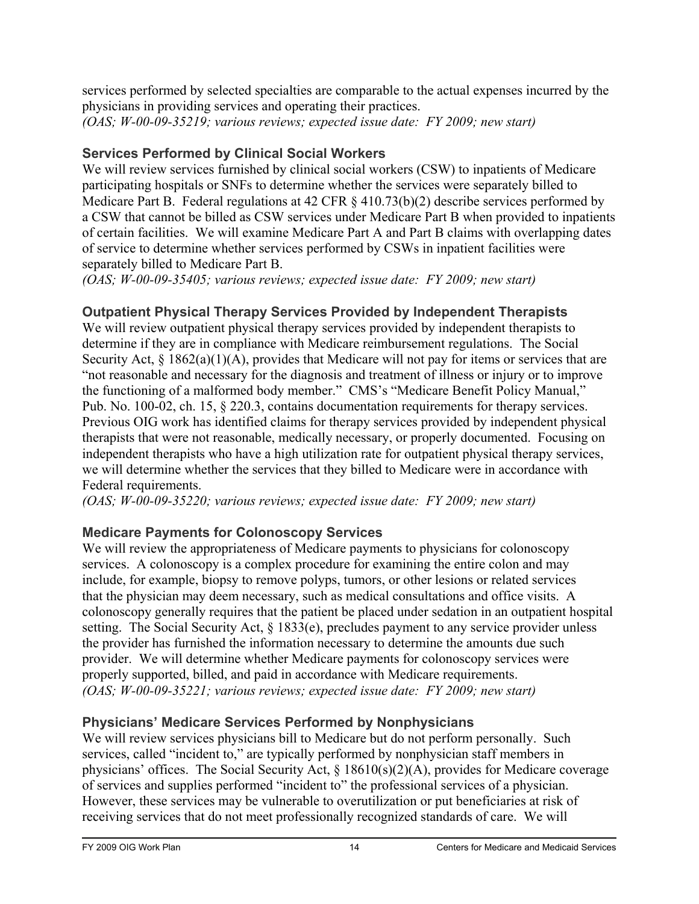services performed by selected specialties are comparable to the actual expenses incurred by the physicians in providing services and operating their practices.
*(OAS; W-00-09-35219; various reviews; expected issue date: FY 2009; new start)*

### Services Performed by Clinical Social Workers

We will review services furnished by clinical social workers (CSW) to inpatients of Medicare participating hospitals or SNFs to determine whether the services were separately billed to Medicare Part B. Federal regulations at 42 CFR § 410.73(b)(2) describe services performed by a CSW that cannot be billed as CSW services under Medicare Part B when provided to inpatients of certain facilities. We will examine Medicare Part A and Part B claims with overlapping dates of service to determine whether services performed by CSWs in inpatient facilities were separately billed to Medicare Part B.
*(OAS; W-00-09-35405; various reviews; expected issue date: FY 2009; new start)*

### Outpatient Physical Therapy Services Provided by Independent Therapists

We will review outpatient physical therapy services provided by independent therapists to determine if they are in compliance with Medicare reimbursement regulations. The Social Security Act, § 1862(a)(1)(A), provides that Medicare will not pay for items or services that are "not reasonable and necessary for the diagnosis and treatment of illness or injury or to improve the functioning of a malformed body member." CMS's "Medicare Benefit Policy Manual," Pub. No. 100-02, ch. 15, § 220.3, contains documentation requirements for therapy services. Previous OIG work has identified claims for therapy services provided by independent physical therapists that were not reasonable, medically necessary, or properly documented. Focusing on independent therapists who have a high utilization rate for outpatient physical therapy services, we will determine whether the services that they billed to Medicare were in accordance with Federal requirements.
*(OAS; W-00-09-35220; various reviews; expected issue date: FY 2009; new start)*

### Medicare Payments for Colonoscopy Services

We will review the appropriateness of Medicare payments to physicians for colonoscopy services. A colonoscopy is a complex procedure for examining the entire colon and may include, for example, biopsy to remove polyps, tumors, or other lesions or related services that the physician may deem necessary, such as medical consultations and office visits. A colonoscopy generally requires that the patient be placed under sedation in an outpatient hospital setting. The Social Security Act, § 1833(e), precludes payment to any service provider unless the provider has furnished the information necessary to determine the amounts due such provider. We will determine whether Medicare payments for colonoscopy services were properly supported, billed, and paid in accordance with Medicare requirements.
*(OAS; W-00-09-35221; various reviews; expected issue date: FY 2009; new start)*

### Physicians' Medicare Services Performed by Nonphysicians

We will review services physicians bill to Medicare but do not perform personally. Such services, called "incident to," are typically performed by nonphysician staff members in physicians' offices. The Social Security Act, § 18610(s)(2)(A), provides for Medicare coverage of services and supplies performed "incident to" the professional services of a physician. However, these services may be vulnerable to overutilization or put beneficiaries at risk of receiving services that do not meet professionally recognized standards of care. We will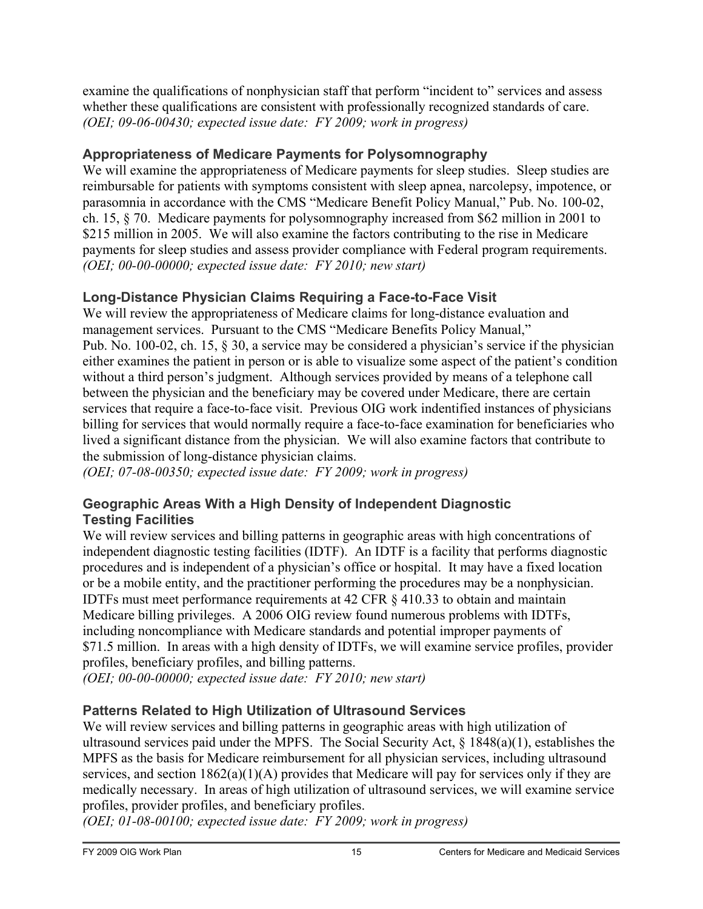examine the qualifications of nonphysician staff that perform "incident to" services and assess whether these qualifications are consistent with professionally recognized standards of care. *(OEI; 09-06-00430; expected issue date: FY 2009; work in progress)*

### Appropriateness of Medicare Payments for Polysomnography

We will examine the appropriateness of Medicare payments for sleep studies. Sleep studies are reimbursable for patients with symptoms consistent with sleep apnea, narcolepsy, impotence, or parasomnia in accordance with the CMS "Medicare Benefit Policy Manual," Pub. No. 100-02, ch. 15, § 70. Medicare payments for polysomnography increased from $62 million in 2001 to $215 million in 2005. We will also examine the factors contributing to the rise in Medicare payments for sleep studies and assess provider compliance with Federal program requirements. *(OEI; 00-00-00000; expected issue date: FY 2010; new start)*

### Long-Distance Physician Claims Requiring a Face-to-Face Visit

We will review the appropriateness of Medicare claims for long-distance evaluation and management services. Pursuant to the CMS "Medicare Benefits Policy Manual," Pub. No. 100-02, ch. 15, § 30, a service may be considered a physician's service if the physician either examines the patient in person or is able to visualize some aspect of the patient's condition without a third person's judgment. Although services provided by means of a telephone call between the physician and the beneficiary may be covered under Medicare, there are certain services that require a face-to-face visit. Previous OIG work indentified instances of physicians billing for services that would normally require a face-to-face examination for beneficiaries who lived a significant distance from the physician. We will also examine factors that contribute to the submission of long-distance physician claims.
*(OEI; 07-08-00350; expected issue date: FY 2009; work in progress)*

### Geographic Areas With a High Density of Independent Diagnostic Testing Facilities

We will review services and billing patterns in geographic areas with high concentrations of independent diagnostic testing facilities (IDTF). An IDTF is a facility that performs diagnostic procedures and is independent of a physician's office or hospital. It may have a fixed location or be a mobile entity, and the practitioner performing the procedures may be a nonphysician. IDTFs must meet performance requirements at 42 CFR § 410.33 to obtain and maintain Medicare billing privileges. A 2006 OIG review found numerous problems with IDTFs, including noncompliance with Medicare standards and potential improper payments of $71.5 million. In areas with a high density of IDTFs, we will examine service profiles, provider profiles, beneficiary profiles, and billing patterns.
*(OEI; 00-00-00000; expected issue date: FY 2010; new start)*

### Patterns Related to High Utilization of Ultrasound Services

We will review services and billing patterns in geographic areas with high utilization of ultrasound services paid under the MPFS. The Social Security Act, § 1848(a)(1), establishes the MPFS as the basis for Medicare reimbursement for all physician services, including ultrasound services, and section 1862(a)(1)(A) provides that Medicare will pay for services only if they are medically necessary. In areas of high utilization of ultrasound services, we will examine service profiles, provider profiles, and beneficiary profiles.
*(OEI; 01-08-00100; expected issue date: FY 2009; work in progress)*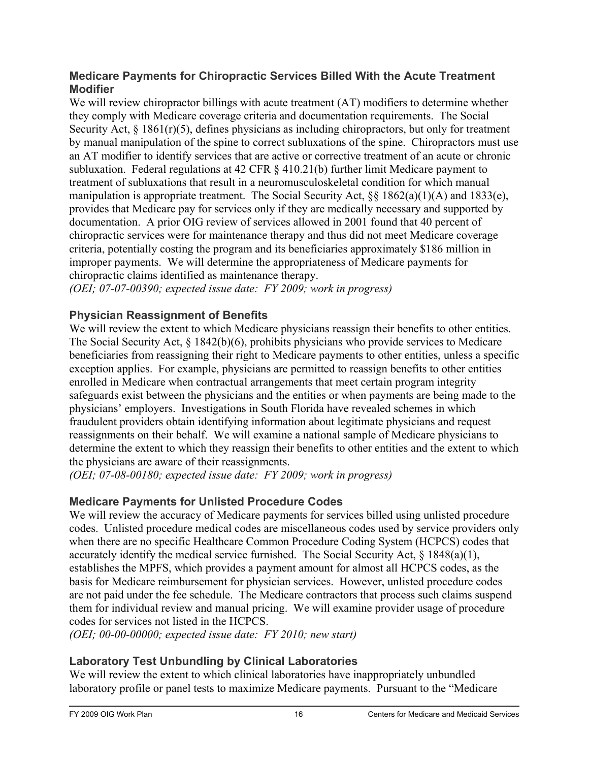### Medicare Payments for Chiropractic Services Billed With the Acute Treatment Modifier

We will review chiropractor billings with acute treatment (AT) modifiers to determine whether they comply with Medicare coverage criteria and documentation requirements. The Social Security Act, § 1861(r)(5), defines physicians as including chiropractors, but only for treatment by manual manipulation of the spine to correct subluxations of the spine. Chiropractors must use an AT modifier to identify services that are active or corrective treatment of an acute or chronic subluxation. Federal regulations at 42 CFR § 410.21(b) further limit Medicare payment to treatment of subluxations that result in a neuromusculoskeletal condition for which manual manipulation is appropriate treatment. The Social Security Act, §§ 1862(a)(1)(A) and 1833(e), provides that Medicare pay for services only if they are medically necessary and supported by documentation. A prior OIG review of services allowed in 2001 found that 40 percent of chiropractic services were for maintenance therapy and thus did not meet Medicare coverage criteria, potentially costing the program and its beneficiaries approximately $186 million in improper payments. We will determine the appropriateness of Medicare payments for chiropractic claims identified as maintenance therapy.

*(OEI; 07-07-00390; expected issue date: FY 2009; work in progress)*

### Physician Reassignment of Benefits

We will review the extent to which Medicare physicians reassign their benefits to other entities. The Social Security Act, § 1842(b)(6), prohibits physicians who provide services to Medicare beneficiaries from reassigning their right to Medicare payments to other entities, unless a specific exception applies. For example, physicians are permitted to reassign benefits to other entities enrolled in Medicare when contractual arrangements that meet certain program integrity safeguards exist between the physicians and the entities or when payments are being made to the physicians' employers. Investigations in South Florida have revealed schemes in which fraudulent providers obtain identifying information about legitimate physicians and request reassignments on their behalf. We will examine a national sample of Medicare physicians to determine the extent to which they reassign their benefits to other entities and the extent to which the physicians are aware of their reassignments.

*(OEI; 07-08-00180; expected issue date: FY 2009; work in progress)*

### Medicare Payments for Unlisted Procedure Codes

We will review the accuracy of Medicare payments for services billed using unlisted procedure codes. Unlisted procedure medical codes are miscellaneous codes used by service providers only when there are no specific Healthcare Common Procedure Coding System (HCPCS) codes that accurately identify the medical service furnished. The Social Security Act, § 1848(a)(1), establishes the MPFS, which provides a payment amount for almost all HCPCS codes, as the basis for Medicare reimbursement for physician services. However, unlisted procedure codes are not paid under the fee schedule. The Medicare contractors that process such claims suspend them for individual review and manual pricing. We will examine provider usage of procedure codes for services not listed in the HCPCS.

*(OEI; 00-00-00000; expected issue date: FY 2010; new start)*

### Laboratory Test Unbundling by Clinical Laboratories

We will review the extent to which clinical laboratories have inappropriately unbundled laboratory profile or panel tests to maximize Medicare payments. Pursuant to the "Medicare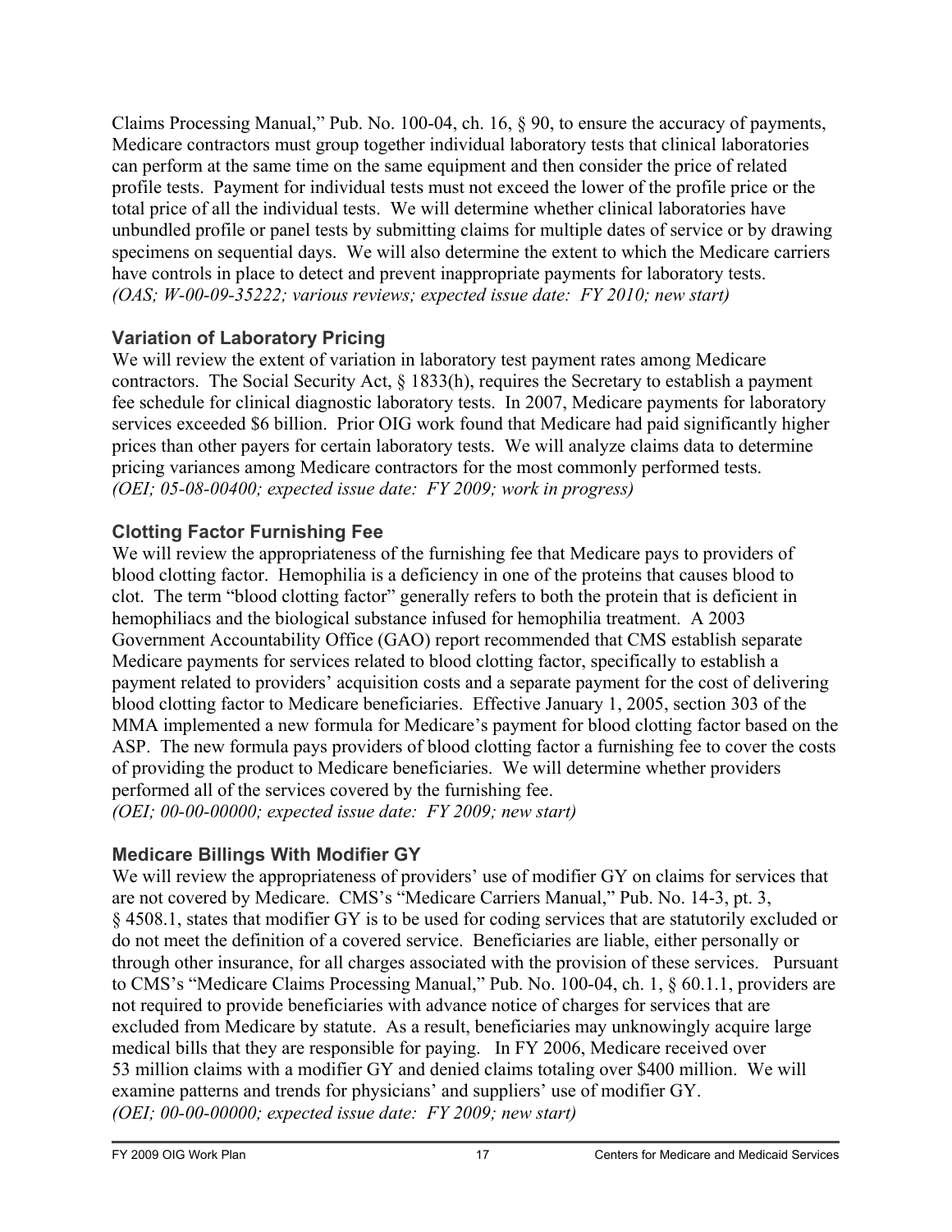Claims Processing Manual," Pub. No. 100-04, ch. 16, § 90, to ensure the accuracy of payments, Medicare contractors must group together individual laboratory tests that clinical laboratories can perform at the same time on the same equipment and then consider the price of related profile tests. Payment for individual tests must not exceed the lower of the profile price or the total price of all the individual tests. We will determine whether clinical laboratories have unbundled profile or panel tests by submitting claims for multiple dates of service or by drawing specimens on sequential days. We will also determine the extent to which the Medicare carriers have controls in place to detect and prevent inappropriate payments for laboratory tests.
*(OAS; W-00-09-35222; various reviews; expected issue date: FY 2010; new start)*

### Variation of Laboratory Pricing

We will review the extent of variation in laboratory test payment rates among Medicare contractors. The Social Security Act, § 1833(h), requires the Secretary to establish a payment fee schedule for clinical diagnostic laboratory tests. In 2007, Medicare payments for laboratory services exceeded $6 billion. Prior OIG work found that Medicare had paid significantly higher prices than other payers for certain laboratory tests. We will analyze claims data to determine pricing variances among Medicare contractors for the most commonly performed tests.
*(OEI; 05-08-00400; expected issue date: FY 2009; work in progress)*

### Clotting Factor Furnishing Fee

We will review the appropriateness of the furnishing fee that Medicare pays to providers of blood clotting factor. Hemophilia is a deficiency in one of the proteins that causes blood to clot. The term "blood clotting factor" generally refers to both the protein that is deficient in hemophiliacs and the biological substance infused for hemophilia treatment. A 2003 Government Accountability Office (GAO) report recommended that CMS establish separate Medicare payments for services related to blood clotting factor, specifically to establish a payment related to providers' acquisition costs and a separate payment for the cost of delivering blood clotting factor to Medicare beneficiaries. Effective January 1, 2005, section 303 of the MMA implemented a new formula for Medicare's payment for blood clotting factor based on the ASP. The new formula pays providers of blood clotting factor a furnishing fee to cover the costs of providing the product to Medicare beneficiaries. We will determine whether providers performed all of the services covered by the furnishing fee.
*(OEI; 00-00-00000; expected issue date: FY 2009; new start)*

### Medicare Billings With Modifier GY

We will review the appropriateness of providers' use of modifier GY on claims for services that are not covered by Medicare. CMS's "Medicare Carriers Manual," Pub. No. 14-3, pt. 3, § 4508.1, states that modifier GY is to be used for coding services that are statutorily excluded or do not meet the definition of a covered service. Beneficiaries are liable, either personally or through other insurance, for all charges associated with the provision of these services. Pursuant to CMS's "Medicare Claims Processing Manual," Pub. No. 100-04, ch. 1, § 60.1.1, providers are not required to provide beneficiaries with advance notice of charges for services that are excluded from Medicare by statute. As a result, beneficiaries may unknowingly acquire large medical bills that they are responsible for paying. In FY 2006, Medicare received over 53 million claims with a modifier GY and denied claims totaling over $400 million. We will examine patterns and trends for physicians' and suppliers' use of modifier GY.
*(OEI; 00-00-00000; expected issue date: FY 2009; new start)*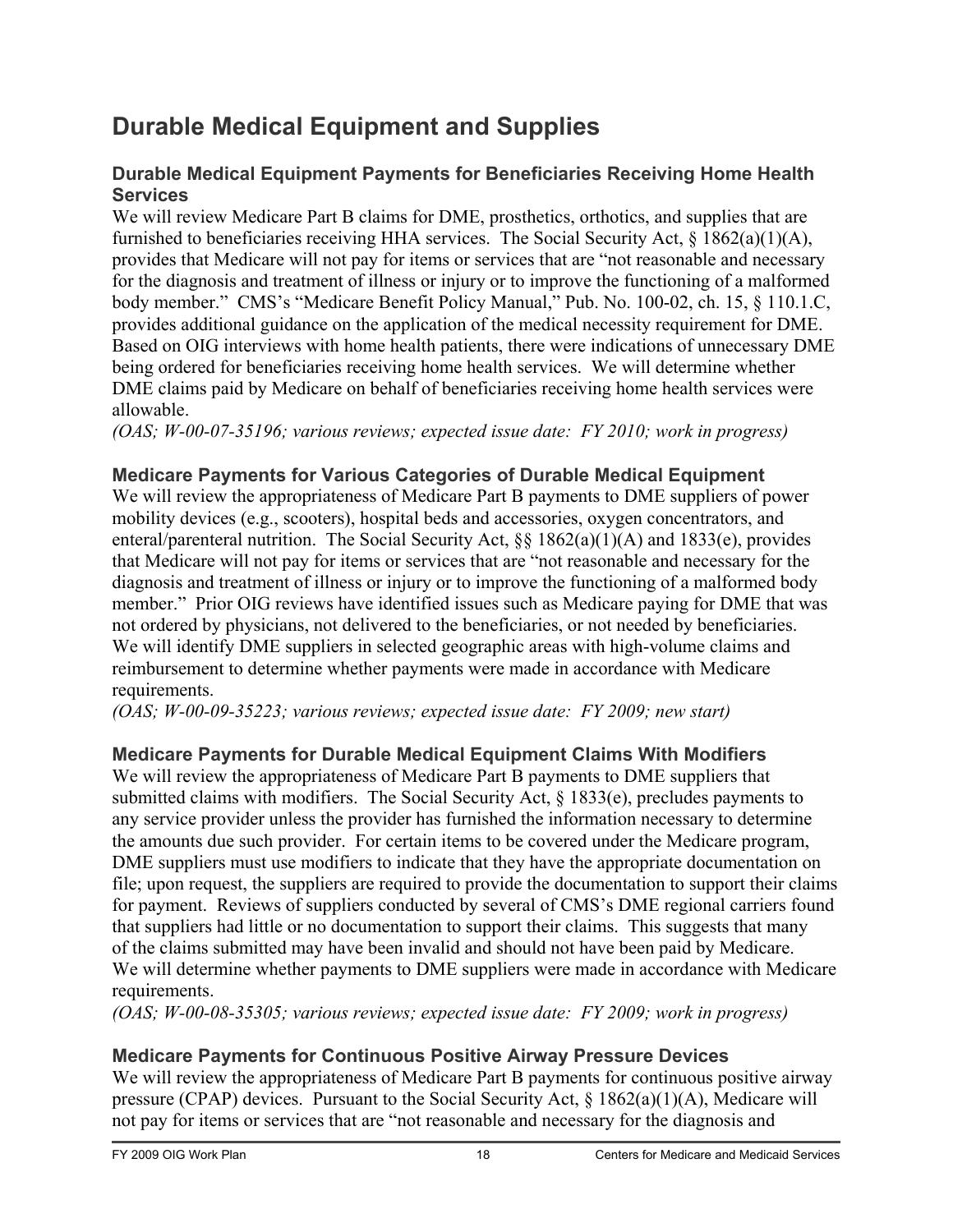# Durable Medical Equipment and Supplies

### Durable Medical Equipment Payments for Beneficiaries Receiving Home Health Services

We will review Medicare Part B claims for DME, prosthetics, orthotics, and supplies that are furnished to beneficiaries receiving HHA services. The Social Security Act, § 1862(a)(1)(A), provides that Medicare will not pay for items or services that are "not reasonable and necessary for the diagnosis and treatment of illness or injury or to improve the functioning of a malformed body member." CMS's "Medicare Benefit Policy Manual," Pub. No. 100-02, ch. 15, § 110.1.C, provides additional guidance on the application of the medical necessity requirement for DME. Based on OIG interviews with home health patients, there were indications of unnecessary DME being ordered for beneficiaries receiving home health services. We will determine whether DME claims paid by Medicare on behalf of beneficiaries receiving home health services were allowable.

*(OAS; W-00-07-35196; various reviews; expected issue date: FY 2010; work in progress)*

### Medicare Payments for Various Categories of Durable Medical Equipment

We will review the appropriateness of Medicare Part B payments to DME suppliers of power mobility devices (e.g., scooters), hospital beds and accessories, oxygen concentrators, and enteral/parenteral nutrition. The Social Security Act, §§ 1862(a)(1)(A) and 1833(e), provides that Medicare will not pay for items or services that are "not reasonable and necessary for the diagnosis and treatment of illness or injury or to improve the functioning of a malformed body member." Prior OIG reviews have identified issues such as Medicare paying for DME that was not ordered by physicians, not delivered to the beneficiaries, or not needed by beneficiaries. We will identify DME suppliers in selected geographic areas with high-volume claims and reimbursement to determine whether payments were made in accordance with Medicare requirements.

*(OAS; W-00-09-35223; various reviews; expected issue date: FY 2009; new start)*

### Medicare Payments for Durable Medical Equipment Claims With Modifiers

We will review the appropriateness of Medicare Part B payments to DME suppliers that submitted claims with modifiers. The Social Security Act, § 1833(e), precludes payments to any service provider unless the provider has furnished the information necessary to determine the amounts due such provider. For certain items to be covered under the Medicare program, DME suppliers must use modifiers to indicate that they have the appropriate documentation on file; upon request, the suppliers are required to provide the documentation to support their claims for payment. Reviews of suppliers conducted by several of CMS's DME regional carriers found that suppliers had little or no documentation to support their claims. This suggests that many of the claims submitted may have been invalid and should not have been paid by Medicare. We will determine whether payments to DME suppliers were made in accordance with Medicare requirements.

*(OAS; W-00-08-35305; various reviews; expected issue date: FY 2009; work in progress)*

### Medicare Payments for Continuous Positive Airway Pressure Devices

We will review the appropriateness of Medicare Part B payments for continuous positive airway pressure (CPAP) devices. Pursuant to the Social Security Act, § 1862(a)(1)(A), Medicare will not pay for items or services that are "not reasonable and necessary for the diagnosis and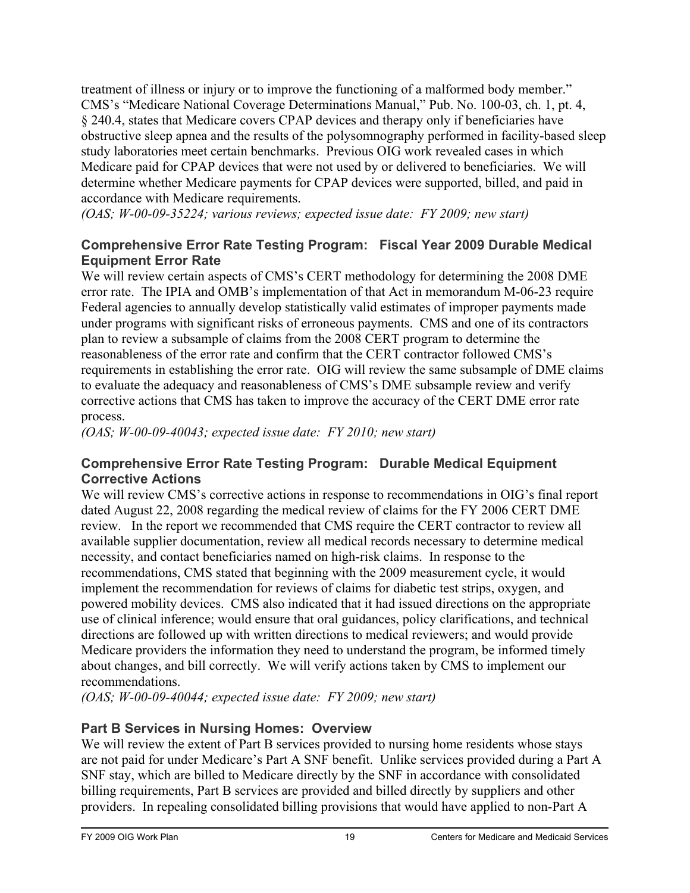treatment of illness or injury or to improve the functioning of a malformed body member." CMS's "Medicare National Coverage Determinations Manual," Pub. No. 100-03, ch. 1, pt. 4, § 240.4, states that Medicare covers CPAP devices and therapy only if beneficiaries have obstructive sleep apnea and the results of the polysomnography performed in facility-based sleep study laboratories meet certain benchmarks. Previous OIG work revealed cases in which Medicare paid for CPAP devices that were not used by or delivered to beneficiaries. We will determine whether Medicare payments for CPAP devices were supported, billed, and paid in accordance with Medicare requirements.
*(OAS; W-00-09-35224; various reviews; expected issue date: FY 2009; new start)*

### Comprehensive Error Rate Testing Program: Fiscal Year 2009 Durable Medical Equipment Error Rate

We will review certain aspects of CMS's CERT methodology for determining the 2008 DME error rate. The IPIA and OMB's implementation of that Act in memorandum M-06-23 require Federal agencies to annually develop statistically valid estimates of improper payments made under programs with significant risks of erroneous payments. CMS and one of its contractors plan to review a subsample of claims from the 2008 CERT program to determine the reasonableness of the error rate and confirm that the CERT contractor followed CMS's requirements in establishing the error rate. OIG will review the same subsample of DME claims to evaluate the adequacy and reasonableness of CMS's DME subsample review and verify corrective actions that CMS has taken to improve the accuracy of the CERT DME error rate process.
*(OAS; W-00-09-40043; expected issue date: FY 2010; new start)*

### Comprehensive Error Rate Testing Program: Durable Medical Equipment Corrective Actions

We will review CMS's corrective actions in response to recommendations in OIG's final report dated August 22, 2008 regarding the medical review of claims for the FY 2006 CERT DME review. In the report we recommended that CMS require the CERT contractor to review all available supplier documentation, review all medical records necessary to determine medical necessity, and contact beneficiaries named on high-risk claims. In response to the recommendations, CMS stated that beginning with the 2009 measurement cycle, it would implement the recommendation for reviews of claims for diabetic test strips, oxygen, and powered mobility devices. CMS also indicated that it had issued directions on the appropriate use of clinical inference; would ensure that oral guidances, policy clarifications, and technical directions are followed up with written directions to medical reviewers; and would provide Medicare providers the information they need to understand the program, be informed timely about changes, and bill correctly. We will verify actions taken by CMS to implement our recommendations.
*(OAS; W-00-09-40044; expected issue date: FY 2009; new start)*

### Part B Services in Nursing Homes: Overview

We will review the extent of Part B services provided to nursing home residents whose stays are not paid for under Medicare's Part A SNF benefit. Unlike services provided during a Part A SNF stay, which are billed to Medicare directly by the SNF in accordance with consolidated billing requirements, Part B services are provided and billed directly by suppliers and other providers. In repealing consolidated billing provisions that would have applied to non-Part A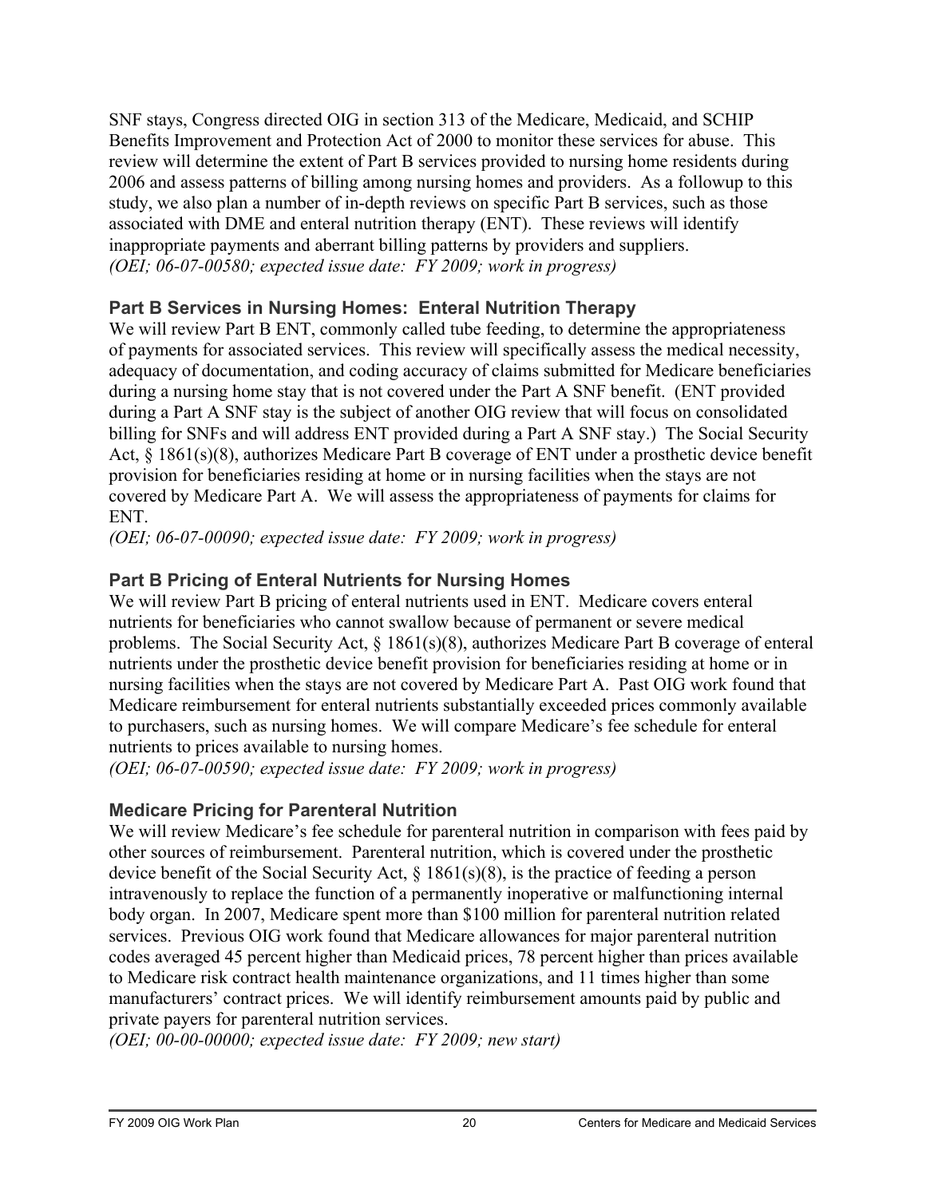SNF stays, Congress directed OIG in section 313 of the Medicare, Medicaid, and SCHIP Benefits Improvement and Protection Act of 2000 to monitor these services for abuse. This review will determine the extent of Part B services provided to nursing home residents during 2006 and assess patterns of billing among nursing homes and providers. As a followup to this study, we also plan a number of in-depth reviews on specific Part B services, such as those associated with DME and enteral nutrition therapy (ENT). These reviews will identify inappropriate payments and aberrant billing patterns by providers and suppliers.
*(OEI; 06-07-00580; expected issue date: FY 2009; work in progress)*

### Part B Services in Nursing Homes: Enteral Nutrition Therapy

We will review Part B ENT, commonly called tube feeding, to determine the appropriateness of payments for associated services. This review will specifically assess the medical necessity, adequacy of documentation, and coding accuracy of claims submitted for Medicare beneficiaries during a nursing home stay that is not covered under the Part A SNF benefit. (ENT provided during a Part A SNF stay is the subject of another OIG review that will focus on consolidated billing for SNFs and will address ENT provided during a Part A SNF stay.) The Social Security Act, § 1861(s)(8), authorizes Medicare Part B coverage of ENT under a prosthetic device benefit provision for beneficiaries residing at home or in nursing facilities when the stays are not covered by Medicare Part A. We will assess the appropriateness of payments for claims for ENT.
*(OEI; 06-07-00090; expected issue date: FY 2009; work in progress)*

### Part B Pricing of Enteral Nutrients for Nursing Homes

We will review Part B pricing of enteral nutrients used in ENT. Medicare covers enteral nutrients for beneficiaries who cannot swallow because of permanent or severe medical problems. The Social Security Act, § 1861(s)(8), authorizes Medicare Part B coverage of enteral nutrients under the prosthetic device benefit provision for beneficiaries residing at home or in nursing facilities when the stays are not covered by Medicare Part A. Past OIG work found that Medicare reimbursement for enteral nutrients substantially exceeded prices commonly available to purchasers, such as nursing homes. We will compare Medicare's fee schedule for enteral nutrients to prices available to nursing homes.
*(OEI; 06-07-00590; expected issue date: FY 2009; work in progress)*

### Medicare Pricing for Parenteral Nutrition

We will review Medicare's fee schedule for parenteral nutrition in comparison with fees paid by other sources of reimbursement. Parenteral nutrition, which is covered under the prosthetic device benefit of the Social Security Act, § 1861(s)(8), is the practice of feeding a person intravenously to replace the function of a permanently inoperative or malfunctioning internal body organ. In 2007, Medicare spent more than $100 million for parenteral nutrition related services. Previous OIG work found that Medicare allowances for major parenteral nutrition codes averaged 45 percent higher than Medicaid prices, 78 percent higher than prices available to Medicare risk contract health maintenance organizations, and 11 times higher than some manufacturers' contract prices. We will identify reimbursement amounts paid by public and private payers for parenteral nutrition services.
*(OEI; 00-00-00000; expected issue date: FY 2009; new start)*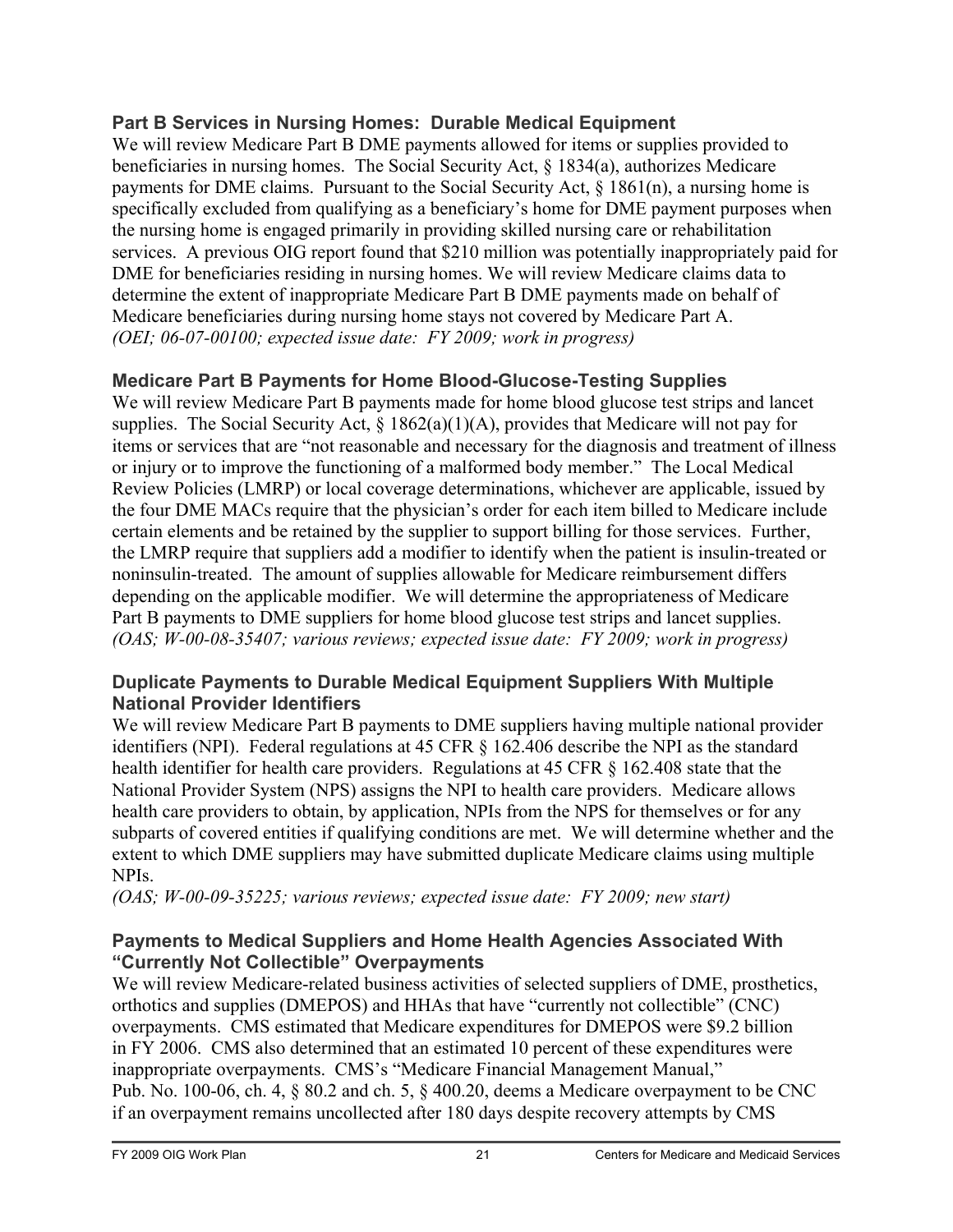### Part B Services in Nursing Homes: Durable Medical Equipment

We will review Medicare Part B DME payments allowed for items or supplies provided to beneficiaries in nursing homes. The Social Security Act, § 1834(a), authorizes Medicare payments for DME claims. Pursuant to the Social Security Act, § 1861(n), a nursing home is specifically excluded from qualifying as a beneficiary's home for DME payment purposes when the nursing home is engaged primarily in providing skilled nursing care or rehabilitation services. A previous OIG report found that $210 million was potentially inappropriately paid for DME for beneficiaries residing in nursing homes. We will review Medicare claims data to determine the extent of inappropriate Medicare Part B DME payments made on behalf of Medicare beneficiaries during nursing home stays not covered by Medicare Part A.
*(OEI; 06-07-00100; expected issue date: FY 2009; work in progress)*

### Medicare Part B Payments for Home Blood-Glucose-Testing Supplies

We will review Medicare Part B payments made for home blood glucose test strips and lancet supplies. The Social Security Act, § 1862(a)(1)(A), provides that Medicare will not pay for items or services that are "not reasonable and necessary for the diagnosis and treatment of illness or injury or to improve the functioning of a malformed body member." The Local Medical Review Policies (LMRP) or local coverage determinations, whichever are applicable, issued by the four DME MACs require that the physician's order for each item billed to Medicare include certain elements and be retained by the supplier to support billing for those services. Further, the LMRP require that suppliers add a modifier to identify when the patient is insulin-treated or noninsulin-treated. The amount of supplies allowable for Medicare reimbursement differs depending on the applicable modifier. We will determine the appropriateness of Medicare Part B payments to DME suppliers for home blood glucose test strips and lancet supplies.
*(OAS; W-00-08-35407; various reviews; expected issue date: FY 2009; work in progress)*

### Duplicate Payments to Durable Medical Equipment Suppliers With Multiple National Provider Identifiers

We will review Medicare Part B payments to DME suppliers having multiple national provider identifiers (NPI). Federal regulations at 45 CFR § 162.406 describe the NPI as the standard health identifier for health care providers. Regulations at 45 CFR § 162.408 state that the National Provider System (NPS) assigns the NPI to health care providers. Medicare allows health care providers to obtain, by application, NPIs from the NPS for themselves or for any subparts of covered entities if qualifying conditions are met. We will determine whether and the extent to which DME suppliers may have submitted duplicate Medicare claims using multiple NPIs.
*(OAS; W-00-09-35225; various reviews; expected issue date: FY 2009; new start)*

### Payments to Medical Suppliers and Home Health Agencies Associated With "Currently Not Collectible" Overpayments

We will review Medicare-related business activities of selected suppliers of DME, prosthetics, orthotics and supplies (DMEPOS) and HHAs that have "currently not collectible" (CNC) overpayments. CMS estimated that Medicare expenditures for DMEPOS were $9.2 billion in FY 2006. CMS also determined that an estimated 10 percent of these expenditures were inappropriate overpayments. CMS's "Medicare Financial Management Manual," Pub. No. 100-06, ch. 4, § 80.2 and ch. 5, § 400.20, deems a Medicare overpayment to be CNC if an overpayment remains uncollected after 180 days despite recovery attempts by CMS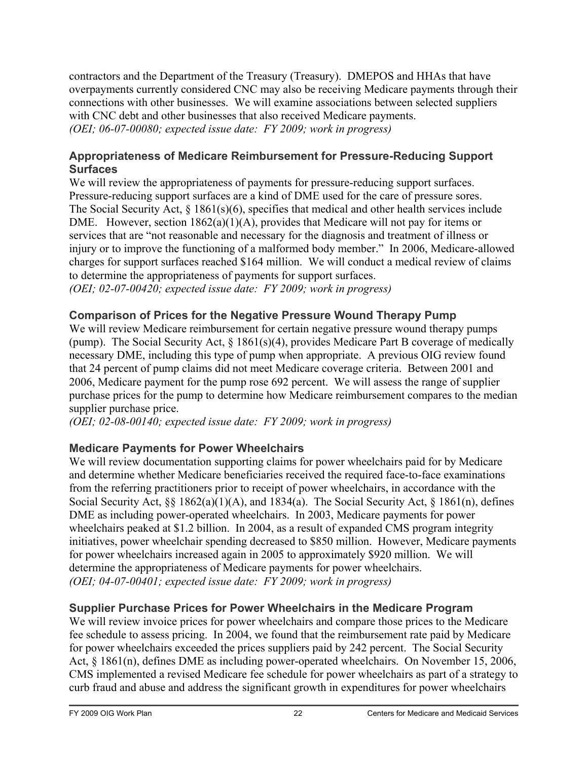contractors and the Department of the Treasury (Treasury). DMEPOS and HHAs that have overpayments currently considered CNC may also be receiving Medicare payments through their connections with other businesses. We will examine associations between selected suppliers with CNC debt and other businesses that also received Medicare payments.
*(OEI; 06-07-00080; expected issue date: FY 2009; work in progress)*

### Appropriateness of Medicare Reimbursement for Pressure-Reducing Support Surfaces

We will review the appropriateness of payments for pressure-reducing support surfaces. Pressure-reducing support surfaces are a kind of DME used for the care of pressure sores. The Social Security Act, § 1861(s)(6), specifies that medical and other health services include DME. However, section 1862(a)(1)(A), provides that Medicare will not pay for items or services that are "not reasonable and necessary for the diagnosis and treatment of illness or injury or to improve the functioning of a malformed body member." In 2006, Medicare-allowed charges for support surfaces reached $164 million. We will conduct a medical review of claims to determine the appropriateness of payments for support surfaces.
*(OEI; 02-07-00420; expected issue date: FY 2009; work in progress)*

### Comparison of Prices for the Negative Pressure Wound Therapy Pump

We will review Medicare reimbursement for certain negative pressure wound therapy pumps (pump). The Social Security Act, § 1861(s)(4), provides Medicare Part B coverage of medically necessary DME, including this type of pump when appropriate. A previous OIG review found that 24 percent of pump claims did not meet Medicare coverage criteria. Between 2001 and 2006, Medicare payment for the pump rose 692 percent. We will assess the range of supplier purchase prices for the pump to determine how Medicare reimbursement compares to the median supplier purchase price.
*(OEI; 02-08-00140; expected issue date: FY 2009; work in progress)*

### Medicare Payments for Power Wheelchairs

We will review documentation supporting claims for power wheelchairs paid for by Medicare and determine whether Medicare beneficiaries received the required face-to-face examinations from the referring practitioners prior to receipt of power wheelchairs, in accordance with the Social Security Act, §§ 1862(a)(1)(A), and 1834(a). The Social Security Act, § 1861(n), defines DME as including power-operated wheelchairs. In 2003, Medicare payments for power wheelchairs peaked at $1.2 billion. In 2004, as a result of expanded CMS program integrity initiatives, power wheelchair spending decreased to $850 million. However, Medicare payments for power wheelchairs increased again in 2005 to approximately $920 million. We will determine the appropriateness of Medicare payments for power wheelchairs.
*(OEI; 04-07-00401; expected issue date: FY 2009; work in progress)*

### Supplier Purchase Prices for Power Wheelchairs in the Medicare Program

We will review invoice prices for power wheelchairs and compare those prices to the Medicare fee schedule to assess pricing. In 2004, we found that the reimbursement rate paid by Medicare for power wheelchairs exceeded the prices suppliers paid by 242 percent. The Social Security Act, § 1861(n), defines DME as including power-operated wheelchairs. On November 15, 2006, CMS implemented a revised Medicare fee schedule for power wheelchairs as part of a strategy to curb fraud and abuse and address the significant growth in expenditures for power wheelchairs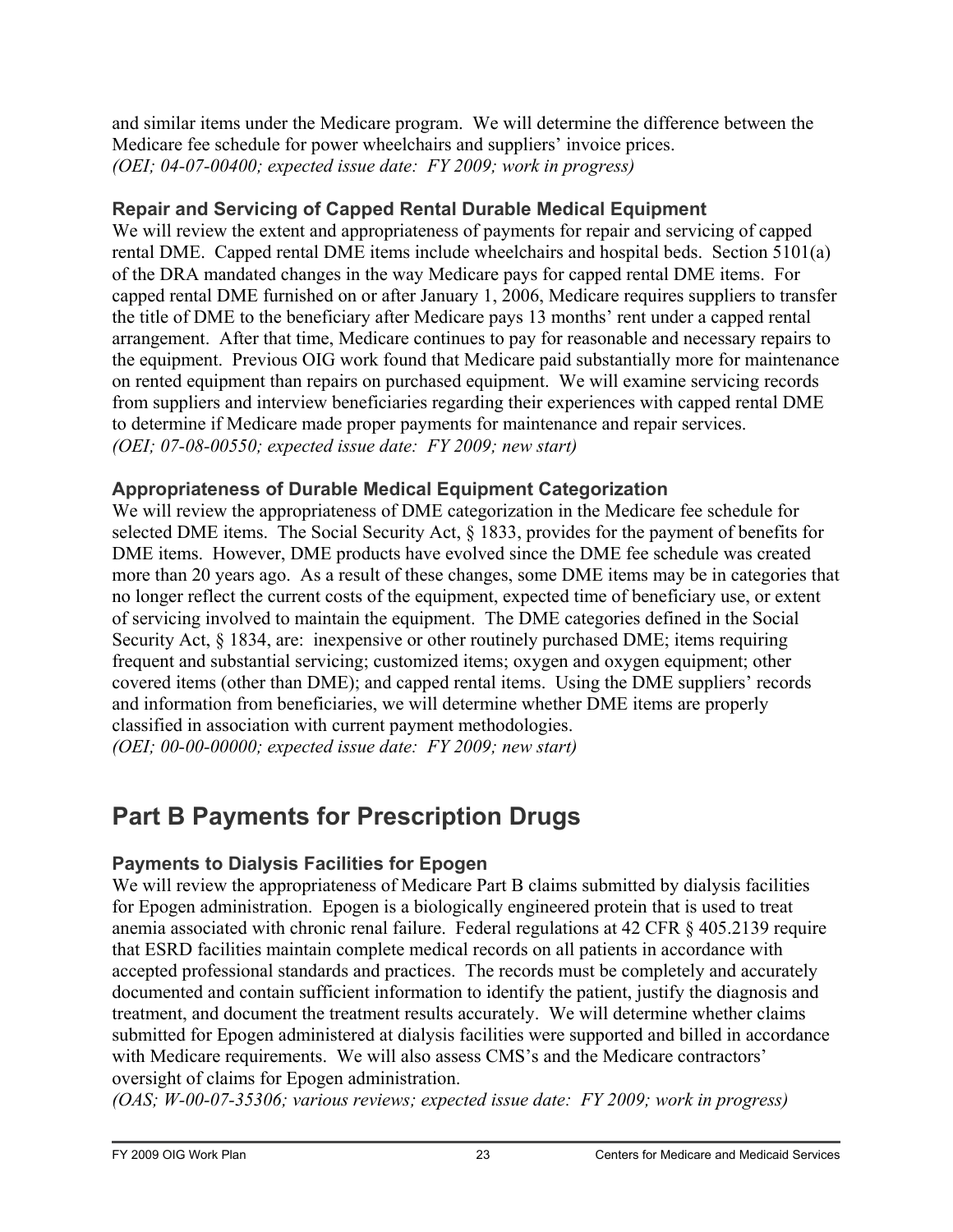and similar items under the Medicare program. We will determine the difference between the Medicare fee schedule for power wheelchairs and suppliers' invoice prices.
*(OEI; 04-07-00400; expected issue date: FY 2009; work in progress)*

### Repair and Servicing of Capped Rental Durable Medical Equipment

We will review the extent and appropriateness of payments for repair and servicing of capped rental DME. Capped rental DME items include wheelchairs and hospital beds. Section 5101(a) of the DRA mandated changes in the way Medicare pays for capped rental DME items. For capped rental DME furnished on or after January 1, 2006, Medicare requires suppliers to transfer the title of DME to the beneficiary after Medicare pays 13 months' rent under a capped rental arrangement. After that time, Medicare continues to pay for reasonable and necessary repairs to the equipment. Previous OIG work found that Medicare paid substantially more for maintenance on rented equipment than repairs on purchased equipment. We will examine servicing records from suppliers and interview beneficiaries regarding their experiences with capped rental DME to determine if Medicare made proper payments for maintenance and repair services.
*(OEI; 07-08-00550; expected issue date: FY 2009; new start)*

### Appropriateness of Durable Medical Equipment Categorization

We will review the appropriateness of DME categorization in the Medicare fee schedule for selected DME items. The Social Security Act, § 1833, provides for the payment of benefits for DME items. However, DME products have evolved since the DME fee schedule was created more than 20 years ago. As a result of these changes, some DME items may be in categories that no longer reflect the current costs of the equipment, expected time of beneficiary use, or extent of servicing involved to maintain the equipment. The DME categories defined in the Social Security Act, § 1834, are: inexpensive or other routinely purchased DME; items requiring frequent and substantial servicing; customized items; oxygen and oxygen equipment; other covered items (other than DME); and capped rental items. Using the DME suppliers' records and information from beneficiaries, we will determine whether DME items are properly classified in association with current payment methodologies.
*(OEI; 00-00-00000; expected issue date: FY 2009; new start)*

## Part B Payments for Prescription Drugs

### Payments to Dialysis Facilities for Epogen

We will review the appropriateness of Medicare Part B claims submitted by dialysis facilities for Epogen administration. Epogen is a biologically engineered protein that is used to treat anemia associated with chronic renal failure. Federal regulations at 42 CFR § 405.2139 require that ESRD facilities maintain complete medical records on all patients in accordance with accepted professional standards and practices. The records must be completely and accurately documented and contain sufficient information to identify the patient, justify the diagnosis and treatment, and document the treatment results accurately. We will determine whether claims submitted for Epogen administered at dialysis facilities were supported and billed in accordance with Medicare requirements. We will also assess CMS's and the Medicare contractors' oversight of claims for Epogen administration.
*(OAS; W-00-07-35306; various reviews; expected issue date: FY 2009; work in progress)*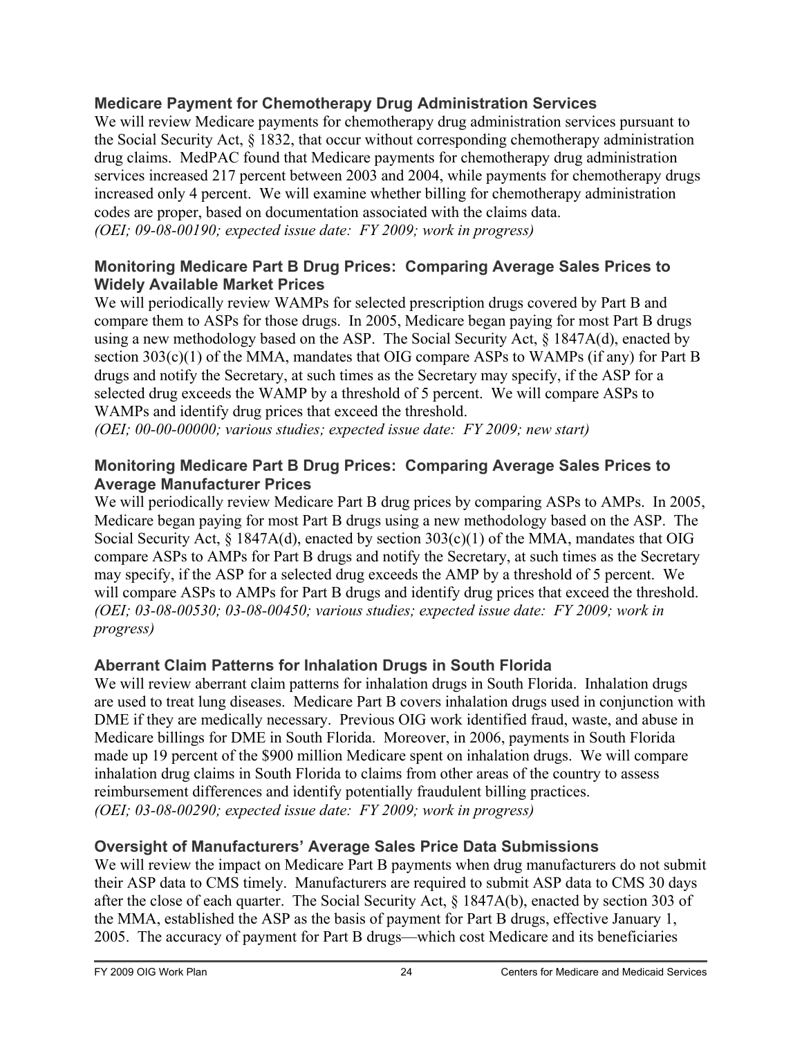### Medicare Payment for Chemotherapy Drug Administration Services

We will review Medicare payments for chemotherapy drug administration services pursuant to the Social Security Act, § 1832, that occur without corresponding chemotherapy administration drug claims. MedPAC found that Medicare payments for chemotherapy drug administration services increased 217 percent between 2003 and 2004, while payments for chemotherapy drugs increased only 4 percent. We will examine whether billing for chemotherapy administration codes are proper, based on documentation associated with the claims data.
*(OEI; 09-08-00190; expected issue date: FY 2009; work in progress)*

### Monitoring Medicare Part B Drug Prices: Comparing Average Sales Prices to Widely Available Market Prices

We will periodically review WAMPs for selected prescription drugs covered by Part B and compare them to ASPs for those drugs. In 2005, Medicare began paying for most Part B drugs using a new methodology based on the ASP. The Social Security Act, § 1847A(d), enacted by section 303(c)(1) of the MMA, mandates that OIG compare ASPs to WAMPs (if any) for Part B drugs and notify the Secretary, at such times as the Secretary may specify, if the ASP for a selected drug exceeds the WAMP by a threshold of 5 percent. We will compare ASPs to WAMPs and identify drug prices that exceed the threshold.
*(OEI; 00-00-00000; various studies; expected issue date: FY 2009; new start)*

### Monitoring Medicare Part B Drug Prices: Comparing Average Sales Prices to Average Manufacturer Prices

We will periodically review Medicare Part B drug prices by comparing ASPs to AMPs. In 2005, Medicare began paying for most Part B drugs using a new methodology based on the ASP. The Social Security Act, § 1847A(d), enacted by section 303(c)(1) of the MMA, mandates that OIG compare ASPs to AMPs for Part B drugs and notify the Secretary, at such times as the Secretary may specify, if the ASP for a selected drug exceeds the AMP by a threshold of 5 percent. We will compare ASPs to AMPs for Part B drugs and identify drug prices that exceed the threshold.
*(OEI; 03-08-00530; 03-08-00450; various studies; expected issue date: FY 2009; work in progress)*

### Aberrant Claim Patterns for Inhalation Drugs in South Florida

We will review aberrant claim patterns for inhalation drugs in South Florida. Inhalation drugs are used to treat lung diseases. Medicare Part B covers inhalation drugs used in conjunction with DME if they are medically necessary. Previous OIG work identified fraud, waste, and abuse in Medicare billings for DME in South Florida. Moreover, in 2006, payments in South Florida made up 19 percent of the $900 million Medicare spent on inhalation drugs. We will compare inhalation drug claims in South Florida to claims from other areas of the country to assess reimbursement differences and identify potentially fraudulent billing practices.
*(OEI; 03-08-00290; expected issue date: FY 2009; work in progress)*

### Oversight of Manufacturers' Average Sales Price Data Submissions

We will review the impact on Medicare Part B payments when drug manufacturers do not submit their ASP data to CMS timely. Manufacturers are required to submit ASP data to CMS 30 days after the close of each quarter. The Social Security Act, § 1847A(b), enacted by section 303 of the MMA, established the ASP as the basis of payment for Part B drugs, effective January 1, 2005. The accuracy of payment for Part B drugs—which cost Medicare and its beneficiaries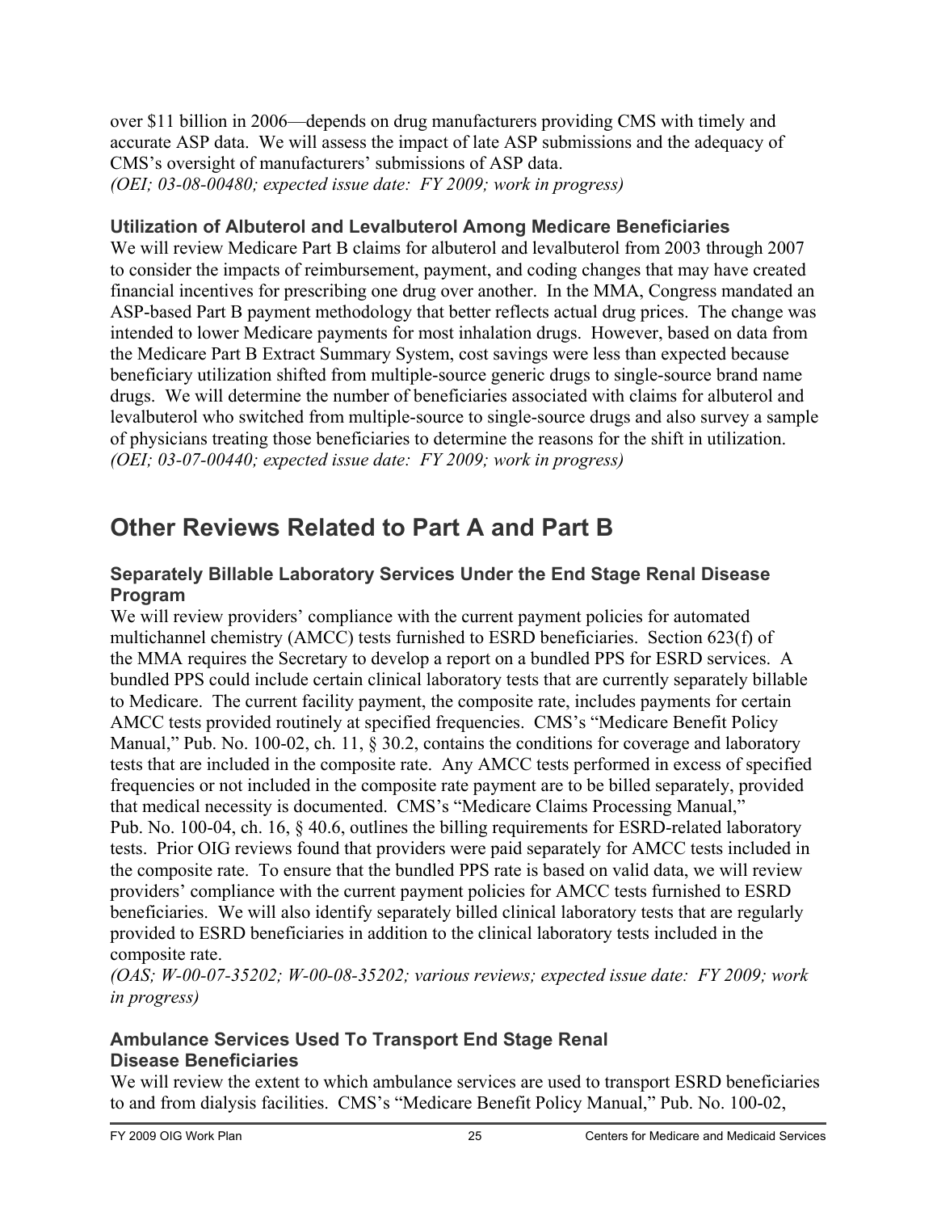over $11 billion in 2006—depends on drug manufacturers providing CMS with timely and accurate ASP data. We will assess the impact of late ASP submissions and the adequacy of CMS's oversight of manufacturers' submissions of ASP data.
*(OEI; 03-08-00480; expected issue date: FY 2009; work in progress)*

### Utilization of Albuterol and Levalbuterol Among Medicare Beneficiaries

We will review Medicare Part B claims for albuterol and levalbuterol from 2003 through 2007 to consider the impacts of reimbursement, payment, and coding changes that may have created financial incentives for prescribing one drug over another. In the MMA, Congress mandated an ASP-based Part B payment methodology that better reflects actual drug prices. The change was intended to lower Medicare payments for most inhalation drugs. However, based on data from the Medicare Part B Extract Summary System, cost savings were less than expected because beneficiary utilization shifted from multiple-source generic drugs to single-source brand name drugs. We will determine the number of beneficiaries associated with claims for albuterol and levalbuterol who switched from multiple-source to single-source drugs and also survey a sample of physicians treating those beneficiaries to determine the reasons for the shift in utilization.
*(OEI; 03-07-00440; expected issue date: FY 2009; work in progress)*

## Other Reviews Related to Part A and Part B

### Separately Billable Laboratory Services Under the End Stage Renal Disease Program

We will review providers' compliance with the current payment policies for automated multichannel chemistry (AMCC) tests furnished to ESRD beneficiaries. Section 623(f) of the MMA requires the Secretary to develop a report on a bundled PPS for ESRD services. A bundled PPS could include certain clinical laboratory tests that are currently separately billable to Medicare. The current facility payment, the composite rate, includes payments for certain AMCC tests provided routinely at specified frequencies. CMS's "Medicare Benefit Policy Manual," Pub. No. 100-02, ch. 11, § 30.2, contains the conditions for coverage and laboratory tests that are included in the composite rate. Any AMCC tests performed in excess of specified frequencies or not included in the composite rate payment are to be billed separately, provided that medical necessity is documented. CMS's "Medicare Claims Processing Manual," Pub. No. 100-04, ch. 16, § 40.6, outlines the billing requirements for ESRD-related laboratory tests. Prior OIG reviews found that providers were paid separately for AMCC tests included in the composite rate. To ensure that the bundled PPS rate is based on valid data, we will review providers' compliance with the current payment policies for AMCC tests furnished to ESRD beneficiaries. We will also identify separately billed clinical laboratory tests that are regularly provided to ESRD beneficiaries in addition to the clinical laboratory tests included in the composite rate.
*(OAS; W-00-07-35202; W-00-08-35202; various reviews; expected issue date: FY 2009; work in progress)*

### Ambulance Services Used To Transport End Stage Renal Disease Beneficiaries

We will review the extent to which ambulance services are used to transport ESRD beneficiaries to and from dialysis facilities. CMS's "Medicare Benefit Policy Manual," Pub. No. 100-02,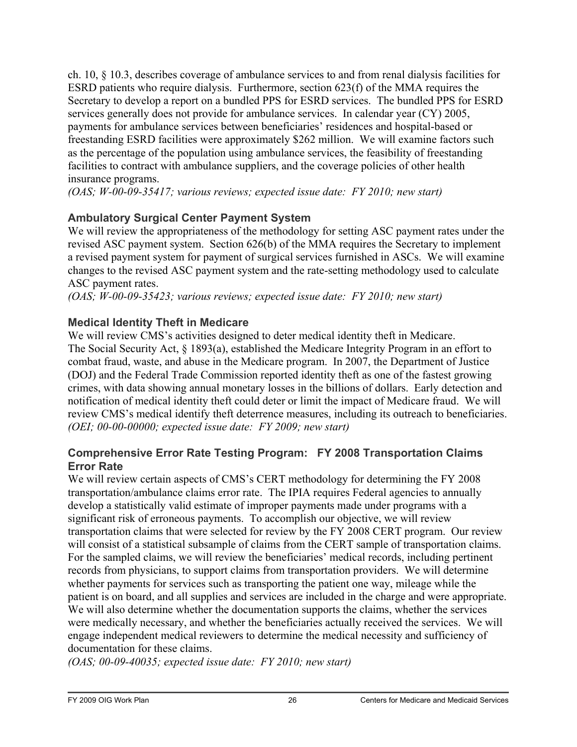ch. 10, § 10.3, describes coverage of ambulance services to and from renal dialysis facilities for ESRD patients who require dialysis. Furthermore, section 623(f) of the MMA requires the Secretary to develop a report on a bundled PPS for ESRD services. The bundled PPS for ESRD services generally does not provide for ambulance services. In calendar year (CY) 2005, payments for ambulance services between beneficiaries' residences and hospital-based or freestanding ESRD facilities were approximately $262 million. We will examine factors such as the percentage of the population using ambulance services, the feasibility of freestanding facilities to contract with ambulance suppliers, and the coverage policies of other health insurance programs.
*(OAS; W-00-09-35417; various reviews; expected issue date: FY 2010; new start)*

### Ambulatory Surgical Center Payment System

We will review the appropriateness of the methodology for setting ASC payment rates under the revised ASC payment system. Section 626(b) of the MMA requires the Secretary to implement a revised payment system for payment of surgical services furnished in ASCs. We will examine changes to the revised ASC payment system and the rate-setting methodology used to calculate ASC payment rates.
*(OAS; W-00-09-35423; various reviews; expected issue date: FY 2010; new start)*

### Medical Identity Theft in Medicare

We will review CMS's activities designed to deter medical identity theft in Medicare. The Social Security Act, § 1893(a), established the Medicare Integrity Program in an effort to combat fraud, waste, and abuse in the Medicare program. In 2007, the Department of Justice (DOJ) and the Federal Trade Commission reported identity theft as one of the fastest growing crimes, with data showing annual monetary losses in the billions of dollars. Early detection and notification of medical identity theft could deter or limit the impact of Medicare fraud. We will review CMS's medical identify theft deterrence measures, including its outreach to beneficiaries.
*(OEI; 00-00-00000; expected issue date: FY 2009; new start)*

### Comprehensive Error Rate Testing Program: FY 2008 Transportation Claims Error Rate

We will review certain aspects of CMS's CERT methodology for determining the FY 2008 transportation/ambulance claims error rate. The IPIA requires Federal agencies to annually develop a statistically valid estimate of improper payments made under programs with a significant risk of erroneous payments. To accomplish our objective, we will review transportation claims that were selected for review by the FY 2008 CERT program. Our review will consist of a statistical subsample of claims from the CERT sample of transportation claims. For the sampled claims, we will review the beneficiaries' medical records, including pertinent records from physicians, to support claims from transportation providers. We will determine whether payments for services such as transporting the patient one way, mileage while the patient is on board, and all supplies and services are included in the charge and were appropriate. We will also determine whether the documentation supports the claims, whether the services were medically necessary, and whether the beneficiaries actually received the services. We will engage independent medical reviewers to determine the medical necessity and sufficiency of documentation for these claims.
*(OAS; 00-09-40035; expected issue date: FY 2010; new start)*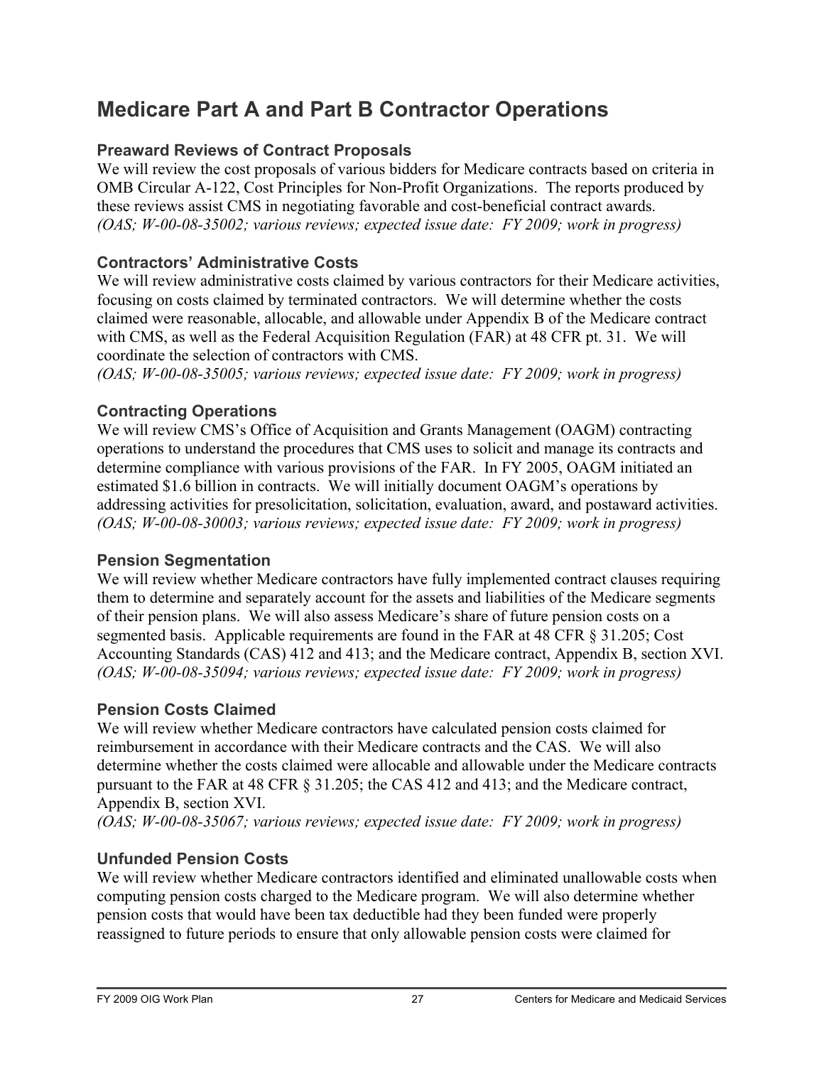# Medicare Part A and Part B Contractor Operations

### Preaward Reviews of Contract Proposals

We will review the cost proposals of various bidders for Medicare contracts based on criteria in OMB Circular A-122, Cost Principles for Non-Profit Organizations. The reports produced by these reviews assist CMS in negotiating favorable and cost-beneficial contract awards.
*(OAS; W-00-08-35002; various reviews; expected issue date: FY 2009; work in progress)*

### Contractors' Administrative Costs

We will review administrative costs claimed by various contractors for their Medicare activities, focusing on costs claimed by terminated contractors. We will determine whether the costs claimed were reasonable, allocable, and allowable under Appendix B of the Medicare contract with CMS, as well as the Federal Acquisition Regulation (FAR) at 48 CFR pt. 31. We will coordinate the selection of contractors with CMS.
*(OAS; W-00-08-35005; various reviews; expected issue date: FY 2009; work in progress)*

### Contracting Operations

We will review CMS's Office of Acquisition and Grants Management (OAGM) contracting operations to understand the procedures that CMS uses to solicit and manage its contracts and determine compliance with various provisions of the FAR. In FY 2005, OAGM initiated an estimated $1.6 billion in contracts. We will initially document OAGM's operations by addressing activities for presolicitation, solicitation, evaluation, award, and postaward activities.
*(OAS; W-00-08-30003; various reviews; expected issue date: FY 2009; work in progress)*

### Pension Segmentation

We will review whether Medicare contractors have fully implemented contract clauses requiring them to determine and separately account for the assets and liabilities of the Medicare segments of their pension plans. We will also assess Medicare's share of future pension costs on a segmented basis. Applicable requirements are found in the FAR at 48 CFR § 31.205; Cost Accounting Standards (CAS) 412 and 413; and the Medicare contract, Appendix B, section XVI.
*(OAS; W-00-08-35094; various reviews; expected issue date: FY 2009; work in progress)*

### Pension Costs Claimed

We will review whether Medicare contractors have calculated pension costs claimed for reimbursement in accordance with their Medicare contracts and the CAS. We will also determine whether the costs claimed were allocable and allowable under the Medicare contracts pursuant to the FAR at 48 CFR § 31.205; the CAS 412 and 413; and the Medicare contract, Appendix B, section XVI.
*(OAS; W-00-08-35067; various reviews; expected issue date: FY 2009; work in progress)*

### Unfunded Pension Costs

We will review whether Medicare contractors identified and eliminated unallowable costs when computing pension costs charged to the Medicare program. We will also determine whether pension costs that would have been tax deductible had they been funded were properly reassigned to future periods to ensure that only allowable pension costs were claimed for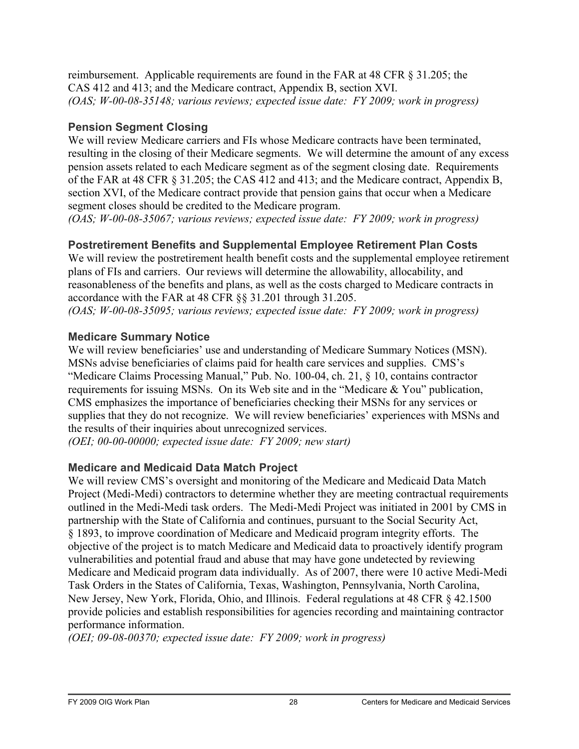reimbursement. Applicable requirements are found in the FAR at 48 CFR § 31.205; the CAS 412 and 413; and the Medicare contract, Appendix B, section XVI.
*(OAS; W-00-08-35148; various reviews; expected issue date: FY 2009; work in progress)*

### Pension Segment Closing

We will review Medicare carriers and FIs whose Medicare contracts have been terminated, resulting in the closing of their Medicare segments. We will determine the amount of any excess pension assets related to each Medicare segment as of the segment closing date. Requirements of the FAR at 48 CFR § 31.205; the CAS 412 and 413; and the Medicare contract, Appendix B, section XVI, of the Medicare contract provide that pension gains that occur when a Medicare segment closes should be credited to the Medicare program.
*(OAS; W-00-08-35067; various reviews; expected issue date: FY 2009; work in progress)*

### Postretirement Benefits and Supplemental Employee Retirement Plan Costs

We will review the postretirement health benefit costs and the supplemental employee retirement plans of FIs and carriers. Our reviews will determine the allowability, allocability, and reasonableness of the benefits and plans, as well as the costs charged to Medicare contracts in accordance with the FAR at 48 CFR §§ 31.201 through 31.205.
*(OAS; W-00-08-35095; various reviews; expected issue date: FY 2009; work in progress)*

### Medicare Summary Notice

We will review beneficiaries' use and understanding of Medicare Summary Notices (MSN). MSNs advise beneficiaries of claims paid for health care services and supplies. CMS's "Medicare Claims Processing Manual," Pub. No. 100-04, ch. 21, § 10, contains contractor requirements for issuing MSNs. On its Web site and in the "Medicare & You" publication, CMS emphasizes the importance of beneficiaries checking their MSNs for any services or supplies that they do not recognize. We will review beneficiaries' experiences with MSNs and the results of their inquiries about unrecognized services.
*(OEI; 00-00-00000; expected issue date: FY 2009; new start)*

### Medicare and Medicaid Data Match Project

We will review CMS's oversight and monitoring of the Medicare and Medicaid Data Match Project (Medi-Medi) contractors to determine whether they are meeting contractual requirements outlined in the Medi-Medi task orders. The Medi-Medi Project was initiated in 2001 by CMS in partnership with the State of California and continues, pursuant to the Social Security Act, § 1893, to improve coordination of Medicare and Medicaid program integrity efforts. The objective of the project is to match Medicare and Medicaid data to proactively identify program vulnerabilities and potential fraud and abuse that may have gone undetected by reviewing Medicare and Medicaid program data individually. As of 2007, there were 10 active Medi-Medi Task Orders in the States of California, Texas, Washington, Pennsylvania, North Carolina, New Jersey, New York, Florida, Ohio, and Illinois. Federal regulations at 48 CFR § 42.1500 provide policies and establish responsibilities for agencies recording and maintaining contractor performance information.
*(OEI; 09-08-00370; expected issue date: FY 2009; work in progress)*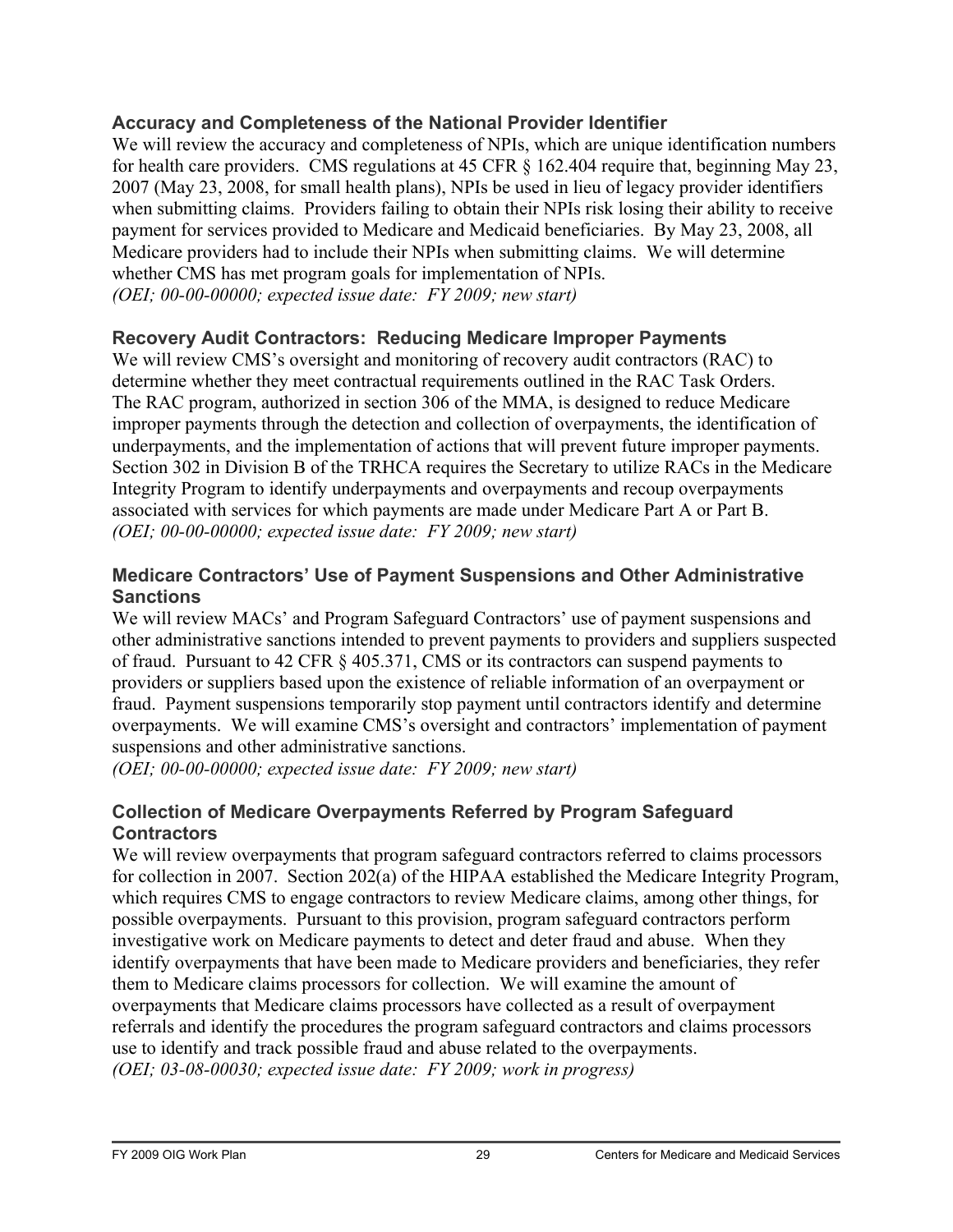### Accuracy and Completeness of the National Provider Identifier

We will review the accuracy and completeness of NPIs, which are unique identification numbers for health care providers. CMS regulations at 45 CFR § 162.404 require that, beginning May 23, 2007 (May 23, 2008, for small health plans), NPIs be used in lieu of legacy provider identifiers when submitting claims. Providers failing to obtain their NPIs risk losing their ability to receive payment for services provided to Medicare and Medicaid beneficiaries. By May 23, 2008, all Medicare providers had to include their NPIs when submitting claims. We will determine whether CMS has met program goals for implementation of NPIs.
*(OEI; 00-00-00000; expected issue date: FY 2009; new start)*

### Recovery Audit Contractors: Reducing Medicare Improper Payments

We will review CMS's oversight and monitoring of recovery audit contractors (RAC) to determine whether they meet contractual requirements outlined in the RAC Task Orders. The RAC program, authorized in section 306 of the MMA, is designed to reduce Medicare improper payments through the detection and collection of overpayments, the identification of underpayments, and the implementation of actions that will prevent future improper payments. Section 302 in Division B of the TRHCA requires the Secretary to utilize RACs in the Medicare Integrity Program to identify underpayments and overpayments and recoup overpayments associated with services for which payments are made under Medicare Part A or Part B.
*(OEI; 00-00-00000; expected issue date: FY 2009; new start)*

### Medicare Contractors' Use of Payment Suspensions and Other Administrative Sanctions

We will review MACs' and Program Safeguard Contractors' use of payment suspensions and other administrative sanctions intended to prevent payments to providers and suppliers suspected of fraud. Pursuant to 42 CFR § 405.371, CMS or its contractors can suspend payments to providers or suppliers based upon the existence of reliable information of an overpayment or fraud. Payment suspensions temporarily stop payment until contractors identify and determine overpayments. We will examine CMS's oversight and contractors' implementation of payment suspensions and other administrative sanctions.
*(OEI; 00-00-00000; expected issue date: FY 2009; new start)*

### Collection of Medicare Overpayments Referred by Program Safeguard Contractors

We will review overpayments that program safeguard contractors referred to claims processors for collection in 2007. Section 202(a) of the HIPAA established the Medicare Integrity Program, which requires CMS to engage contractors to review Medicare claims, among other things, for possible overpayments. Pursuant to this provision, program safeguard contractors perform investigative work on Medicare payments to detect and deter fraud and abuse. When they identify overpayments that have been made to Medicare providers and beneficiaries, they refer them to Medicare claims processors for collection. We will examine the amount of overpayments that Medicare claims processors have collected as a result of overpayment referrals and identify the procedures the program safeguard contractors and claims processors use to identify and track possible fraud and abuse related to the overpayments.
*(OEI; 03-08-00030; expected issue date: FY 2009; work in progress)*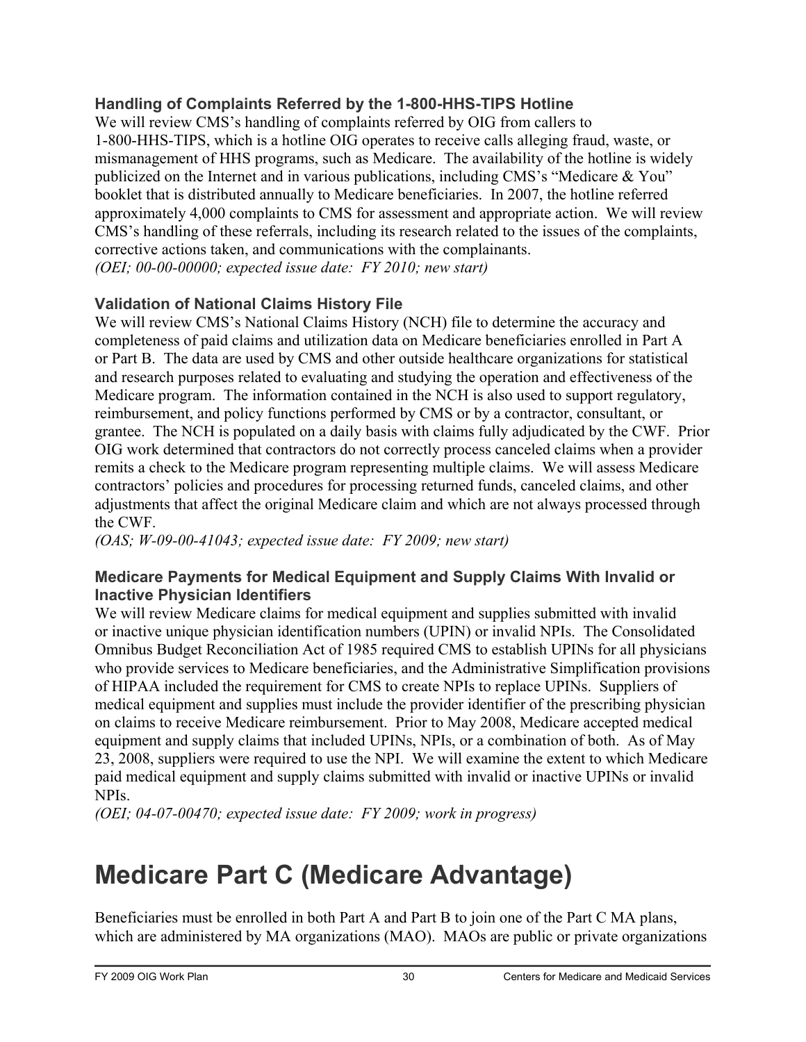### Handling of Complaints Referred by the 1-800-HHS-TIPS Hotline

We will review CMS's handling of complaints referred by OIG from callers to 1-800-HHS-TIPS, which is a hotline OIG operates to receive calls alleging fraud, waste, or mismanagement of HHS programs, such as Medicare. The availability of the hotline is widely publicized on the Internet and in various publications, including CMS's "Medicare & You" booklet that is distributed annually to Medicare beneficiaries. In 2007, the hotline referred approximately 4,000 complaints to CMS for assessment and appropriate action. We will review CMS's handling of these referrals, including its research related to the issues of the complaints, corrective actions taken, and communications with the complainants.
*(OEI; 00-00-00000; expected issue date: FY 2010; new start)*

### Validation of National Claims History File

We will review CMS's National Claims History (NCH) file to determine the accuracy and completeness of paid claims and utilization data on Medicare beneficiaries enrolled in Part A or Part B. The data are used by CMS and other outside healthcare organizations for statistical and research purposes related to evaluating and studying the operation and effectiveness of the Medicare program. The information contained in the NCH is also used to support regulatory, reimbursement, and policy functions performed by CMS or by a contractor, consultant, or grantee. The NCH is populated on a daily basis with claims fully adjudicated by the CWF. Prior OIG work determined that contractors do not correctly process canceled claims when a provider remits a check to the Medicare program representing multiple claims. We will assess Medicare contractors' policies and procedures for processing returned funds, canceled claims, and other adjustments that affect the original Medicare claim and which are not always processed through the CWF.
*(OAS; W-09-00-41043; expected issue date: FY 2009; new start)*

### Medicare Payments for Medical Equipment and Supply Claims With Invalid or Inactive Physician Identifiers

We will review Medicare claims for medical equipment and supplies submitted with invalid or inactive unique physician identification numbers (UPIN) or invalid NPIs. The Consolidated Omnibus Budget Reconciliation Act of 1985 required CMS to establish UPINs for all physicians who provide services to Medicare beneficiaries, and the Administrative Simplification provisions of HIPAA included the requirement for CMS to create NPIs to replace UPINs. Suppliers of medical equipment and supplies must include the provider identifier of the prescribing physician on claims to receive Medicare reimbursement. Prior to May 2008, Medicare accepted medical equipment and supply claims that included UPINs, NPIs, or a combination of both. As of May 23, 2008, suppliers were required to use the NPI. We will examine the extent to which Medicare paid medical equipment and supply claims submitted with invalid or inactive UPINs or invalid NPIs.
*(OEI; 04-07-00470; expected issue date: FY 2009; work in progress)*

# Medicare Part C (Medicare Advantage)

Beneficiaries must be enrolled in both Part A and Part B to join one of the Part C MA plans, which are administered by MA organizations (MAO). MAOs are public or private organizations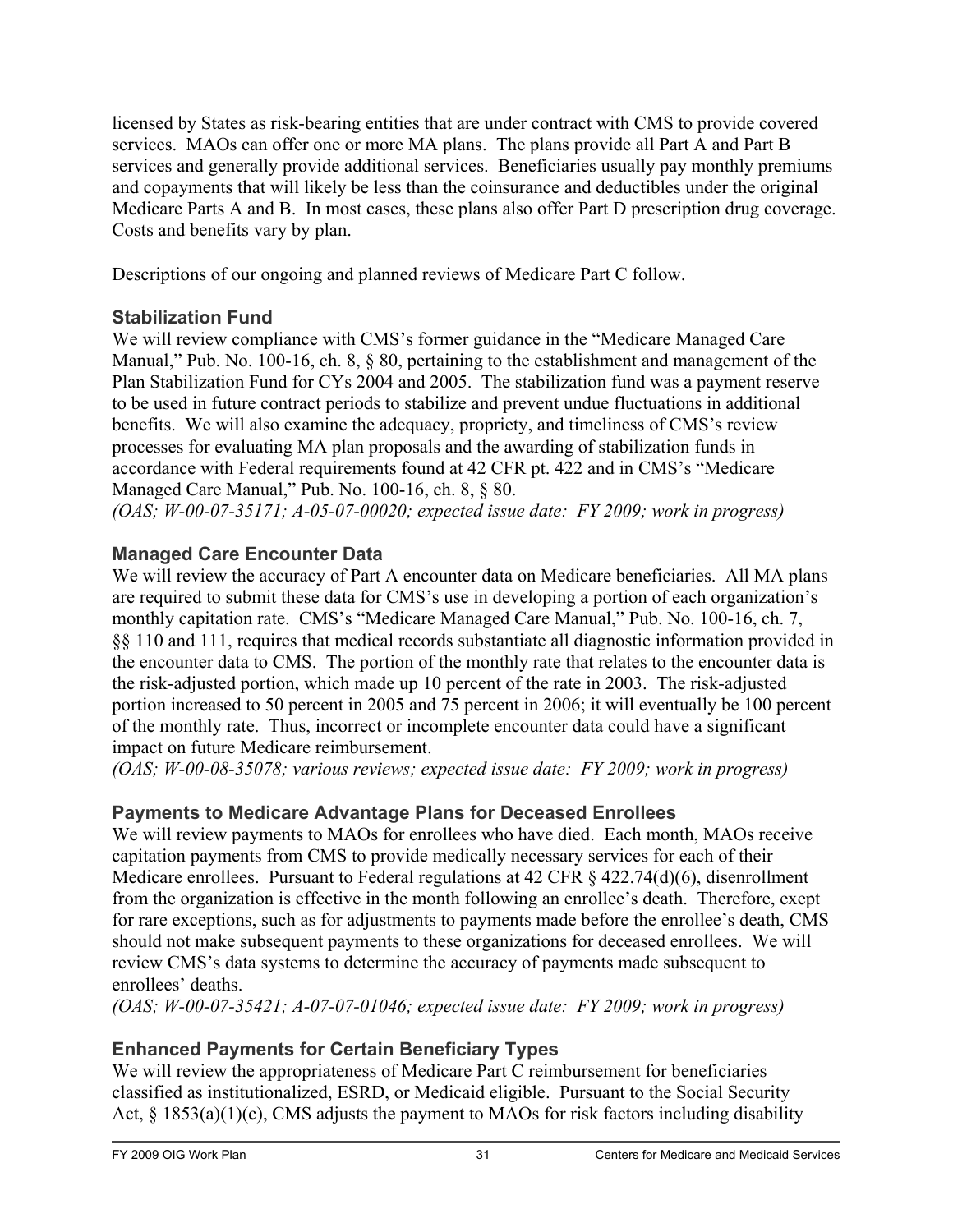licensed by States as risk-bearing entities that are under contract with CMS to provide covered services. MAOs can offer one or more MA plans. The plans provide all Part A and Part B services and generally provide additional services. Beneficiaries usually pay monthly premiums and copayments that will likely be less than the coinsurance and deductibles under the original Medicare Parts A and B. In most cases, these plans also offer Part D prescription drug coverage. Costs and benefits vary by plan.

Descriptions of our ongoing and planned reviews of Medicare Part C follow.

### Stabilization Fund

We will review compliance with CMS's former guidance in the "Medicare Managed Care Manual," Pub. No. 100-16, ch. 8, § 80, pertaining to the establishment and management of the Plan Stabilization Fund for CYs 2004 and 2005. The stabilization fund was a payment reserve to be used in future contract periods to stabilize and prevent undue fluctuations in additional benefits. We will also examine the adequacy, propriety, and timeliness of CMS's review processes for evaluating MA plan proposals and the awarding of stabilization funds in accordance with Federal requirements found at 42 CFR pt. 422 and in CMS's "Medicare Managed Care Manual," Pub. No. 100-16, ch. 8, § 80.
*(OAS; W-00-07-35171; A-05-07-00020; expected issue date: FY 2009; work in progress)*

### Managed Care Encounter Data

We will review the accuracy of Part A encounter data on Medicare beneficiaries. All MA plans are required to submit these data for CMS's use in developing a portion of each organization's monthly capitation rate. CMS's "Medicare Managed Care Manual," Pub. No. 100-16, ch. 7, §§ 110 and 111, requires that medical records substantiate all diagnostic information provided in the encounter data to CMS. The portion of the monthly rate that relates to the encounter data is the risk-adjusted portion, which made up 10 percent of the rate in 2003. The risk-adjusted portion increased to 50 percent in 2005 and 75 percent in 2006; it will eventually be 100 percent of the monthly rate. Thus, incorrect or incomplete encounter data could have a significant impact on future Medicare reimbursement.
*(OAS; W-00-08-35078; various reviews; expected issue date: FY 2009; work in progress)*

### Payments to Medicare Advantage Plans for Deceased Enrollees

We will review payments to MAOs for enrollees who have died. Each month, MAOs receive capitation payments from CMS to provide medically necessary services for each of their Medicare enrollees. Pursuant to Federal regulations at 42 CFR § 422.74(d)(6), disenrollment from the organization is effective in the month following an enrollee's death. Therefore, exept for rare exceptions, such as for adjustments to payments made before the enrollee's death, CMS should not make subsequent payments to these organizations for deceased enrollees. We will review CMS's data systems to determine the accuracy of payments made subsequent to enrollees' deaths.
*(OAS; W-00-07-35421; A-07-07-01046; expected issue date: FY 2009; work in progress)*

### Enhanced Payments for Certain Beneficiary Types

We will review the appropriateness of Medicare Part C reimbursement for beneficiaries classified as institutionalized, ESRD, or Medicaid eligible. Pursuant to the Social Security Act, § 1853(a)(1)(c), CMS adjusts the payment to MAOs for risk factors including disability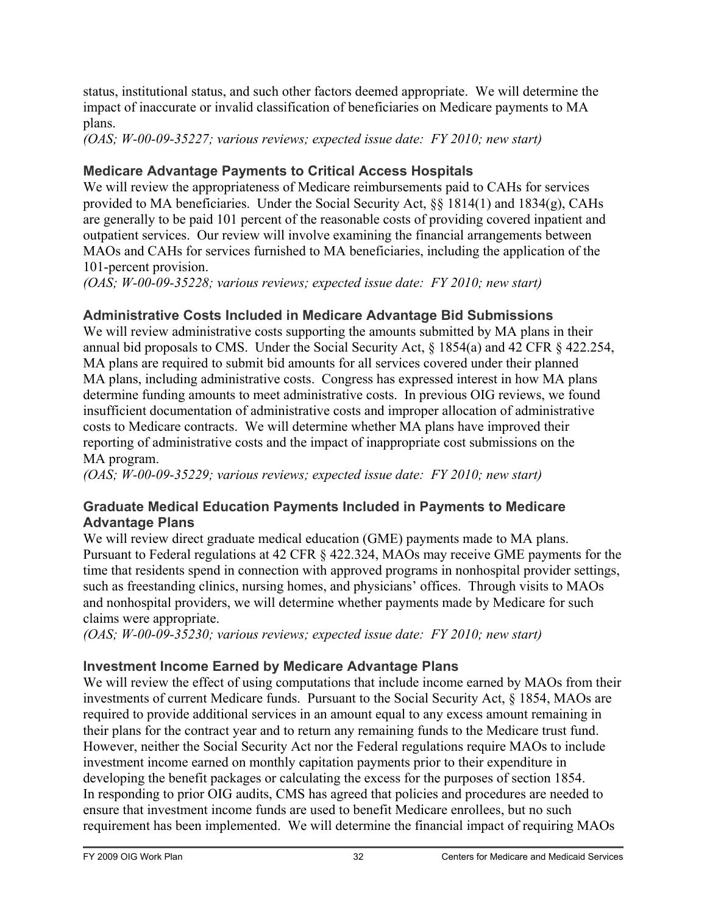status, institutional status, and such other factors deemed appropriate. We will determine the impact of inaccurate or invalid classification of beneficiaries on Medicare payments to MA plans.
*(OAS; W-00-09-35227; various reviews; expected issue date: FY 2010; new start)*

### Medicare Advantage Payments to Critical Access Hospitals

We will review the appropriateness of Medicare reimbursements paid to CAHs for services provided to MA beneficiaries. Under the Social Security Act, §§ 1814(1) and 1834(g), CAHs are generally to be paid 101 percent of the reasonable costs of providing covered inpatient and outpatient services. Our review will involve examining the financial arrangements between MAOs and CAHs for services furnished to MA beneficiaries, including the application of the 101-percent provision.
*(OAS; W-00-09-35228; various reviews; expected issue date: FY 2010; new start)*

### Administrative Costs Included in Medicare Advantage Bid Submissions

We will review administrative costs supporting the amounts submitted by MA plans in their annual bid proposals to CMS. Under the Social Security Act, § 1854(a) and 42 CFR § 422.254, MA plans are required to submit bid amounts for all services covered under their planned MA plans, including administrative costs. Congress has expressed interest in how MA plans determine funding amounts to meet administrative costs. In previous OIG reviews, we found insufficient documentation of administrative costs and improper allocation of administrative costs to Medicare contracts. We will determine whether MA plans have improved their reporting of administrative costs and the impact of inappropriate cost submissions on the MA program.
*(OAS; W-00-09-35229; various reviews; expected issue date: FY 2010; new start)*

### Graduate Medical Education Payments Included in Payments to Medicare Advantage Plans

We will review direct graduate medical education (GME) payments made to MA plans. Pursuant to Federal regulations at 42 CFR § 422.324, MAOs may receive GME payments for the time that residents spend in connection with approved programs in nonhospital provider settings, such as freestanding clinics, nursing homes, and physicians' offices. Through visits to MAOs and nonhospital providers, we will determine whether payments made by Medicare for such claims were appropriate.
*(OAS; W-00-09-35230; various reviews; expected issue date: FY 2010; new start)*

### Investment Income Earned by Medicare Advantage Plans

We will review the effect of using computations that include income earned by MAOs from their investments of current Medicare funds. Pursuant to the Social Security Act, § 1854, MAOs are required to provide additional services in an amount equal to any excess amount remaining in their plans for the contract year and to return any remaining funds to the Medicare trust fund. However, neither the Social Security Act nor the Federal regulations require MAOs to include investment income earned on monthly capitation payments prior to their expenditure in developing the benefit packages or calculating the excess for the purposes of section 1854. In responding to prior OIG audits, CMS has agreed that policies and procedures are needed to ensure that investment income funds are used to benefit Medicare enrollees, but no such requirement has been implemented. We will determine the financial impact of requiring MAOs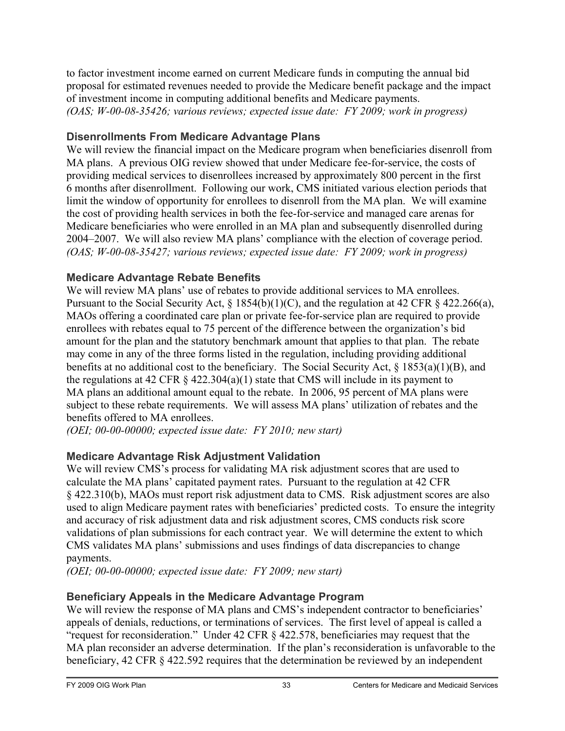to factor investment income earned on current Medicare funds in computing the annual bid proposal for estimated revenues needed to provide the Medicare benefit package and the impact of investment income in computing additional benefits and Medicare payments.
*(OAS; W-00-08-35426; various reviews; expected issue date: FY 2009; work in progress)*

### Disenrollments From Medicare Advantage Plans

We will review the financial impact on the Medicare program when beneficiaries disenroll from MA plans. A previous OIG review showed that under Medicare fee-for-service, the costs of providing medical services to disenrollees increased by approximately 800 percent in the first 6 months after disenrollment. Following our work, CMS initiated various election periods that limit the window of opportunity for enrollees to disenroll from the MA plan. We will examine the cost of providing health services in both the fee-for-service and managed care arenas for Medicare beneficiaries who were enrolled in an MA plan and subsequently disenrolled during 2004–2007. We will also review MA plans' compliance with the election of coverage period.
*(OAS; W-00-08-35427; various reviews; expected issue date: FY 2009; work in progress)*

### Medicare Advantage Rebate Benefits

We will review MA plans' use of rebates to provide additional services to MA enrollees. Pursuant to the Social Security Act, § 1854(b)(1)(C), and the regulation at 42 CFR § 422.266(a), MAOs offering a coordinated care plan or private fee-for-service plan are required to provide enrollees with rebates equal to 75 percent of the difference between the organization's bid amount for the plan and the statutory benchmark amount that applies to that plan. The rebate may come in any of the three forms listed in the regulation, including providing additional benefits at no additional cost to the beneficiary. The Social Security Act, § 1853(a)(1)(B), and the regulations at 42 CFR § 422.304(a)(1) state that CMS will include in its payment to MA plans an additional amount equal to the rebate. In 2006, 95 percent of MA plans were subject to these rebate requirements. We will assess MA plans' utilization of rebates and the benefits offered to MA enrollees.
*(OEI; 00-00-00000; expected issue date: FY 2010; new start)*

### Medicare Advantage Risk Adjustment Validation

We will review CMS's process for validating MA risk adjustment scores that are used to calculate the MA plans' capitated payment rates. Pursuant to the regulation at 42 CFR § 422.310(b), MAOs must report risk adjustment data to CMS. Risk adjustment scores are also used to align Medicare payment rates with beneficiaries' predicted costs. To ensure the integrity and accuracy of risk adjustment data and risk adjustment scores, CMS conducts risk score validations of plan submissions for each contract year. We will determine the extent to which CMS validates MA plans' submissions and uses findings of data discrepancies to change payments.
*(OEI; 00-00-00000; expected issue date: FY 2009; new start)*

### Beneficiary Appeals in the Medicare Advantage Program

We will review the response of MA plans and CMS's independent contractor to beneficiaries' appeals of denials, reductions, or terminations of services. The first level of appeal is called a "request for reconsideration." Under 42 CFR § 422.578, beneficiaries may request that the MA plan reconsider an adverse determination. If the plan's reconsideration is unfavorable to the beneficiary, 42 CFR § 422.592 requires that the determination be reviewed by an independent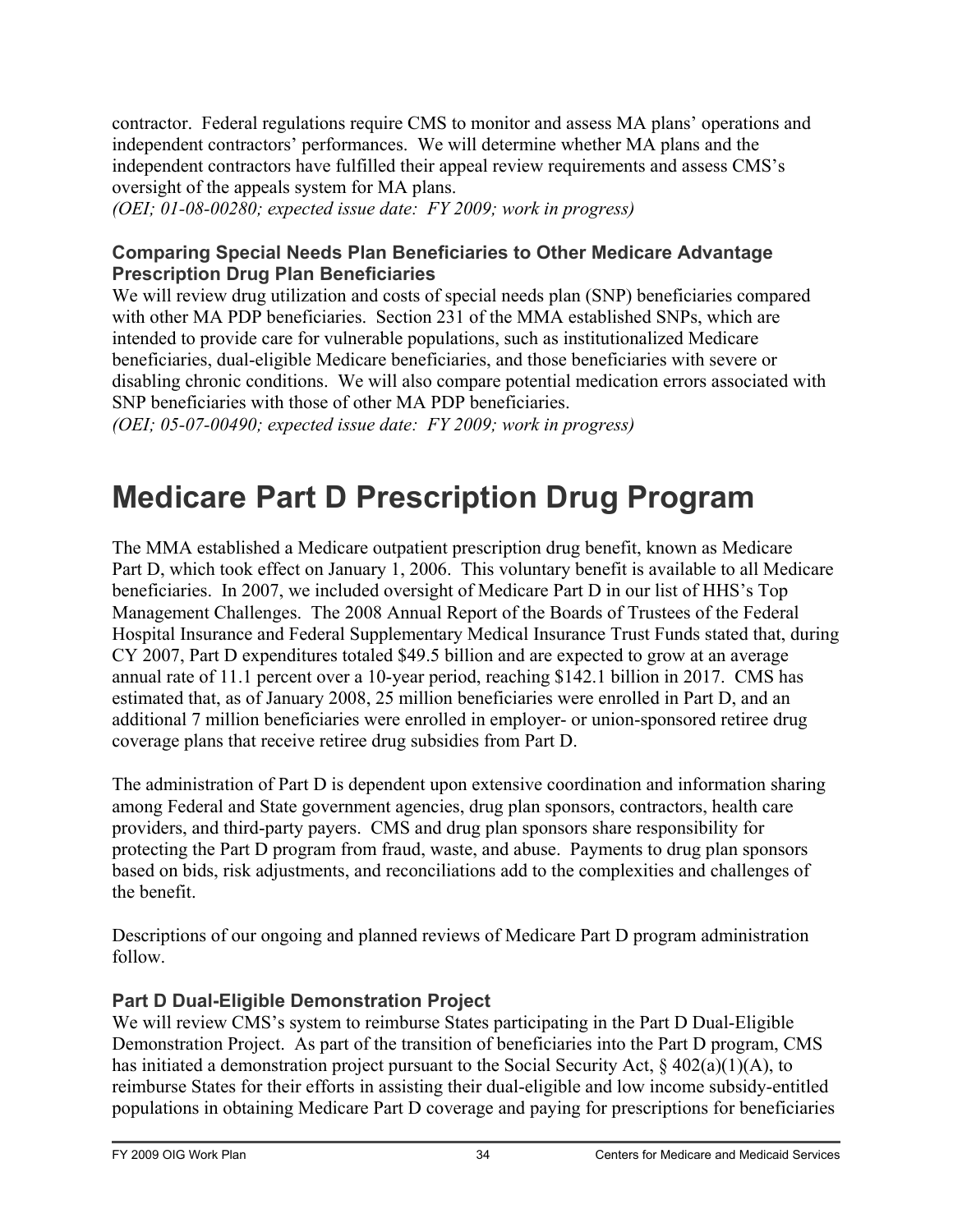contractor. Federal regulations require CMS to monitor and assess MA plans' operations and independent contractors' performances. We will determine whether MA plans and the independent contractors have fulfilled their appeal review requirements and assess CMS's oversight of the appeals system for MA plans.
*(OEI; 01-08-00280; expected issue date: FY 2009; work in progress)*

### Comparing Special Needs Plan Beneficiaries to Other Medicare Advantage Prescription Drug Plan Beneficiaries

We will review drug utilization and costs of special needs plan (SNP) beneficiaries compared with other MA PDP beneficiaries. Section 231 of the MMA established SNPs, which are intended to provide care for vulnerable populations, such as institutionalized Medicare beneficiaries, dual-eligible Medicare beneficiaries, and those beneficiaries with severe or disabling chronic conditions. We will also compare potential medication errors associated with SNP beneficiaries with those of other MA PDP beneficiaries.
*(OEI; 05-07-00490; expected issue date: FY 2009; work in progress)*

# Medicare Part D Prescription Drug Program

The MMA established a Medicare outpatient prescription drug benefit, known as Medicare Part D, which took effect on January 1, 2006. This voluntary benefit is available to all Medicare beneficiaries. In 2007, we included oversight of Medicare Part D in our list of HHS's Top Management Challenges. The 2008 Annual Report of the Boards of Trustees of the Federal Hospital Insurance and Federal Supplementary Medical Insurance Trust Funds stated that, during CY 2007, Part D expenditures totaled $49.5 billion and are expected to grow at an average annual rate of 11.1 percent over a 10-year period, reaching $142.1 billion in 2017. CMS has estimated that, as of January 2008, 25 million beneficiaries were enrolled in Part D, and an additional 7 million beneficiaries were enrolled in employer- or union-sponsored retiree drug coverage plans that receive retiree drug subsidies from Part D.

The administration of Part D is dependent upon extensive coordination and information sharing among Federal and State government agencies, drug plan sponsors, contractors, health care providers, and third-party payers. CMS and drug plan sponsors share responsibility for protecting the Part D program from fraud, waste, and abuse. Payments to drug plan sponsors based on bids, risk adjustments, and reconciliations add to the complexities and challenges of the benefit.

Descriptions of our ongoing and planned reviews of Medicare Part D program administration follow.

### Part D Dual-Eligible Demonstration Project

We will review CMS's system to reimburse States participating in the Part D Dual-Eligible Demonstration Project. As part of the transition of beneficiaries into the Part D program, CMS has initiated a demonstration project pursuant to the Social Security Act, § 402(a)(1)(A), to reimburse States for their efforts in assisting their dual-eligible and low income subsidy-entitled populations in obtaining Medicare Part D coverage and paying for prescriptions for beneficiaries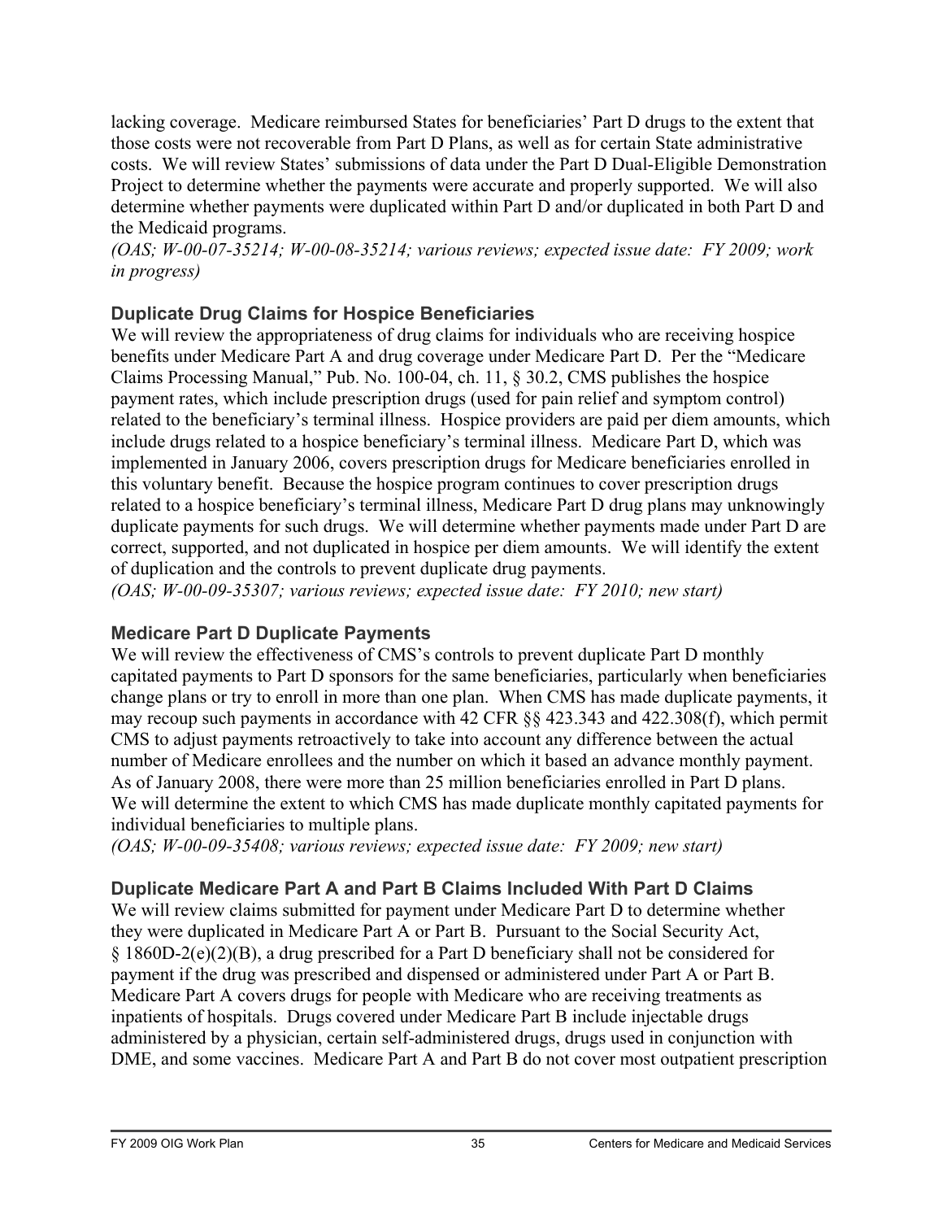lacking coverage. Medicare reimbursed States for beneficiaries' Part D drugs to the extent that those costs were not recoverable from Part D Plans, as well as for certain State administrative costs. We will review States' submissions of data under the Part D Dual-Eligible Demonstration Project to determine whether the payments were accurate and properly supported. We will also determine whether payments were duplicated within Part D and/or duplicated in both Part D and the Medicaid programs.
*(OAS; W-00-07-35214; W-00-08-35214; various reviews; expected issue date: FY 2009; work in progress)*

### Duplicate Drug Claims for Hospice Beneficiaries

We will review the appropriateness of drug claims for individuals who are receiving hospice benefits under Medicare Part A and drug coverage under Medicare Part D. Per the "Medicare Claims Processing Manual," Pub. No. 100-04, ch. 11, § 30.2, CMS publishes the hospice payment rates, which include prescription drugs (used for pain relief and symptom control) related to the beneficiary's terminal illness. Hospice providers are paid per diem amounts, which include drugs related to a hospice beneficiary's terminal illness. Medicare Part D, which was implemented in January 2006, covers prescription drugs for Medicare beneficiaries enrolled in this voluntary benefit. Because the hospice program continues to cover prescription drugs related to a hospice beneficiary's terminal illness, Medicare Part D drug plans may unknowingly duplicate payments for such drugs. We will determine whether payments made under Part D are correct, supported, and not duplicated in hospice per diem amounts. We will identify the extent of duplication and the controls to prevent duplicate drug payments.
*(OAS; W-00-09-35307; various reviews; expected issue date: FY 2010; new start)*

### Medicare Part D Duplicate Payments

We will review the effectiveness of CMS's controls to prevent duplicate Part D monthly capitated payments to Part D sponsors for the same beneficiaries, particularly when beneficiaries change plans or try to enroll in more than one plan. When CMS has made duplicate payments, it may recoup such payments in accordance with 42 CFR §§ 423.343 and 422.308(f), which permit CMS to adjust payments retroactively to take into account any difference between the actual number of Medicare enrollees and the number on which it based an advance monthly payment. As of January 2008, there were more than 25 million beneficiaries enrolled in Part D plans. We will determine the extent to which CMS has made duplicate monthly capitated payments for individual beneficiaries to multiple plans.
*(OAS; W-00-09-35408; various reviews; expected issue date: FY 2009; new start)*

### Duplicate Medicare Part A and Part B Claims Included With Part D Claims

We will review claims submitted for payment under Medicare Part D to determine whether they were duplicated in Medicare Part A or Part B. Pursuant to the Social Security Act, § 1860D-2(e)(2)(B), a drug prescribed for a Part D beneficiary shall not be considered for payment if the drug was prescribed and dispensed or administered under Part A or Part B. Medicare Part A covers drugs for people with Medicare who are receiving treatments as inpatients of hospitals. Drugs covered under Medicare Part B include injectable drugs administered by a physician, certain self-administered drugs, drugs used in conjunction with DME, and some vaccines. Medicare Part A and Part B do not cover most outpatient prescription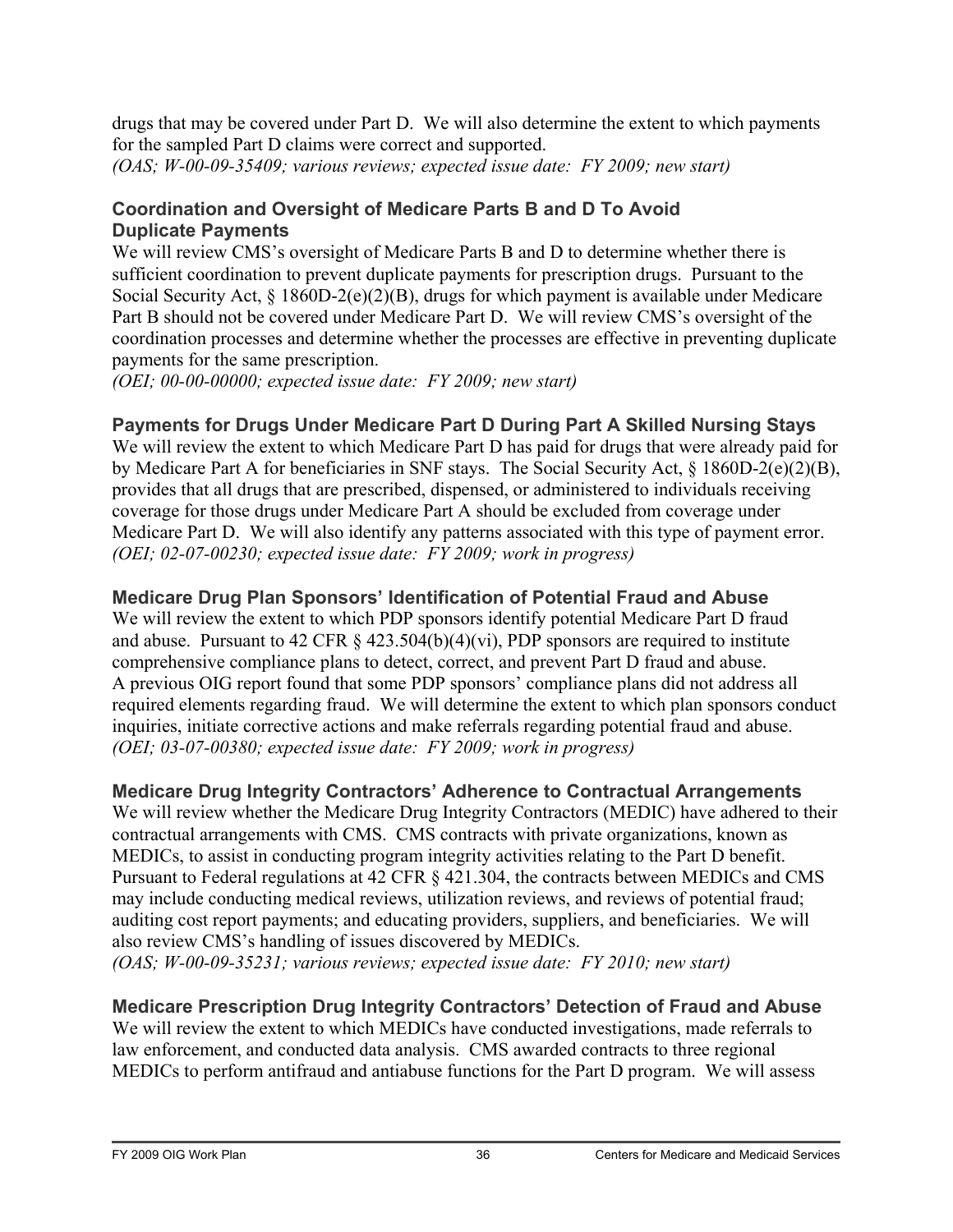drugs that may be covered under Part D. We will also determine the extent to which payments for the sampled Part D claims were correct and supported.
*(OAS; W-00-09-35409; various reviews; expected issue date: FY 2009; new start)*

### Coordination and Oversight of Medicare Parts B and D To Avoid Duplicate Payments

We will review CMS's oversight of Medicare Parts B and D to determine whether there is sufficient coordination to prevent duplicate payments for prescription drugs. Pursuant to the Social Security Act, § 1860D-2(e)(2)(B), drugs for which payment is available under Medicare Part B should not be covered under Medicare Part D. We will review CMS's oversight of the coordination processes and determine whether the processes are effective in preventing duplicate payments for the same prescription.
*(OEI; 00-00-00000; expected issue date: FY 2009; new start)*

### Payments for Drugs Under Medicare Part D During Part A Skilled Nursing Stays

We will review the extent to which Medicare Part D has paid for drugs that were already paid for by Medicare Part A for beneficiaries in SNF stays. The Social Security Act, § 1860D-2(e)(2)(B), provides that all drugs that are prescribed, dispensed, or administered to individuals receiving coverage for those drugs under Medicare Part A should be excluded from coverage under Medicare Part D. We will also identify any patterns associated with this type of payment error.
*(OEI; 02-07-00230; expected issue date: FY 2009; work in progress)*

### Medicare Drug Plan Sponsors' Identification of Potential Fraud and Abuse

We will review the extent to which PDP sponsors identify potential Medicare Part D fraud and abuse. Pursuant to 42 CFR § 423.504(b)(4)(vi), PDP sponsors are required to institute comprehensive compliance plans to detect, correct, and prevent Part D fraud and abuse. A previous OIG report found that some PDP sponsors' compliance plans did not address all required elements regarding fraud. We will determine the extent to which plan sponsors conduct inquiries, initiate corrective actions and make referrals regarding potential fraud and abuse.
*(OEI; 03-07-00380; expected issue date: FY 2009; work in progress)*

### Medicare Drug Integrity Contractors' Adherence to Contractual Arrangements

We will review whether the Medicare Drug Integrity Contractors (MEDIC) have adhered to their contractual arrangements with CMS. CMS contracts with private organizations, known as MEDICs, to assist in conducting program integrity activities relating to the Part D benefit. Pursuant to Federal regulations at 42 CFR § 421.304, the contracts between MEDICs and CMS may include conducting medical reviews, utilization reviews, and reviews of potential fraud; auditing cost report payments; and educating providers, suppliers, and beneficiaries. We will also review CMS's handling of issues discovered by MEDICs.
*(OAS; W-00-09-35231; various reviews; expected issue date: FY 2010; new start)*

### Medicare Prescription Drug Integrity Contractors' Detection of Fraud and Abuse

We will review the extent to which MEDICs have conducted investigations, made referrals to law enforcement, and conducted data analysis. CMS awarded contracts to three regional MEDICs to perform antifraud and antiabuse functions for the Part D program. We will assess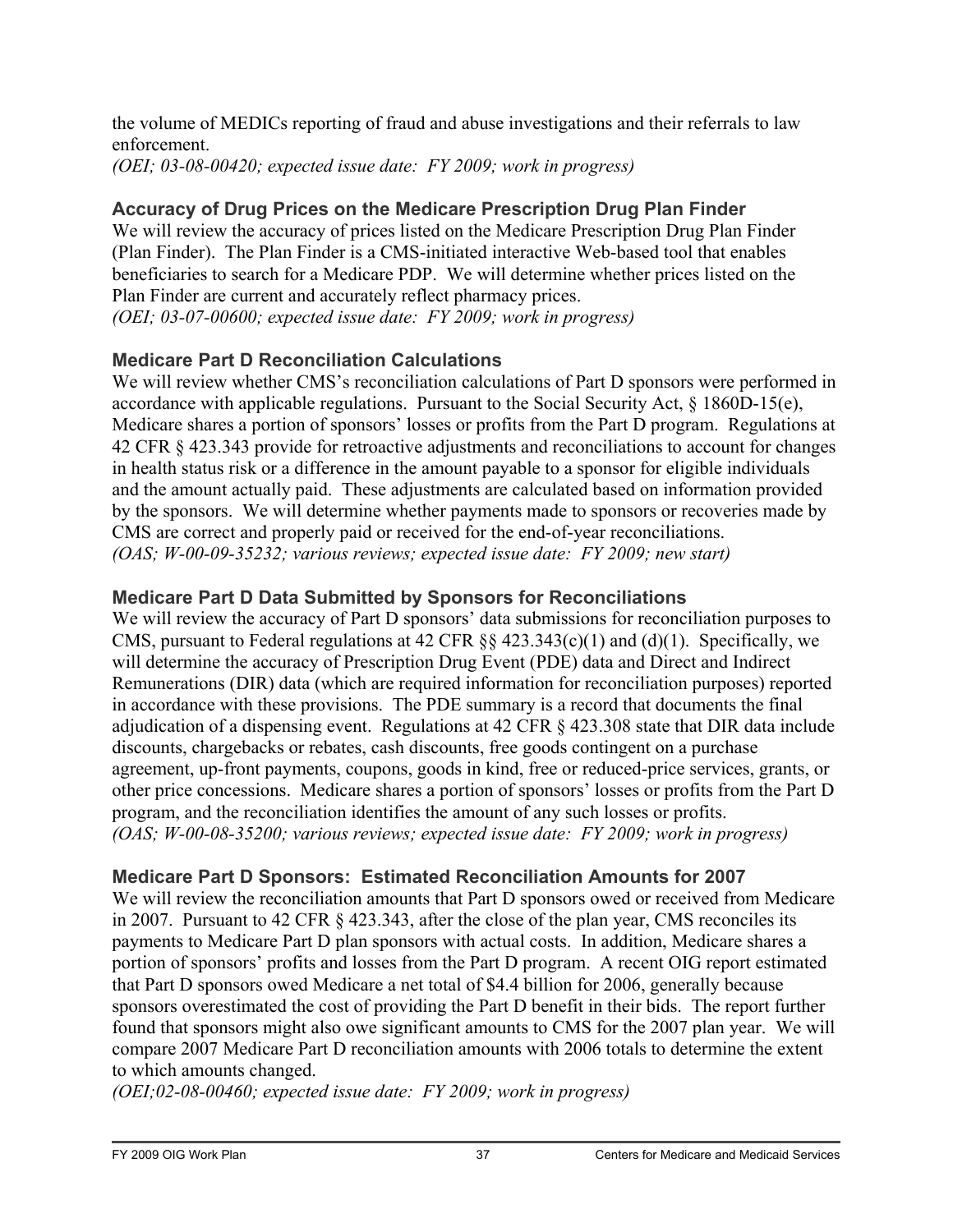the volume of MEDICs reporting of fraud and abuse investigations and their referrals to law enforcement.
*(OEI; 03-08-00420; expected issue date: FY 2009; work in progress)*

### Accuracy of Drug Prices on the Medicare Prescription Drug Plan Finder

We will review the accuracy of prices listed on the Medicare Prescription Drug Plan Finder (Plan Finder). The Plan Finder is a CMS-initiated interactive Web-based tool that enables beneficiaries to search for a Medicare PDP. We will determine whether prices listed on the Plan Finder are current and accurately reflect pharmacy prices.
*(OEI; 03-07-00600; expected issue date: FY 2009; work in progress)*

### Medicare Part D Reconciliation Calculations

We will review whether CMS's reconciliation calculations of Part D sponsors were performed in accordance with applicable regulations. Pursuant to the Social Security Act, § 1860D-15(e), Medicare shares a portion of sponsors' losses or profits from the Part D program. Regulations at 42 CFR § 423.343 provide for retroactive adjustments and reconciliations to account for changes in health status risk or a difference in the amount payable to a sponsor for eligible individuals and the amount actually paid. These adjustments are calculated based on information provided by the sponsors. We will determine whether payments made to sponsors or recoveries made by CMS are correct and properly paid or received for the end-of-year reconciliations.
*(OAS; W-00-09-35232; various reviews; expected issue date: FY 2009; new start)*

### Medicare Part D Data Submitted by Sponsors for Reconciliations

We will review the accuracy of Part D sponsors' data submissions for reconciliation purposes to CMS, pursuant to Federal regulations at 42 CFR §§ 423.343(c)(1) and (d)(1). Specifically, we will determine the accuracy of Prescription Drug Event (PDE) data and Direct and Indirect Remunerations (DIR) data (which are required information for reconciliation purposes) reported in accordance with these provisions. The PDE summary is a record that documents the final adjudication of a dispensing event. Regulations at 42 CFR § 423.308 state that DIR data include discounts, chargebacks or rebates, cash discounts, free goods contingent on a purchase agreement, up-front payments, coupons, goods in kind, free or reduced-price services, grants, or other price concessions. Medicare shares a portion of sponsors' losses or profits from the Part D program, and the reconciliation identifies the amount of any such losses or profits.
*(OAS; W-00-08-35200; various reviews; expected issue date: FY 2009; work in progress)*

### Medicare Part D Sponsors: Estimated Reconciliation Amounts for 2007

We will review the reconciliation amounts that Part D sponsors owed or received from Medicare in 2007. Pursuant to 42 CFR § 423.343, after the close of the plan year, CMS reconciles its payments to Medicare Part D plan sponsors with actual costs. In addition, Medicare shares a portion of sponsors' profits and losses from the Part D program. A recent OIG report estimated that Part D sponsors owed Medicare a net total of $4.4 billion for 2006, generally because sponsors overestimated the cost of providing the Part D benefit in their bids. The report further found that sponsors might also owe significant amounts to CMS for the 2007 plan year. We will compare 2007 Medicare Part D reconciliation amounts with 2006 totals to determine the extent to which amounts changed.
*(OEI;02-08-00460; expected issue date: FY 2009; work in progress)*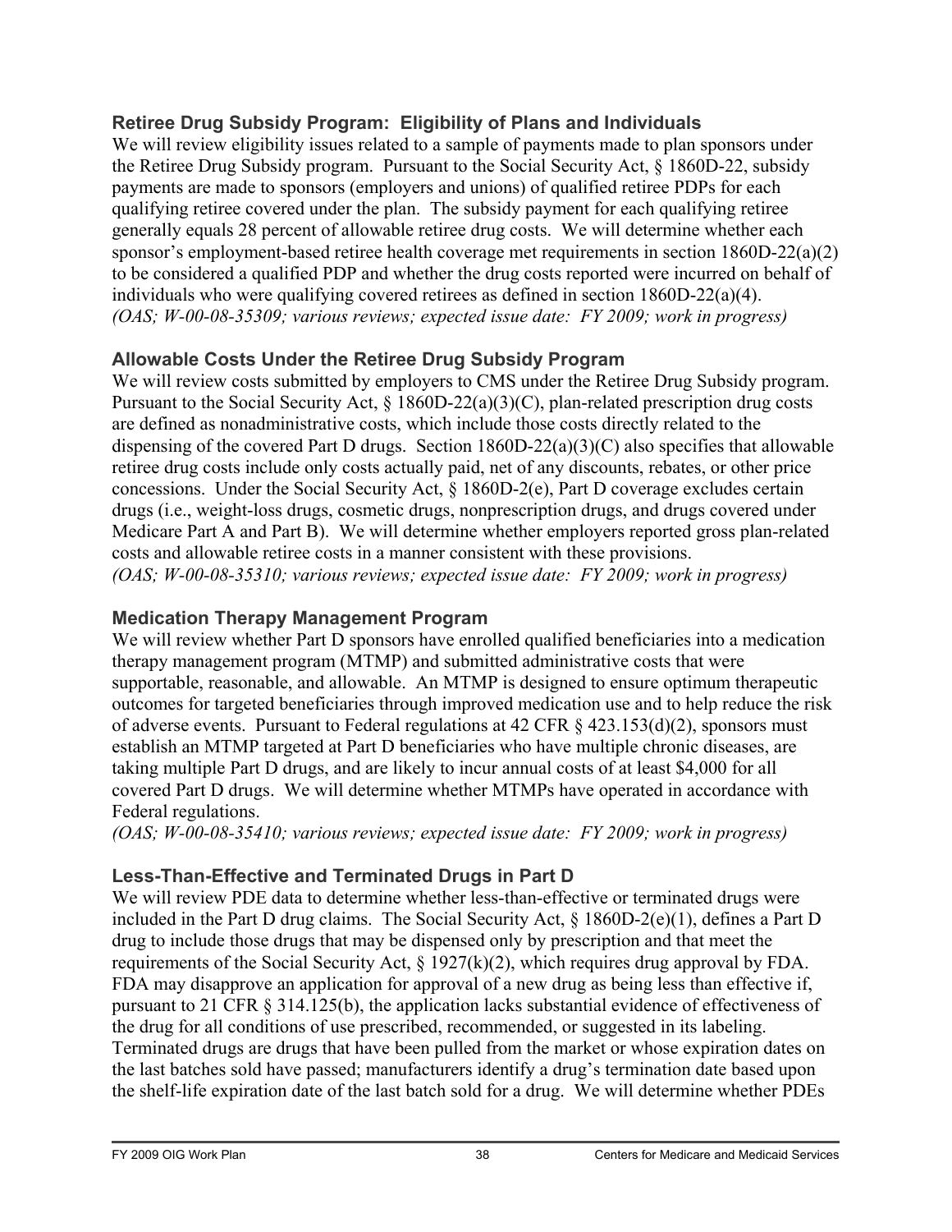### Retiree Drug Subsidy Program: Eligibility of Plans and Individuals

We will review eligibility issues related to a sample of payments made to plan sponsors under the Retiree Drug Subsidy program. Pursuant to the Social Security Act, § 1860D-22, subsidy payments are made to sponsors (employers and unions) of qualified retiree PDPs for each qualifying retiree covered under the plan. The subsidy payment for each qualifying retiree generally equals 28 percent of allowable retiree drug costs. We will determine whether each sponsor's employment-based retiree health coverage met requirements in section 1860D-22(a)(2) to be considered a qualified PDP and whether the drug costs reported were incurred on behalf of individuals who were qualifying covered retirees as defined in section 1860D-22(a)(4).
*(OAS; W-00-08-35309; various reviews; expected issue date: FY 2009; work in progress)*

### Allowable Costs Under the Retiree Drug Subsidy Program

We will review costs submitted by employers to CMS under the Retiree Drug Subsidy program. Pursuant to the Social Security Act, § 1860D-22(a)(3)(C), plan-related prescription drug costs are defined as nonadministrative costs, which include those costs directly related to the dispensing of the covered Part D drugs. Section 1860D-22(a)(3)(C) also specifies that allowable retiree drug costs include only costs actually paid, net of any discounts, rebates, or other price concessions. Under the Social Security Act, § 1860D-2(e), Part D coverage excludes certain drugs (i.e., weight-loss drugs, cosmetic drugs, nonprescription drugs, and drugs covered under Medicare Part A and Part B). We will determine whether employers reported gross plan-related costs and allowable retiree costs in a manner consistent with these provisions.
*(OAS; W-00-08-35310; various reviews; expected issue date: FY 2009; work in progress)*

### Medication Therapy Management Program

We will review whether Part D sponsors have enrolled qualified beneficiaries into a medication therapy management program (MTMP) and submitted administrative costs that were supportable, reasonable, and allowable. An MTMP is designed to ensure optimum therapeutic outcomes for targeted beneficiaries through improved medication use and to help reduce the risk of adverse events. Pursuant to Federal regulations at 42 CFR § 423.153(d)(2), sponsors must establish an MTMP targeted at Part D beneficiaries who have multiple chronic diseases, are taking multiple Part D drugs, and are likely to incur annual costs of at least $4,000 for all covered Part D drugs. We will determine whether MTMPs have operated in accordance with Federal regulations.
*(OAS; W-00-08-35410; various reviews; expected issue date: FY 2009; work in progress)*

### Less-Than-Effective and Terminated Drugs in Part D

We will review PDE data to determine whether less-than-effective or terminated drugs were included in the Part D drug claims. The Social Security Act, § 1860D-2(e)(1), defines a Part D drug to include those drugs that may be dispensed only by prescription and that meet the requirements of the Social Security Act, § 1927(k)(2), which requires drug approval by FDA. FDA may disapprove an application for approval of a new drug as being less than effective if, pursuant to 21 CFR § 314.125(b), the application lacks substantial evidence of effectiveness of the drug for all conditions of use prescribed, recommended, or suggested in its labeling. Terminated drugs are drugs that have been pulled from the market or whose expiration dates on the last batches sold have passed; manufacturers identify a drug's termination date based upon the shelf-life expiration date of the last batch sold for a drug. We will determine whether PDEs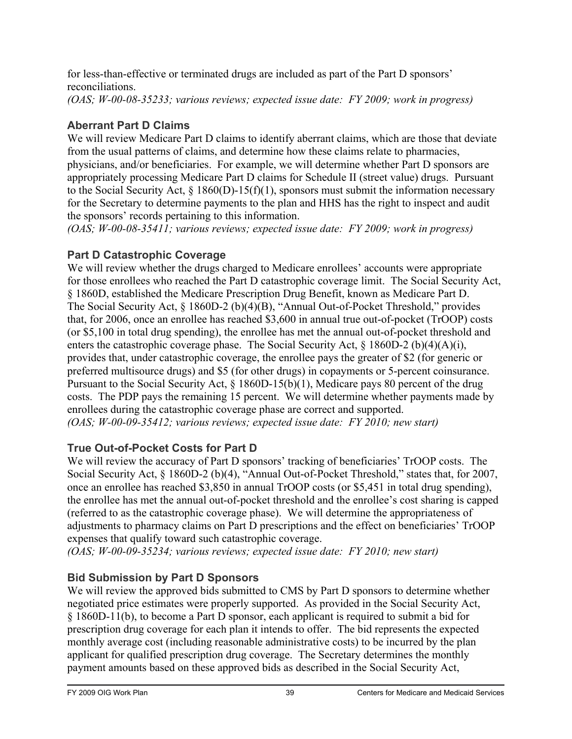for less-than-effective or terminated drugs are included as part of the Part D sponsors' reconciliations.
*(OAS; W-00-08-35233; various reviews; expected issue date: FY 2009; work in progress)*

### Aberrant Part D Claims

We will review Medicare Part D claims to identify aberrant claims, which are those that deviate from the usual patterns of claims, and determine how these claims relate to pharmacies, physicians, and/or beneficiaries. For example, we will determine whether Part D sponsors are appropriately processing Medicare Part D claims for Schedule II (street value) drugs. Pursuant to the Social Security Act, § 1860(D)-15(f)(1), sponsors must submit the information necessary for the Secretary to determine payments to the plan and HHS has the right to inspect and audit the sponsors' records pertaining to this information.
*(OAS; W-00-08-35411; various reviews; expected issue date: FY 2009; work in progress)*

### Part D Catastrophic Coverage

We will review whether the drugs charged to Medicare enrollees' accounts were appropriate for those enrollees who reached the Part D catastrophic coverage limit. The Social Security Act, § 1860D, established the Medicare Prescription Drug Benefit, known as Medicare Part D. The Social Security Act, § 1860D-2 (b)(4)(B), "Annual Out-of-Pocket Threshold," provides that, for 2006, once an enrollee has reached $3,600 in annual true out-of-pocket (TrOOP) costs (or $5,100 in total drug spending), the enrollee has met the annual out-of-pocket threshold and enters the catastrophic coverage phase. The Social Security Act, § 1860D-2 (b)(4)(A)(i), provides that, under catastrophic coverage, the enrollee pays the greater of $2 (for generic or preferred multisource drugs) and $5 (for other drugs) in copayments or 5-percent coinsurance. Pursuant to the Social Security Act, § 1860D-15(b)(1), Medicare pays 80 percent of the drug costs. The PDP pays the remaining 15 percent. We will determine whether payments made by enrollees during the catastrophic coverage phase are correct and supported.
*(OAS; W-00-09-35412; various reviews; expected issue date: FY 2010; new start)*

### True Out-of-Pocket Costs for Part D

We will review the accuracy of Part D sponsors' tracking of beneficiaries' TrOOP costs. The Social Security Act, § 1860D-2 (b)(4), "Annual Out-of-Pocket Threshold," states that, for 2007, once an enrollee has reached $3,850 in annual TrOOP costs (or $5,451 in total drug spending), the enrollee has met the annual out-of-pocket threshold and the enrollee's cost sharing is capped (referred to as the catastrophic coverage phase). We will determine the appropriateness of adjustments to pharmacy claims on Part D prescriptions and the effect on beneficiaries' TrOOP expenses that qualify toward such catastrophic coverage.
*(OAS; W-00-09-35234; various reviews; expected issue date: FY 2010; new start)*

### Bid Submission by Part D Sponsors

We will review the approved bids submitted to CMS by Part D sponsors to determine whether negotiated price estimates were properly supported. As provided in the Social Security Act, § 1860D-11(b), to become a Part D sponsor, each applicant is required to submit a bid for prescription drug coverage for each plan it intends to offer. The bid represents the expected monthly average cost (including reasonable administrative costs) to be incurred by the plan applicant for qualified prescription drug coverage. The Secretary determines the monthly payment amounts based on these approved bids as described in the Social Security Act,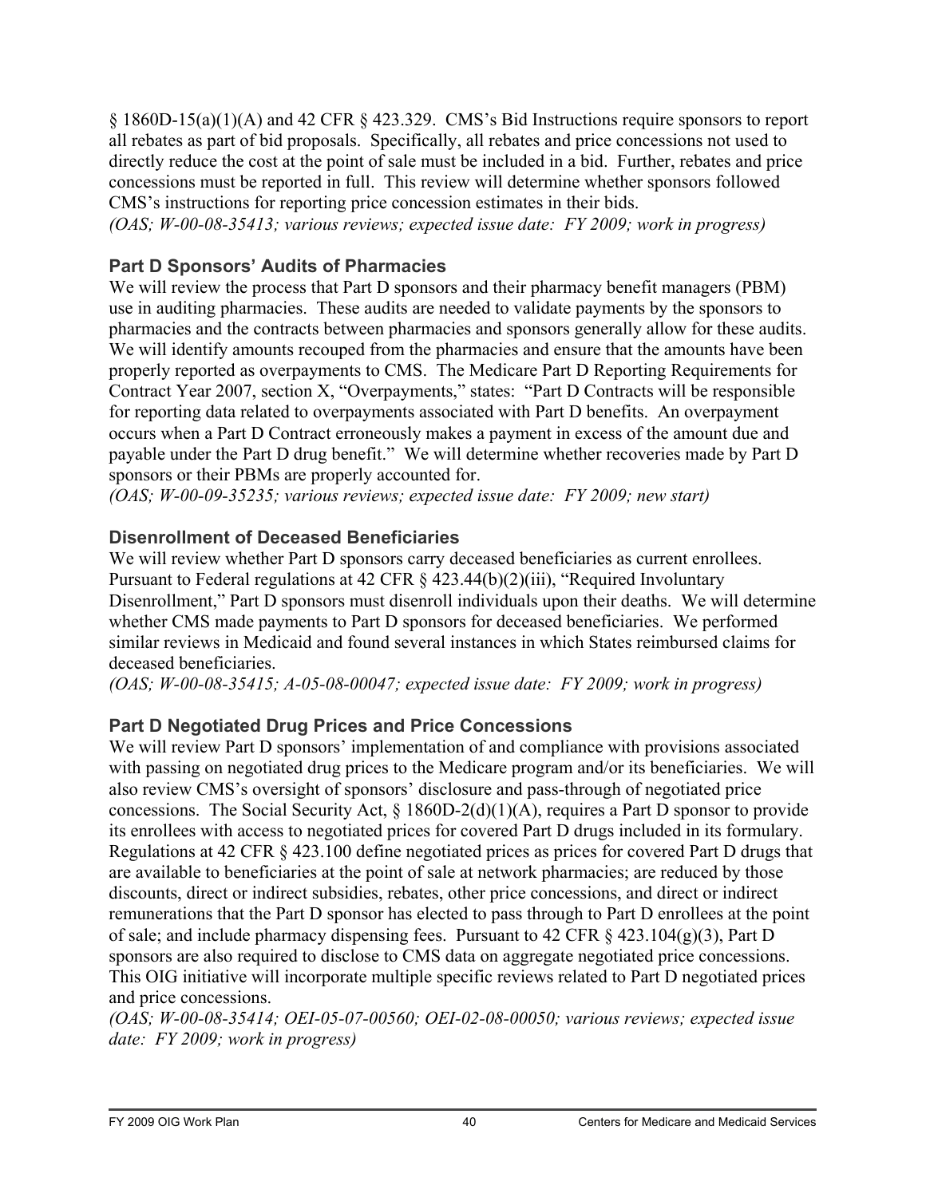§ 1860D-15(a)(1)(A) and 42 CFR § 423.329. CMS's Bid Instructions require sponsors to report all rebates as part of bid proposals. Specifically, all rebates and price concessions not used to directly reduce the cost at the point of sale must be included in a bid. Further, rebates and price concessions must be reported in full. This review will determine whether sponsors followed CMS's instructions for reporting price concession estimates in their bids.
*(OAS; W-00-08-35413; various reviews; expected issue date: FY 2009; work in progress)*

### Part D Sponsors' Audits of Pharmacies

We will review the process that Part D sponsors and their pharmacy benefit managers (PBM) use in auditing pharmacies. These audits are needed to validate payments by the sponsors to pharmacies and the contracts between pharmacies and sponsors generally allow for these audits. We will identify amounts recouped from the pharmacies and ensure that the amounts have been properly reported as overpayments to CMS. The Medicare Part D Reporting Requirements for Contract Year 2007, section X, "Overpayments," states: "Part D Contracts will be responsible for reporting data related to overpayments associated with Part D benefits. An overpayment occurs when a Part D Contract erroneously makes a payment in excess of the amount due and payable under the Part D drug benefit." We will determine whether recoveries made by Part D sponsors or their PBMs are properly accounted for.
*(OAS; W-00-09-35235; various reviews; expected issue date: FY 2009; new start)*

### Disenrollment of Deceased Beneficiaries

We will review whether Part D sponsors carry deceased beneficiaries as current enrollees. Pursuant to Federal regulations at 42 CFR § 423.44(b)(2)(iii), "Required Involuntary Disenrollment," Part D sponsors must disenroll individuals upon their deaths. We will determine whether CMS made payments to Part D sponsors for deceased beneficiaries. We performed similar reviews in Medicaid and found several instances in which States reimbursed claims for deceased beneficiaries.
*(OAS; W-00-08-35415; A-05-08-00047; expected issue date: FY 2009; work in progress)*

### Part D Negotiated Drug Prices and Price Concessions

We will review Part D sponsors' implementation of and compliance with provisions associated with passing on negotiated drug prices to the Medicare program and/or its beneficiaries. We will also review CMS's oversight of sponsors' disclosure and pass-through of negotiated price concessions. The Social Security Act, § 1860D-2(d)(1)(A), requires a Part D sponsor to provide its enrollees with access to negotiated prices for covered Part D drugs included in its formulary. Regulations at 42 CFR § 423.100 define negotiated prices as prices for covered Part D drugs that are available to beneficiaries at the point of sale at network pharmacies; are reduced by those discounts, direct or indirect subsidies, rebates, other price concessions, and direct or indirect remunerations that the Part D sponsor has elected to pass through to Part D enrollees at the point of sale; and include pharmacy dispensing fees. Pursuant to 42 CFR § 423.104(g)(3), Part D sponsors are also required to disclose to CMS data on aggregate negotiated price concessions. This OIG initiative will incorporate multiple specific reviews related to Part D negotiated prices and price concessions.
*(OAS; W-00-08-35414; OEI-05-07-00560; OEI-02-08-00050; various reviews; expected issue date: FY 2009; work in progress)*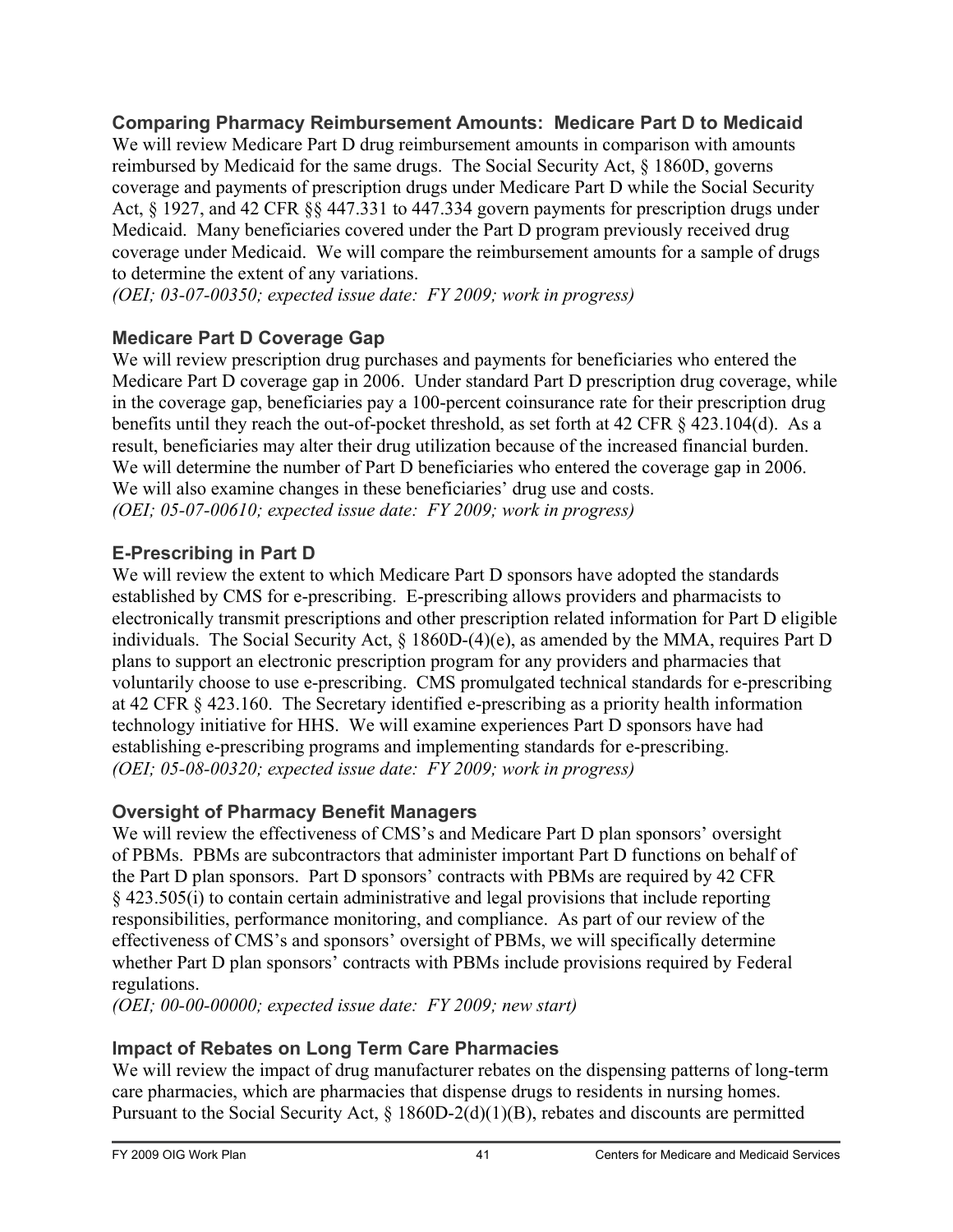### Comparing Pharmacy Reimbursement Amounts: Medicare Part D to Medicaid

We will review Medicare Part D drug reimbursement amounts in comparison with amounts reimbursed by Medicaid for the same drugs. The Social Security Act, § 1860D, governs coverage and payments of prescription drugs under Medicare Part D while the Social Security Act, § 1927, and 42 CFR §§ 447.331 to 447.334 govern payments for prescription drugs under Medicaid. Many beneficiaries covered under the Part D program previously received drug coverage under Medicaid. We will compare the reimbursement amounts for a sample of drugs to determine the extent of any variations.
*(OEI; 03-07-00350; expected issue date: FY 2009; work in progress)*

### Medicare Part D Coverage Gap

We will review prescription drug purchases and payments for beneficiaries who entered the Medicare Part D coverage gap in 2006. Under standard Part D prescription drug coverage, while in the coverage gap, beneficiaries pay a 100-percent coinsurance rate for their prescription drug benefits until they reach the out-of-pocket threshold, as set forth at 42 CFR § 423.104(d). As a result, beneficiaries may alter their drug utilization because of the increased financial burden. We will determine the number of Part D beneficiaries who entered the coverage gap in 2006. We will also examine changes in these beneficiaries' drug use and costs.
*(OEI; 05-07-00610; expected issue date: FY 2009; work in progress)*

### E-Prescribing in Part D

We will review the extent to which Medicare Part D sponsors have adopted the standards established by CMS for e-prescribing. E-prescribing allows providers and pharmacists to electronically transmit prescriptions and other prescription related information for Part D eligible individuals. The Social Security Act, § 1860D-(4)(e), as amended by the MMA, requires Part D plans to support an electronic prescription program for any providers and pharmacies that voluntarily choose to use e-prescribing. CMS promulgated technical standards for e-prescribing at 42 CFR § 423.160. The Secretary identified e-prescribing as a priority health information technology initiative for HHS. We will examine experiences Part D sponsors have had establishing e-prescribing programs and implementing standards for e-prescribing.
*(OEI; 05-08-00320; expected issue date: FY 2009; work in progress)*

### Oversight of Pharmacy Benefit Managers

We will review the effectiveness of CMS's and Medicare Part D plan sponsors' oversight of PBMs. PBMs are subcontractors that administer important Part D functions on behalf of the Part D plan sponsors. Part D sponsors' contracts with PBMs are required by 42 CFR § 423.505(i) to contain certain administrative and legal provisions that include reporting responsibilities, performance monitoring, and compliance. As part of our review of the effectiveness of CMS's and sponsors' oversight of PBMs, we will specifically determine whether Part D plan sponsors' contracts with PBMs include provisions required by Federal regulations.
*(OEI; 00-00-00000; expected issue date: FY 2009; new start)*

### Impact of Rebates on Long Term Care Pharmacies

We will review the impact of drug manufacturer rebates on the dispensing patterns of long-term care pharmacies, which are pharmacies that dispense drugs to residents in nursing homes. Pursuant to the Social Security Act, § 1860D-2(d)(1)(B), rebates and discounts are permitted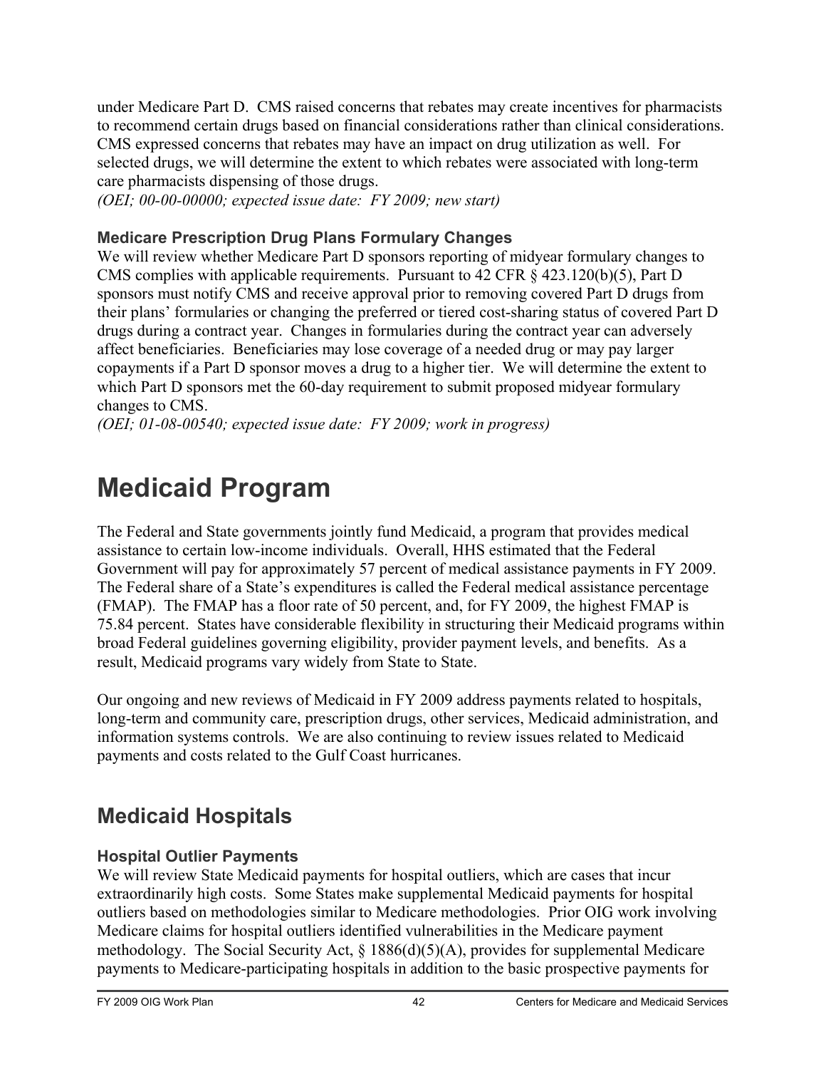under Medicare Part D. CMS raised concerns that rebates may create incentives for pharmacists to recommend certain drugs based on financial considerations rather than clinical considerations. CMS expressed concerns that rebates may have an impact on drug utilization as well. For selected drugs, we will determine the extent to which rebates were associated with long-term care pharmacists dispensing of those drugs.
*(OEI; 00-00-00000; expected issue date: FY 2009; new start)*

### Medicare Prescription Drug Plans Formulary Changes

We will review whether Medicare Part D sponsors reporting of midyear formulary changes to CMS complies with applicable requirements. Pursuant to 42 CFR § 423.120(b)(5), Part D sponsors must notify CMS and receive approval prior to removing covered Part D drugs from their plans' formularies or changing the preferred or tiered cost-sharing status of covered Part D drugs during a contract year. Changes in formularies during the contract year can adversely affect beneficiaries. Beneficiaries may lose coverage of a needed drug or may pay larger copayments if a Part D sponsor moves a drug to a higher tier. We will determine the extent to which Part D sponsors met the 60-day requirement to submit proposed midyear formulary changes to CMS.
*(OEI; 01-08-00540; expected issue date: FY 2009; work in progress)*

# Medicaid Program

The Federal and State governments jointly fund Medicaid, a program that provides medical assistance to certain low-income individuals. Overall, HHS estimated that the Federal Government will pay for approximately 57 percent of medical assistance payments in FY 2009. The Federal share of a State's expenditures is called the Federal medical assistance percentage (FMAP). The FMAP has a floor rate of 50 percent, and, for FY 2009, the highest FMAP is 75.84 percent. States have considerable flexibility in structuring their Medicaid programs within broad Federal guidelines governing eligibility, provider payment levels, and benefits. As a result, Medicaid programs vary widely from State to State.

Our ongoing and new reviews of Medicaid in FY 2009 address payments related to hospitals, long-term and community care, prescription drugs, other services, Medicaid administration, and information systems controls. We are also continuing to review issues related to Medicaid payments and costs related to the Gulf Coast hurricanes.

## Medicaid Hospitals

### Hospital Outlier Payments

We will review State Medicaid payments for hospital outliers, which are cases that incur extraordinarily high costs. Some States make supplemental Medicaid payments for hospital outliers based on methodologies similar to Medicare methodologies. Prior OIG work involving Medicare claims for hospital outliers identified vulnerabilities in the Medicare payment methodology. The Social Security Act, § 1886(d)(5)(A), provides for supplemental Medicare payments to Medicare-participating hospitals in addition to the basic prospective payments for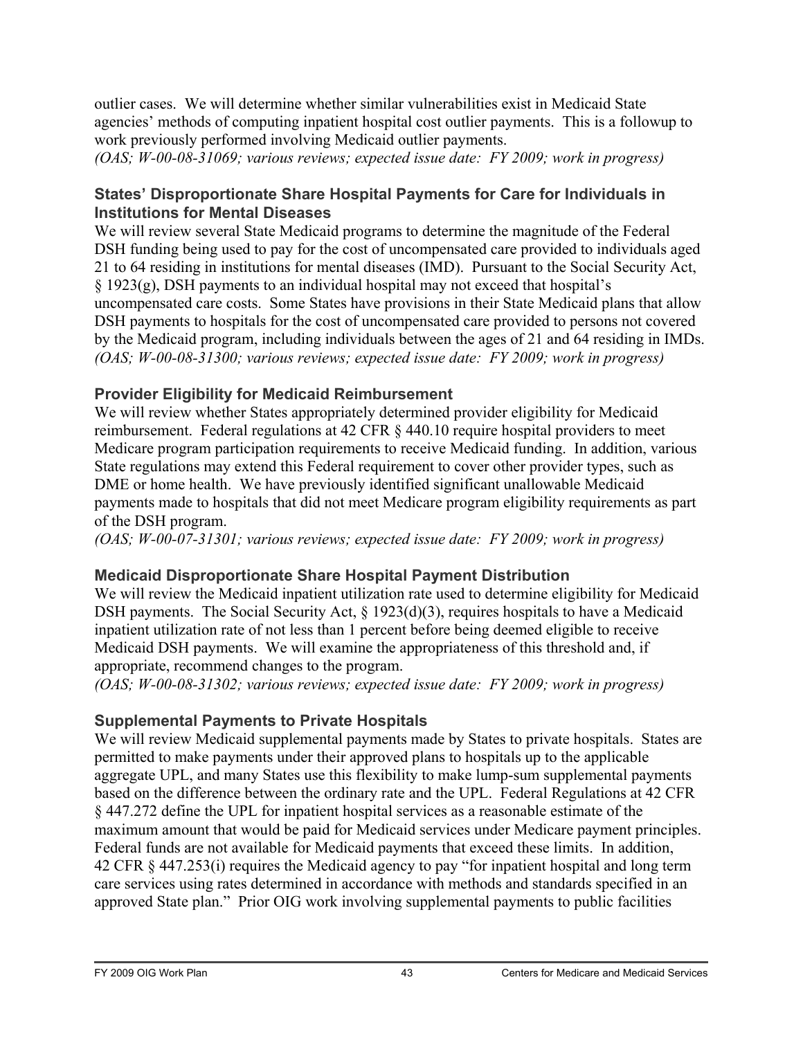outlier cases. We will determine whether similar vulnerabilities exist in Medicaid State agencies' methods of computing inpatient hospital cost outlier payments. This is a followup to work previously performed involving Medicaid outlier payments.
*(OAS; W-00-08-31069; various reviews; expected issue date: FY 2009; work in progress)*

### States' Disproportionate Share Hospital Payments for Care for Individuals in Institutions for Mental Diseases

We will review several State Medicaid programs to determine the magnitude of the Federal DSH funding being used to pay for the cost of uncompensated care provided to individuals aged 21 to 64 residing in institutions for mental diseases (IMD). Pursuant to the Social Security Act, § 1923(g), DSH payments to an individual hospital may not exceed that hospital's uncompensated care costs. Some States have provisions in their State Medicaid plans that allow DSH payments to hospitals for the cost of uncompensated care provided to persons not covered by the Medicaid program, including individuals between the ages of 21 and 64 residing in IMDs.
*(OAS; W-00-08-31300; various reviews; expected issue date: FY 2009; work in progress)*

### Provider Eligibility for Medicaid Reimbursement

We will review whether States appropriately determined provider eligibility for Medicaid reimbursement. Federal regulations at 42 CFR § 440.10 require hospital providers to meet Medicare program participation requirements to receive Medicaid funding. In addition, various State regulations may extend this Federal requirement to cover other provider types, such as DME or home health. We have previously identified significant unallowable Medicaid payments made to hospitals that did not meet Medicare program eligibility requirements as part of the DSH program.
*(OAS; W-00-07-31301; various reviews; expected issue date: FY 2009; work in progress)*

### Medicaid Disproportionate Share Hospital Payment Distribution

We will review the Medicaid inpatient utilization rate used to determine eligibility for Medicaid DSH payments. The Social Security Act, § 1923(d)(3), requires hospitals to have a Medicaid inpatient utilization rate of not less than 1 percent before being deemed eligible to receive Medicaid DSH payments. We will examine the appropriateness of this threshold and, if appropriate, recommend changes to the program.
*(OAS; W-00-08-31302; various reviews; expected issue date: FY 2009; work in progress)*

### Supplemental Payments to Private Hospitals

We will review Medicaid supplemental payments made by States to private hospitals. States are permitted to make payments under their approved plans to hospitals up to the applicable aggregate UPL, and many States use this flexibility to make lump-sum supplemental payments based on the difference between the ordinary rate and the UPL. Federal Regulations at 42 CFR § 447.272 define the UPL for inpatient hospital services as a reasonable estimate of the maximum amount that would be paid for Medicaid services under Medicare payment principles. Federal funds are not available for Medicaid payments that exceed these limits. In addition, 42 CFR § 447.253(i) requires the Medicaid agency to pay "for inpatient hospital and long term care services using rates determined in accordance with methods and standards specified in an approved State plan." Prior OIG work involving supplemental payments to public facilities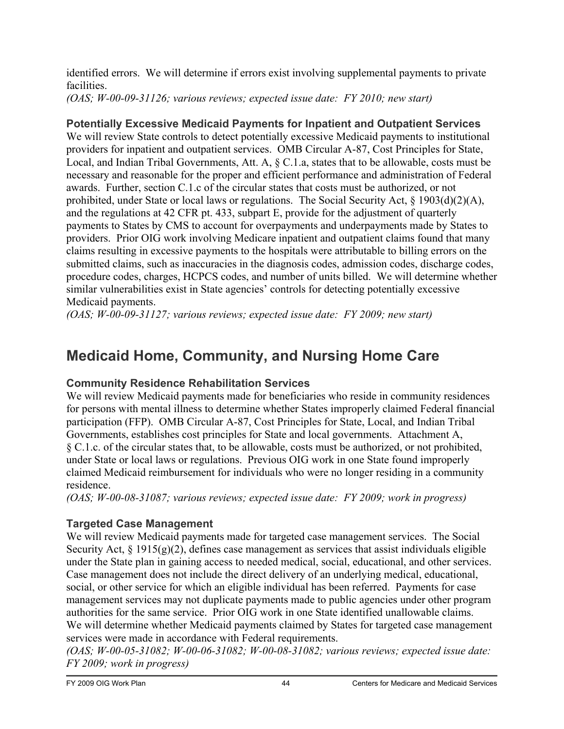identified errors. We will determine if errors exist involving supplemental payments to private facilities.

*(OAS; W-00-09-31126; various reviews; expected issue date: FY 2010; new start)*

### Potentially Excessive Medicaid Payments for Inpatient and Outpatient Services

We will review State controls to detect potentially excessive Medicaid payments to institutional providers for inpatient and outpatient services. OMB Circular A-87, Cost Principles for State, Local, and Indian Tribal Governments, Att. A, § C.1.a, states that to be allowable, costs must be necessary and reasonable for the proper and efficient performance and administration of Federal awards. Further, section C.1.c of the circular states that costs must be authorized, or not prohibited, under State or local laws or regulations. The Social Security Act, § 1903(d)(2)(A), and the regulations at 42 CFR pt. 433, subpart E, provide for the adjustment of quarterly payments to States by CMS to account for overpayments and underpayments made by States to providers. Prior OIG work involving Medicare inpatient and outpatient claims found that many claims resulting in excessive payments to the hospitals were attributable to billing errors on the submitted claims, such as inaccuracies in the diagnosis codes, admission codes, discharge codes, procedure codes, charges, HCPCS codes, and number of units billed. We will determine whether similar vulnerabilities exist in State agencies' controls for detecting potentially excessive Medicaid payments.

*(OAS; W-00-09-31127; various reviews; expected issue date: FY 2009; new start)*

## Medicaid Home, Community, and Nursing Home Care

### Community Residence Rehabilitation Services

We will review Medicaid payments made for beneficiaries who reside in community residences for persons with mental illness to determine whether States improperly claimed Federal financial participation (FFP). OMB Circular A-87, Cost Principles for State, Local, and Indian Tribal Governments, establishes cost principles for State and local governments. Attachment A, § C.1.c. of the circular states that, to be allowable, costs must be authorized, or not prohibited, under State or local laws or regulations. Previous OIG work in one State found improperly claimed Medicaid reimbursement for individuals who were no longer residing in a community residence.

*(OAS; W-00-08-31087; various reviews; expected issue date: FY 2009; work in progress)*

### Targeted Case Management

We will review Medicaid payments made for targeted case management services. The Social Security Act, § 1915(g)(2), defines case management as services that assist individuals eligible under the State plan in gaining access to needed medical, social, educational, and other services. Case management does not include the direct delivery of an underlying medical, educational, social, or other service for which an eligible individual has been referred. Payments for case management services may not duplicate payments made to public agencies under other program authorities for the same service. Prior OIG work in one State identified unallowable claims. We will determine whether Medicaid payments claimed by States for targeted case management services were made in accordance with Federal requirements.

*(OAS; W-00-05-31082; W-00-06-31082; W-00-08-31082; various reviews; expected issue date: FY 2009; work in progress)*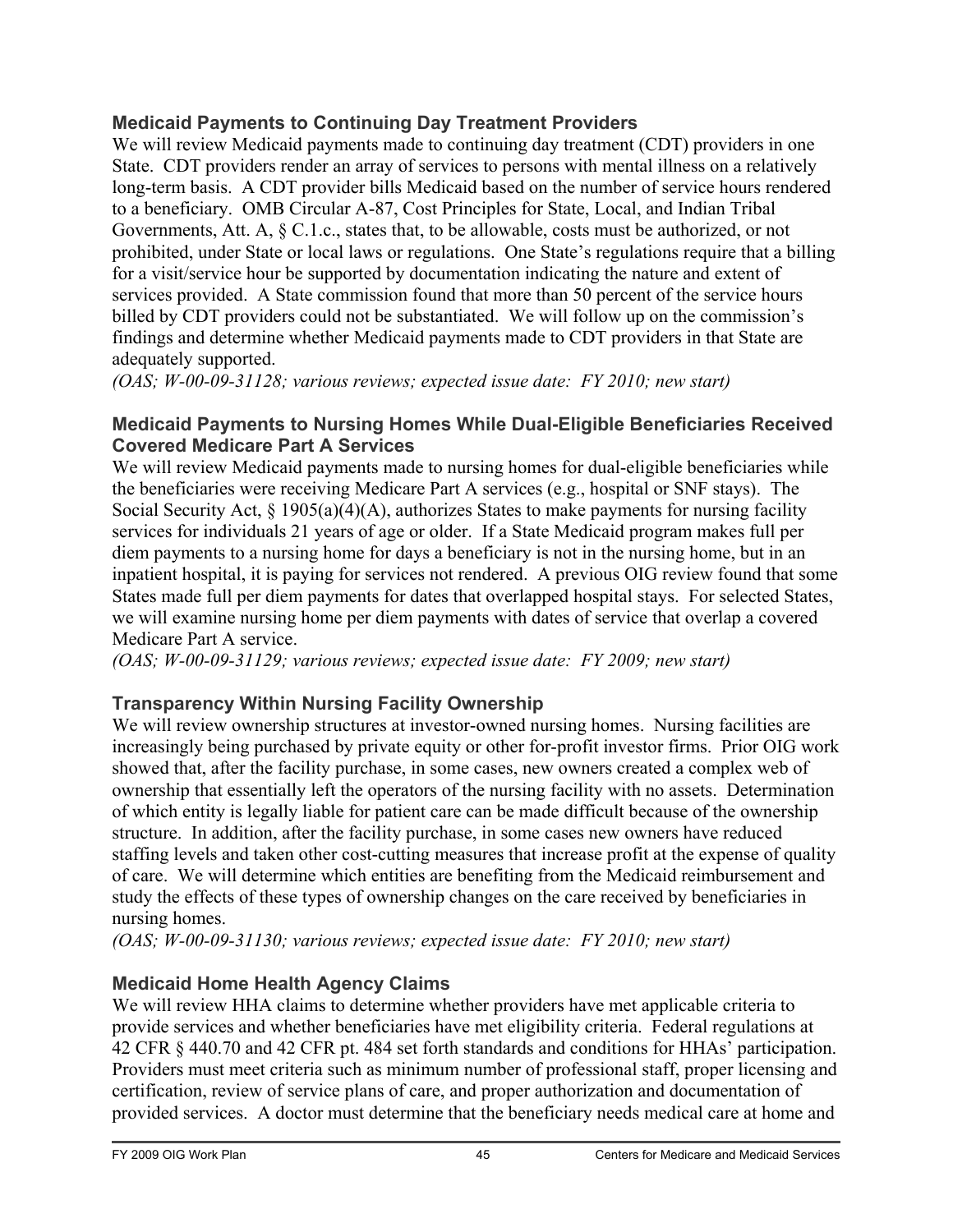### Medicaid Payments to Continuing Day Treatment Providers

We will review Medicaid payments made to continuing day treatment (CDT) providers in one State. CDT providers render an array of services to persons with mental illness on a relatively long-term basis. A CDT provider bills Medicaid based on the number of service hours rendered to a beneficiary. OMB Circular A-87, Cost Principles for State, Local, and Indian Tribal Governments, Att. A, § C.1.c., states that, to be allowable, costs must be authorized, or not prohibited, under State or local laws or regulations. One State's regulations require that a billing for a visit/service hour be supported by documentation indicating the nature and extent of services provided. A State commission found that more than 50 percent of the service hours billed by CDT providers could not be substantiated. We will follow up on the commission's findings and determine whether Medicaid payments made to CDT providers in that State are adequately supported.

*(OAS; W-00-09-31128; various reviews; expected issue date: FY 2010; new start)*

### Medicaid Payments to Nursing Homes While Dual-Eligible Beneficiaries Received Covered Medicare Part A Services

We will review Medicaid payments made to nursing homes for dual-eligible beneficiaries while the beneficiaries were receiving Medicare Part A services (e.g., hospital or SNF stays). The Social Security Act, § 1905(a)(4)(A), authorizes States to make payments for nursing facility services for individuals 21 years of age or older. If a State Medicaid program makes full per diem payments to a nursing home for days a beneficiary is not in the nursing home, but in an inpatient hospital, it is paying for services not rendered. A previous OIG review found that some States made full per diem payments for dates that overlapped hospital stays. For selected States, we will examine nursing home per diem payments with dates of service that overlap a covered Medicare Part A service.

*(OAS; W-00-09-31129; various reviews; expected issue date: FY 2009; new start)*

### Transparency Within Nursing Facility Ownership

We will review ownership structures at investor-owned nursing homes. Nursing facilities are increasingly being purchased by private equity or other for-profit investor firms. Prior OIG work showed that, after the facility purchase, in some cases, new owners created a complex web of ownership that essentially left the operators of the nursing facility with no assets. Determination of which entity is legally liable for patient care can be made difficult because of the ownership structure. In addition, after the facility purchase, in some cases new owners have reduced staffing levels and taken other cost-cutting measures that increase profit at the expense of quality of care. We will determine which entities are benefiting from the Medicaid reimbursement and study the effects of these types of ownership changes on the care received by beneficiaries in nursing homes.

*(OAS; W-00-09-31130; various reviews; expected issue date: FY 2010; new start)*

### Medicaid Home Health Agency Claims

We will review HHA claims to determine whether providers have met applicable criteria to provide services and whether beneficiaries have met eligibility criteria. Federal regulations at 42 CFR § 440.70 and 42 CFR pt. 484 set forth standards and conditions for HHAs' participation. Providers must meet criteria such as minimum number of professional staff, proper licensing and certification, review of service plans of care, and proper authorization and documentation of provided services. A doctor must determine that the beneficiary needs medical care at home and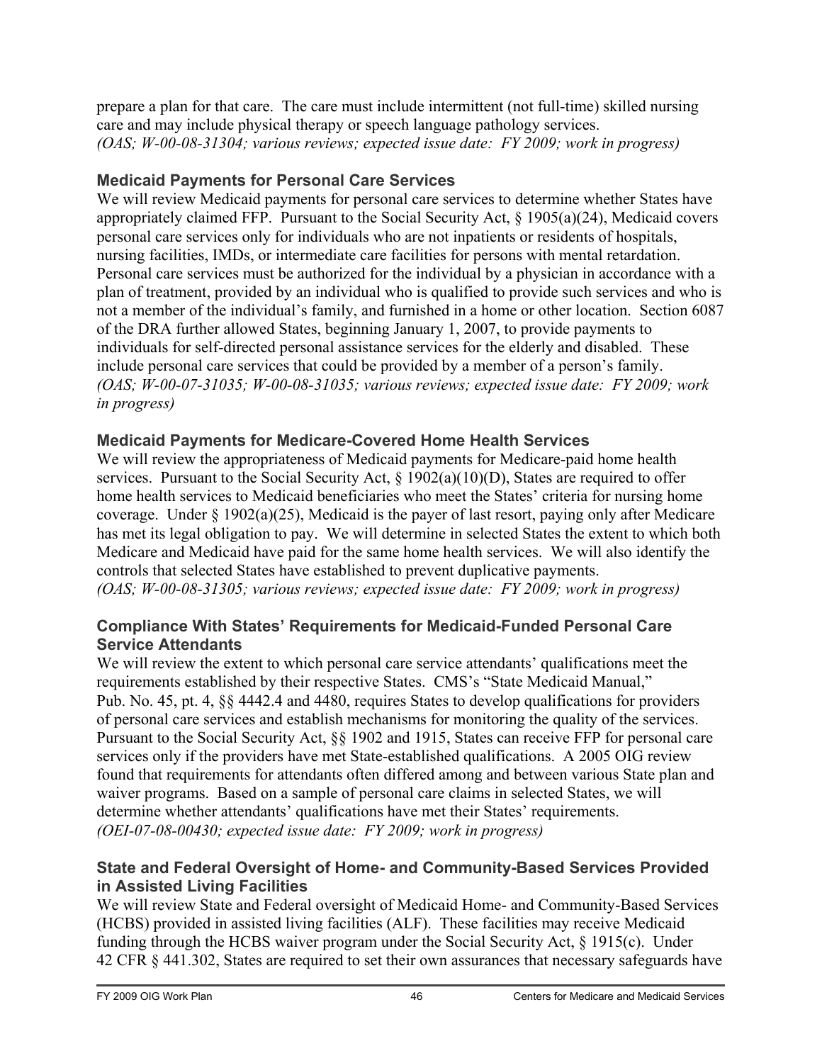prepare a plan for that care. The care must include intermittent (not full-time) skilled nursing care and may include physical therapy or speech language pathology services.
*(OAS; W-00-08-31304; various reviews; expected issue date: FY 2009; work in progress)*

### Medicaid Payments for Personal Care Services

We will review Medicaid payments for personal care services to determine whether States have appropriately claimed FFP. Pursuant to the Social Security Act, § 1905(a)(24), Medicaid covers personal care services only for individuals who are not inpatients or residents of hospitals, nursing facilities, IMDs, or intermediate care facilities for persons with mental retardation. Personal care services must be authorized for the individual by a physician in accordance with a plan of treatment, provided by an individual who is qualified to provide such services and who is not a member of the individual's family, and furnished in a home or other location. Section 6087 of the DRA further allowed States, beginning January 1, 2007, to provide payments to individuals for self-directed personal assistance services for the elderly and disabled. These include personal care services that could be provided by a member of a person's family.
*(OAS; W-00-07-31035; W-00-08-31035; various reviews; expected issue date: FY 2009; work in progress)*

### Medicaid Payments for Medicare-Covered Home Health Services

We will review the appropriateness of Medicaid payments for Medicare-paid home health services. Pursuant to the Social Security Act, § 1902(a)(10)(D), States are required to offer home health services to Medicaid beneficiaries who meet the States' criteria for nursing home coverage. Under § 1902(a)(25), Medicaid is the payer of last resort, paying only after Medicare has met its legal obligation to pay. We will determine in selected States the extent to which both Medicare and Medicaid have paid for the same home health services. We will also identify the controls that selected States have established to prevent duplicative payments.
*(OAS; W-00-08-31305; various reviews; expected issue date: FY 2009; work in progress)*

### Compliance With States' Requirements for Medicaid-Funded Personal Care Service Attendants

We will review the extent to which personal care service attendants' qualifications meet the requirements established by their respective States. CMS's "State Medicaid Manual," Pub. No. 45, pt. 4, §§ 4442.4 and 4480, requires States to develop qualifications for providers of personal care services and establish mechanisms for monitoring the quality of the services. Pursuant to the Social Security Act, §§ 1902 and 1915, States can receive FFP for personal care services only if the providers have met State-established qualifications. A 2005 OIG review found that requirements for attendants often differed among and between various State plan and waiver programs. Based on a sample of personal care claims in selected States, we will determine whether attendants' qualifications have met their States' requirements.
*(OEI-07-08-00430; expected issue date: FY 2009; work in progress)*

### State and Federal Oversight of Home- and Community-Based Services Provided in Assisted Living Facilities

We will review State and Federal oversight of Medicaid Home- and Community-Based Services (HCBS) provided in assisted living facilities (ALF). These facilities may receive Medicaid funding through the HCBS waiver program under the Social Security Act, § 1915(c). Under 42 CFR § 441.302, States are required to set their own assurances that necessary safeguards have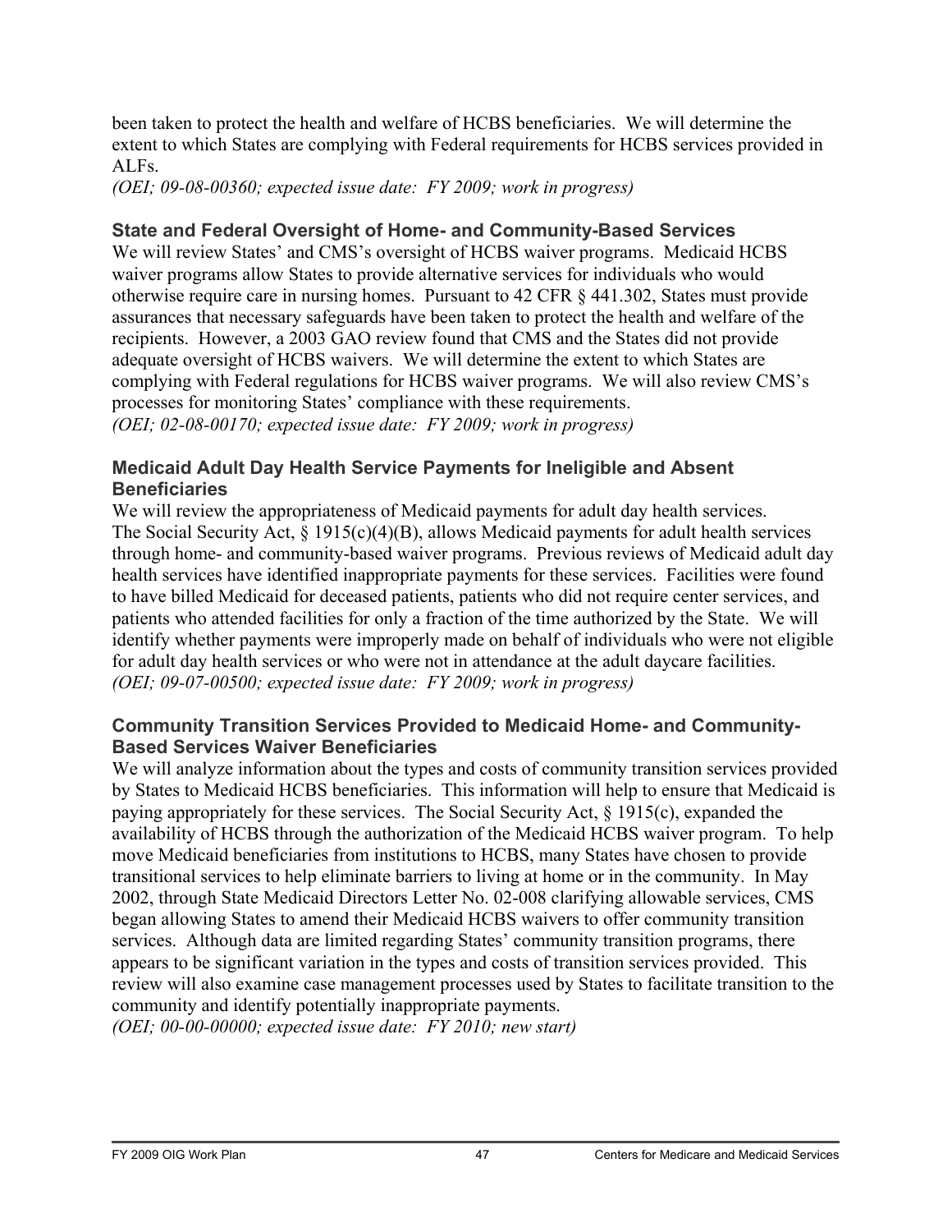been taken to protect the health and welfare of HCBS beneficiaries. We will determine the extent to which States are complying with Federal requirements for HCBS services provided in ALFs.
*(OEI; 09-08-00360; expected issue date: FY 2009; work in progress)*

### State and Federal Oversight of Home- and Community-Based Services

We will review States' and CMS's oversight of HCBS waiver programs. Medicaid HCBS waiver programs allow States to provide alternative services for individuals who would otherwise require care in nursing homes. Pursuant to 42 CFR § 441.302, States must provide assurances that necessary safeguards have been taken to protect the health and welfare of the recipients. However, a 2003 GAO review found that CMS and the States did not provide adequate oversight of HCBS waivers. We will determine the extent to which States are complying with Federal regulations for HCBS waiver programs. We will also review CMS's processes for monitoring States' compliance with these requirements.
*(OEI; 02-08-00170; expected issue date: FY 2009; work in progress)*

### Medicaid Adult Day Health Service Payments for Ineligible and Absent Beneficiaries

We will review the appropriateness of Medicaid payments for adult day health services. The Social Security Act, § 1915(c)(4)(B), allows Medicaid payments for adult health services through home- and community-based waiver programs. Previous reviews of Medicaid adult day health services have identified inappropriate payments for these services. Facilities were found to have billed Medicaid for deceased patients, patients who did not require center services, and patients who attended facilities for only a fraction of the time authorized by the State. We will identify whether payments were improperly made on behalf of individuals who were not eligible for adult day health services or who were not in attendance at the adult daycare facilities.
*(OEI; 09-07-00500; expected issue date: FY 2009; work in progress)*

### Community Transition Services Provided to Medicaid Home- and Community-Based Services Waiver Beneficiaries

We will analyze information about the types and costs of community transition services provided by States to Medicaid HCBS beneficiaries. This information will help to ensure that Medicaid is paying appropriately for these services. The Social Security Act, § 1915(c), expanded the availability of HCBS through the authorization of the Medicaid HCBS waiver program. To help move Medicaid beneficiaries from institutions to HCBS, many States have chosen to provide transitional services to help eliminate barriers to living at home or in the community. In May 2002, through State Medicaid Directors Letter No. 02-008 clarifying allowable services, CMS began allowing States to amend their Medicaid HCBS waivers to offer community transition services. Although data are limited regarding States' community transition programs, there appears to be significant variation in the types and costs of transition services provided. This review will also examine case management processes used by States to facilitate transition to the community and identify potentially inappropriate payments.
*(OEI; 00-00-00000; expected issue date: FY 2010; new start)*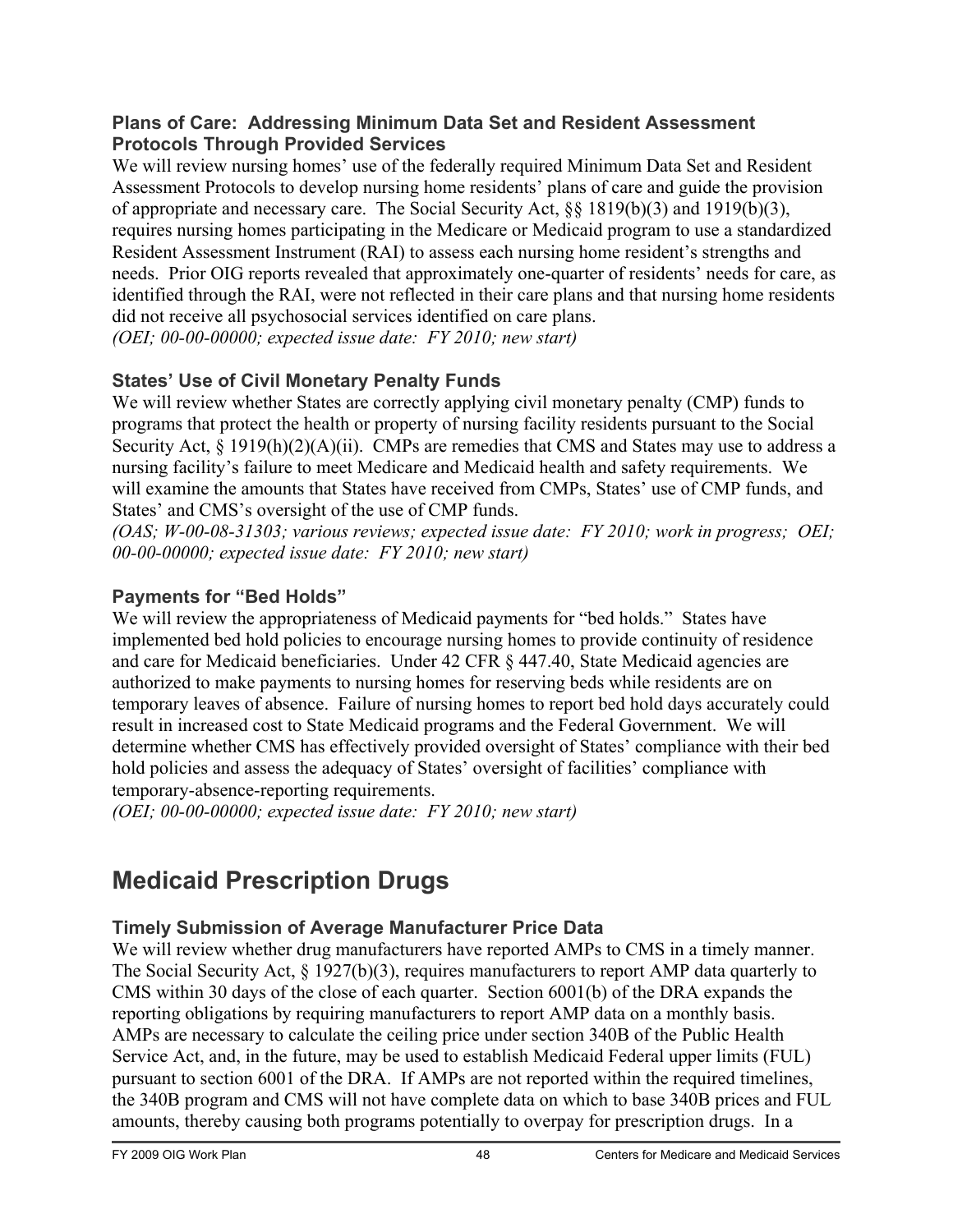### Plans of Care: Addressing Minimum Data Set and Resident Assessment Protocols Through Provided Services

We will review nursing homes' use of the federally required Minimum Data Set and Resident Assessment Protocols to develop nursing home residents' plans of care and guide the provision of appropriate and necessary care. The Social Security Act, §§ 1819(b)(3) and 1919(b)(3), requires nursing homes participating in the Medicare or Medicaid program to use a standardized Resident Assessment Instrument (RAI) to assess each nursing home resident's strengths and needs. Prior OIG reports revealed that approximately one-quarter of residents' needs for care, as identified through the RAI, were not reflected in their care plans and that nursing home residents did not receive all psychosocial services identified on care plans.
*(OEI; 00-00-00000; expected issue date: FY 2010; new start)*

### States' Use of Civil Monetary Penalty Funds

We will review whether States are correctly applying civil monetary penalty (CMP) funds to programs that protect the health or property of nursing facility residents pursuant to the Social Security Act, § 1919(h)(2)(A)(ii). CMPs are remedies that CMS and States may use to address a nursing facility's failure to meet Medicare and Medicaid health and safety requirements. We will examine the amounts that States have received from CMPs, States' use of CMP funds, and States' and CMS's oversight of the use of CMP funds.
*(OAS; W-00-08-31303; various reviews; expected issue date: FY 2010; work in progress; OEI; 00-00-00000; expected issue date: FY 2010; new start)*

### Payments for "Bed Holds"

We will review the appropriateness of Medicaid payments for "bed holds." States have implemented bed hold policies to encourage nursing homes to provide continuity of residence and care for Medicaid beneficiaries. Under 42 CFR § 447.40, State Medicaid agencies are authorized to make payments to nursing homes for reserving beds while residents are on temporary leaves of absence. Failure of nursing homes to report bed hold days accurately could result in increased cost to State Medicaid programs and the Federal Government. We will determine whether CMS has effectively provided oversight of States' compliance with their bed hold policies and assess the adequacy of States' oversight of facilities' compliance with temporary-absence-reporting requirements.
*(OEI; 00-00-00000; expected issue date: FY 2010; new start)*

## Medicaid Prescription Drugs

### Timely Submission of Average Manufacturer Price Data

We will review whether drug manufacturers have reported AMPs to CMS in a timely manner. The Social Security Act, § 1927(b)(3), requires manufacturers to report AMP data quarterly to CMS within 30 days of the close of each quarter. Section 6001(b) of the DRA expands the reporting obligations by requiring manufacturers to report AMP data on a monthly basis. AMPs are necessary to calculate the ceiling price under section 340B of the Public Health Service Act, and, in the future, may be used to establish Medicaid Federal upper limits (FUL) pursuant to section 6001 of the DRA. If AMPs are not reported within the required timelines, the 340B program and CMS will not have complete data on which to base 340B prices and FUL amounts, thereby causing both programs potentially to overpay for prescription drugs. In a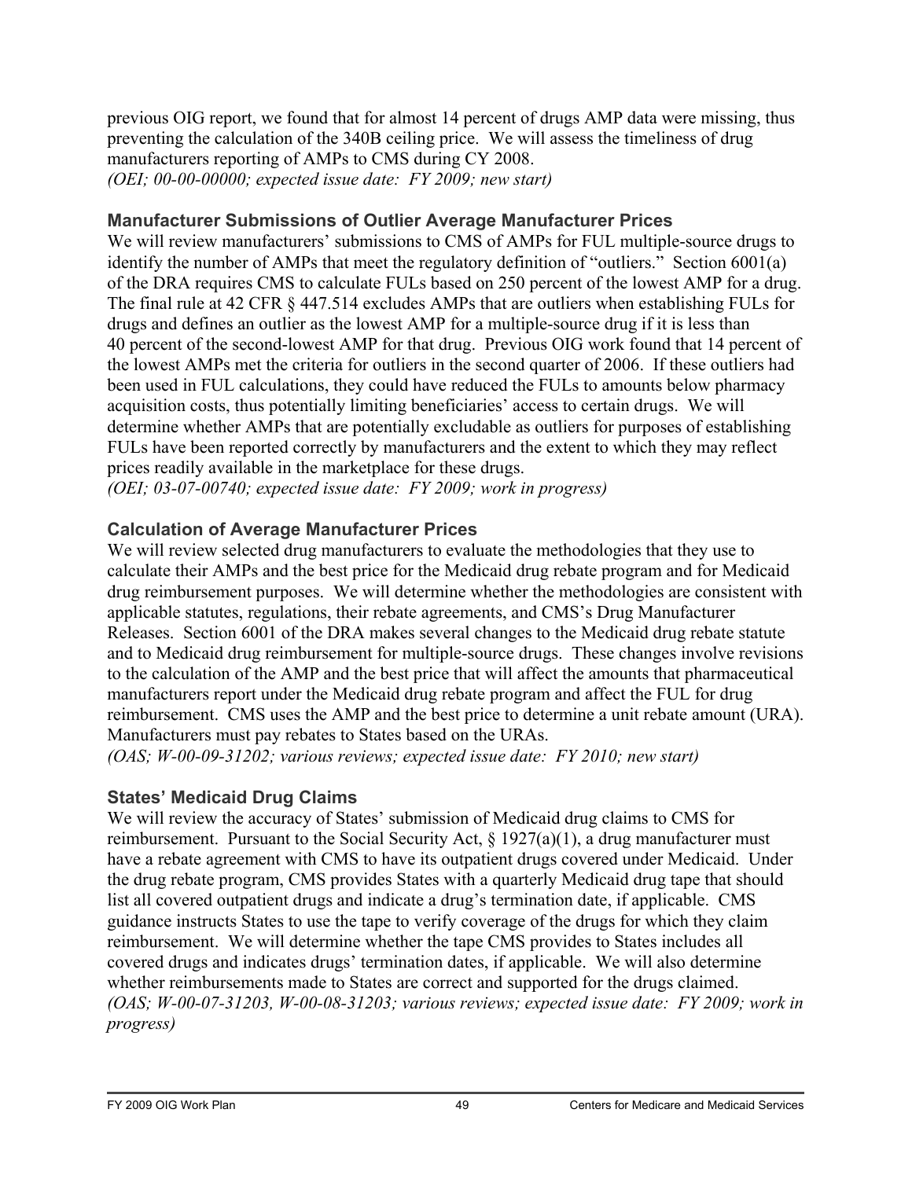previous OIG report, we found that for almost 14 percent of drugs AMP data were missing, thus preventing the calculation of the 340B ceiling price. We will assess the timeliness of drug manufacturers reporting of AMPs to CMS during CY 2008.
*(OEI; 00-00-00000; expected issue date: FY 2009; new start)*

### Manufacturer Submissions of Outlier Average Manufacturer Prices

We will review manufacturers' submissions to CMS of AMPs for FUL multiple-source drugs to identify the number of AMPs that meet the regulatory definition of "outliers." Section 6001(a) of the DRA requires CMS to calculate FULs based on 250 percent of the lowest AMP for a drug. The final rule at 42 CFR § 447.514 excludes AMPs that are outliers when establishing FULs for drugs and defines an outlier as the lowest AMP for a multiple-source drug if it is less than 40 percent of the second-lowest AMP for that drug. Previous OIG work found that 14 percent of the lowest AMPs met the criteria for outliers in the second quarter of 2006. If these outliers had been used in FUL calculations, they could have reduced the FULs to amounts below pharmacy acquisition costs, thus potentially limiting beneficiaries' access to certain drugs. We will determine whether AMPs that are potentially excludable as outliers for purposes of establishing FULs have been reported correctly by manufacturers and the extent to which they may reflect prices readily available in the marketplace for these drugs.
*(OEI; 03-07-00740; expected issue date: FY 2009; work in progress)*

### Calculation of Average Manufacturer Prices

We will review selected drug manufacturers to evaluate the methodologies that they use to calculate their AMPs and the best price for the Medicaid drug rebate program and for Medicaid drug reimbursement purposes. We will determine whether the methodologies are consistent with applicable statutes, regulations, their rebate agreements, and CMS's Drug Manufacturer Releases. Section 6001 of the DRA makes several changes to the Medicaid drug rebate statute and to Medicaid drug reimbursement for multiple-source drugs. These changes involve revisions to the calculation of the AMP and the best price that will affect the amounts that pharmaceutical manufacturers report under the Medicaid drug rebate program and affect the FUL for drug reimbursement. CMS uses the AMP and the best price to determine a unit rebate amount (URA). Manufacturers must pay rebates to States based on the URAs.
*(OAS; W-00-09-31202; various reviews; expected issue date: FY 2010; new start)*

### States' Medicaid Drug Claims

We will review the accuracy of States' submission of Medicaid drug claims to CMS for reimbursement. Pursuant to the Social Security Act, § 1927(a)(1), a drug manufacturer must have a rebate agreement with CMS to have its outpatient drugs covered under Medicaid. Under the drug rebate program, CMS provides States with a quarterly Medicaid drug tape that should list all covered outpatient drugs and indicate a drug's termination date, if applicable. CMS guidance instructs States to use the tape to verify coverage of the drugs for which they claim reimbursement. We will determine whether the tape CMS provides to States includes all covered drugs and indicates drugs' termination dates, if applicable. We will also determine whether reimbursements made to States are correct and supported for the drugs claimed.
*(OAS; W-00-07-31203, W-00-08-31203; various reviews; expected issue date: FY 2009; work in progress)*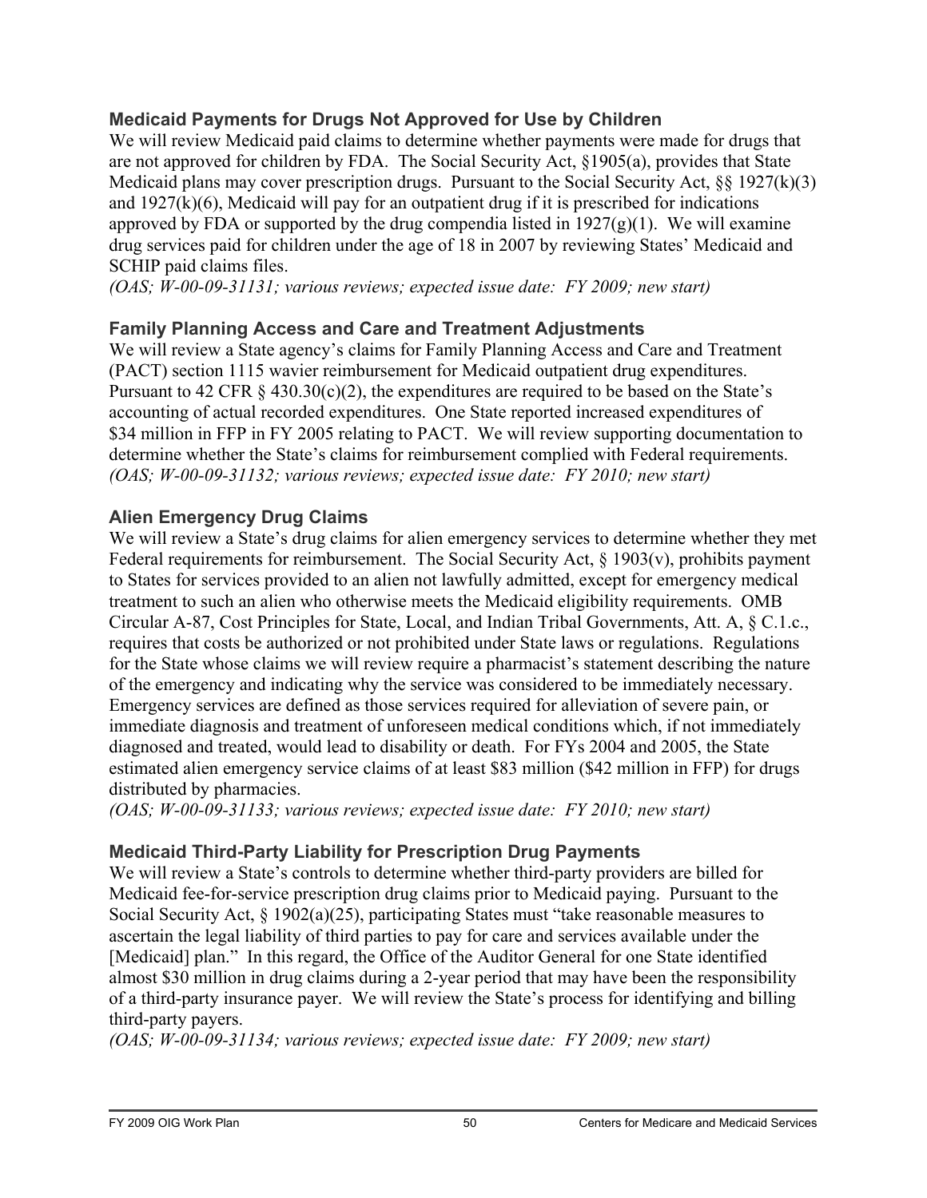### Medicaid Payments for Drugs Not Approved for Use by Children

We will review Medicaid paid claims to determine whether payments were made for drugs that are not approved for children by FDA. The Social Security Act, §1905(a), provides that State Medicaid plans may cover prescription drugs. Pursuant to the Social Security Act, §§ 1927(k)(3) and 1927(k)(6), Medicaid will pay for an outpatient drug if it is prescribed for indications approved by FDA or supported by the drug compendia listed in 1927(g)(1). We will examine drug services paid for children under the age of 18 in 2007 by reviewing States' Medicaid and SCHIP paid claims files.

*(OAS; W-00-09-31131; various reviews; expected issue date: FY 2009; new start)*

### Family Planning Access and Care and Treatment Adjustments

We will review a State agency's claims for Family Planning Access and Care and Treatment (PACT) section 1115 wavier reimbursement for Medicaid outpatient drug expenditures. Pursuant to 42 CFR § 430.30(c)(2), the expenditures are required to be based on the State's accounting of actual recorded expenditures. One State reported increased expenditures of $34 million in FFP in FY 2005 relating to PACT. We will review supporting documentation to determine whether the State's claims for reimbursement complied with Federal requirements.

*(OAS; W-00-09-31132; various reviews; expected issue date: FY 2010; new start)*

### Alien Emergency Drug Claims

We will review a State's drug claims for alien emergency services to determine whether they met Federal requirements for reimbursement. The Social Security Act, § 1903(v), prohibits payment to States for services provided to an alien not lawfully admitted, except for emergency medical treatment to such an alien who otherwise meets the Medicaid eligibility requirements. OMB Circular A-87, Cost Principles for State, Local, and Indian Tribal Governments, Att. A, § C.1.c., requires that costs be authorized or not prohibited under State laws or regulations. Regulations for the State whose claims we will review require a pharmacist's statement describing the nature of the emergency and indicating why the service was considered to be immediately necessary. Emergency services are defined as those services required for alleviation of severe pain, or immediate diagnosis and treatment of unforeseen medical conditions which, if not immediately diagnosed and treated, would lead to disability or death. For FYs 2004 and 2005, the State estimated alien emergency service claims of at least $83 million ($42 million in FFP) for drugs distributed by pharmacies.

*(OAS; W-00-09-31133; various reviews; expected issue date: FY 2010; new start)*

### Medicaid Third-Party Liability for Prescription Drug Payments

We will review a State's controls to determine whether third-party providers are billed for Medicaid fee-for-service prescription drug claims prior to Medicaid paying. Pursuant to the Social Security Act, § 1902(a)(25), participating States must "take reasonable measures to ascertain the legal liability of third parties to pay for care and services available under the [Medicaid] plan." In this regard, the Office of the Auditor General for one State identified almost $30 million in drug claims during a 2-year period that may have been the responsibility of a third-party insurance payer. We will review the State's process for identifying and billing third-party payers.

*(OAS; W-00-09-31134; various reviews; expected issue date: FY 2009; new start)*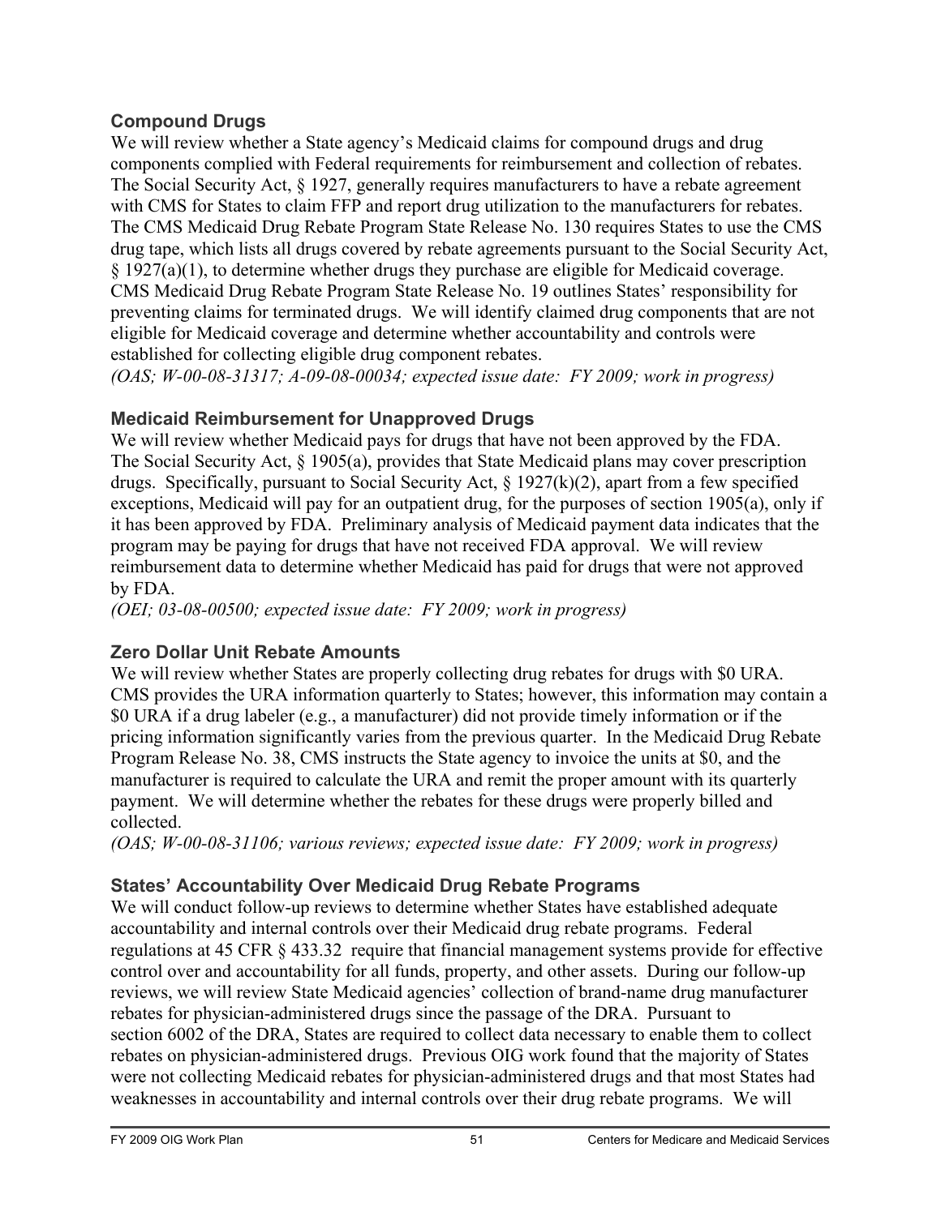### Compound Drugs

We will review whether a State agency's Medicaid claims for compound drugs and drug components complied with Federal requirements for reimbursement and collection of rebates. The Social Security Act, § 1927, generally requires manufacturers to have a rebate agreement with CMS for States to claim FFP and report drug utilization to the manufacturers for rebates. The CMS Medicaid Drug Rebate Program State Release No. 130 requires States to use the CMS drug tape, which lists all drugs covered by rebate agreements pursuant to the Social Security Act, § 1927(a)(1), to determine whether drugs they purchase are eligible for Medicaid coverage. CMS Medicaid Drug Rebate Program State Release No. 19 outlines States' responsibility for preventing claims for terminated drugs. We will identify claimed drug components that are not eligible for Medicaid coverage and determine whether accountability and controls were established for collecting eligible drug component rebates.
*(OAS; W-00-08-31317; A-09-08-00034; expected issue date: FY 2009; work in progress)*

### Medicaid Reimbursement for Unapproved Drugs

We will review whether Medicaid pays for drugs that have not been approved by the FDA. The Social Security Act, § 1905(a), provides that State Medicaid plans may cover prescription drugs. Specifically, pursuant to Social Security Act, § 1927(k)(2), apart from a few specified exceptions, Medicaid will pay for an outpatient drug, for the purposes of section 1905(a), only if it has been approved by FDA. Preliminary analysis of Medicaid payment data indicates that the program may be paying for drugs that have not received FDA approval. We will review reimbursement data to determine whether Medicaid has paid for drugs that were not approved by FDA.
*(OEI; 03-08-00500; expected issue date: FY 2009; work in progress)*

### Zero Dollar Unit Rebate Amounts

We will review whether States are properly collecting drug rebates for drugs with $0 URA. CMS provides the URA information quarterly to States; however, this information may contain a $0 URA if a drug labeler (e.g., a manufacturer) did not provide timely information or if the pricing information significantly varies from the previous quarter. In the Medicaid Drug Rebate Program Release No. 38, CMS instructs the State agency to invoice the units at $0, and the manufacturer is required to calculate the URA and remit the proper amount with its quarterly payment. We will determine whether the rebates for these drugs were properly billed and collected.
*(OAS; W-00-08-31106; various reviews; expected issue date: FY 2009; work in progress)*

### States' Accountability Over Medicaid Drug Rebate Programs

We will conduct follow-up reviews to determine whether States have established adequate accountability and internal controls over their Medicaid drug rebate programs. Federal regulations at 45 CFR § 433.32 require that financial management systems provide for effective control over and accountability for all funds, property, and other assets. During our follow-up reviews, we will review State Medicaid agencies' collection of brand-name drug manufacturer rebates for physician-administered drugs since the passage of the DRA. Pursuant to section 6002 of the DRA, States are required to collect data necessary to enable them to collect rebates on physician-administered drugs. Previous OIG work found that the majority of States were not collecting Medicaid rebates for physician-administered drugs and that most States had weaknesses in accountability and internal controls over their drug rebate programs. We will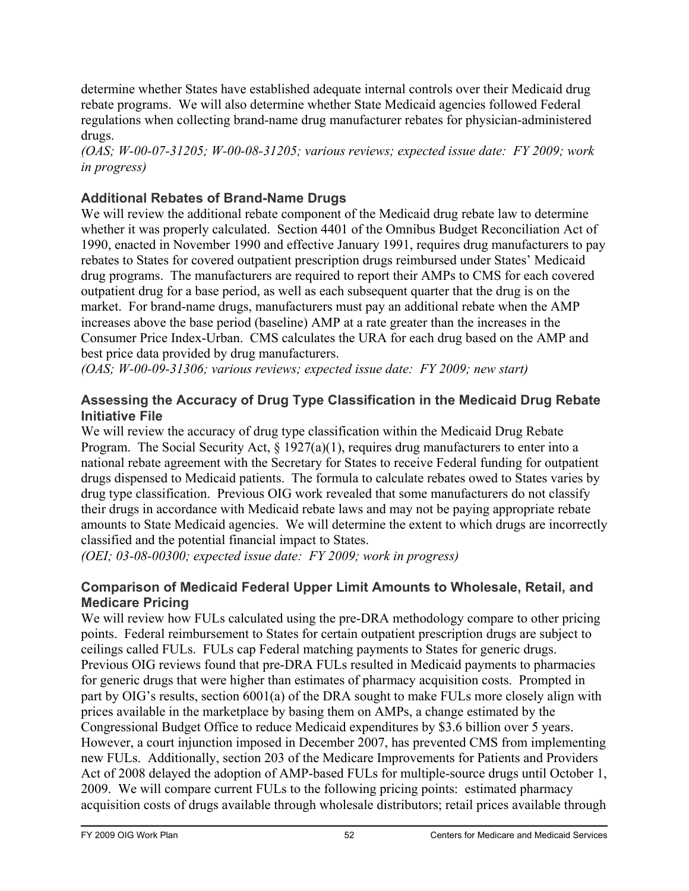determine whether States have established adequate internal controls over their Medicaid drug rebate programs. We will also determine whether State Medicaid agencies followed Federal regulations when collecting brand-name drug manufacturer rebates for physician-administered drugs.

*(OAS; W-00-07-31205; W-00-08-31205; various reviews; expected issue date: FY 2009; work in progress)*

### Additional Rebates of Brand-Name Drugs

We will review the additional rebate component of the Medicaid drug rebate law to determine whether it was properly calculated. Section 4401 of the Omnibus Budget Reconciliation Act of 1990, enacted in November 1990 and effective January 1991, requires drug manufacturers to pay rebates to States for covered outpatient prescription drugs reimbursed under States' Medicaid drug programs. The manufacturers are required to report their AMPs to CMS for each covered outpatient drug for a base period, as well as each subsequent quarter that the drug is on the market. For brand-name drugs, manufacturers must pay an additional rebate when the AMP increases above the base period (baseline) AMP at a rate greater than the increases in the Consumer Price Index-Urban. CMS calculates the URA for each drug based on the AMP and best price data provided by drug manufacturers.

*(OAS; W-00-09-31306; various reviews; expected issue date: FY 2009; new start)*

### Assessing the Accuracy of Drug Type Classification in the Medicaid Drug Rebate Initiative File

We will review the accuracy of drug type classification within the Medicaid Drug Rebate Program. The Social Security Act, § 1927(a)(1), requires drug manufacturers to enter into a national rebate agreement with the Secretary for States to receive Federal funding for outpatient drugs dispensed to Medicaid patients. The formula to calculate rebates owed to States varies by drug type classification. Previous OIG work revealed that some manufacturers do not classify their drugs in accordance with Medicaid rebate laws and may not be paying appropriate rebate amounts to State Medicaid agencies. We will determine the extent to which drugs are incorrectly classified and the potential financial impact to States.

*(OEI; 03-08-00300; expected issue date: FY 2009; work in progress)*

### Comparison of Medicaid Federal Upper Limit Amounts to Wholesale, Retail, and Medicare Pricing

We will review how FULs calculated using the pre-DRA methodology compare to other pricing points. Federal reimbursement to States for certain outpatient prescription drugs are subject to ceilings called FULs. FULs cap Federal matching payments to States for generic drugs. Previous OIG reviews found that pre-DRA FULs resulted in Medicaid payments to pharmacies for generic drugs that were higher than estimates of pharmacy acquisition costs. Prompted in part by OIG's results, section 6001(a) of the DRA sought to make FULs more closely align with prices available in the marketplace by basing them on AMPs, a change estimated by the Congressional Budget Office to reduce Medicaid expenditures by \$3.6 billion over 5 years. However, a court injunction imposed in December 2007, has prevented CMS from implementing new FULs. Additionally, section 203 of the Medicare Improvements for Patients and Providers Act of 2008 delayed the adoption of AMP-based FULs for multiple-source drugs until October 1, 2009. We will compare current FULs to the following pricing points: estimated pharmacy acquisition costs of drugs available through wholesale distributors; retail prices available through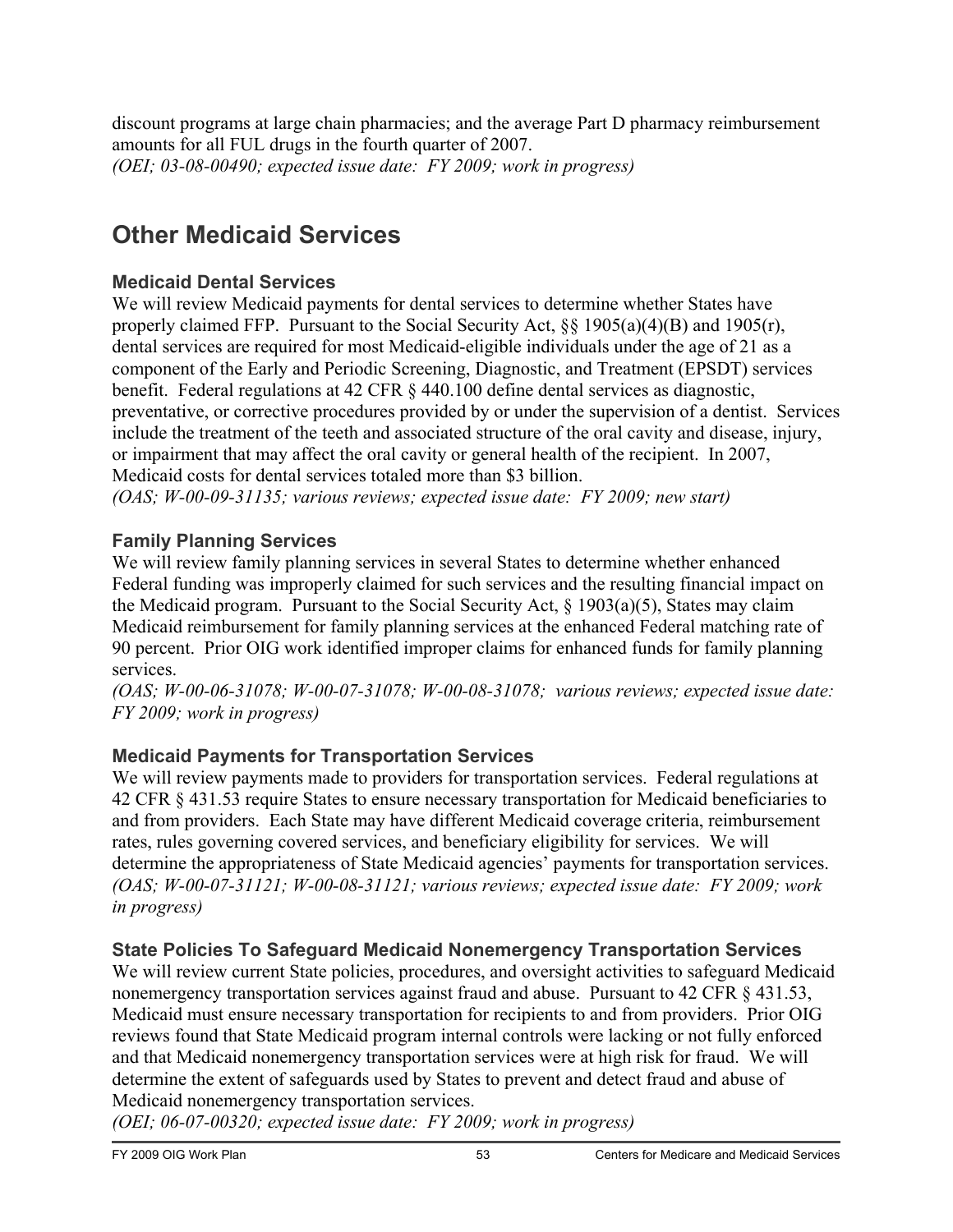discount programs at large chain pharmacies; and the average Part D pharmacy reimbursement amounts for all FUL drugs in the fourth quarter of 2007.
*(OEI; 03-08-00490; expected issue date: FY 2009; work in progress)*

## Other Medicaid Services

### Medicaid Dental Services

We will review Medicaid payments for dental services to determine whether States have properly claimed FFP. Pursuant to the Social Security Act, §§ 1905(a)(4)(B) and 1905(r), dental services are required for most Medicaid-eligible individuals under the age of 21 as a component of the Early and Periodic Screening, Diagnostic, and Treatment (EPSDT) services benefit. Federal regulations at 42 CFR § 440.100 define dental services as diagnostic, preventative, or corrective procedures provided by or under the supervision of a dentist. Services include the treatment of the teeth and associated structure of the oral cavity and disease, injury, or impairment that may affect the oral cavity or general health of the recipient. In 2007, Medicaid costs for dental services totaled more than $3 billion.
*(OAS; W-00-09-31135; various reviews; expected issue date: FY 2009; new start)*

### Family Planning Services

We will review family planning services in several States to determine whether enhanced Federal funding was improperly claimed for such services and the resulting financial impact on the Medicaid program. Pursuant to the Social Security Act, § 1903(a)(5), States may claim Medicaid reimbursement for family planning services at the enhanced Federal matching rate of 90 percent. Prior OIG work identified improper claims for enhanced funds for family planning services.
*(OAS; W-00-06-31078; W-00-07-31078; W-00-08-31078; various reviews; expected issue date: FY 2009; work in progress)*

### Medicaid Payments for Transportation Services

We will review payments made to providers for transportation services. Federal regulations at 42 CFR § 431.53 require States to ensure necessary transportation for Medicaid beneficiaries to and from providers. Each State may have different Medicaid coverage criteria, reimbursement rates, rules governing covered services, and beneficiary eligibility for services. We will determine the appropriateness of State Medicaid agencies' payments for transportation services.
*(OAS; W-00-07-31121; W-00-08-31121; various reviews; expected issue date: FY 2009; work in progress)*

### State Policies To Safeguard Medicaid Nonemergency Transportation Services

We will review current State policies, procedures, and oversight activities to safeguard Medicaid nonemergency transportation services against fraud and abuse. Pursuant to 42 CFR § 431.53, Medicaid must ensure necessary transportation for recipients to and from providers. Prior OIG reviews found that State Medicaid program internal controls were lacking or not fully enforced and that Medicaid nonemergency transportation services were at high risk for fraud. We will determine the extent of safeguards used by States to prevent and detect fraud and abuse of Medicaid nonemergency transportation services.
*(OEI; 06-07-00320; expected issue date: FY 2009; work in progress)*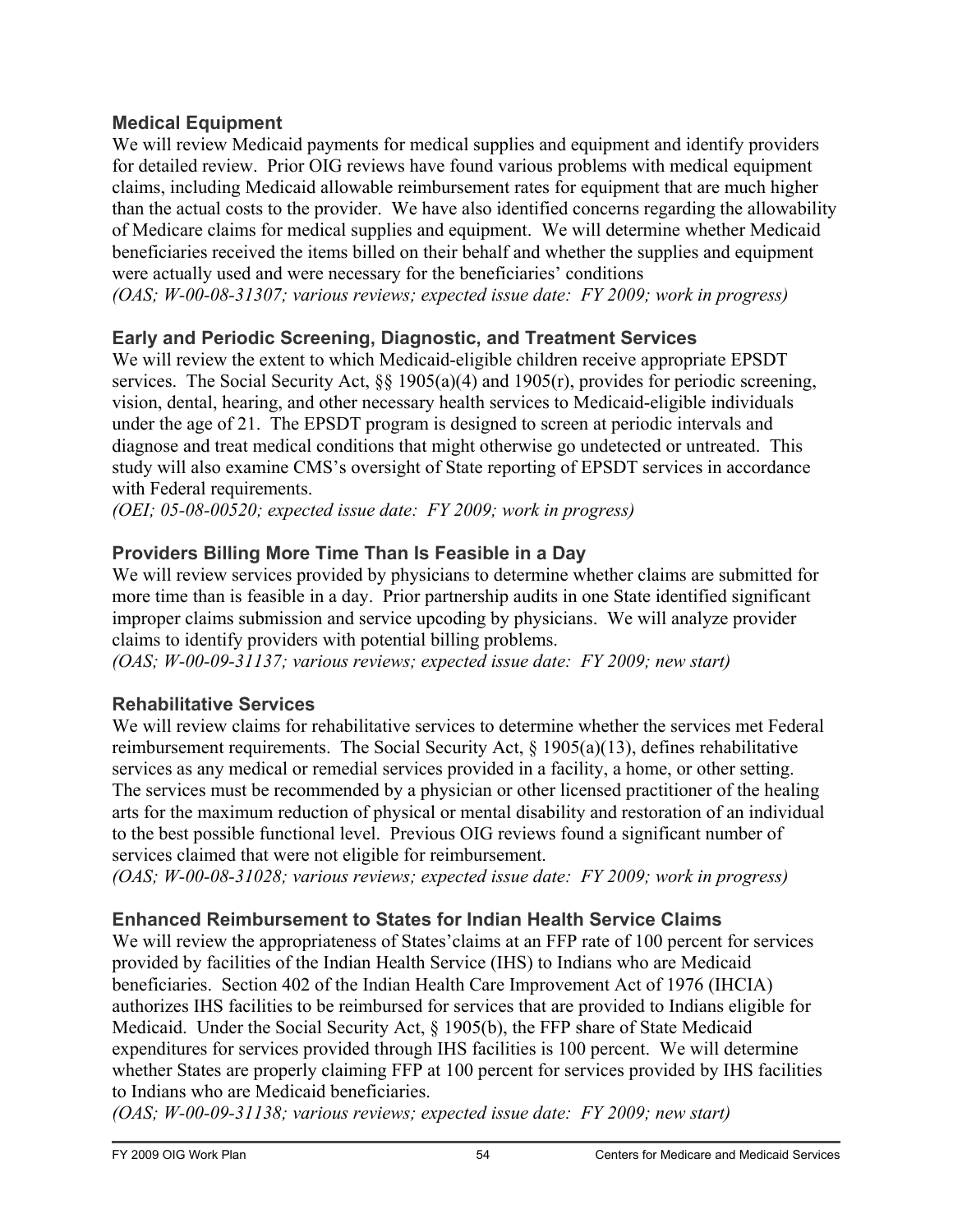### Medical Equipment

We will review Medicaid payments for medical supplies and equipment and identify providers for detailed review. Prior OIG reviews have found various problems with medical equipment claims, including Medicaid allowable reimbursement rates for equipment that are much higher than the actual costs to the provider. We have also identified concerns regarding the allowability of Medicare claims for medical supplies and equipment. We will determine whether Medicaid beneficiaries received the items billed on their behalf and whether the supplies and equipment were actually used and were necessary for the beneficiaries' conditions

*(OAS; W-00-08-31307; various reviews; expected issue date: FY 2009; work in progress)*

### Early and Periodic Screening, Diagnostic, and Treatment Services

We will review the extent to which Medicaid-eligible children receive appropriate EPSDT services. The Social Security Act, §§ 1905(a)(4) and 1905(r), provides for periodic screening, vision, dental, hearing, and other necessary health services to Medicaid-eligible individuals under the age of 21. The EPSDT program is designed to screen at periodic intervals and diagnose and treat medical conditions that might otherwise go undetected or untreated. This study will also examine CMS's oversight of State reporting of EPSDT services in accordance with Federal requirements.

*(OEI; 05-08-00520; expected issue date: FY 2009; work in progress)*

### Providers Billing More Time Than Is Feasible in a Day

We will review services provided by physicians to determine whether claims are submitted for more time than is feasible in a day. Prior partnership audits in one State identified significant improper claims submission and service upcoding by physicians. We will analyze provider claims to identify providers with potential billing problems.

*(OAS; W-00-09-31137; various reviews; expected issue date: FY 2009; new start)*

### Rehabilitative Services

We will review claims for rehabilitative services to determine whether the services met Federal reimbursement requirements. The Social Security Act, § 1905(a)(13), defines rehabilitative services as any medical or remedial services provided in a facility, a home, or other setting. The services must be recommended by a physician or other licensed practitioner of the healing arts for the maximum reduction of physical or mental disability and restoration of an individual to the best possible functional level. Previous OIG reviews found a significant number of services claimed that were not eligible for reimbursement.

*(OAS; W-00-08-31028; various reviews; expected issue date: FY 2009; work in progress)*

### Enhanced Reimbursement to States for Indian Health Service Claims

We will review the appropriateness of States'claims at an FFP rate of 100 percent for services provided by facilities of the Indian Health Service (IHS) to Indians who are Medicaid beneficiaries. Section 402 of the Indian Health Care Improvement Act of 1976 (IHCIA) authorizes IHS facilities to be reimbursed for services that are provided to Indians eligible for Medicaid. Under the Social Security Act, § 1905(b), the FFP share of State Medicaid expenditures for services provided through IHS facilities is 100 percent. We will determine whether States are properly claiming FFP at 100 percent for services provided by IHS facilities to Indians who are Medicaid beneficiaries.

*(OAS; W-00-09-31138; various reviews; expected issue date: FY 2009; new start)*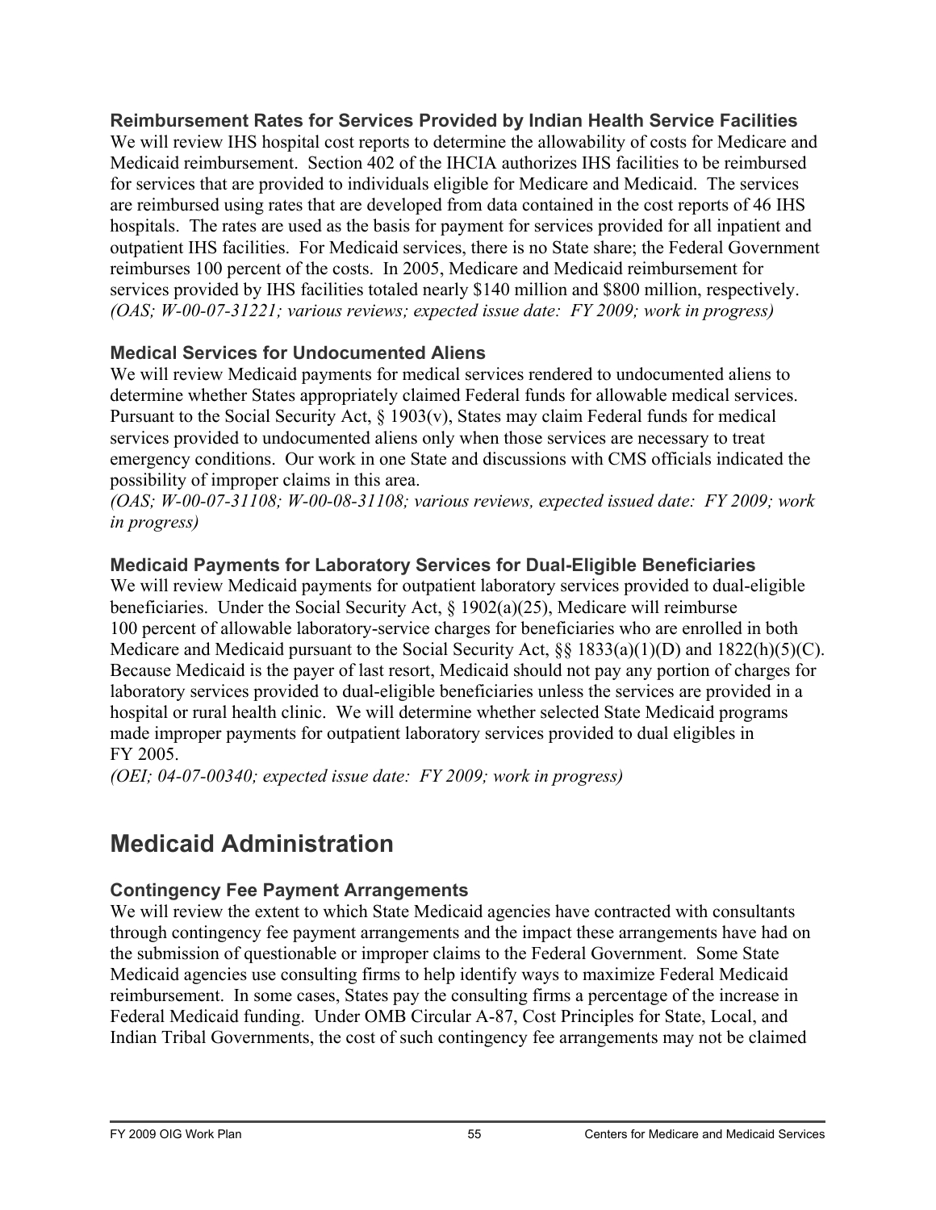### Reimbursement Rates for Services Provided by Indian Health Service Facilities

We will review IHS hospital cost reports to determine the allowability of costs for Medicare and Medicaid reimbursement. Section 402 of the IHCIA authorizes IHS facilities to be reimbursed for services that are provided to individuals eligible for Medicare and Medicaid. The services are reimbursed using rates that are developed from data contained in the cost reports of 46 IHS hospitals. The rates are used as the basis for payment for services provided for all inpatient and outpatient IHS facilities. For Medicaid services, there is no State share; the Federal Government reimburses 100 percent of the costs. In 2005, Medicare and Medicaid reimbursement for services provided by IHS facilities totaled nearly $140 million and $800 million, respectively.
*(OAS; W-00-07-31221; various reviews; expected issue date: FY 2009; work in progress)*

### Medical Services for Undocumented Aliens

We will review Medicaid payments for medical services rendered to undocumented aliens to determine whether States appropriately claimed Federal funds for allowable medical services. Pursuant to the Social Security Act, § 1903(v), States may claim Federal funds for medical services provided to undocumented aliens only when those services are necessary to treat emergency conditions. Our work in one State and discussions with CMS officials indicated the possibility of improper claims in this area.
*(OAS; W-00-07-31108; W-00-08-31108; various reviews, expected issued date: FY 2009; work in progress)*

### Medicaid Payments for Laboratory Services for Dual-Eligible Beneficiaries

We will review Medicaid payments for outpatient laboratory services provided to dual-eligible beneficiaries. Under the Social Security Act, § 1902(a)(25), Medicare will reimburse 100 percent of allowable laboratory-service charges for beneficiaries who are enrolled in both Medicare and Medicaid pursuant to the Social Security Act, §§ 1833(a)(1)(D) and 1822(h)(5)(C). Because Medicaid is the payer of last resort, Medicaid should not pay any portion of charges for laboratory services provided to dual-eligible beneficiaries unless the services are provided in a hospital or rural health clinic. We will determine whether selected State Medicaid programs made improper payments for outpatient laboratory services provided to dual eligibles in FY 2005.
*(OEI; 04-07-00340; expected issue date: FY 2009; work in progress)*

## Medicaid Administration

### Contingency Fee Payment Arrangements

We will review the extent to which State Medicaid agencies have contracted with consultants through contingency fee payment arrangements and the impact these arrangements have had on the submission of questionable or improper claims to the Federal Government. Some State Medicaid agencies use consulting firms to help identify ways to maximize Federal Medicaid reimbursement. In some cases, States pay the consulting firms a percentage of the increase in Federal Medicaid funding. Under OMB Circular A-87, Cost Principles for State, Local, and Indian Tribal Governments, the cost of such contingency fee arrangements may not be claimed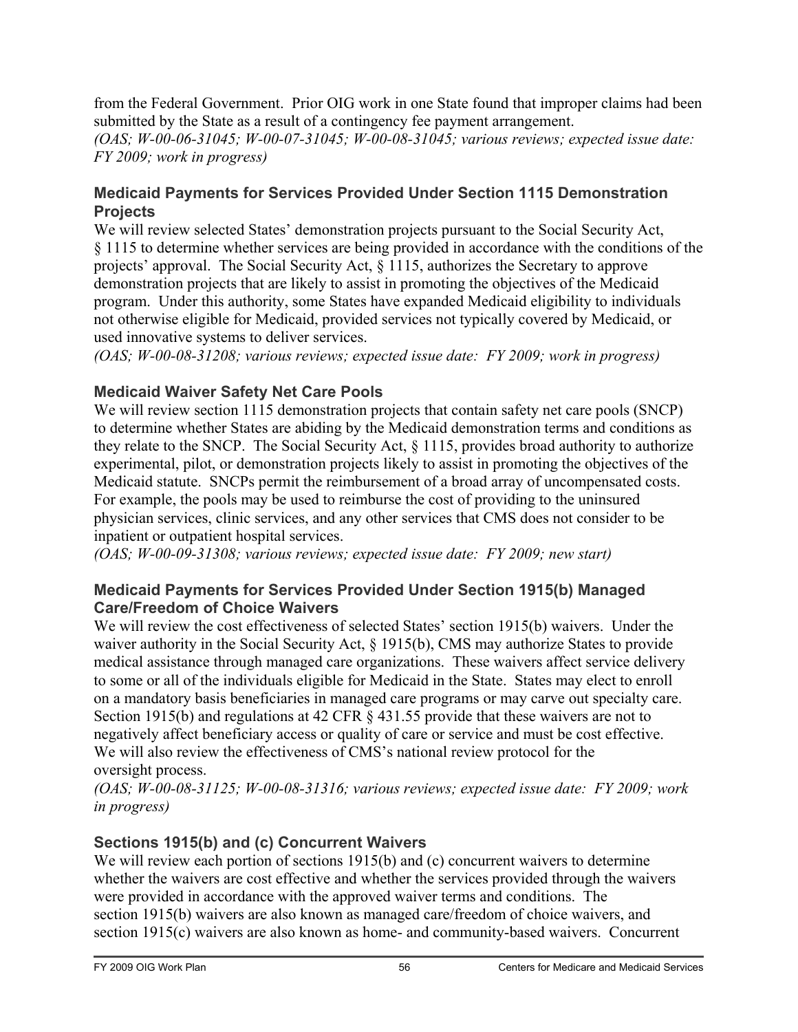from the Federal Government. Prior OIG work in one State found that improper claims had been submitted by the State as a result of a contingency fee payment arrangement.
*(OAS; W-00-06-31045; W-00-07-31045; W-00-08-31045; various reviews; expected issue date: FY 2009; work in progress)*

### Medicaid Payments for Services Provided Under Section 1115 Demonstration Projects

We will review selected States' demonstration projects pursuant to the Social Security Act, § 1115 to determine whether services are being provided in accordance with the conditions of the projects' approval. The Social Security Act, § 1115, authorizes the Secretary to approve demonstration projects that are likely to assist in promoting the objectives of the Medicaid program. Under this authority, some States have expanded Medicaid eligibility to individuals not otherwise eligible for Medicaid, provided services not typically covered by Medicaid, or used innovative systems to deliver services.
*(OAS; W-00-08-31208; various reviews; expected issue date: FY 2009; work in progress)*

### Medicaid Waiver Safety Net Care Pools

We will review section 1115 demonstration projects that contain safety net care pools (SNCP) to determine whether States are abiding by the Medicaid demonstration terms and conditions as they relate to the SNCP. The Social Security Act, § 1115, provides broad authority to authorize experimental, pilot, or demonstration projects likely to assist in promoting the objectives of the Medicaid statute. SNCPs permit the reimbursement of a broad array of uncompensated costs. For example, the pools may be used to reimburse the cost of providing to the uninsured physician services, clinic services, and any other services that CMS does not consider to be inpatient or outpatient hospital services.
*(OAS; W-00-09-31308; various reviews; expected issue date: FY 2009; new start)*

### Medicaid Payments for Services Provided Under Section 1915(b) Managed Care/Freedom of Choice Waivers

We will review the cost effectiveness of selected States' section 1915(b) waivers. Under the waiver authority in the Social Security Act, § 1915(b), CMS may authorize States to provide medical assistance through managed care organizations. These waivers affect service delivery to some or all of the individuals eligible for Medicaid in the State. States may elect to enroll on a mandatory basis beneficiaries in managed care programs or may carve out specialty care. Section 1915(b) and regulations at 42 CFR § 431.55 provide that these waivers are not to negatively affect beneficiary access or quality of care or service and must be cost effective. We will also review the effectiveness of CMS's national review protocol for the oversight process.
*(OAS; W-00-08-31125; W-00-08-31316; various reviews; expected issue date: FY 2009; work in progress)*

### Sections 1915(b) and (c) Concurrent Waivers

We will review each portion of sections 1915(b) and (c) concurrent waivers to determine whether the waivers are cost effective and whether the services provided through the waivers were provided in accordance with the approved waiver terms and conditions. The section 1915(b) waivers are also known as managed care/freedom of choice waivers, and section 1915(c) waivers are also known as home- and community-based waivers. Concurrent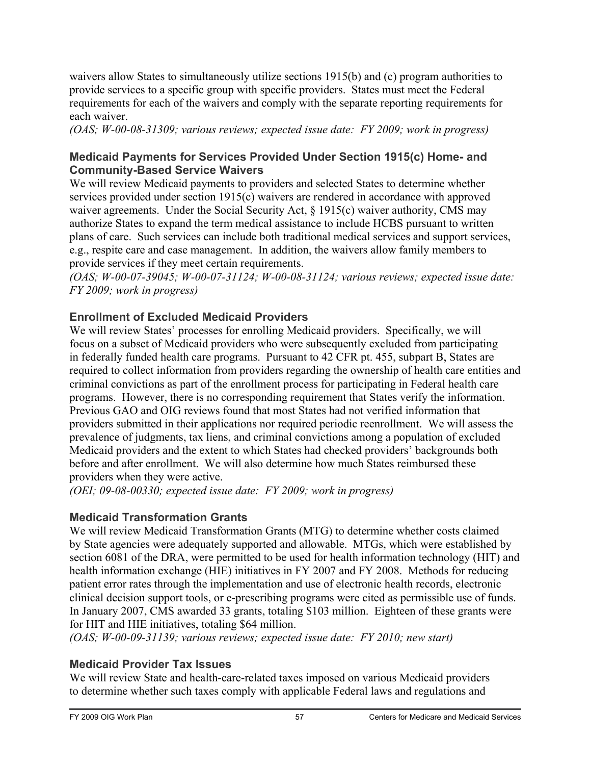waivers allow States to simultaneously utilize sections 1915(b) and (c) program authorities to provide services to a specific group with specific providers. States must meet the Federal requirements for each of the waivers and comply with the separate reporting requirements for each waiver.
*(OAS; W-00-08-31309; various reviews; expected issue date: FY 2009; work in progress)*

### Medicaid Payments for Services Provided Under Section 1915(c) Home- and Community-Based Service Waivers

We will review Medicaid payments to providers and selected States to determine whether services provided under section 1915(c) waivers are rendered in accordance with approved waiver agreements. Under the Social Security Act, § 1915(c) waiver authority, CMS may authorize States to expand the term medical assistance to include HCBS pursuant to written plans of care. Such services can include both traditional medical services and support services, e.g., respite care and case management. In addition, the waivers allow family members to provide services if they meet certain requirements.
*(OAS; W-00-07-39045; W-00-07-31124; W-00-08-31124; various reviews; expected issue date: FY 2009; work in progress)*

### Enrollment of Excluded Medicaid Providers

We will review States' processes for enrolling Medicaid providers. Specifically, we will focus on a subset of Medicaid providers who were subsequently excluded from participating in federally funded health care programs. Pursuant to 42 CFR pt. 455, subpart B, States are required to collect information from providers regarding the ownership of health care entities and criminal convictions as part of the enrollment process for participating in Federal health care programs. However, there is no corresponding requirement that States verify the information. Previous GAO and OIG reviews found that most States had not verified information that providers submitted in their applications nor required periodic reenrollment. We will assess the prevalence of judgments, tax liens, and criminal convictions among a population of excluded Medicaid providers and the extent to which States had checked providers' backgrounds both before and after enrollment. We will also determine how much States reimbursed these providers when they were active.
*(OEI; 09-08-00330; expected issue date: FY 2009; work in progress)*

### Medicaid Transformation Grants

We will review Medicaid Transformation Grants (MTG) to determine whether costs claimed by State agencies were adequately supported and allowable. MTGs, which were established by section 6081 of the DRA, were permitted to be used for health information technology (HIT) and health information exchange (HIE) initiatives in FY 2007 and FY 2008. Methods for reducing patient error rates through the implementation and use of electronic health records, electronic clinical decision support tools, or e-prescribing programs were cited as permissible use of funds. In January 2007, CMS awarded 33 grants, totaling $103 million. Eighteen of these grants were for HIT and HIE initiatives, totaling $64 million.
*(OAS; W-00-09-31139; various reviews; expected issue date: FY 2010; new start)*

### Medicaid Provider Tax Issues

We will review State and health-care-related taxes imposed on various Medicaid providers to determine whether such taxes comply with applicable Federal laws and regulations and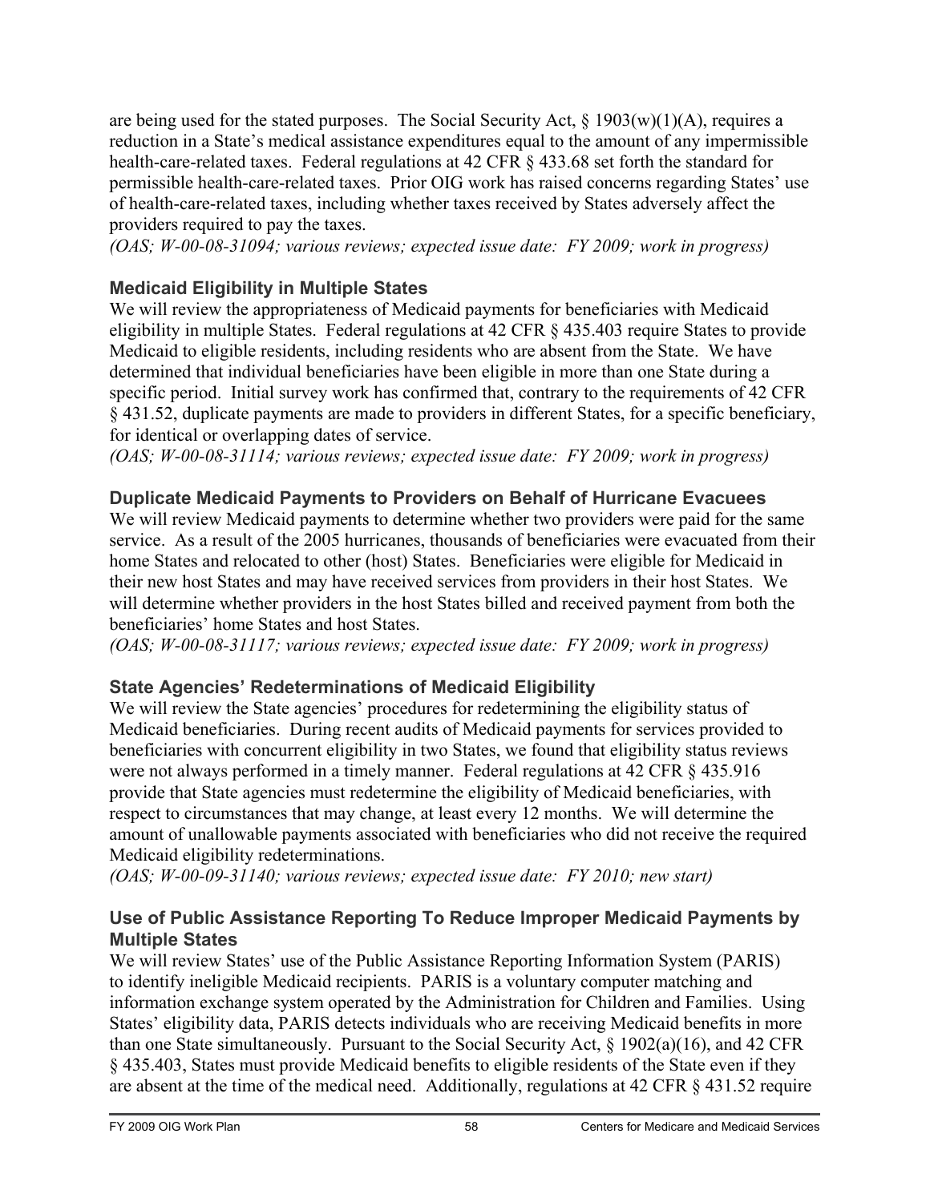are being used for the stated purposes. The Social Security Act, § 1903(w)(1)(A), requires a reduction in a State's medical assistance expenditures equal to the amount of any impermissible health-care-related taxes. Federal regulations at 42 CFR § 433.68 set forth the standard for permissible health-care-related taxes. Prior OIG work has raised concerns regarding States' use of health-care-related taxes, including whether taxes received by States adversely affect the providers required to pay the taxes.
*(OAS; W-00-08-31094; various reviews; expected issue date: FY 2009; work in progress)*

### Medicaid Eligibility in Multiple States

We will review the appropriateness of Medicaid payments for beneficiaries with Medicaid eligibility in multiple States. Federal regulations at 42 CFR § 435.403 require States to provide Medicaid to eligible residents, including residents who are absent from the State. We have determined that individual beneficiaries have been eligible in more than one State during a specific period. Initial survey work has confirmed that, contrary to the requirements of 42 CFR § 431.52, duplicate payments are made to providers in different States, for a specific beneficiary, for identical or overlapping dates of service.
*(OAS; W-00-08-31114; various reviews; expected issue date: FY 2009; work in progress)*

### Duplicate Medicaid Payments to Providers on Behalf of Hurricane Evacuees

We will review Medicaid payments to determine whether two providers were paid for the same service. As a result of the 2005 hurricanes, thousands of beneficiaries were evacuated from their home States and relocated to other (host) States. Beneficiaries were eligible for Medicaid in their new host States and may have received services from providers in their host States. We will determine whether providers in the host States billed and received payment from both the beneficiaries' home States and host States.
*(OAS; W-00-08-31117; various reviews; expected issue date: FY 2009; work in progress)*

### State Agencies' Redeterminations of Medicaid Eligibility

We will review the State agencies' procedures for redetermining the eligibility status of Medicaid beneficiaries. During recent audits of Medicaid payments for services provided to beneficiaries with concurrent eligibility in two States, we found that eligibility status reviews were not always performed in a timely manner. Federal regulations at 42 CFR § 435.916 provide that State agencies must redetermine the eligibility of Medicaid beneficiaries, with respect to circumstances that may change, at least every 12 months. We will determine the amount of unallowable payments associated with beneficiaries who did not receive the required Medicaid eligibility redeterminations.
*(OAS; W-00-09-31140; various reviews; expected issue date: FY 2010; new start)*

### Use of Public Assistance Reporting To Reduce Improper Medicaid Payments by Multiple States

We will review States' use of the Public Assistance Reporting Information System (PARIS) to identify ineligible Medicaid recipients. PARIS is a voluntary computer matching and information exchange system operated by the Administration for Children and Families. Using States' eligibility data, PARIS detects individuals who are receiving Medicaid benefits in more than one State simultaneously. Pursuant to the Social Security Act, § 1902(a)(16), and 42 CFR § 435.403, States must provide Medicaid benefits to eligible residents of the State even if they are absent at the time of the medical need. Additionally, regulations at 42 CFR § 431.52 require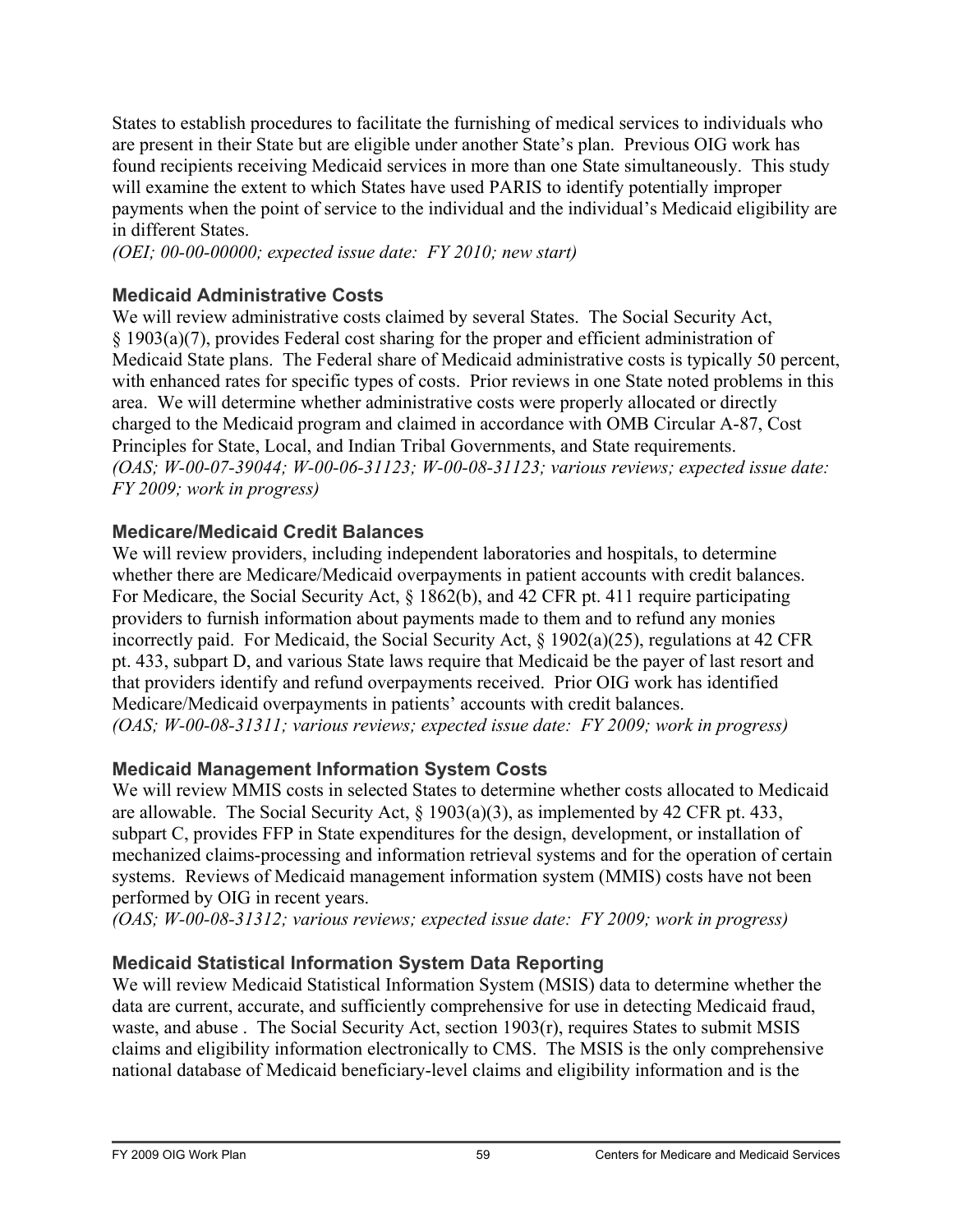States to establish procedures to facilitate the furnishing of medical services to individuals who are present in their State but are eligible under another State's plan. Previous OIG work has found recipients receiving Medicaid services in more than one State simultaneously. This study will examine the extent to which States have used PARIS to identify potentially improper payments when the point of service to the individual and the individual's Medicaid eligibility are in different States.
*(OEI; 00-00-00000; expected issue date: FY 2010; new start)*

### Medicaid Administrative Costs

We will review administrative costs claimed by several States. The Social Security Act, § 1903(a)(7), provides Federal cost sharing for the proper and efficient administration of Medicaid State plans. The Federal share of Medicaid administrative costs is typically 50 percent, with enhanced rates for specific types of costs. Prior reviews in one State noted problems in this area. We will determine whether administrative costs were properly allocated or directly charged to the Medicaid program and claimed in accordance with OMB Circular A-87, Cost Principles for State, Local, and Indian Tribal Governments, and State requirements.
*(OAS; W-00-07-39044; W-00-06-31123; W-00-08-31123; various reviews; expected issue date: FY 2009; work in progress)*

### Medicare/Medicaid Credit Balances

We will review providers, including independent laboratories and hospitals, to determine whether there are Medicare/Medicaid overpayments in patient accounts with credit balances. For Medicare, the Social Security Act, § 1862(b), and 42 CFR pt. 411 require participating providers to furnish information about payments made to them and to refund any monies incorrectly paid. For Medicaid, the Social Security Act, § 1902(a)(25), regulations at 42 CFR pt. 433, subpart D, and various State laws require that Medicaid be the payer of last resort and that providers identify and refund overpayments received. Prior OIG work has identified Medicare/Medicaid overpayments in patients' accounts with credit balances.
*(OAS; W-00-08-31311; various reviews; expected issue date: FY 2009; work in progress)*

### Medicaid Management Information System Costs

We will review MMIS costs in selected States to determine whether costs allocated to Medicaid are allowable. The Social Security Act, § 1903(a)(3), as implemented by 42 CFR pt. 433, subpart C, provides FFP in State expenditures for the design, development, or installation of mechanized claims-processing and information retrieval systems and for the operation of certain systems. Reviews of Medicaid management information system (MMIS) costs have not been performed by OIG in recent years.
*(OAS; W-00-08-31312; various reviews; expected issue date: FY 2009; work in progress)*

### Medicaid Statistical Information System Data Reporting

We will review Medicaid Statistical Information System (MSIS) data to determine whether the data are current, accurate, and sufficiently comprehensive for use in detecting Medicaid fraud, waste, and abuse . The Social Security Act, section 1903(r), requires States to submit MSIS claims and eligibility information electronically to CMS. The MSIS is the only comprehensive national database of Medicaid beneficiary-level claims and eligibility information and is the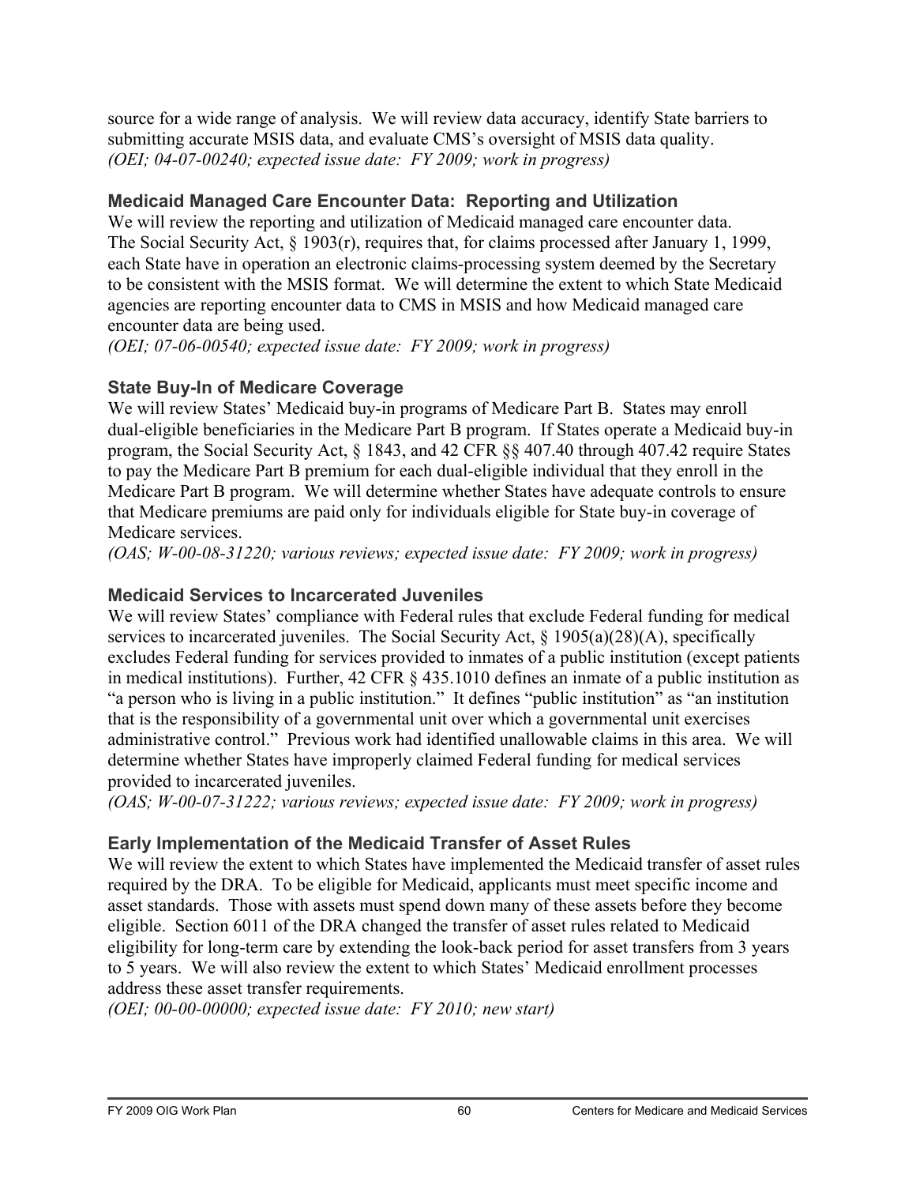source for a wide range of analysis. We will review data accuracy, identify State barriers to submitting accurate MSIS data, and evaluate CMS's oversight of MSIS data quality.
*(OEI; 04-07-00240; expected issue date: FY 2009; work in progress)*

### Medicaid Managed Care Encounter Data: Reporting and Utilization

We will review the reporting and utilization of Medicaid managed care encounter data. The Social Security Act, § 1903(r), requires that, for claims processed after January 1, 1999, each State have in operation an electronic claims-processing system deemed by the Secretary to be consistent with the MSIS format. We will determine the extent to which State Medicaid agencies are reporting encounter data to CMS in MSIS and how Medicaid managed care encounter data are being used.
*(OEI; 07-06-00540; expected issue date: FY 2009; work in progress)*

### State Buy-In of Medicare Coverage

We will review States' Medicaid buy-in programs of Medicare Part B. States may enroll dual-eligible beneficiaries in the Medicare Part B program. If States operate a Medicaid buy-in program, the Social Security Act, § 1843, and 42 CFR §§ 407.40 through 407.42 require States to pay the Medicare Part B premium for each dual-eligible individual that they enroll in the Medicare Part B program. We will determine whether States have adequate controls to ensure that Medicare premiums are paid only for individuals eligible for State buy-in coverage of Medicare services.
*(OAS; W-00-08-31220; various reviews; expected issue date: FY 2009; work in progress)*

### Medicaid Services to Incarcerated Juveniles

We will review States' compliance with Federal rules that exclude Federal funding for medical services to incarcerated juveniles. The Social Security Act, § 1905(a)(28)(A), specifically excludes Federal funding for services provided to inmates of a public institution (except patients in medical institutions). Further, 42 CFR § 435.1010 defines an inmate of a public institution as "a person who is living in a public institution." It defines "public institution" as "an institution that is the responsibility of a governmental unit over which a governmental unit exercises administrative control." Previous work had identified unallowable claims in this area. We will determine whether States have improperly claimed Federal funding for medical services provided to incarcerated juveniles.
*(OAS; W-00-07-31222; various reviews; expected issue date: FY 2009; work in progress)*

### Early Implementation of the Medicaid Transfer of Asset Rules

We will review the extent to which States have implemented the Medicaid transfer of asset rules required by the DRA. To be eligible for Medicaid, applicants must meet specific income and asset standards. Those with assets must spend down many of these assets before they become eligible. Section 6011 of the DRA changed the transfer of asset rules related to Medicaid eligibility for long-term care by extending the look-back period for asset transfers from 3 years to 5 years. We will also review the extent to which States' Medicaid enrollment processes address these asset transfer requirements.
*(OEI; 00-00-00000; expected issue date: FY 2010; new start)*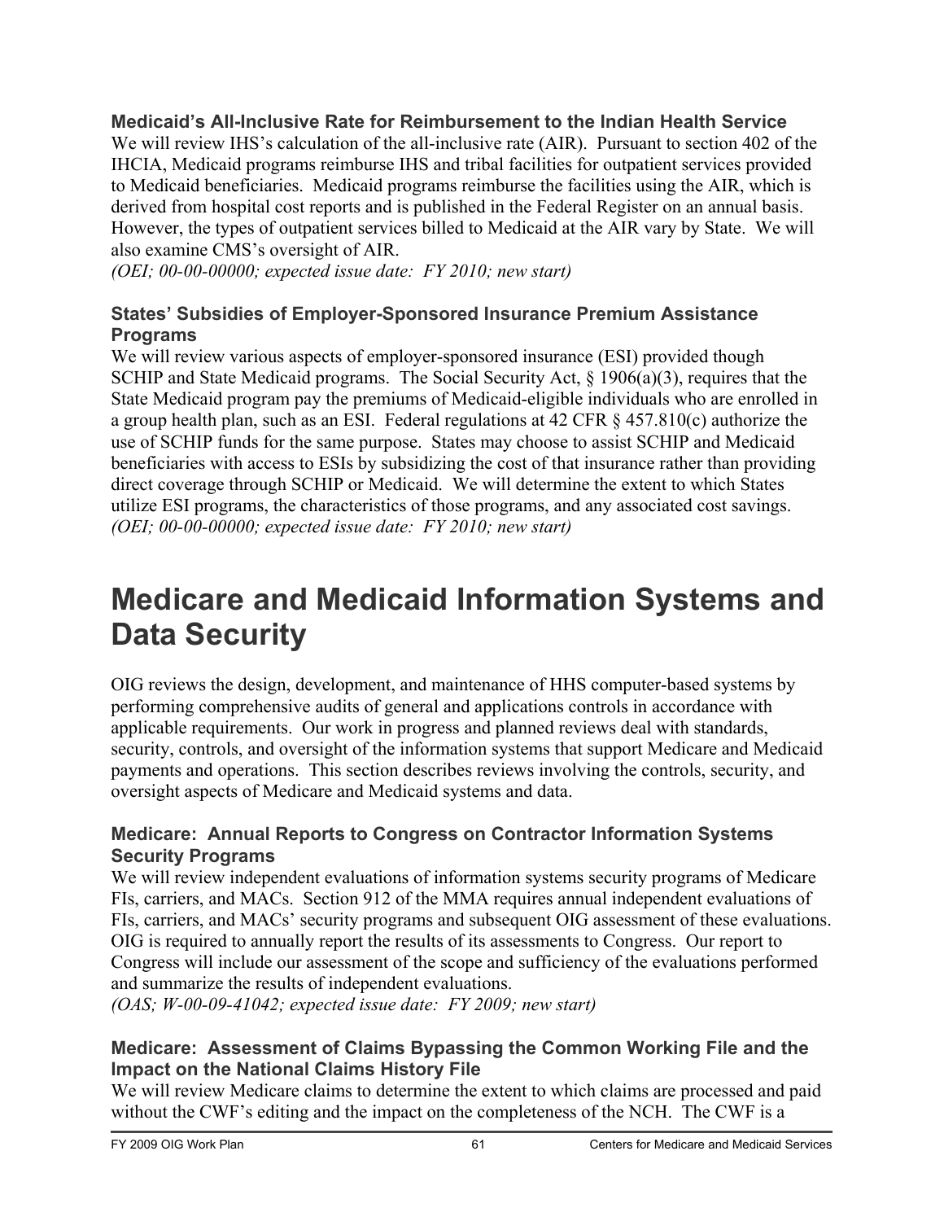### Medicaid's All-Inclusive Rate for Reimbursement to the Indian Health Service

We will review IHS's calculation of the all-inclusive rate (AIR). Pursuant to section 402 of the IHCIA, Medicaid programs reimburse IHS and tribal facilities for outpatient services provided to Medicaid beneficiaries. Medicaid programs reimburse the facilities using the AIR, which is derived from hospital cost reports and is published in the Federal Register on an annual basis. However, the types of outpatient services billed to Medicaid at the AIR vary by State. We will also examine CMS's oversight of AIR.
*(OEI; 00-00-00000; expected issue date: FY 2010; new start)*

### States' Subsidies of Employer-Sponsored Insurance Premium Assistance Programs

We will review various aspects of employer-sponsored insurance (ESI) provided though SCHIP and State Medicaid programs. The Social Security Act, § 1906(a)(3), requires that the State Medicaid program pay the premiums of Medicaid-eligible individuals who are enrolled in a group health plan, such as an ESI. Federal regulations at 42 CFR § 457.810(c) authorize the use of SCHIP funds for the same purpose. States may choose to assist SCHIP and Medicaid beneficiaries with access to ESIs by subsidizing the cost of that insurance rather than providing direct coverage through SCHIP or Medicaid. We will determine the extent to which States utilize ESI programs, the characteristics of those programs, and any associated cost savings.
*(OEI; 00-00-00000; expected issue date: FY 2010; new start)*

# Medicare and Medicaid Information Systems and Data Security

OIG reviews the design, development, and maintenance of HHS computer-based systems by performing comprehensive audits of general and applications controls in accordance with applicable requirements. Our work in progress and planned reviews deal with standards, security, controls, and oversight of the information systems that support Medicare and Medicaid payments and operations. This section describes reviews involving the controls, security, and oversight aspects of Medicare and Medicaid systems and data.

### Medicare: Annual Reports to Congress on Contractor Information Systems Security Programs

We will review independent evaluations of information systems security programs of Medicare FIs, carriers, and MACs. Section 912 of the MMA requires annual independent evaluations of FIs, carriers, and MACs' security programs and subsequent OIG assessment of these evaluations. OIG is required to annually report the results of its assessments to Congress. Our report to Congress will include our assessment of the scope and sufficiency of the evaluations performed and summarize the results of independent evaluations.
*(OAS; W-00-09-41042; expected issue date: FY 2009; new start)*

### Medicare: Assessment of Claims Bypassing the Common Working File and the Impact on the National Claims History File

We will review Medicare claims to determine the extent to which claims are processed and paid without the CWF's editing and the impact on the completeness of the NCH. The CWF is a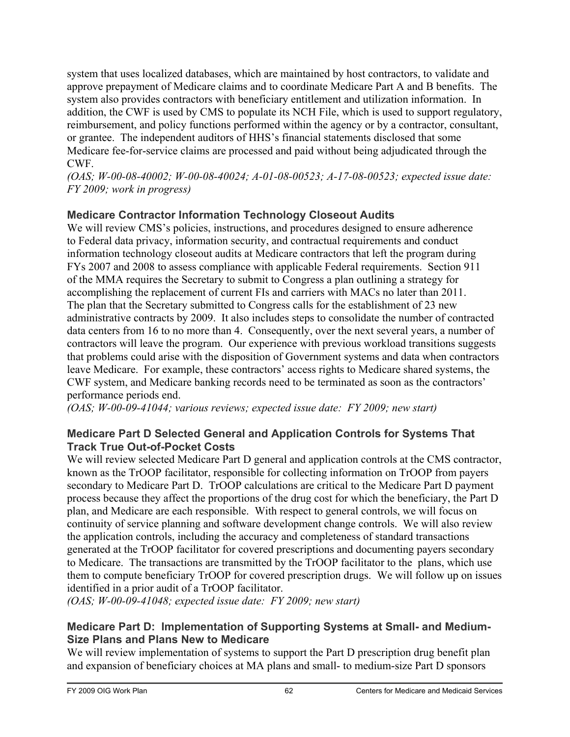system that uses localized databases, which are maintained by host contractors, to validate and approve prepayment of Medicare claims and to coordinate Medicare Part A and B benefits. The system also provides contractors with beneficiary entitlement and utilization information. In addition, the CWF is used by CMS to populate its NCH File, which is used to support regulatory, reimbursement, and policy functions performed within the agency or by a contractor, consultant, or grantee. The independent auditors of HHS's financial statements disclosed that some Medicare fee-for-service claims are processed and paid without being adjudicated through the CWF.
*(OAS; W-00-08-40002; W-00-08-40024; A-01-08-00523; A-17-08-00523; expected issue date: FY 2009; work in progress)*

### Medicare Contractor Information Technology Closeout Audits

We will review CMS's policies, instructions, and procedures designed to ensure adherence to Federal data privacy, information security, and contractual requirements and conduct information technology closeout audits at Medicare contractors that left the program during FYs 2007 and 2008 to assess compliance with applicable Federal requirements. Section 911 of the MMA requires the Secretary to submit to Congress a plan outlining a strategy for accomplishing the replacement of current FIs and carriers with MACs no later than 2011. The plan that the Secretary submitted to Congress calls for the establishment of 23 new administrative contracts by 2009. It also includes steps to consolidate the number of contracted data centers from 16 to no more than 4. Consequently, over the next several years, a number of contractors will leave the program. Our experience with previous workload transitions suggests that problems could arise with the disposition of Government systems and data when contractors leave Medicare. For example, these contractors' access rights to Medicare shared systems, the CWF system, and Medicare banking records need to be terminated as soon as the contractors' performance periods end.
*(OAS; W-00-09-41044; various reviews; expected issue date: FY 2009; new start)*

### Medicare Part D Selected General and Application Controls for Systems That Track True Out-of-Pocket Costs

We will review selected Medicare Part D general and application controls at the CMS contractor, known as the TrOOP facilitator, responsible for collecting information on TrOOP from payers secondary to Medicare Part D. TrOOP calculations are critical to the Medicare Part D payment process because they affect the proportions of the drug cost for which the beneficiary, the Part D plan, and Medicare are each responsible. With respect to general controls, we will focus on continuity of service planning and software development change controls. We will also review the application controls, including the accuracy and completeness of standard transactions generated at the TrOOP facilitator for covered prescriptions and documenting payers secondary to Medicare. The transactions are transmitted by the TrOOP facilitator to the plans, which use them to compute beneficiary TrOOP for covered prescription drugs. We will follow up on issues identified in a prior audit of a TrOOP facilitator.
*(OAS; W-00-09-41048; expected issue date: FY 2009; new start)*

### Medicare Part D: Implementation of Supporting Systems at Small- and Medium-Size Plans and Plans New to Medicare

We will review implementation of systems to support the Part D prescription drug benefit plan and expansion of beneficiary choices at MA plans and small- to medium-size Part D sponsors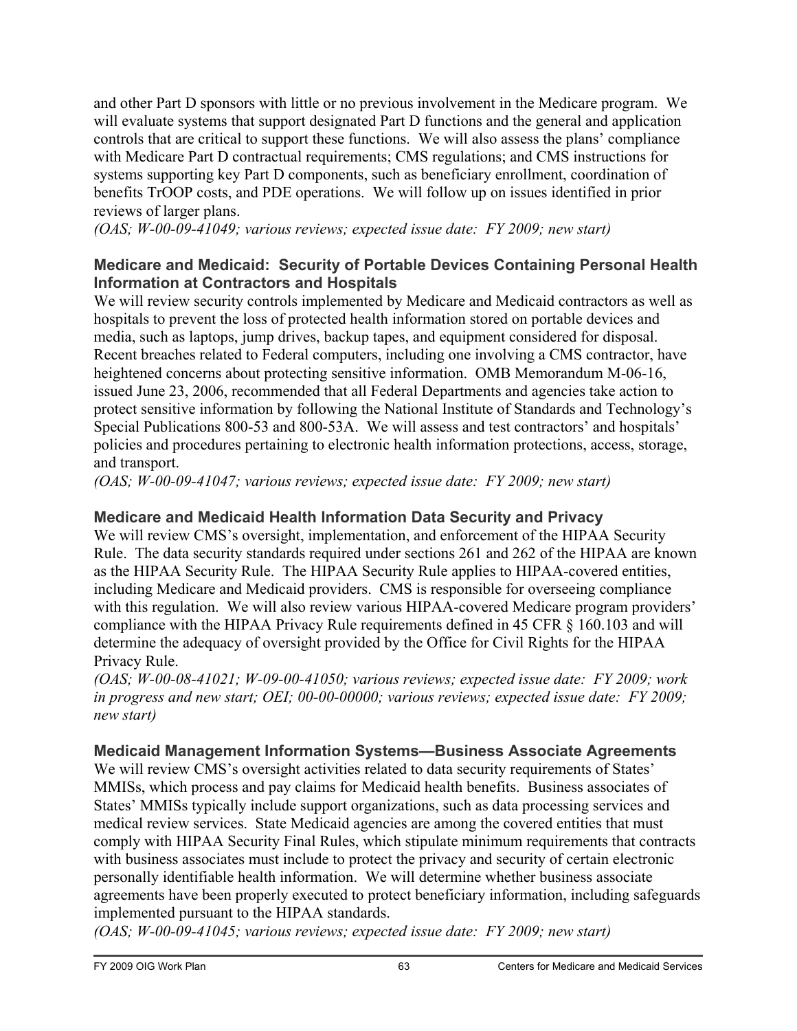and other Part D sponsors with little or no previous involvement in the Medicare program. We will evaluate systems that support designated Part D functions and the general and application controls that are critical to support these functions. We will also assess the plans' compliance with Medicare Part D contractual requirements; CMS regulations; and CMS instructions for systems supporting key Part D components, such as beneficiary enrollment, coordination of benefits TrOOP costs, and PDE operations. We will follow up on issues identified in prior reviews of larger plans.

*(OAS; W-00-09-41049; various reviews; expected issue date: FY 2009; new start)*

### Medicare and Medicaid: Security of Portable Devices Containing Personal Health Information at Contractors and Hospitals

We will review security controls implemented by Medicare and Medicaid contractors as well as hospitals to prevent the loss of protected health information stored on portable devices and media, such as laptops, jump drives, backup tapes, and equipment considered for disposal. Recent breaches related to Federal computers, including one involving a CMS contractor, have heightened concerns about protecting sensitive information. OMB Memorandum M-06-16, issued June 23, 2006, recommended that all Federal Departments and agencies take action to protect sensitive information by following the National Institute of Standards and Technology's Special Publications 800-53 and 800-53A. We will assess and test contractors' and hospitals' policies and procedures pertaining to electronic health information protections, access, storage, and transport.

*(OAS; W-00-09-41047; various reviews; expected issue date: FY 2009; new start)*

### Medicare and Medicaid Health Information Data Security and Privacy

We will review CMS's oversight, implementation, and enforcement of the HIPAA Security Rule. The data security standards required under sections 261 and 262 of the HIPAA are known as the HIPAA Security Rule. The HIPAA Security Rule applies to HIPAA-covered entities, including Medicare and Medicaid providers. CMS is responsible for overseeing compliance with this regulation. We will also review various HIPAA-covered Medicare program providers' compliance with the HIPAA Privacy Rule requirements defined in 45 CFR § 160.103 and will determine the adequacy of oversight provided by the Office for Civil Rights for the HIPAA Privacy Rule.

*(OAS; W-00-08-41021; W-09-00-41050; various reviews; expected issue date: FY 2009; work in progress and new start; OEI; 00-00-00000; various reviews; expected issue date: FY 2009; new start)*

### Medicaid Management Information Systems—Business Associate Agreements

We will review CMS's oversight activities related to data security requirements of States' MMISs, which process and pay claims for Medicaid health benefits. Business associates of States' MMISs typically include support organizations, such as data processing services and medical review services. State Medicaid agencies are among the covered entities that must comply with HIPAA Security Final Rules, which stipulate minimum requirements that contracts with business associates must include to protect the privacy and security of certain electronic personally identifiable health information. We will determine whether business associate agreements have been properly executed to protect beneficiary information, including safeguards implemented pursuant to the HIPAA standards.

*(OAS; W-00-09-41045; various reviews; expected issue date: FY 2009; new start)*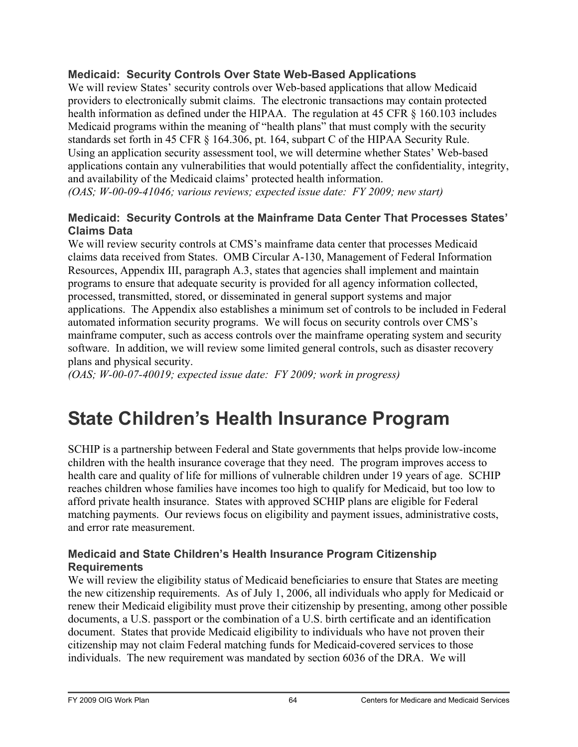### Medicaid: Security Controls Over State Web-Based Applications

We will review States' security controls over Web-based applications that allow Medicaid providers to electronically submit claims. The electronic transactions may contain protected health information as defined under the HIPAA. The regulation at 45 CFR § 160.103 includes Medicaid programs within the meaning of "health plans" that must comply with the security standards set forth in 45 CFR § 164.306, pt. 164, subpart C of the HIPAA Security Rule. Using an application security assessment tool, we will determine whether States' Web-based applications contain any vulnerabilities that would potentially affect the confidentiality, integrity, and availability of the Medicaid claims' protected health information.
*(OAS; W-00-09-41046; various reviews; expected issue date: FY 2009; new start)*

### Medicaid: Security Controls at the Mainframe Data Center That Processes States' Claims Data

We will review security controls at CMS's mainframe data center that processes Medicaid claims data received from States. OMB Circular A-130, Management of Federal Information Resources, Appendix III, paragraph A.3, states that agencies shall implement and maintain programs to ensure that adequate security is provided for all agency information collected, processed, transmitted, stored, or disseminated in general support systems and major applications. The Appendix also establishes a minimum set of controls to be included in Federal automated information security programs. We will focus on security controls over CMS's mainframe computer, such as access controls over the mainframe operating system and security software. In addition, we will review some limited general controls, such as disaster recovery plans and physical security.
*(OAS; W-00-07-40019; expected issue date: FY 2009; work in progress)*

# State Children's Health Insurance Program

SCHIP is a partnership between Federal and State governments that helps provide low-income children with the health insurance coverage that they need. The program improves access to health care and quality of life for millions of vulnerable children under 19 years of age. SCHIP reaches children whose families have incomes too high to qualify for Medicaid, but too low to afford private health insurance. States with approved SCHIP plans are eligible for Federal matching payments. Our reviews focus on eligibility and payment issues, administrative costs, and error rate measurement.

### Medicaid and State Children's Health Insurance Program Citizenship Requirements

We will review the eligibility status of Medicaid beneficiaries to ensure that States are meeting the new citizenship requirements. As of July 1, 2006, all individuals who apply for Medicaid or renew their Medicaid eligibility must prove their citizenship by presenting, among other possible documents, a U.S. passport or the combination of a U.S. birth certificate and an identification document. States that provide Medicaid eligibility to individuals who have not proven their citizenship may not claim Federal matching funds for Medicaid-covered services to those individuals. The new requirement was mandated by section 6036 of the DRA. We will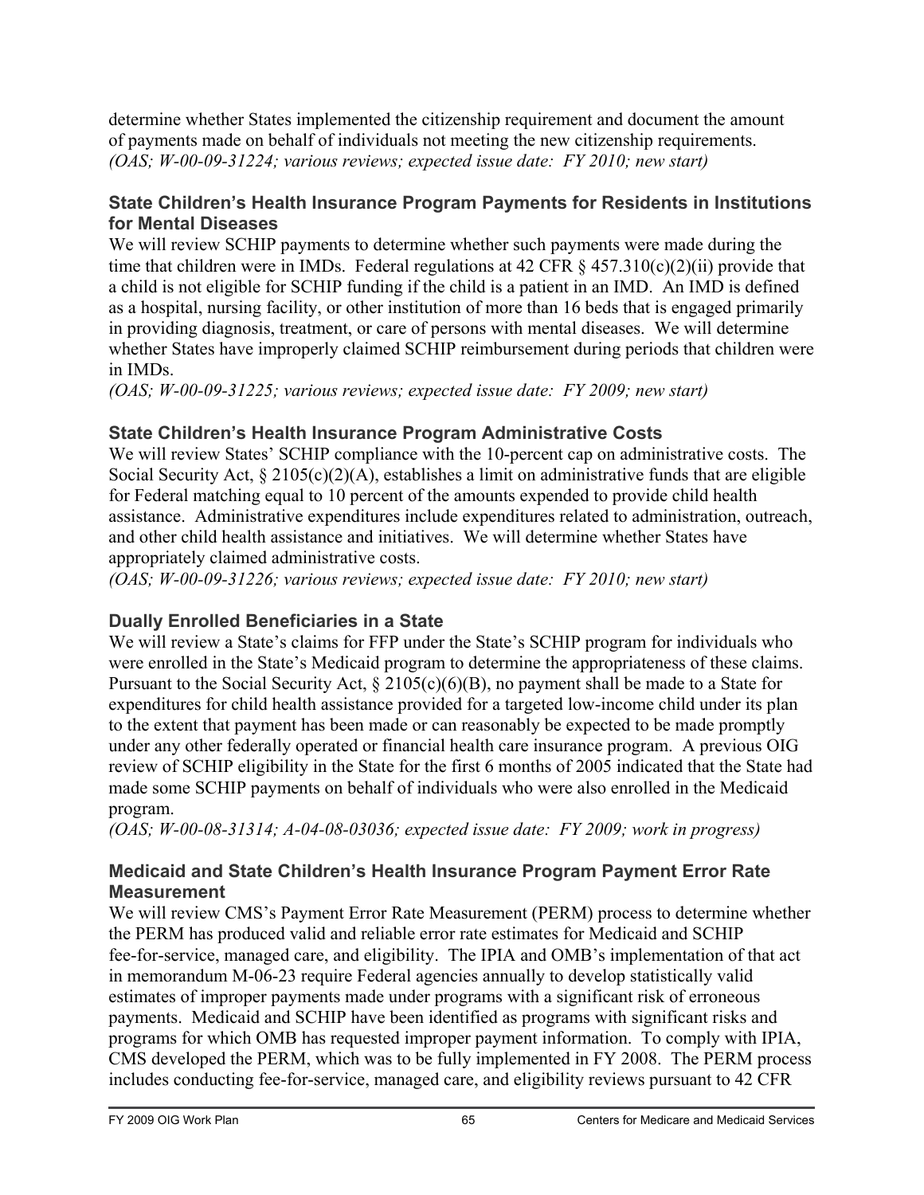determine whether States implemented the citizenship requirement and document the amount of payments made on behalf of individuals not meeting the new citizenship requirements.
*(OAS; W-00-09-31224; various reviews; expected issue date: FY 2010; new start)*

### State Children's Health Insurance Program Payments for Residents in Institutions for Mental Diseases

We will review SCHIP payments to determine whether such payments were made during the time that children were in IMDs. Federal regulations at 42 CFR § 457.310(c)(2)(ii) provide that a child is not eligible for SCHIP funding if the child is a patient in an IMD. An IMD is defined as a hospital, nursing facility, or other institution of more than 16 beds that is engaged primarily in providing diagnosis, treatment, or care of persons with mental diseases. We will determine whether States have improperly claimed SCHIP reimbursement during periods that children were in IMDs.
*(OAS; W-00-09-31225; various reviews; expected issue date: FY 2009; new start)*

### State Children's Health Insurance Program Administrative Costs

We will review States' SCHIP compliance with the 10-percent cap on administrative costs. The Social Security Act, § 2105(c)(2)(A), establishes a limit on administrative funds that are eligible for Federal matching equal to 10 percent of the amounts expended to provide child health assistance. Administrative expenditures include expenditures related to administration, outreach, and other child health assistance and initiatives. We will determine whether States have appropriately claimed administrative costs.
*(OAS; W-00-09-31226; various reviews; expected issue date: FY 2010; new start)*

### Dually Enrolled Beneficiaries in a State

We will review a State's claims for FFP under the State's SCHIP program for individuals who were enrolled in the State's Medicaid program to determine the appropriateness of these claims. Pursuant to the Social Security Act, § 2105(c)(6)(B), no payment shall be made to a State for expenditures for child health assistance provided for a targeted low-income child under its plan to the extent that payment has been made or can reasonably be expected to be made promptly under any other federally operated or financial health care insurance program. A previous OIG review of SCHIP eligibility in the State for the first 6 months of 2005 indicated that the State had made some SCHIP payments on behalf of individuals who were also enrolled in the Medicaid program.
*(OAS; W-00-08-31314; A-04-08-03036; expected issue date: FY 2009; work in progress)*

### Medicaid and State Children's Health Insurance Program Payment Error Rate Measurement

We will review CMS's Payment Error Rate Measurement (PERM) process to determine whether the PERM has produced valid and reliable error rate estimates for Medicaid and SCHIP fee-for-service, managed care, and eligibility. The IPIA and OMB's implementation of that act in memorandum M-06-23 require Federal agencies annually to develop statistically valid estimates of improper payments made under programs with a significant risk of erroneous payments. Medicaid and SCHIP have been identified as programs with significant risks and programs for which OMB has requested improper payment information. To comply with IPIA, CMS developed the PERM, which was to be fully implemented in FY 2008. The PERM process includes conducting fee-for-service, managed care, and eligibility reviews pursuant to 42 CFR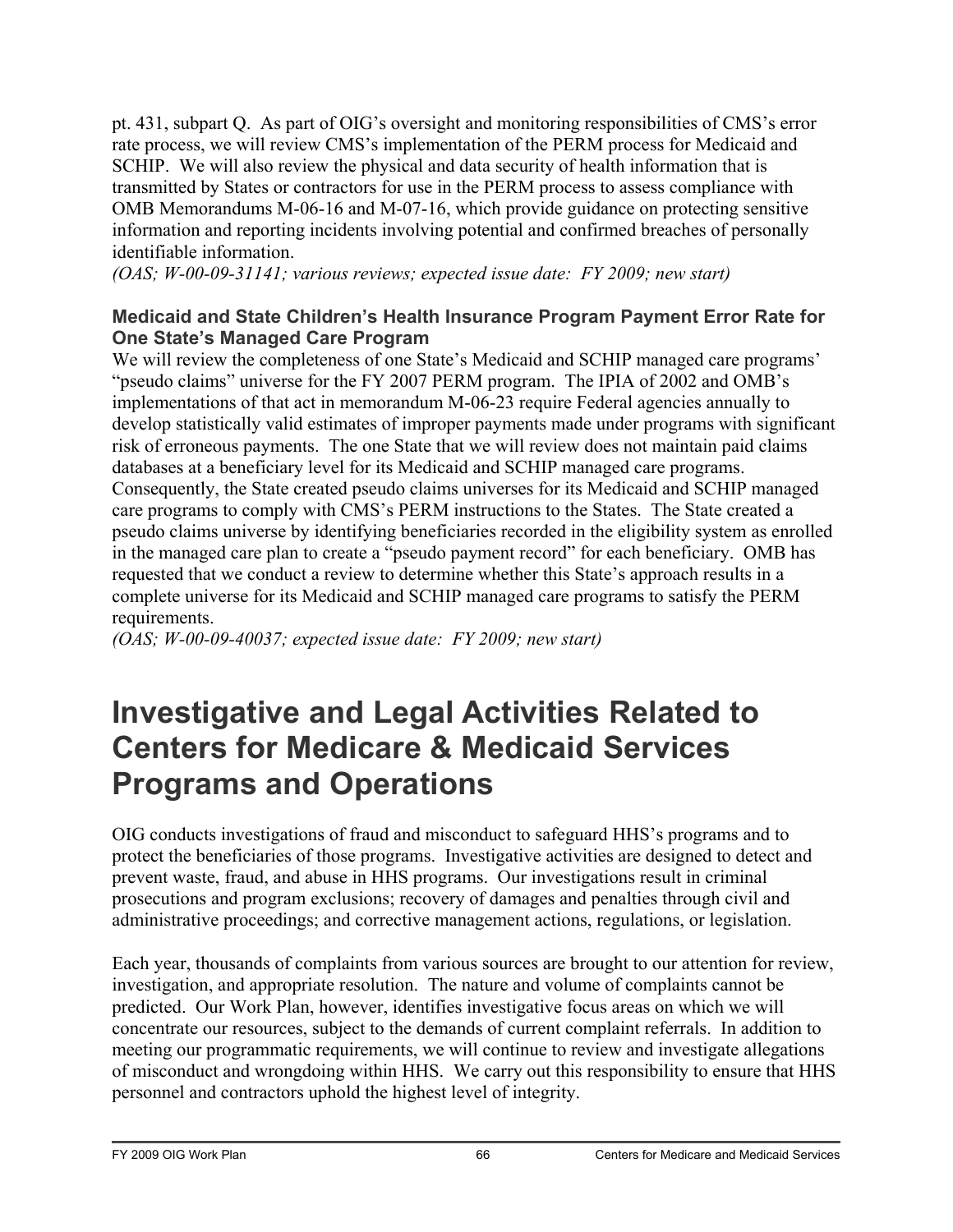pt. 431, subpart Q. As part of OIG's oversight and monitoring responsibilities of CMS's error rate process, we will review CMS's implementation of the PERM process for Medicaid and SCHIP. We will also review the physical and data security of health information that is transmitted by States or contractors for use in the PERM process to assess compliance with OMB Memorandums M-06-16 and M-07-16, which provide guidance on protecting sensitive information and reporting incidents involving potential and confirmed breaches of personally identifiable information.
*(OAS; W-00-09-31141; various reviews; expected issue date: FY 2009; new start)*

### Medicaid and State Children's Health Insurance Program Payment Error Rate for One State's Managed Care Program

We will review the completeness of one State's Medicaid and SCHIP managed care programs' "pseudo claims" universe for the FY 2007 PERM program. The IPIA of 2002 and OMB's implementations of that act in memorandum M-06-23 require Federal agencies annually to develop statistically valid estimates of improper payments made under programs with significant risk of erroneous payments. The one State that we will review does not maintain paid claims databases at a beneficiary level for its Medicaid and SCHIP managed care programs. Consequently, the State created pseudo claims universes for its Medicaid and SCHIP managed care programs to comply with CMS's PERM instructions to the States. The State created a pseudo claims universe by identifying beneficiaries recorded in the eligibility system as enrolled in the managed care plan to create a "pseudo payment record" for each beneficiary. OMB has requested that we conduct a review to determine whether this State's approach results in a complete universe for its Medicaid and SCHIP managed care programs to satisfy the PERM requirements.
*(OAS; W-00-09-40037; expected issue date: FY 2009; new start)*

# Investigative and Legal Activities Related to Centers for Medicare & Medicaid Services Programs and Operations

OIG conducts investigations of fraud and misconduct to safeguard HHS's programs and to protect the beneficiaries of those programs. Investigative activities are designed to detect and prevent waste, fraud, and abuse in HHS programs. Our investigations result in criminal prosecutions and program exclusions; recovery of damages and penalties through civil and administrative proceedings; and corrective management actions, regulations, or legislation.

Each year, thousands of complaints from various sources are brought to our attention for review, investigation, and appropriate resolution. The nature and volume of complaints cannot be predicted. Our Work Plan, however, identifies investigative focus areas on which we will concentrate our resources, subject to the demands of current complaint referrals. In addition to meeting our programmatic requirements, we will continue to review and investigate allegations of misconduct and wrongdoing within HHS. We carry out this responsibility to ensure that HHS personnel and contractors uphold the highest level of integrity.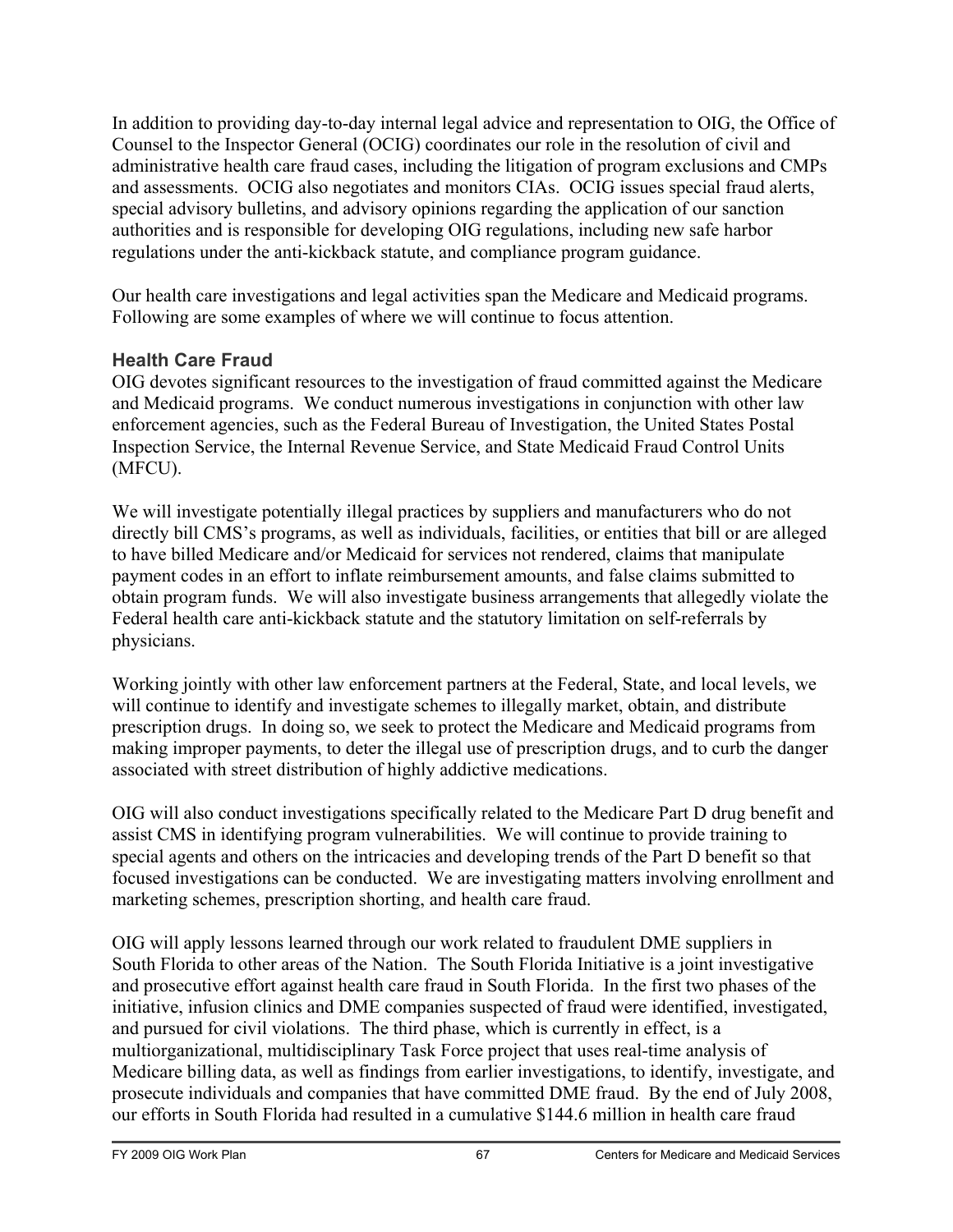In addition to providing day-to-day internal legal advice and representation to OIG, the Office of Counsel to the Inspector General (OCIG) coordinates our role in the resolution of civil and administrative health care fraud cases, including the litigation of program exclusions and CMPs and assessments. OCIG also negotiates and monitors CIAs. OCIG issues special fraud alerts, special advisory bulletins, and advisory opinions regarding the application of our sanction authorities and is responsible for developing OIG regulations, including new safe harbor regulations under the anti-kickback statute, and compliance program guidance.

Our health care investigations and legal activities span the Medicare and Medicaid programs. Following are some examples of where we will continue to focus attention.

### Health Care Fraud

OIG devotes significant resources to the investigation of fraud committed against the Medicare and Medicaid programs. We conduct numerous investigations in conjunction with other law enforcement agencies, such as the Federal Bureau of Investigation, the United States Postal Inspection Service, the Internal Revenue Service, and State Medicaid Fraud Control Units (MFCU).

We will investigate potentially illegal practices by suppliers and manufacturers who do not directly bill CMS's programs, as well as individuals, facilities, or entities that bill or are alleged to have billed Medicare and/or Medicaid for services not rendered, claims that manipulate payment codes in an effort to inflate reimbursement amounts, and false claims submitted to obtain program funds. We will also investigate business arrangements that allegedly violate the Federal health care anti-kickback statute and the statutory limitation on self-referrals by physicians.

Working jointly with other law enforcement partners at the Federal, State, and local levels, we will continue to identify and investigate schemes to illegally market, obtain, and distribute prescription drugs. In doing so, we seek to protect the Medicare and Medicaid programs from making improper payments, to deter the illegal use of prescription drugs, and to curb the danger associated with street distribution of highly addictive medications.

OIG will also conduct investigations specifically related to the Medicare Part D drug benefit and assist CMS in identifying program vulnerabilities. We will continue to provide training to special agents and others on the intricacies and developing trends of the Part D benefit so that focused investigations can be conducted. We are investigating matters involving enrollment and marketing schemes, prescription shorting, and health care fraud.

OIG will apply lessons learned through our work related to fraudulent DME suppliers in South Florida to other areas of the Nation. The South Florida Initiative is a joint investigative and prosecutive effort against health care fraud in South Florida. In the first two phases of the initiative, infusion clinics and DME companies suspected of fraud were identified, investigated, and pursued for civil violations. The third phase, which is currently in effect, is a multiorganizational, multidisciplinary Task Force project that uses real-time analysis of Medicare billing data, as well as findings from earlier investigations, to identify, investigate, and prosecute individuals and companies that have committed DME fraud. By the end of July 2008, our efforts in South Florida had resulted in a cumulative $144.6 million in health care fraud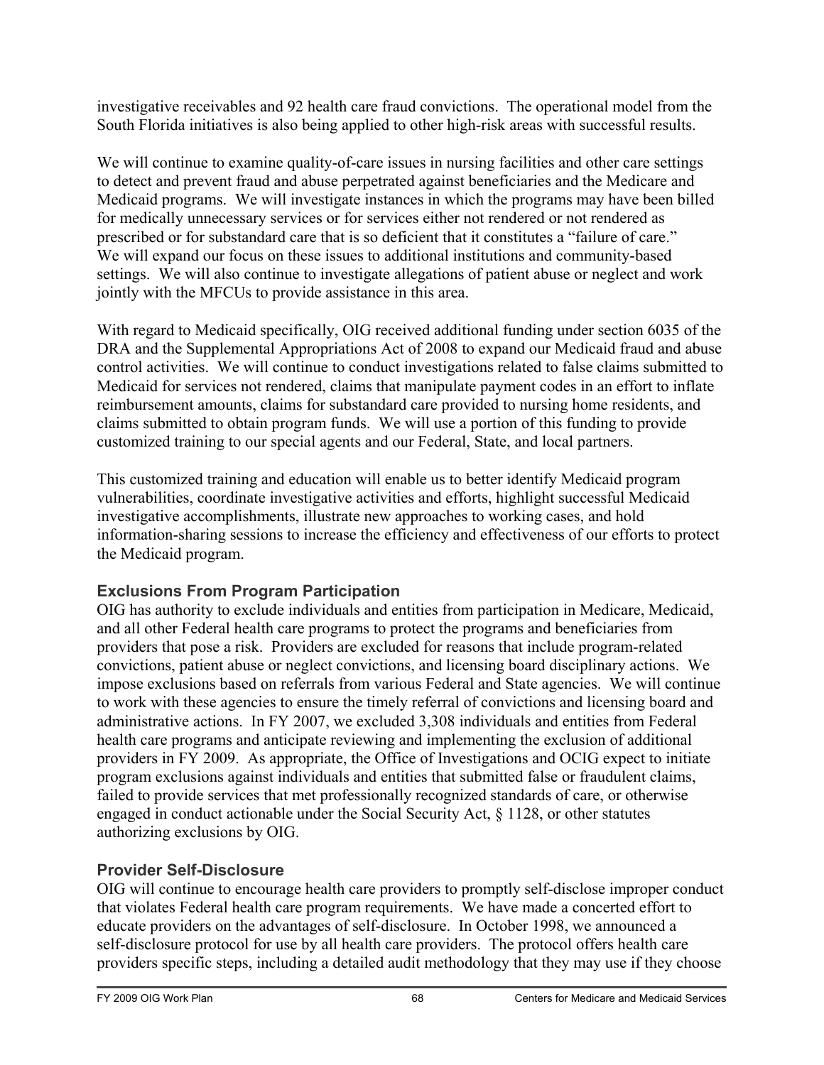investigative receivables and 92 health care fraud convictions. The operational model from the South Florida initiatives is also being applied to other high-risk areas with successful results.

We will continue to examine quality-of-care issues in nursing facilities and other care settings to detect and prevent fraud and abuse perpetrated against beneficiaries and the Medicare and Medicaid programs. We will investigate instances in which the programs may have been billed for medically unnecessary services or for services either not rendered or not rendered as prescribed or for substandard care that is so deficient that it constitutes a "failure of care." We will expand our focus on these issues to additional institutions and community-based settings. We will also continue to investigate allegations of patient abuse or neglect and work jointly with the MFCUs to provide assistance in this area.

With regard to Medicaid specifically, OIG received additional funding under section 6035 of the DRA and the Supplemental Appropriations Act of 2008 to expand our Medicaid fraud and abuse control activities. We will continue to conduct investigations related to false claims submitted to Medicaid for services not rendered, claims that manipulate payment codes in an effort to inflate reimbursement amounts, claims for substandard care provided to nursing home residents, and claims submitted to obtain program funds. We will use a portion of this funding to provide customized training to our special agents and our Federal, State, and local partners.

This customized training and education will enable us to better identify Medicaid program vulnerabilities, coordinate investigative activities and efforts, highlight successful Medicaid investigative accomplishments, illustrate new approaches to working cases, and hold information-sharing sessions to increase the efficiency and effectiveness of our efforts to protect the Medicaid program.

### Exclusions From Program Participation

OIG has authority to exclude individuals and entities from participation in Medicare, Medicaid, and all other Federal health care programs to protect the programs and beneficiaries from providers that pose a risk. Providers are excluded for reasons that include program-related convictions, patient abuse or neglect convictions, and licensing board disciplinary actions. We impose exclusions based on referrals from various Federal and State agencies. We will continue to work with these agencies to ensure the timely referral of convictions and licensing board and administrative actions. In FY 2007, we excluded 3,308 individuals and entities from Federal health care programs and anticipate reviewing and implementing the exclusion of additional providers in FY 2009. As appropriate, the Office of Investigations and OCIG expect to initiate program exclusions against individuals and entities that submitted false or fraudulent claims, failed to provide services that met professionally recognized standards of care, or otherwise engaged in conduct actionable under the Social Security Act, § 1128, or other statutes authorizing exclusions by OIG.

### Provider Self-Disclosure

OIG will continue to encourage health care providers to promptly self-disclose improper conduct that violates Federal health care program requirements. We have made a concerted effort to educate providers on the advantages of self-disclosure. In October 1998, we announced a self-disclosure protocol for use by all health care providers. The protocol offers health care providers specific steps, including a detailed audit methodology that they may use if they choose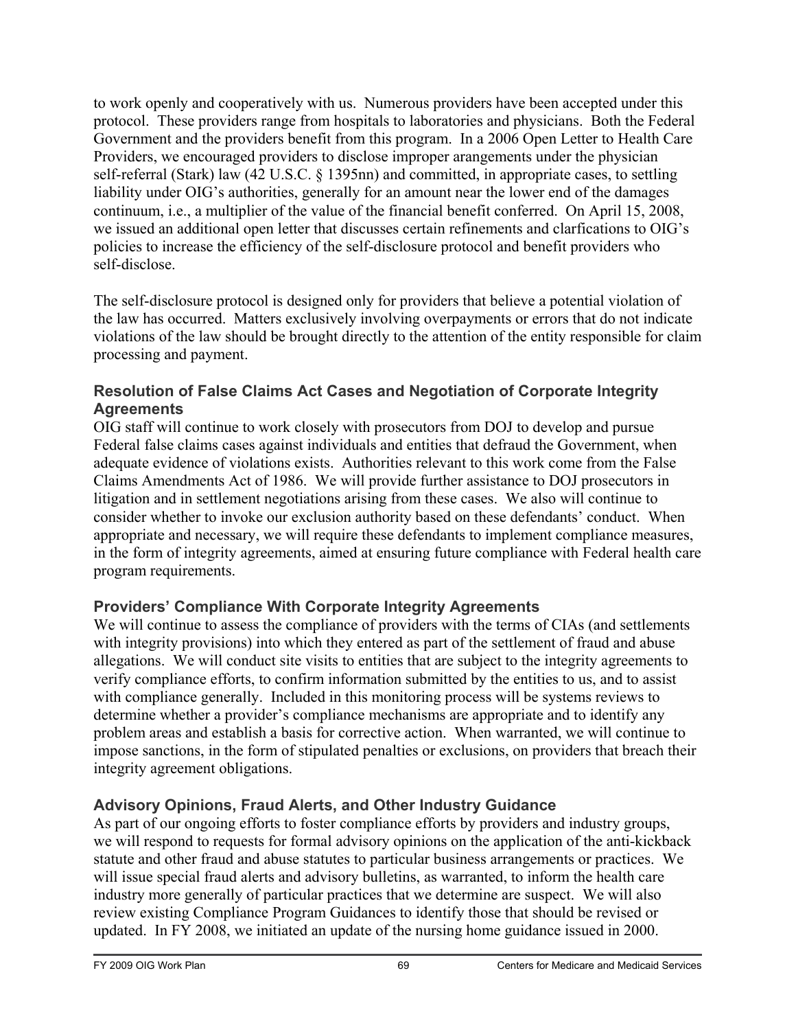to work openly and cooperatively with us. Numerous providers have been accepted under this protocol. These providers range from hospitals to laboratories and physicians. Both the Federal Government and the providers benefit from this program. In a 2006 Open Letter to Health Care Providers, we encouraged providers to disclose improper arangements under the physician self-referral (Stark) law (42 U.S.C. § 1395nn) and committed, in appropriate cases, to settling liability under OIG's authorities, generally for an amount near the lower end of the damages continuum, i.e., a multiplier of the value of the financial benefit conferred. On April 15, 2008, we issued an additional open letter that discusses certain refinements and clarfications to OIG's policies to increase the efficiency of the self-disclosure protocol and benefit providers who self-disclose.

The self-disclosure protocol is designed only for providers that believe a potential violation of the law has occurred. Matters exclusively involving overpayments or errors that do not indicate violations of the law should be brought directly to the attention of the entity responsible for claim processing and payment.

### Resolution of False Claims Act Cases and Negotiation of Corporate Integrity Agreements

OIG staff will continue to work closely with prosecutors from DOJ to develop and pursue Federal false claims cases against individuals and entities that defraud the Government, when adequate evidence of violations exists. Authorities relevant to this work come from the False Claims Amendments Act of 1986. We will provide further assistance to DOJ prosecutors in litigation and in settlement negotiations arising from these cases. We also will continue to consider whether to invoke our exclusion authority based on these defendants' conduct. When appropriate and necessary, we will require these defendants to implement compliance measures, in the form of integrity agreements, aimed at ensuring future compliance with Federal health care program requirements.

### Providers' Compliance With Corporate Integrity Agreements

We will continue to assess the compliance of providers with the terms of CIAs (and settlements with integrity provisions) into which they entered as part of the settlement of fraud and abuse allegations. We will conduct site visits to entities that are subject to the integrity agreements to verify compliance efforts, to confirm information submitted by the entities to us, and to assist with compliance generally. Included in this monitoring process will be systems reviews to determine whether a provider's compliance mechanisms are appropriate and to identify any problem areas and establish a basis for corrective action. When warranted, we will continue to impose sanctions, in the form of stipulated penalties or exclusions, on providers that breach their integrity agreement obligations.

### Advisory Opinions, Fraud Alerts, and Other Industry Guidance

As part of our ongoing efforts to foster compliance efforts by providers and industry groups, we will respond to requests for formal advisory opinions on the application of the anti-kickback statute and other fraud and abuse statutes to particular business arrangements or practices. We will issue special fraud alerts and advisory bulletins, as warranted, to inform the health care industry more generally of particular practices that we determine are suspect. We will also review existing Compliance Program Guidances to identify those that should be revised or updated. In FY 2008, we initiated an update of the nursing home guidance issued in 2000.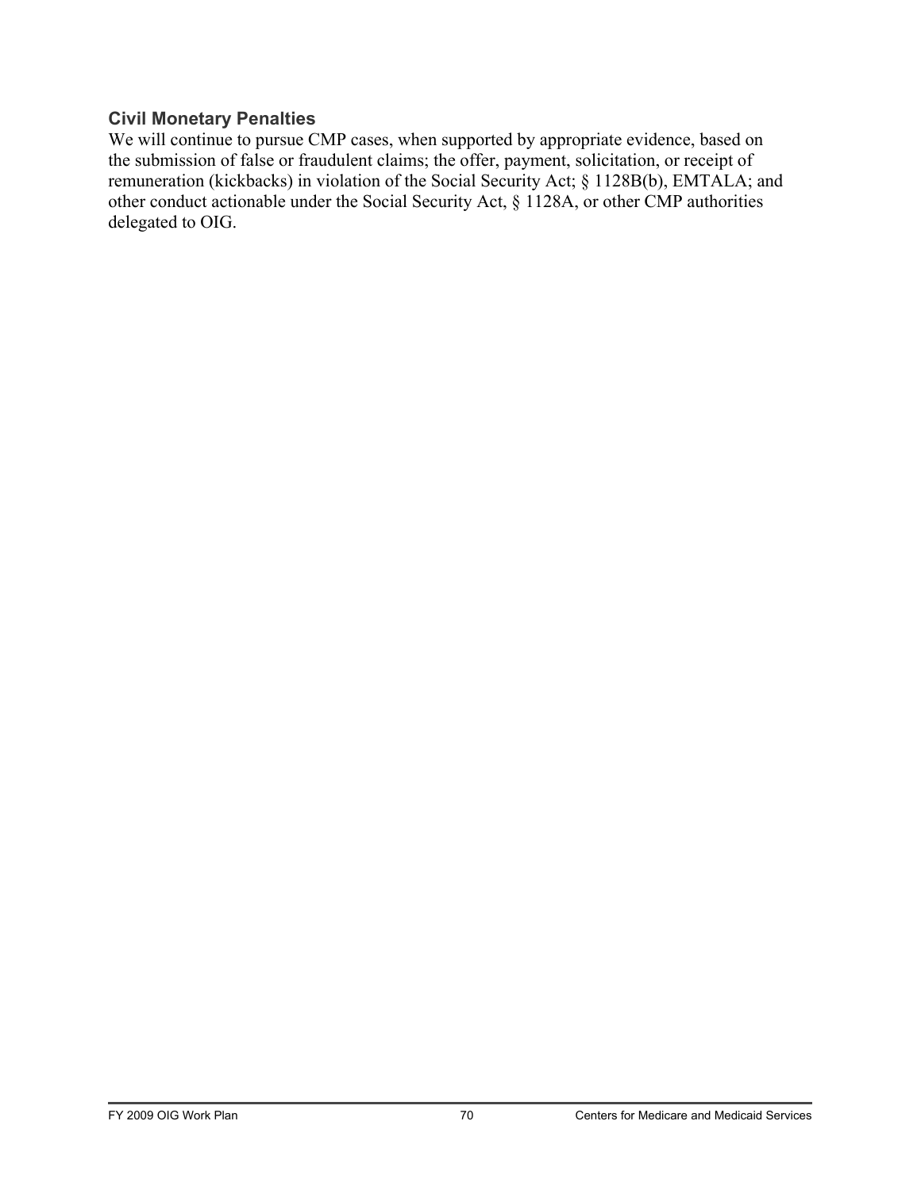### Civil Monetary Penalties

We will continue to pursue CMP cases, when supported by appropriate evidence, based on the submission of false or fraudulent claims; the offer, payment, solicitation, or receipt of remuneration (kickbacks) in violation of the Social Security Act; § 1128B(b), EMTALA; and other conduct actionable under the Social Security Act, § 1128A, or other CMP authorities delegated to OIG.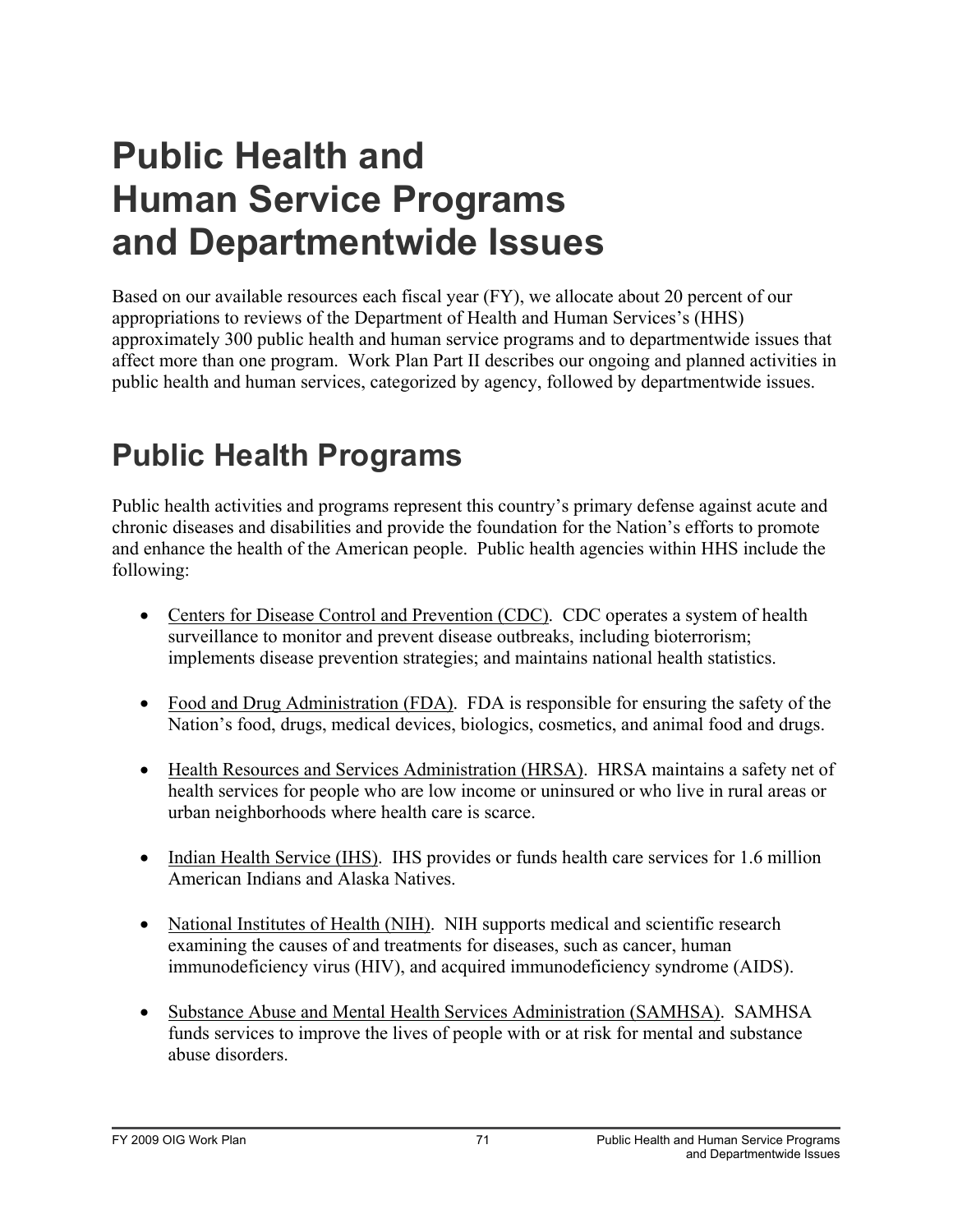# Public Health and Human Service Programs and Departmentwide Issues

Based on our available resources each fiscal year (FY), we allocate about 20 percent of our appropriations to reviews of the Department of Health and Human Services's (HHS) approximately 300 public health and human service programs and to departmentwide issues that affect more than one program. Work Plan Part II describes our ongoing and planned activities in public health and human services, categorized by agency, followed by departmentwide issues.

# Public Health Programs

Public health activities and programs represent this country's primary defense against acute and chronic diseases and disabilities and provide the foundation for the Nation's efforts to promote and enhance the health of the American people. Public health agencies within HHS include the following:

- Centers for Disease Control and Prevention (CDC). CDC operates a system of health surveillance to monitor and prevent disease outbreaks, including bioterrorism; implements disease prevention strategies; and maintains national health statistics.

- Food and Drug Administration (FDA). FDA is responsible for ensuring the safety of the Nation's food, drugs, medical devices, biologics, cosmetics, and animal food and drugs.

- Health Resources and Services Administration (HRSA). HRSA maintains a safety net of health services for people who are low income or uninsured or who live in rural areas or urban neighborhoods where health care is scarce.

- Indian Health Service (IHS). IHS provides or funds health care services for 1.6 million American Indians and Alaska Natives.

- National Institutes of Health (NIH). NIH supports medical and scientific research examining the causes of and treatments for diseases, such as cancer, human immunodeficiency virus (HIV), and acquired immunodeficiency syndrome (AIDS).

- Substance Abuse and Mental Health Services Administration (SAMHSA). SAMHSA funds services to improve the lives of people with or at risk for mental and substance abuse disorders.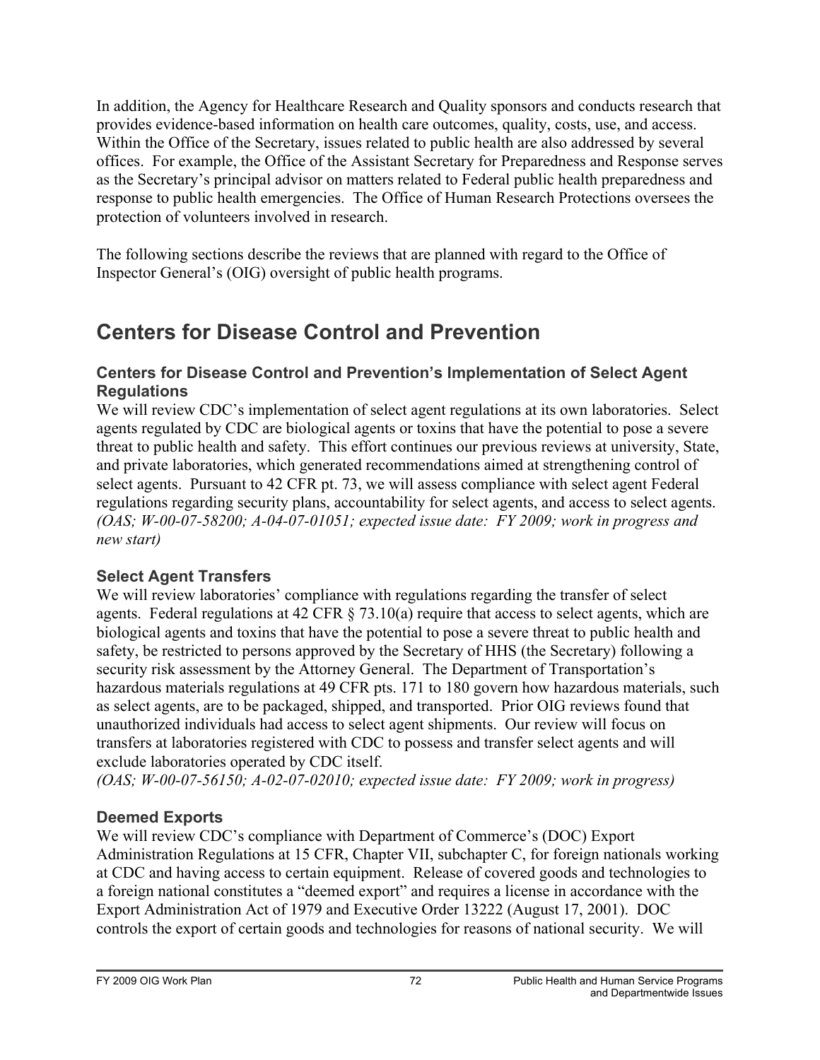In addition, the Agency for Healthcare Research and Quality sponsors and conducts research that provides evidence-based information on health care outcomes, quality, costs, use, and access. Within the Office of the Secretary, issues related to public health are also addressed by several offices. For example, the Office of the Assistant Secretary for Preparedness and Response serves as the Secretary's principal advisor on matters related to Federal public health preparedness and response to public health emergencies. The Office of Human Research Protections oversees the protection of volunteers involved in research.

The following sections describe the reviews that are planned with regard to the Office of Inspector General's (OIG) oversight of public health programs.

# Centers for Disease Control and Prevention

### Centers for Disease Control and Prevention's Implementation of Select Agent Regulations

We will review CDC's implementation of select agent regulations at its own laboratories. Select agents regulated by CDC are biological agents or toxins that have the potential to pose a severe threat to public health and safety. This effort continues our previous reviews at university, State, and private laboratories, which generated recommendations aimed at strengthening control of select agents. Pursuant to 42 CFR pt. 73, we will assess compliance with select agent Federal regulations regarding security plans, accountability for select agents, and access to select agents. *(OAS; W-00-07-58200; A-04-07-01051; expected issue date: FY 2009; work in progress and new start)*

### Select Agent Transfers

We will review laboratories' compliance with regulations regarding the transfer of select agents. Federal regulations at 42 CFR § 73.10(a) require that access to select agents, which are biological agents and toxins that have the potential to pose a severe threat to public health and safety, be restricted to persons approved by the Secretary of HHS (the Secretary) following a security risk assessment by the Attorney General. The Department of Transportation's hazardous materials regulations at 49 CFR pts. 171 to 180 govern how hazardous materials, such as select agents, are to be packaged, shipped, and transported. Prior OIG reviews found that unauthorized individuals had access to select agent shipments. Our review will focus on transfers at laboratories registered with CDC to possess and transfer select agents and will exclude laboratories operated by CDC itself.
*(OAS; W-00-07-56150; A-02-07-02010; expected issue date: FY 2009; work in progress)*

### Deemed Exports

We will review CDC's compliance with Department of Commerce's (DOC) Export Administration Regulations at 15 CFR, Chapter VII, subchapter C, for foreign nationals working at CDC and having access to certain equipment. Release of covered goods and technologies to a foreign national constitutes a "deemed export" and requires a license in accordance with the Export Administration Act of 1979 and Executive Order 13222 (August 17, 2001). DOC controls the export of certain goods and technologies for reasons of national security. We will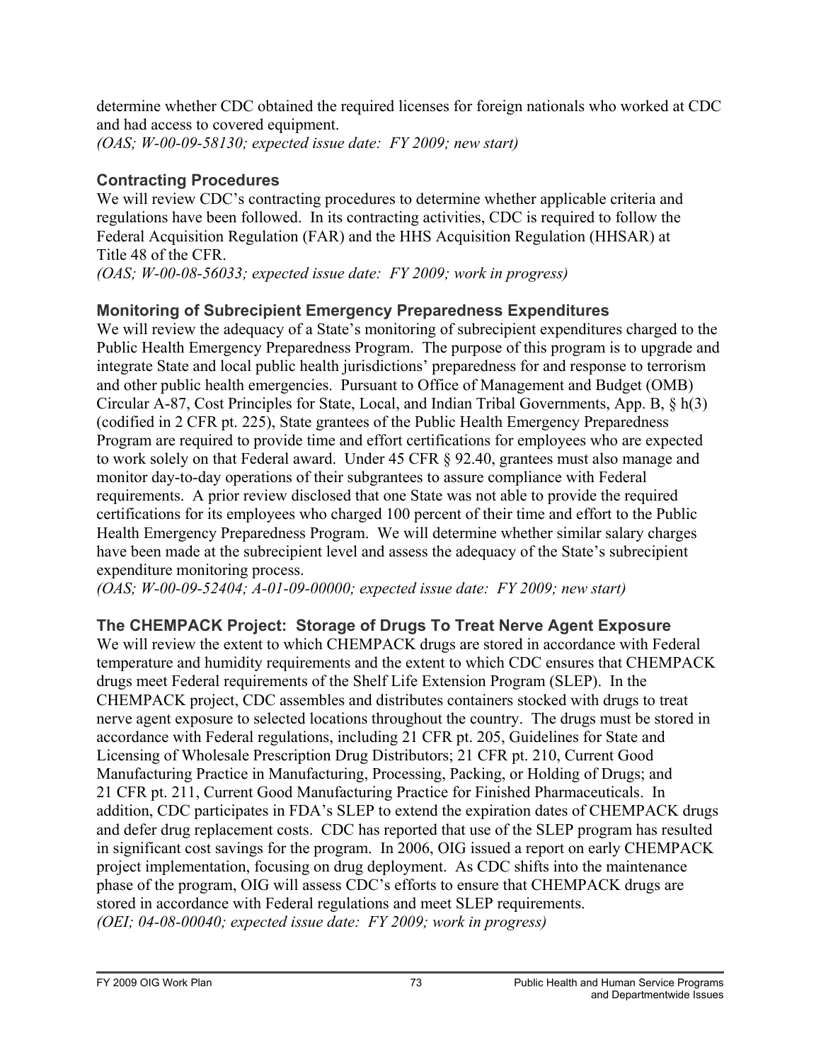determine whether CDC obtained the required licenses for foreign nationals who worked at CDC and had access to covered equipment.
*(OAS; W-00-09-58130; expected issue date: FY 2009; new start)*

### Contracting Procedures

We will review CDC's contracting procedures to determine whether applicable criteria and regulations have been followed. In its contracting activities, CDC is required to follow the Federal Acquisition Regulation (FAR) and the HHS Acquisition Regulation (HHSAR) at Title 48 of the CFR.
*(OAS; W-00-08-56033; expected issue date: FY 2009; work in progress)*

### Monitoring of Subrecipient Emergency Preparedness Expenditures

We will review the adequacy of a State's monitoring of subrecipient expenditures charged to the Public Health Emergency Preparedness Program. The purpose of this program is to upgrade and integrate State and local public health jurisdictions' preparedness for and response to terrorism and other public health emergencies. Pursuant to Office of Management and Budget (OMB) Circular A-87, Cost Principles for State, Local, and Indian Tribal Governments, App. B, § h(3) (codified in 2 CFR pt. 225), State grantees of the Public Health Emergency Preparedness Program are required to provide time and effort certifications for employees who are expected to work solely on that Federal award. Under 45 CFR § 92.40, grantees must also manage and monitor day-to-day operations of their subgrantees to assure compliance with Federal requirements. A prior review disclosed that one State was not able to provide the required certifications for its employees who charged 100 percent of their time and effort to the Public Health Emergency Preparedness Program. We will determine whether similar salary charges have been made at the subrecipient level and assess the adequacy of the State's subrecipient expenditure monitoring process.
*(OAS; W-00-09-52404; A-01-09-00000; expected issue date: FY 2009; new start)*

### The CHEMPACK Project: Storage of Drugs To Treat Nerve Agent Exposure

We will review the extent to which CHEMPACK drugs are stored in accordance with Federal temperature and humidity requirements and the extent to which CDC ensures that CHEMPACK drugs meet Federal requirements of the Shelf Life Extension Program (SLEP). In the CHEMPACK project, CDC assembles and distributes containers stocked with drugs to treat nerve agent exposure to selected locations throughout the country. The drugs must be stored in accordance with Federal regulations, including 21 CFR pt. 205, Guidelines for State and Licensing of Wholesale Prescription Drug Distributors; 21 CFR pt. 210, Current Good Manufacturing Practice in Manufacturing, Processing, Packing, or Holding of Drugs; and 21 CFR pt. 211, Current Good Manufacturing Practice for Finished Pharmaceuticals. In addition, CDC participates in FDA's SLEP to extend the expiration dates of CHEMPACK drugs and defer drug replacement costs. CDC has reported that use of the SLEP program has resulted in significant cost savings for the program. In 2006, OIG issued a report on early CHEMPACK project implementation, focusing on drug deployment. As CDC shifts into the maintenance phase of the program, OIG will assess CDC's efforts to ensure that CHEMPACK drugs are stored in accordance with Federal regulations and meet SLEP requirements.
*(OEI; 04-08-00040; expected issue date: FY 2009; work in progress)*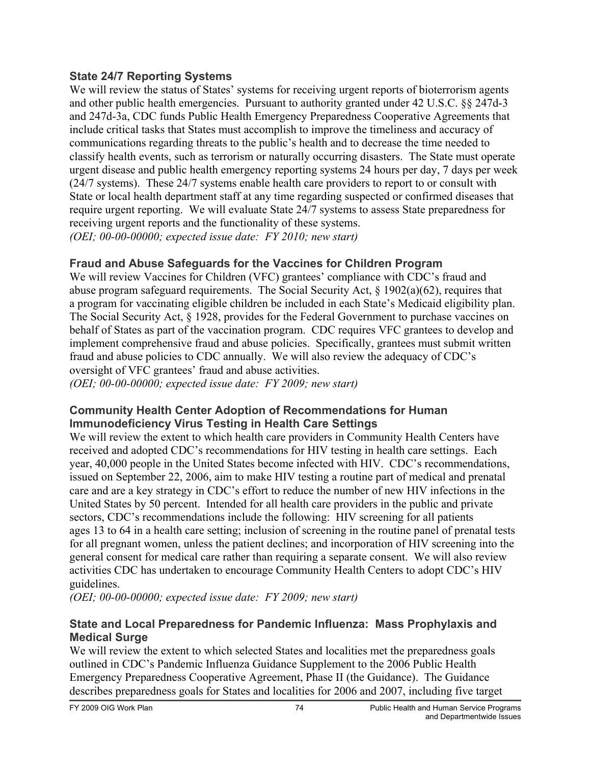### State 24/7 Reporting Systems

We will review the status of States' systems for receiving urgent reports of bioterrorism agents and other public health emergencies. Pursuant to authority granted under 42 U.S.C. §§ 247d-3 and 247d-3a, CDC funds Public Health Emergency Preparedness Cooperative Agreements that include critical tasks that States must accomplish to improve the timeliness and accuracy of communications regarding threats to the public's health and to decrease the time needed to classify health events, such as terrorism or naturally occurring disasters. The State must operate urgent disease and public health emergency reporting systems 24 hours per day, 7 days per week (24/7 systems). These 24/7 systems enable health care providers to report to or consult with State or local health department staff at any time regarding suspected or confirmed diseases that require urgent reporting. We will evaluate State 24/7 systems to assess State preparedness for receiving urgent reports and the functionality of these systems.

*(OEI; 00-00-00000; expected issue date: FY 2010; new start)*

### Fraud and Abuse Safeguards for the Vaccines for Children Program

We will review Vaccines for Children (VFC) grantees' compliance with CDC's fraud and abuse program safeguard requirements. The Social Security Act, § 1902(a)(62), requires that a program for vaccinating eligible children be included in each State's Medicaid eligibility plan. The Social Security Act, § 1928, provides for the Federal Government to purchase vaccines on behalf of States as part of the vaccination program. CDC requires VFC grantees to develop and implement comprehensive fraud and abuse policies. Specifically, grantees must submit written fraud and abuse policies to CDC annually. We will also review the adequacy of CDC's oversight of VFC grantees' fraud and abuse activities.

*(OEI; 00-00-00000; expected issue date: FY 2009; new start)*

### Community Health Center Adoption of Recommendations for Human Immunodeficiency Virus Testing in Health Care Settings

We will review the extent to which health care providers in Community Health Centers have received and adopted CDC's recommendations for HIV testing in health care settings. Each year, 40,000 people in the United States become infected with HIV. CDC's recommendations, issued on September 22, 2006, aim to make HIV testing a routine part of medical and prenatal care and are a key strategy in CDC's effort to reduce the number of new HIV infections in the United States by 50 percent. Intended for all health care providers in the public and private sectors, CDC's recommendations include the following: HIV screening for all patients ages 13 to 64 in a health care setting; inclusion of screening in the routine panel of prenatal tests for all pregnant women, unless the patient declines; and incorporation of HIV screening into the general consent for medical care rather than requiring a separate consent. We will also review activities CDC has undertaken to encourage Community Health Centers to adopt CDC's HIV guidelines.

*(OEI; 00-00-00000; expected issue date: FY 2009; new start)*

### State and Local Preparedness for Pandemic Influenza: Mass Prophylaxis and Medical Surge

We will review the extent to which selected States and localities met the preparedness goals outlined in CDC's Pandemic Influenza Guidance Supplement to the 2006 Public Health Emergency Preparedness Cooperative Agreement, Phase II (the Guidance). The Guidance describes preparedness goals for States and localities for 2006 and 2007, including five target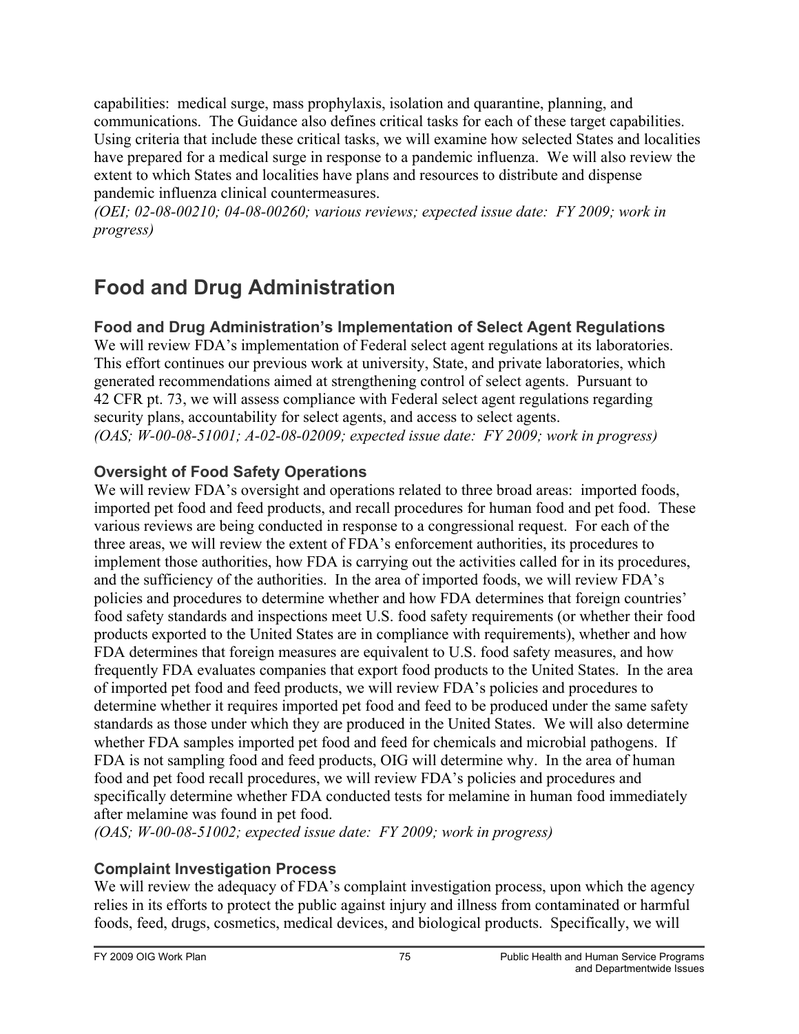capabilities: medical surge, mass prophylaxis, isolation and quarantine, planning, and communications. The Guidance also defines critical tasks for each of these target capabilities. Using criteria that include these critical tasks, we will examine how selected States and localities have prepared for a medical surge in response to a pandemic influenza. We will also review the extent to which States and localities have plans and resources to distribute and dispense pandemic influenza clinical countermeasures.
*(OEI; 02-08-00210; 04-08-00260; various reviews; expected issue date: FY 2009; work in progress)*

# Food and Drug Administration

### Food and Drug Administration's Implementation of Select Agent Regulations

We will review FDA's implementation of Federal select agent regulations at its laboratories. This effort continues our previous work at university, State, and private laboratories, which generated recommendations aimed at strengthening control of select agents. Pursuant to 42 CFR pt. 73, we will assess compliance with Federal select agent regulations regarding security plans, accountability for select agents, and access to select agents.
*(OAS; W-00-08-51001; A-02-08-02009; expected issue date: FY 2009; work in progress)*

### Oversight of Food Safety Operations

We will review FDA's oversight and operations related to three broad areas: imported foods, imported pet food and feed products, and recall procedures for human food and pet food. These various reviews are being conducted in response to a congressional request. For each of the three areas, we will review the extent of FDA's enforcement authorities, its procedures to implement those authorities, how FDA is carrying out the activities called for in its procedures, and the sufficiency of the authorities. In the area of imported foods, we will review FDA's policies and procedures to determine whether and how FDA determines that foreign countries' food safety standards and inspections meet U.S. food safety requirements (or whether their food products exported to the United States are in compliance with requirements), whether and how FDA determines that foreign measures are equivalent to U.S. food safety measures, and how frequently FDA evaluates companies that export food products to the United States. In the area of imported pet food and feed products, we will review FDA's policies and procedures to determine whether it requires imported pet food and feed to be produced under the same safety standards as those under which they are produced in the United States. We will also determine whether FDA samples imported pet food and feed for chemicals and microbial pathogens. If FDA is not sampling food and feed products, OIG will determine why. In the area of human food and pet food recall procedures, we will review FDA's policies and procedures and specifically determine whether FDA conducted tests for melamine in human food immediately after melamine was found in pet food.
*(OAS; W-00-08-51002; expected issue date: FY 2009; work in progress)*

### Complaint Investigation Process

We will review the adequacy of FDA's complaint investigation process, upon which the agency relies in its efforts to protect the public against injury and illness from contaminated or harmful foods, feed, drugs, cosmetics, medical devices, and biological products. Specifically, we will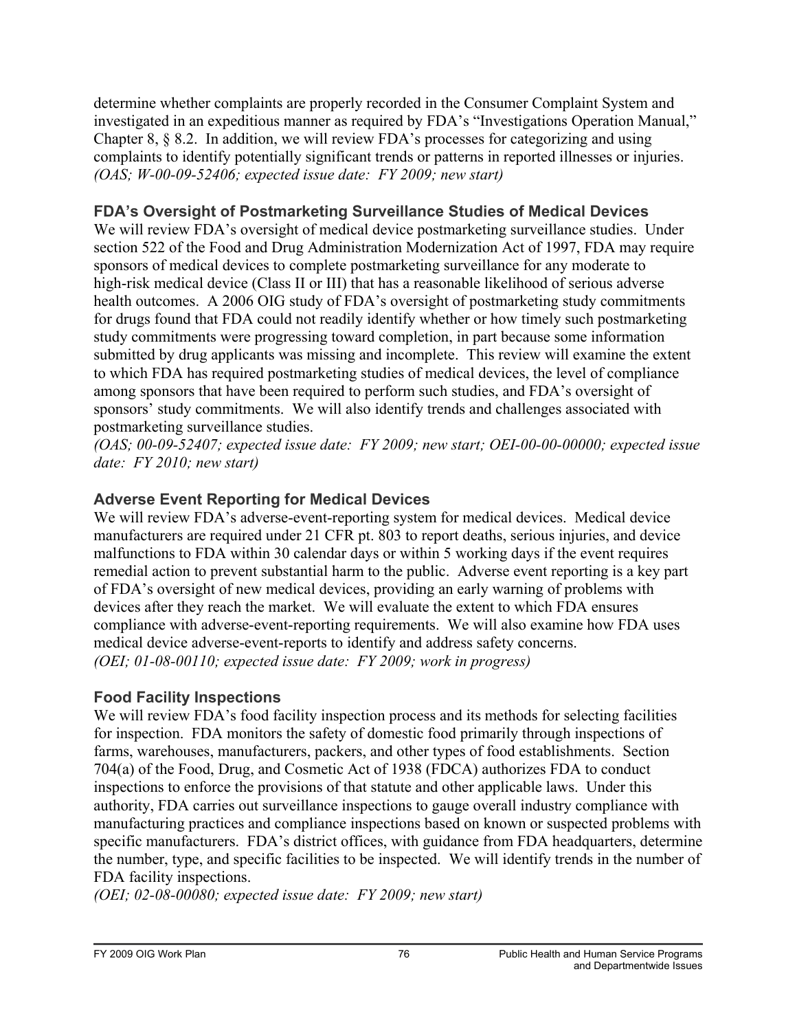determine whether complaints are properly recorded in the Consumer Complaint System and investigated in an expeditious manner as required by FDA's "Investigations Operation Manual," Chapter 8, § 8.2. In addition, we will review FDA's processes for categorizing and using complaints to identify potentially significant trends or patterns in reported illnesses or injuries. *(OAS; W-00-09-52406; expected issue date: FY 2009; new start)*

### FDA's Oversight of Postmarketing Surveillance Studies of Medical Devices

We will review FDA's oversight of medical device postmarketing surveillance studies. Under section 522 of the Food and Drug Administration Modernization Act of 1997, FDA may require sponsors of medical devices to complete postmarketing surveillance for any moderate to high-risk medical device (Class II or III) that has a reasonable likelihood of serious adverse health outcomes. A 2006 OIG study of FDA's oversight of postmarketing study commitments for drugs found that FDA could not readily identify whether or how timely such postmarketing study commitments were progressing toward completion, in part because some information submitted by drug applicants was missing and incomplete. This review will examine the extent to which FDA has required postmarketing studies of medical devices, the level of compliance among sponsors that have been required to perform such studies, and FDA's oversight of sponsors' study commitments. We will also identify trends and challenges associated with postmarketing surveillance studies.
*(OAS; 00-09-52407; expected issue date: FY 2009; new start; OEI-00-00-00000; expected issue date: FY 2010; new start)*

### Adverse Event Reporting for Medical Devices

We will review FDA's adverse-event-reporting system for medical devices. Medical device manufacturers are required under 21 CFR pt. 803 to report deaths, serious injuries, and device malfunctions to FDA within 30 calendar days or within 5 working days if the event requires remedial action to prevent substantial harm to the public. Adverse event reporting is a key part of FDA's oversight of new medical devices, providing an early warning of problems with devices after they reach the market. We will evaluate the extent to which FDA ensures compliance with adverse-event-reporting requirements. We will also examine how FDA uses medical device adverse-event-reports to identify and address safety concerns.
*(OEI; 01-08-00110; expected issue date: FY 2009; work in progress)*

### Food Facility Inspections

We will review FDA's food facility inspection process and its methods for selecting facilities for inspection. FDA monitors the safety of domestic food primarily through inspections of farms, warehouses, manufacturers, packers, and other types of food establishments. Section 704(a) of the Food, Drug, and Cosmetic Act of 1938 (FDCA) authorizes FDA to conduct inspections to enforce the provisions of that statute and other applicable laws. Under this authority, FDA carries out surveillance inspections to gauge overall industry compliance with manufacturing practices and compliance inspections based on known or suspected problems with specific manufacturers. FDA's district offices, with guidance from FDA headquarters, determine the number, type, and specific facilities to be inspected. We will identify trends in the number of FDA facility inspections.
*(OEI; 02-08-00080; expected issue date: FY 2009; new start)*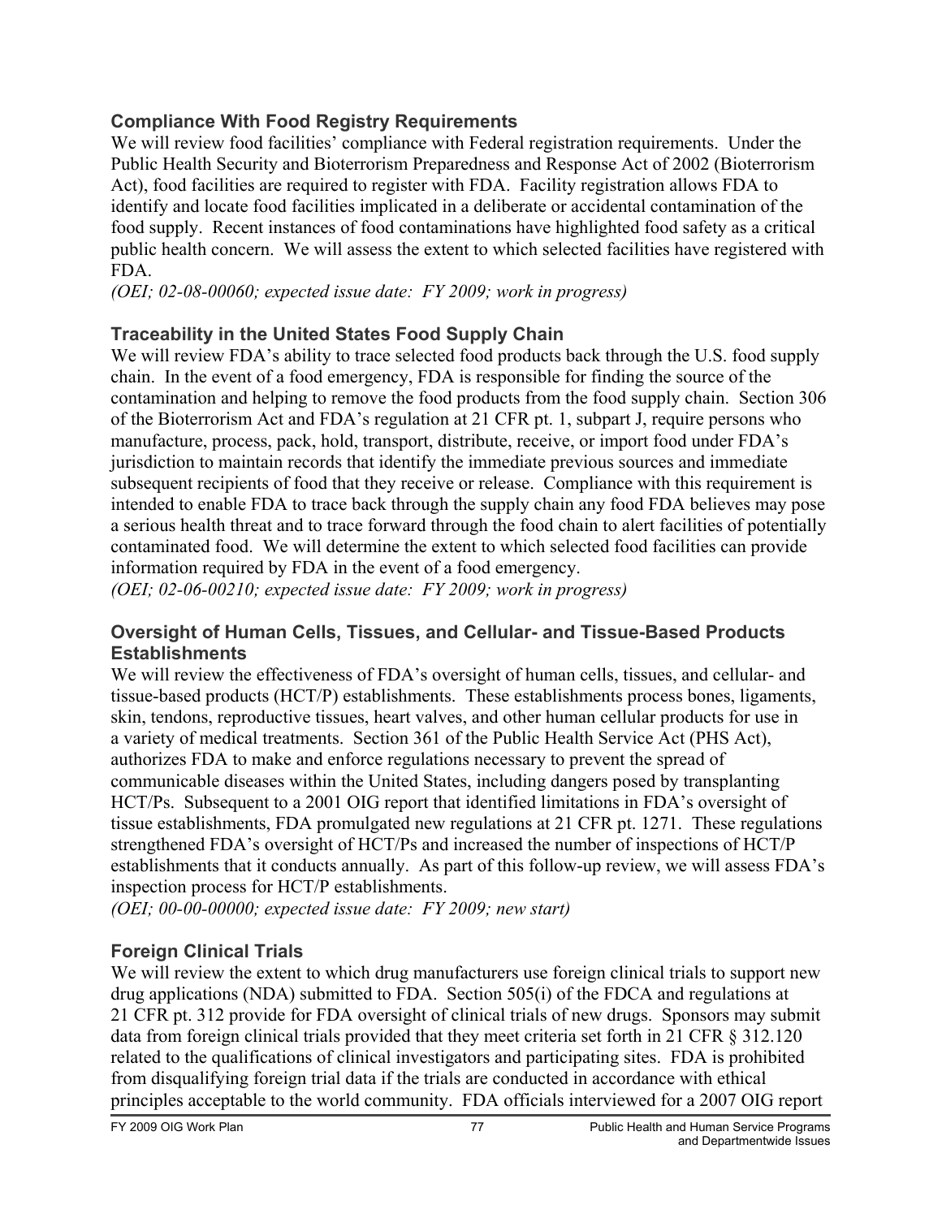### Compliance With Food Registry Requirements

We will review food facilities' compliance with Federal registration requirements. Under the Public Health Security and Bioterrorism Preparedness and Response Act of 2002 (Bioterrorism Act), food facilities are required to register with FDA. Facility registration allows FDA to identify and locate food facilities implicated in a deliberate or accidental contamination of the food supply. Recent instances of food contaminations have highlighted food safety as a critical public health concern. We will assess the extent to which selected facilities have registered with FDA.

*(OEI; 02-08-00060; expected issue date: FY 2009; work in progress)*

### Traceability in the United States Food Supply Chain

We will review FDA's ability to trace selected food products back through the U.S. food supply chain. In the event of a food emergency, FDA is responsible for finding the source of the contamination and helping to remove the food products from the food supply chain. Section 306 of the Bioterrorism Act and FDA's regulation at 21 CFR pt. 1, subpart J, require persons who manufacture, process, pack, hold, transport, distribute, receive, or import food under FDA's jurisdiction to maintain records that identify the immediate previous sources and immediate subsequent recipients of food that they receive or release. Compliance with this requirement is intended to enable FDA to trace back through the supply chain any food FDA believes may pose a serious health threat and to trace forward through the food chain to alert facilities of potentially contaminated food. We will determine the extent to which selected food facilities can provide information required by FDA in the event of a food emergency.

*(OEI; 02-06-00210; expected issue date: FY 2009; work in progress)*

### Oversight of Human Cells, Tissues, and Cellular- and Tissue-Based Products Establishments

We will review the effectiveness of FDA's oversight of human cells, tissues, and cellular- and tissue-based products (HCT/P) establishments. These establishments process bones, ligaments, skin, tendons, reproductive tissues, heart valves, and other human cellular products for use in a variety of medical treatments. Section 361 of the Public Health Service Act (PHS Act), authorizes FDA to make and enforce regulations necessary to prevent the spread of communicable diseases within the United States, including dangers posed by transplanting HCT/Ps. Subsequent to a 2001 OIG report that identified limitations in FDA's oversight of tissue establishments, FDA promulgated new regulations at 21 CFR pt. 1271. These regulations strengthened FDA's oversight of HCT/Ps and increased the number of inspections of HCT/P establishments that it conducts annually. As part of this follow-up review, we will assess FDA's inspection process for HCT/P establishments.

*(OEI; 00-00-00000; expected issue date: FY 2009; new start)*

### Foreign Clinical Trials

We will review the extent to which drug manufacturers use foreign clinical trials to support new drug applications (NDA) submitted to FDA. Section 505(i) of the FDCA and regulations at 21 CFR pt. 312 provide for FDA oversight of clinical trials of new drugs. Sponsors may submit data from foreign clinical trials provided that they meet criteria set forth in 21 CFR § 312.120 related to the qualifications of clinical investigators and participating sites. FDA is prohibited from disqualifying foreign trial data if the trials are conducted in accordance with ethical principles acceptable to the world community. FDA officials interviewed for a 2007 OIG report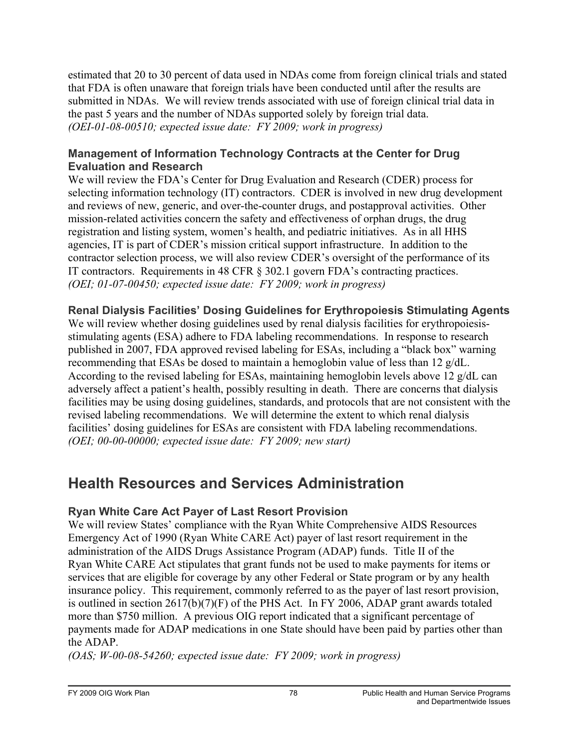estimated that 20 to 30 percent of data used in NDAs come from foreign clinical trials and stated that FDA is often unaware that foreign trials have been conducted until after the results are submitted in NDAs. We will review trends associated with use of foreign clinical trial data in the past 5 years and the number of NDAs supported solely by foreign trial data.
*(OEI-01-08-00510; expected issue date: FY 2009; work in progress)*

### Management of Information Technology Contracts at the Center for Drug Evaluation and Research

We will review the FDA's Center for Drug Evaluation and Research (CDER) process for selecting information technology (IT) contractors. CDER is involved in new drug development and reviews of new, generic, and over-the-counter drugs, and postapproval activities. Other mission-related activities concern the safety and effectiveness of orphan drugs, the drug registration and listing system, women's health, and pediatric initiatives. As in all HHS agencies, IT is part of CDER's mission critical support infrastructure. In addition to the contractor selection process, we will also review CDER's oversight of the performance of its IT contractors. Requirements in 48 CFR § 302.1 govern FDA's contracting practices.
*(OEI; 01-07-00450; expected issue date: FY 2009; work in progress)*

### Renal Dialysis Facilities' Dosing Guidelines for Erythropoiesis Stimulating Agents

We will review whether dosing guidelines used by renal dialysis facilities for erythropoiesis-stimulating agents (ESA) adhere to FDA labeling recommendations. In response to research published in 2007, FDA approved revised labeling for ESAs, including a "black box" warning recommending that ESAs be dosed to maintain a hemoglobin value of less than 12 g/dL. According to the revised labeling for ESAs, maintaining hemoglobin levels above 12 g/dL can adversely affect a patient's health, possibly resulting in death. There are concerns that dialysis facilities may be using dosing guidelines, standards, and protocols that are not consistent with the revised labeling recommendations. We will determine the extent to which renal dialysis facilities' dosing guidelines for ESAs are consistent with FDA labeling recommendations.
*(OEI; 00-00-00000; expected issue date: FY 2009; new start)*

## Health Resources and Services Administration

### Ryan White Care Act Payer of Last Resort Provision

We will review States' compliance with the Ryan White Comprehensive AIDS Resources Emergency Act of 1990 (Ryan White CARE Act) payer of last resort requirement in the administration of the AIDS Drugs Assistance Program (ADAP) funds. Title II of the Ryan White CARE Act stipulates that grant funds not be used to make payments for items or services that are eligible for coverage by any other Federal or State program or by any health insurance policy. This requirement, commonly referred to as the payer of last resort provision, is outlined in section 2617(b)(7)(F) of the PHS Act. In FY 2006, ADAP grant awards totaled more than $750 million. A previous OIG report indicated that a significant percentage of payments made for ADAP medications in one State should have been paid by parties other than the ADAP.
*(OAS; W-00-08-54260; expected issue date: FY 2009; work in progress)*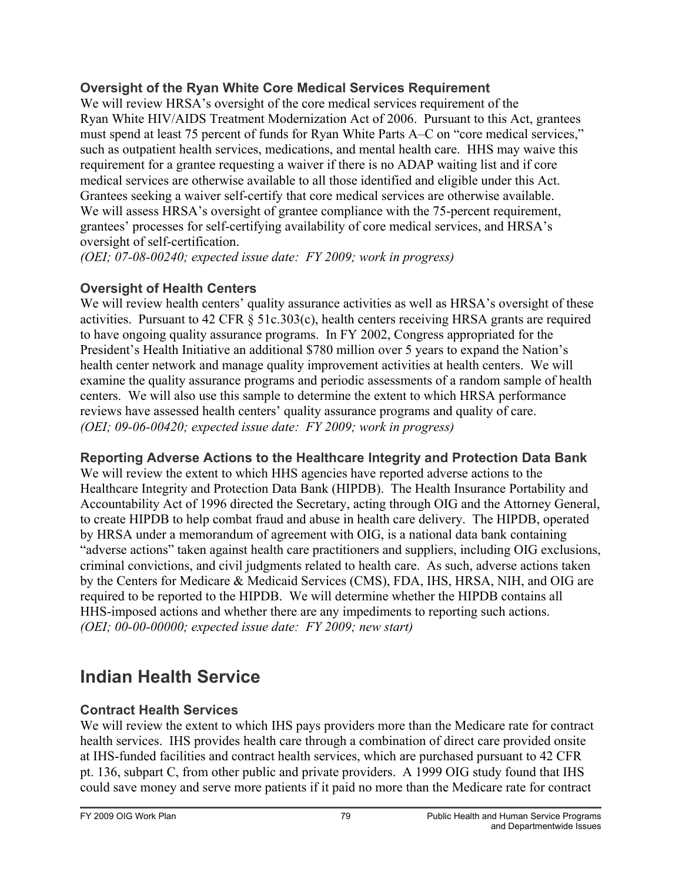### Oversight of the Ryan White Core Medical Services Requirement

We will review HRSA's oversight of the core medical services requirement of the Ryan White HIV/AIDS Treatment Modernization Act of 2006. Pursuant to this Act, grantees must spend at least 75 percent of funds for Ryan White Parts A–C on "core medical services," such as outpatient health services, medications, and mental health care. HHS may waive this requirement for a grantee requesting a waiver if there is no ADAP waiting list and if core medical services are otherwise available to all those identified and eligible under this Act. Grantees seeking a waiver self-certify that core medical services are otherwise available. We will assess HRSA's oversight of grantee compliance with the 75-percent requirement, grantees' processes for self-certifying availability of core medical services, and HRSA's oversight of self-certification.
*(OEI; 07-08-00240; expected issue date: FY 2009; work in progress)*

### Oversight of Health Centers

We will review health centers' quality assurance activities as well as HRSA's oversight of these activities. Pursuant to 42 CFR § 51c.303(c), health centers receiving HRSA grants are required to have ongoing quality assurance programs. In FY 2002, Congress appropriated for the President's Health Initiative an additional $780 million over 5 years to expand the Nation's health center network and manage quality improvement activities at health centers. We will examine the quality assurance programs and periodic assessments of a random sample of health centers. We will also use this sample to determine the extent to which HRSA performance reviews have assessed health centers' quality assurance programs and quality of care.
*(OEI; 09-06-00420; expected issue date: FY 2009; work in progress)*

### Reporting Adverse Actions to the Healthcare Integrity and Protection Data Bank

We will review the extent to which HHS agencies have reported adverse actions to the Healthcare Integrity and Protection Data Bank (HIPDB). The Health Insurance Portability and Accountability Act of 1996 directed the Secretary, acting through OIG and the Attorney General, to create HIPDB to help combat fraud and abuse in health care delivery. The HIPDB, operated by HRSA under a memorandum of agreement with OIG, is a national data bank containing "adverse actions" taken against health care practitioners and suppliers, including OIG exclusions, criminal convictions, and civil judgments related to health care. As such, adverse actions taken by the Centers for Medicare & Medicaid Services (CMS), FDA, IHS, HRSA, NIH, and OIG are required to be reported to the HIPDB. We will determine whether the HIPDB contains all HHS-imposed actions and whether there are any impediments to reporting such actions.
*(OEI; 00-00-00000; expected issue date: FY 2009; new start)*

## Indian Health Service

### Contract Health Services

We will review the extent to which IHS pays providers more than the Medicare rate for contract health services. IHS provides health care through a combination of direct care provided onsite at IHS-funded facilities and contract health services, which are purchased pursuant to 42 CFR pt. 136, subpart C, from other public and private providers. A 1999 OIG study found that IHS could save money and serve more patients if it paid no more than the Medicare rate for contract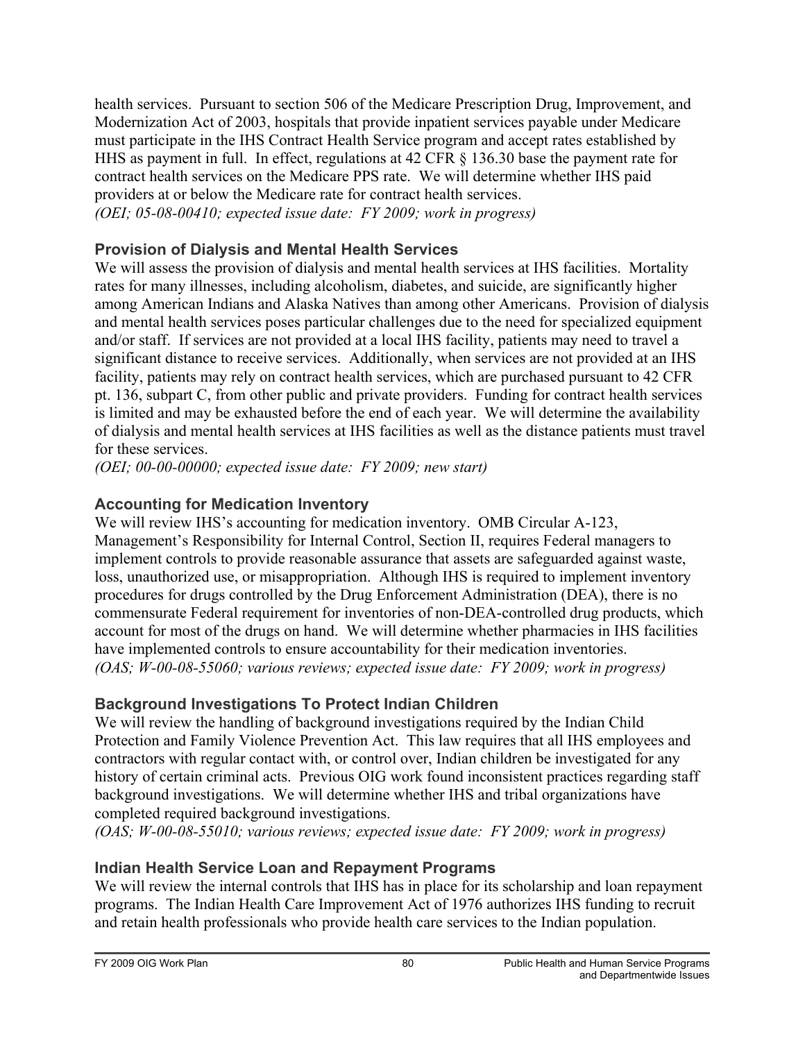health services. Pursuant to section 506 of the Medicare Prescription Drug, Improvement, and Modernization Act of 2003, hospitals that provide inpatient services payable under Medicare must participate in the IHS Contract Health Service program and accept rates established by HHS as payment in full. In effect, regulations at 42 CFR § 136.30 base the payment rate for contract health services on the Medicare PPS rate. We will determine whether IHS paid providers at or below the Medicare rate for contract health services.
*(OEI; 05-08-00410; expected issue date: FY 2009; work in progress)*

### Provision of Dialysis and Mental Health Services

We will assess the provision of dialysis and mental health services at IHS facilities. Mortality rates for many illnesses, including alcoholism, diabetes, and suicide, are significantly higher among American Indians and Alaska Natives than among other Americans. Provision of dialysis and mental health services poses particular challenges due to the need for specialized equipment and/or staff. If services are not provided at a local IHS facility, patients may need to travel a significant distance to receive services. Additionally, when services are not provided at an IHS facility, patients may rely on contract health services, which are purchased pursuant to 42 CFR pt. 136, subpart C, from other public and private providers. Funding for contract health services is limited and may be exhausted before the end of each year. We will determine the availability of dialysis and mental health services at IHS facilities as well as the distance patients must travel for these services.
*(OEI; 00-00-00000; expected issue date: FY 2009; new start)*

### Accounting for Medication Inventory

We will review IHS's accounting for medication inventory. OMB Circular A-123, Management's Responsibility for Internal Control, Section II, requires Federal managers to implement controls to provide reasonable assurance that assets are safeguarded against waste, loss, unauthorized use, or misappropriation. Although IHS is required to implement inventory procedures for drugs controlled by the Drug Enforcement Administration (DEA), there is no commensurate Federal requirement for inventories of non-DEA-controlled drug products, which account for most of the drugs on hand. We will determine whether pharmacies in IHS facilities have implemented controls to ensure accountability for their medication inventories.
*(OAS; W-00-08-55060; various reviews; expected issue date: FY 2009; work in progress)*

### Background Investigations To Protect Indian Children

We will review the handling of background investigations required by the Indian Child Protection and Family Violence Prevention Act. This law requires that all IHS employees and contractors with regular contact with, or control over, Indian children be investigated for any history of certain criminal acts. Previous OIG work found inconsistent practices regarding staff background investigations. We will determine whether IHS and tribal organizations have completed required background investigations.
*(OAS; W-00-08-55010; various reviews; expected issue date: FY 2009; work in progress)*

### Indian Health Service Loan and Repayment Programs

We will review the internal controls that IHS has in place for its scholarship and loan repayment programs. The Indian Health Care Improvement Act of 1976 authorizes IHS funding to recruit and retain health professionals who provide health care services to the Indian population.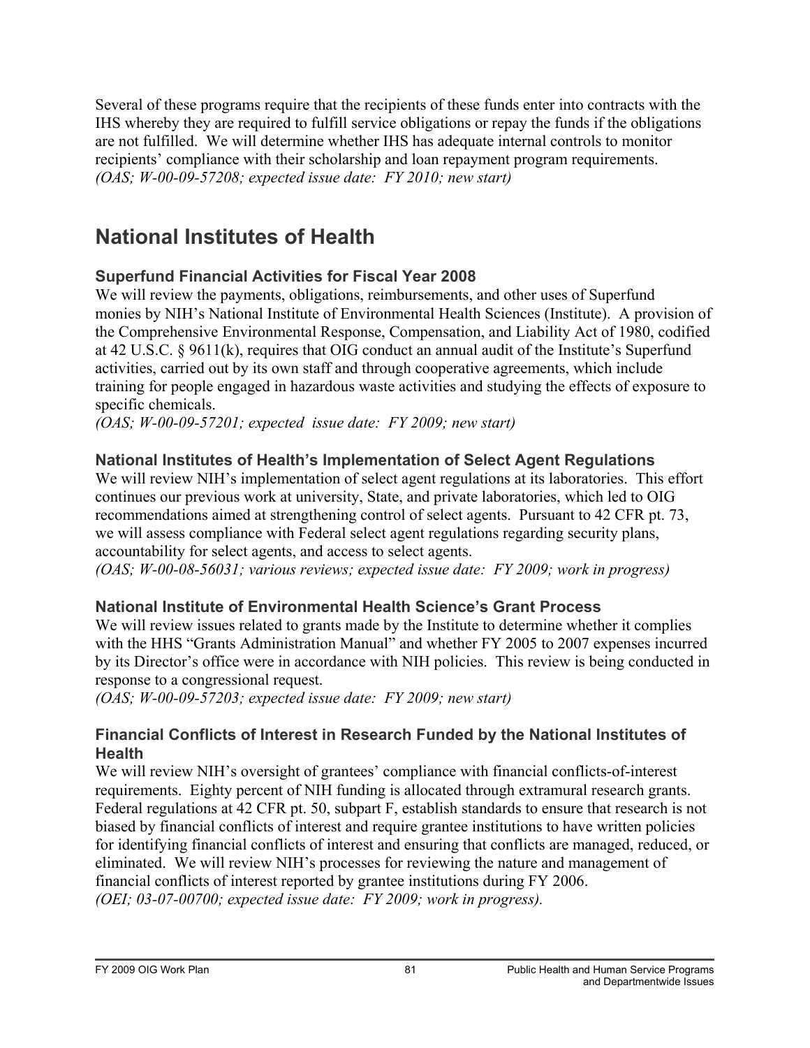Several of these programs require that the recipients of these funds enter into contracts with the IHS whereby they are required to fulfill service obligations or repay the funds if the obligations are not fulfilled. We will determine whether IHS has adequate internal controls to monitor recipients' compliance with their scholarship and loan repayment program requirements.
*(OAS; W-00-09-57208; expected issue date: FY 2010; new start)*

# National Institutes of Health

### Superfund Financial Activities for Fiscal Year 2008

We will review the payments, obligations, reimbursements, and other uses of Superfund monies by NIH's National Institute of Environmental Health Sciences (Institute). A provision of the Comprehensive Environmental Response, Compensation, and Liability Act of 1980, codified at 42 U.S.C. § 9611(k), requires that OIG conduct an annual audit of the Institute's Superfund activities, carried out by its own staff and through cooperative agreements, which include training for people engaged in hazardous waste activities and studying the effects of exposure to specific chemicals.
*(OAS; W-00-09-57201; expected issue date: FY 2009; new start)*

### National Institutes of Health's Implementation of Select Agent Regulations

We will review NIH's implementation of select agent regulations at its laboratories. This effort continues our previous work at university, State, and private laboratories, which led to OIG recommendations aimed at strengthening control of select agents. Pursuant to 42 CFR pt. 73, we will assess compliance with Federal select agent regulations regarding security plans, accountability for select agents, and access to select agents.
*(OAS; W-00-08-56031; various reviews; expected issue date: FY 2009; work in progress)*

### National Institute of Environmental Health Science's Grant Process

We will review issues related to grants made by the Institute to determine whether it complies with the HHS "Grants Administration Manual" and whether FY 2005 to 2007 expenses incurred by its Director's office were in accordance with NIH policies. This review is being conducted in response to a congressional request.
*(OAS; W-00-09-57203; expected issue date: FY 2009; new start)*

### Financial Conflicts of Interest in Research Funded by the National Institutes of Health

We will review NIH's oversight of grantees' compliance with financial conflicts-of-interest requirements. Eighty percent of NIH funding is allocated through extramural research grants. Federal regulations at 42 CFR pt. 50, subpart F, establish standards to ensure that research is not biased by financial conflicts of interest and require grantee institutions to have written policies for identifying financial conflicts of interest and ensuring that conflicts are managed, reduced, or eliminated. We will review NIH's processes for reviewing the nature and management of financial conflicts of interest reported by grantee institutions during FY 2006.
*(OEI; 03-07-00700; expected issue date: FY 2009; work in progress).*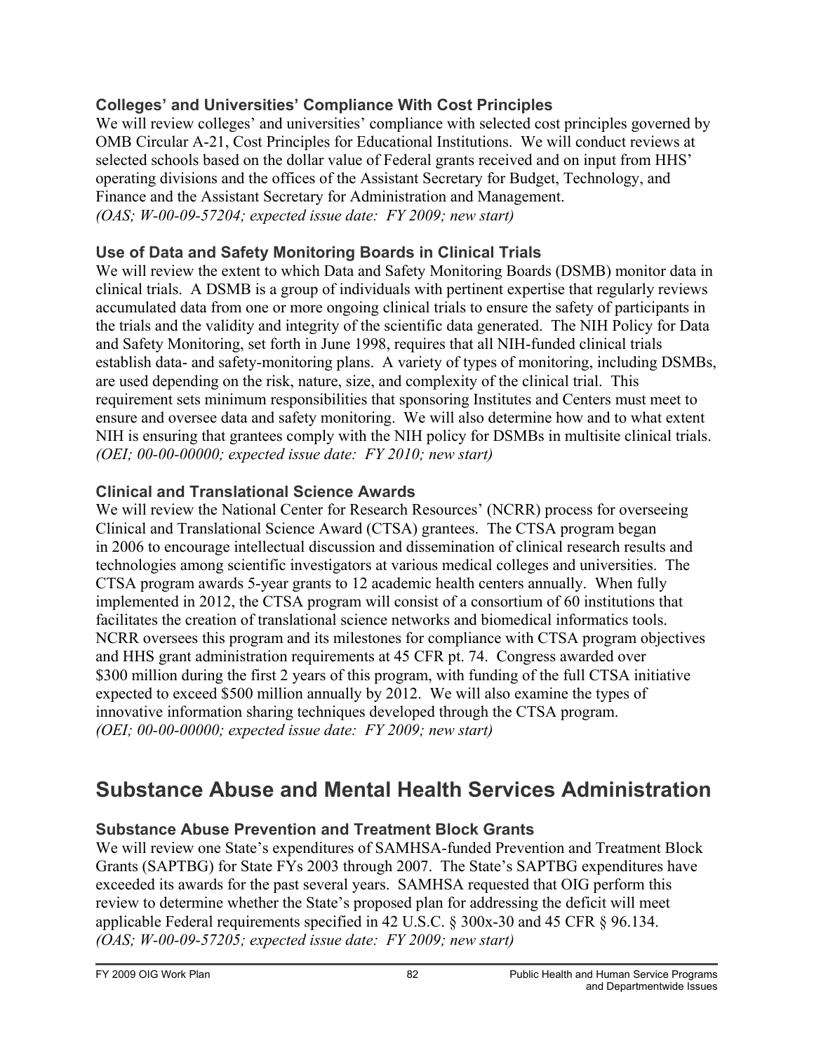### Colleges' and Universities' Compliance With Cost Principles

We will review colleges' and universities' compliance with selected cost principles governed by OMB Circular A-21, Cost Principles for Educational Institutions. We will conduct reviews at selected schools based on the dollar value of Federal grants received and on input from HHS' operating divisions and the offices of the Assistant Secretary for Budget, Technology, and Finance and the Assistant Secretary for Administration and Management.
*(OAS; W-00-09-57204; expected issue date: FY 2009; new start)*

### Use of Data and Safety Monitoring Boards in Clinical Trials

We will review the extent to which Data and Safety Monitoring Boards (DSMB) monitor data in clinical trials. A DSMB is a group of individuals with pertinent expertise that regularly reviews accumulated data from one or more ongoing clinical trials to ensure the safety of participants in the trials and the validity and integrity of the scientific data generated. The NIH Policy for Data and Safety Monitoring, set forth in June 1998, requires that all NIH-funded clinical trials establish data- and safety-monitoring plans. A variety of types of monitoring, including DSMBs, are used depending on the risk, nature, size, and complexity of the clinical trial. This requirement sets minimum responsibilities that sponsoring Institutes and Centers must meet to ensure and oversee data and safety monitoring. We will also determine how and to what extent NIH is ensuring that grantees comply with the NIH policy for DSMBs in multisite clinical trials.
*(OEI; 00-00-00000; expected issue date: FY 2010; new start)*

### Clinical and Translational Science Awards

We will review the National Center for Research Resources' (NCRR) process for overseeing Clinical and Translational Science Award (CTSA) grantees. The CTSA program began in 2006 to encourage intellectual discussion and dissemination of clinical research results and technologies among scientific investigators at various medical colleges and universities. The CTSA program awards 5-year grants to 12 academic health centers annually. When fully implemented in 2012, the CTSA program will consist of a consortium of 60 institutions that facilitates the creation of translational science networks and biomedical informatics tools. NCRR oversees this program and its milestones for compliance with CTSA program objectives and HHS grant administration requirements at 45 CFR pt. 74. Congress awarded over $300 million during the first 2 years of this program, with funding of the full CTSA initiative expected to exceed $500 million annually by 2012. We will also examine the types of innovative information sharing techniques developed through the CTSA program.
*(OEI; 00-00-00000; expected issue date: FY 2009; new start)*

## Substance Abuse and Mental Health Services Administration

### Substance Abuse Prevention and Treatment Block Grants

We will review one State's expenditures of SAMHSA-funded Prevention and Treatment Block Grants (SAPTBG) for State FYs 2003 through 2007. The State's SAPTBG expenditures have exceeded its awards for the past several years. SAMHSA requested that OIG perform this review to determine whether the State's proposed plan for addressing the deficit will meet applicable Federal requirements specified in 42 U.S.C. § 300x-30 and 45 CFR § 96.134.
*(OAS; W-00-09-57205; expected issue date: FY 2009; new start)*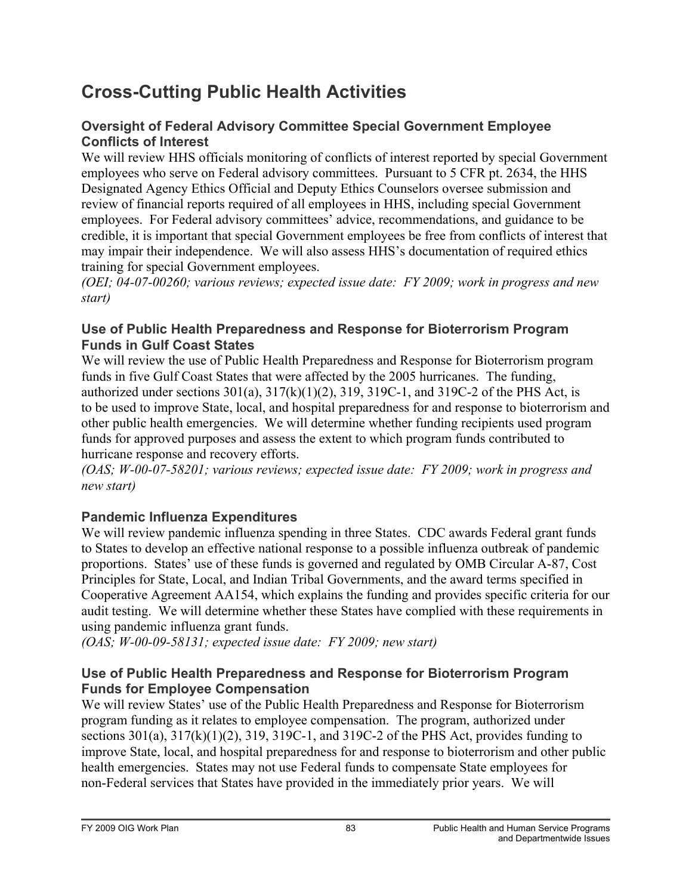# Cross-Cutting Public Health Activities

### Oversight of Federal Advisory Committee Special Government Employee Conflicts of Interest

We will review HHS officials monitoring of conflicts of interest reported by special Government employees who serve on Federal advisory committees. Pursuant to 5 CFR pt. 2634, the HHS Designated Agency Ethics Official and Deputy Ethics Counselors oversee submission and review of financial reports required of all employees in HHS, including special Government employees. For Federal advisory committees' advice, recommendations, and guidance to be credible, it is important that special Government employees be free from conflicts of interest that may impair their independence. We will also assess HHS's documentation of required ethics training for special Government employees.

*(OEI; 04-07-00260; various reviews; expected issue date: FY 2009; work in progress and new start)*

### Use of Public Health Preparedness and Response for Bioterrorism Program Funds in Gulf Coast States

We will review the use of Public Health Preparedness and Response for Bioterrorism program funds in five Gulf Coast States that were affected by the 2005 hurricanes. The funding, authorized under sections 301(a), 317(k)(1)(2), 319, 319C-1, and 319C-2 of the PHS Act, is to be used to improve State, local, and hospital preparedness for and response to bioterrorism and other public health emergencies. We will determine whether funding recipients used program funds for approved purposes and assess the extent to which program funds contributed to hurricane response and recovery efforts.

*(OAS; W-00-07-58201; various reviews; expected issue date: FY 2009; work in progress and new start)*

### Pandemic Influenza Expenditures

We will review pandemic influenza spending in three States. CDC awards Federal grant funds to States to develop an effective national response to a possible influenza outbreak of pandemic proportions. States' use of these funds is governed and regulated by OMB Circular A-87, Cost Principles for State, Local, and Indian Tribal Governments, and the award terms specified in Cooperative Agreement AA154, which explains the funding and provides specific criteria for our audit testing. We will determine whether these States have complied with these requirements in using pandemic influenza grant funds.

*(OAS; W-00-09-58131; expected issue date: FY 2009; new start)*

### Use of Public Health Preparedness and Response for Bioterrorism Program Funds for Employee Compensation

We will review States' use of the Public Health Preparedness and Response for Bioterrorism program funding as it relates to employee compensation. The program, authorized under sections 301(a), 317(k)(1)(2), 319, 319C-1, and 319C-2 of the PHS Act, provides funding to improve State, local, and hospital preparedness for and response to bioterrorism and other public health emergencies. States may not use Federal funds to compensate State employees for non-Federal services that States have provided in the immediately prior years. We will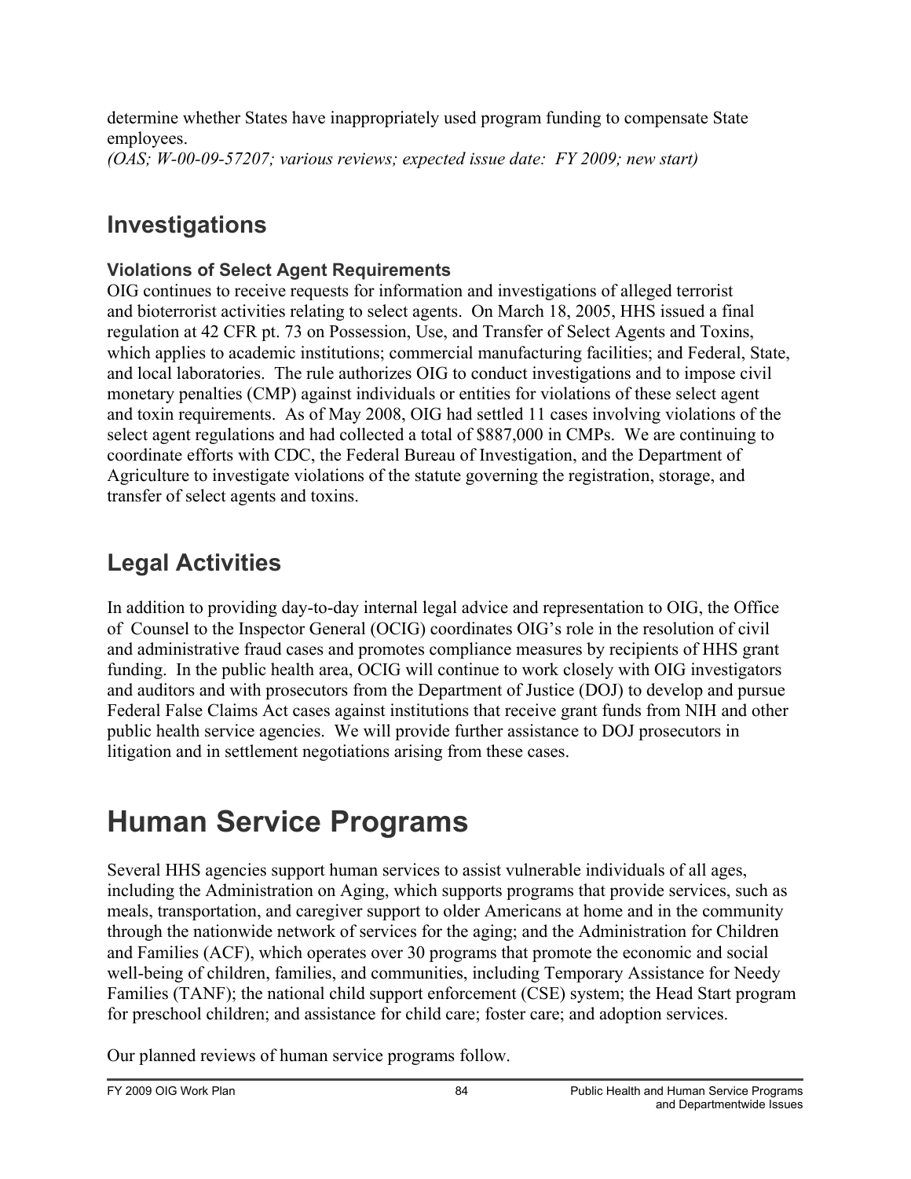determine whether States have inappropriately used program funding to compensate State employees.
*(OAS; W-00-09-57207; various reviews; expected issue date: FY 2009; new start)*

## Investigations

### Violations of Select Agent Requirements

OIG continues to receive requests for information and investigations of alleged terrorist and bioterrorist activities relating to select agents. On March 18, 2005, HHS issued a final regulation at 42 CFR pt. 73 on Possession, Use, and Transfer of Select Agents and Toxins, which applies to academic institutions; commercial manufacturing facilities; and Federal, State, and local laboratories. The rule authorizes OIG to conduct investigations and to impose civil monetary penalties (CMP) against individuals or entities for violations of these select agent and toxin requirements. As of May 2008, OIG had settled 11 cases involving violations of the select agent regulations and had collected a total of $887,000 in CMPs. We are continuing to coordinate efforts with CDC, the Federal Bureau of Investigation, and the Department of Agriculture to investigate violations of the statute governing the registration, storage, and transfer of select agents and toxins.

## Legal Activities

In addition to providing day-to-day internal legal advice and representation to OIG, the Office of Counsel to the Inspector General (OCIG) coordinates OIG's role in the resolution of civil and administrative fraud cases and promotes compliance measures by recipients of HHS grant funding. In the public health area, OCIG will continue to work closely with OIG investigators and auditors and with prosecutors from the Department of Justice (DOJ) to develop and pursue Federal False Claims Act cases against institutions that receive grant funds from NIH and other public health service agencies. We will provide further assistance to DOJ prosecutors in litigation and in settlement negotiations arising from these cases.

# Human Service Programs

Several HHS agencies support human services to assist vulnerable individuals of all ages, including the Administration on Aging, which supports programs that provide services, such as meals, transportation, and caregiver support to older Americans at home and in the community through the nationwide network of services for the aging; and the Administration for Children and Families (ACF), which operates over 30 programs that promote the economic and social well-being of children, families, and communities, including Temporary Assistance for Needy Families (TANF); the national child support enforcement (CSE) system; the Head Start program for preschool children; and assistance for child care; foster care; and adoption services.

Our planned reviews of human service programs follow.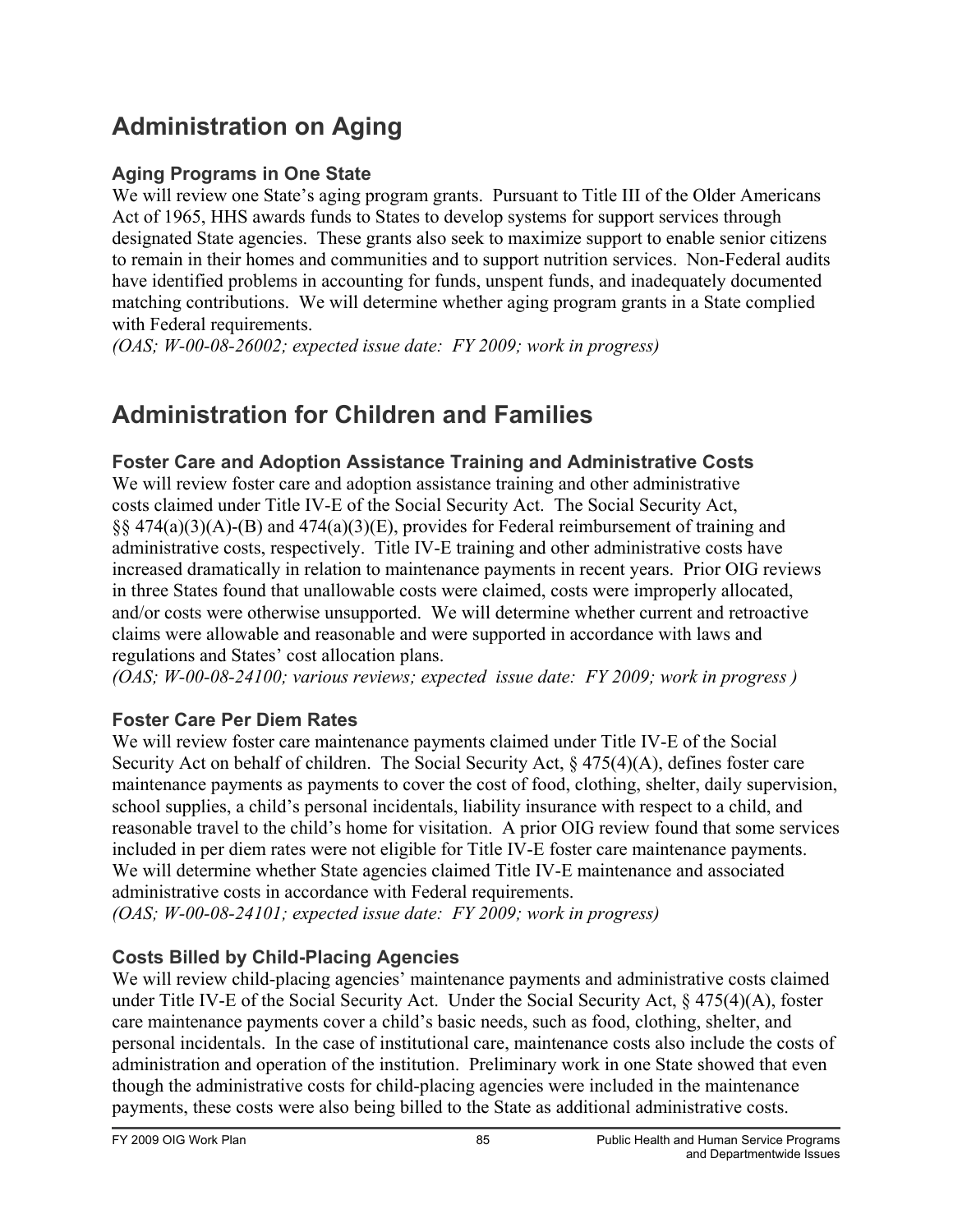# Administration on Aging

### Aging Programs in One State

We will review one State's aging program grants. Pursuant to Title III of the Older Americans Act of 1965, HHS awards funds to States to develop systems for support services through designated State agencies. These grants also seek to maximize support to enable senior citizens to remain in their homes and communities and to support nutrition services. Non-Federal audits have identified problems in accounting for funds, unspent funds, and inadequately documented matching contributions. We will determine whether aging program grants in a State complied with Federal requirements.

*(OAS; W-00-08-26002; expected issue date: FY 2009; work in progress)*

# Administration for Children and Families

### Foster Care and Adoption Assistance Training and Administrative Costs

We will review foster care and adoption assistance training and other administrative costs claimed under Title IV-E of the Social Security Act. The Social Security Act, §§ 474(a)(3)(A)-(B) and 474(a)(3)(E), provides for Federal reimbursement of training and administrative costs, respectively. Title IV-E training and other administrative costs have increased dramatically in relation to maintenance payments in recent years. Prior OIG reviews in three States found that unallowable costs were claimed, costs were improperly allocated, and/or costs were otherwise unsupported. We will determine whether current and retroactive claims were allowable and reasonable and were supported in accordance with laws and regulations and States' cost allocation plans.

*(OAS; W-00-08-24100; various reviews; expected issue date: FY 2009; work in progress )*

### Foster Care Per Diem Rates

We will review foster care maintenance payments claimed under Title IV-E of the Social Security Act on behalf of children. The Social Security Act, § 475(4)(A), defines foster care maintenance payments as payments to cover the cost of food, clothing, shelter, daily supervision, school supplies, a child's personal incidentals, liability insurance with respect to a child, and reasonable travel to the child's home for visitation. A prior OIG review found that some services included in per diem rates were not eligible for Title IV-E foster care maintenance payments. We will determine whether State agencies claimed Title IV-E maintenance and associated administrative costs in accordance with Federal requirements.

*(OAS; W-00-08-24101; expected issue date: FY 2009; work in progress)*

### Costs Billed by Child-Placing Agencies

We will review child-placing agencies' maintenance payments and administrative costs claimed under Title IV-E of the Social Security Act. Under the Social Security Act, § 475(4)(A), foster care maintenance payments cover a child's basic needs, such as food, clothing, shelter, and personal incidentals. In the case of institutional care, maintenance costs also include the costs of administration and operation of the institution. Preliminary work in one State showed that even though the administrative costs for child-placing agencies were included in the maintenance payments, these costs were also being billed to the State as additional administrative costs.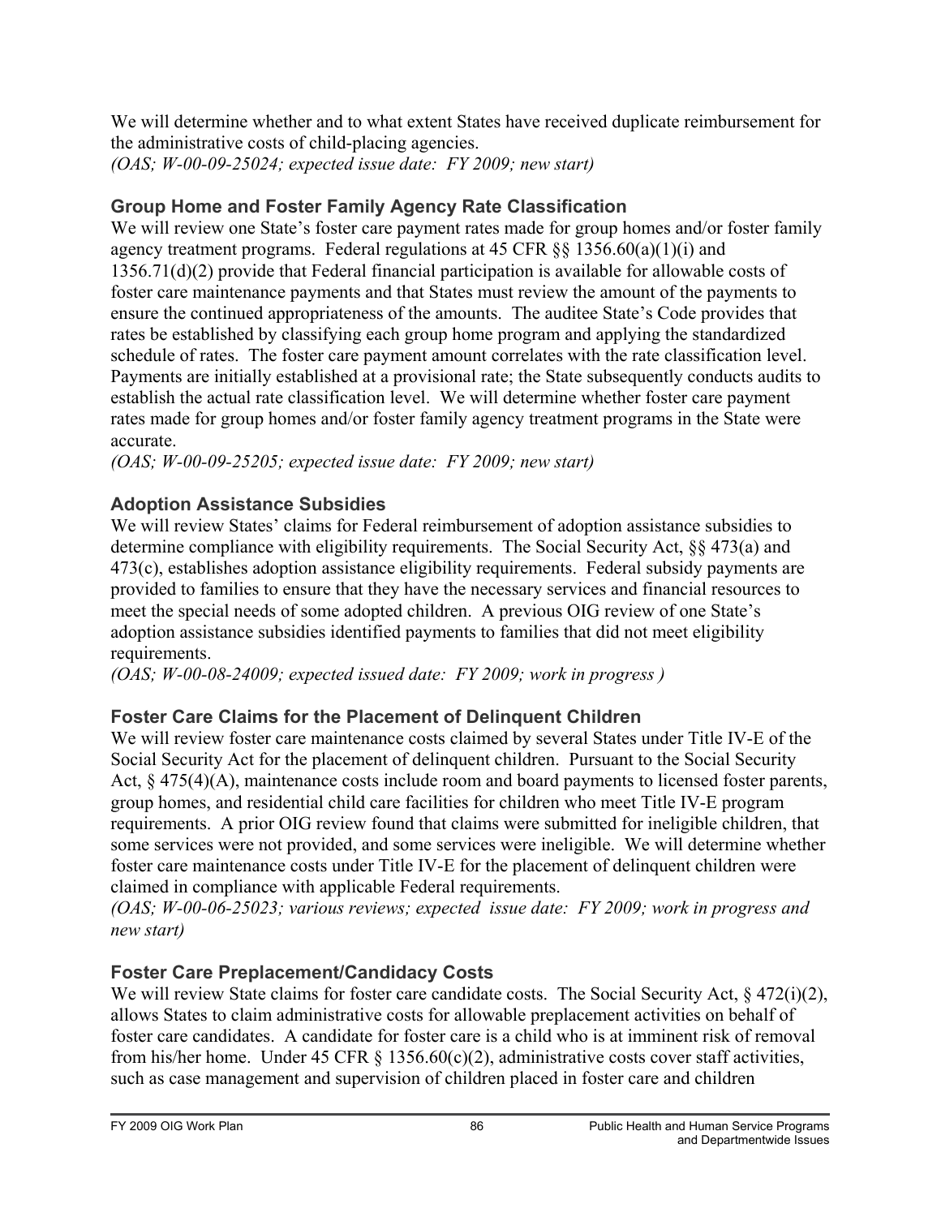We will determine whether and to what extent States have received duplicate reimbursement for the administrative costs of child-placing agencies.
*(OAS; W-00-09-25024; expected issue date: FY 2009; new start)*

### Group Home and Foster Family Agency Rate Classification

We will review one State's foster care payment rates made for group homes and/or foster family agency treatment programs. Federal regulations at 45 CFR §§ 1356.60(a)(1)(i) and 1356.71(d)(2) provide that Federal financial participation is available for allowable costs of foster care maintenance payments and that States must review the amount of the payments to ensure the continued appropriateness of the amounts. The auditee State's Code provides that rates be established by classifying each group home program and applying the standardized schedule of rates. The foster care payment amount correlates with the rate classification level. Payments are initially established at a provisional rate; the State subsequently conducts audits to establish the actual rate classification level. We will determine whether foster care payment rates made for group homes and/or foster family agency treatment programs in the State were accurate.
*(OAS; W-00-09-25205; expected issue date: FY 2009; new start)*

### Adoption Assistance Subsidies

We will review States' claims for Federal reimbursement of adoption assistance subsidies to determine compliance with eligibility requirements. The Social Security Act, §§ 473(a) and 473(c), establishes adoption assistance eligibility requirements. Federal subsidy payments are provided to families to ensure that they have the necessary services and financial resources to meet the special needs of some adopted children. A previous OIG review of one State's adoption assistance subsidies identified payments to families that did not meet eligibility requirements.
*(OAS; W-00-08-24009; expected issued date: FY 2009; work in progress )*

### Foster Care Claims for the Placement of Delinquent Children

We will review foster care maintenance costs claimed by several States under Title IV-E of the Social Security Act for the placement of delinquent children. Pursuant to the Social Security Act, § 475(4)(A), maintenance costs include room and board payments to licensed foster parents, group homes, and residential child care facilities for children who meet Title IV-E program requirements. A prior OIG review found that claims were submitted for ineligible children, that some services were not provided, and some services were ineligible. We will determine whether foster care maintenance costs under Title IV-E for the placement of delinquent children were claimed in compliance with applicable Federal requirements.
*(OAS; W-00-06-25023; various reviews; expected issue date: FY 2009; work in progress and new start)*

### Foster Care Preplacement/Candidacy Costs

We will review State claims for foster care candidate costs. The Social Security Act, § 472(i)(2), allows States to claim administrative costs for allowable preplacement activities on behalf of foster care candidates. A candidate for foster care is a child who is at imminent risk of removal from his/her home. Under 45 CFR § 1356.60(c)(2), administrative costs cover staff activities, such as case management and supervision of children placed in foster care and children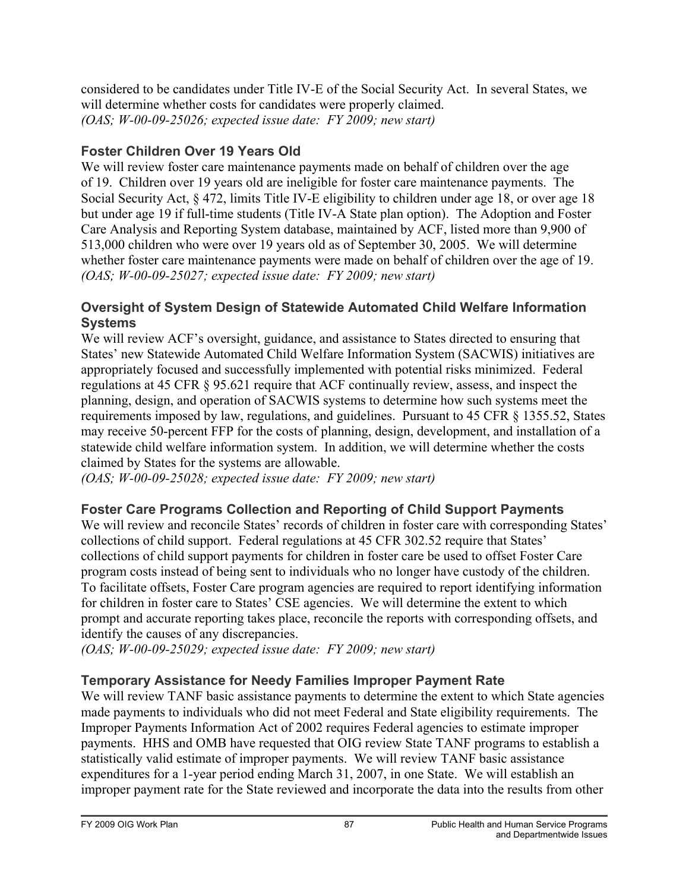considered to be candidates under Title IV-E of the Social Security Act. In several States, we will determine whether costs for candidates were properly claimed.
*(OAS; W-00-09-25026; expected issue date: FY 2009; new start)*

### Foster Children Over 19 Years Old

We will review foster care maintenance payments made on behalf of children over the age of 19. Children over 19 years old are ineligible for foster care maintenance payments. The Social Security Act, § 472, limits Title IV-E eligibility to children under age 18, or over age 18 but under age 19 if full-time students (Title IV-A State plan option). The Adoption and Foster Care Analysis and Reporting System database, maintained by ACF, listed more than 9,900 of 513,000 children who were over 19 years old as of September 30, 2005. We will determine whether foster care maintenance payments were made on behalf of children over the age of 19.
*(OAS; W-00-09-25027; expected issue date: FY 2009; new start)*

### Oversight of System Design of Statewide Automated Child Welfare Information Systems

We will review ACF's oversight, guidance, and assistance to States directed to ensuring that States' new Statewide Automated Child Welfare Information System (SACWIS) initiatives are appropriately focused and successfully implemented with potential risks minimized. Federal regulations at 45 CFR § 95.621 require that ACF continually review, assess, and inspect the planning, design, and operation of SACWIS systems to determine how such systems meet the requirements imposed by law, regulations, and guidelines. Pursuant to 45 CFR § 1355.52, States may receive 50-percent FFP for the costs of planning, design, development, and installation of a statewide child welfare information system. In addition, we will determine whether the costs claimed by States for the systems are allowable.
*(OAS; W-00-09-25028; expected issue date: FY 2009; new start)*

### Foster Care Programs Collection and Reporting of Child Support Payments

We will review and reconcile States' records of children in foster care with corresponding States' collections of child support. Federal regulations at 45 CFR 302.52 require that States' collections of child support payments for children in foster care be used to offset Foster Care program costs instead of being sent to individuals who no longer have custody of the children. To facilitate offsets, Foster Care program agencies are required to report identifying information for children in foster care to States' CSE agencies. We will determine the extent to which prompt and accurate reporting takes place, reconcile the reports with corresponding offsets, and identify the causes of any discrepancies.
*(OAS; W-00-09-25029; expected issue date: FY 2009; new start)*

### Temporary Assistance for Needy Families Improper Payment Rate

We will review TANF basic assistance payments to determine the extent to which State agencies made payments to individuals who did not meet Federal and State eligibility requirements. The Improper Payments Information Act of 2002 requires Federal agencies to estimate improper payments. HHS and OMB have requested that OIG review State TANF programs to establish a statistically valid estimate of improper payments. We will review TANF basic assistance expenditures for a 1-year period ending March 31, 2007, in one State. We will establish an improper payment rate for the State reviewed and incorporate the data into the results from other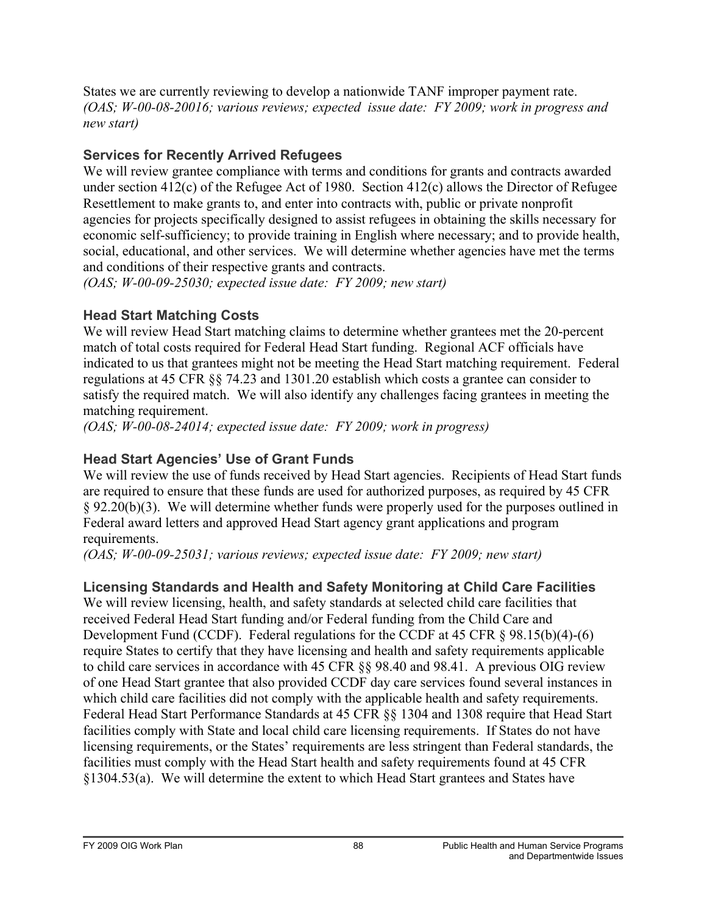States we are currently reviewing to develop a nationwide TANF improper payment rate.
*(OAS; W-00-08-20016; various reviews; expected issue date: FY 2009; work in progress and new start)*

### Services for Recently Arrived Refugees

We will review grantee compliance with terms and conditions for grants and contracts awarded under section 412(c) of the Refugee Act of 1980. Section 412(c) allows the Director of Refugee Resettlement to make grants to, and enter into contracts with, public or private nonprofit agencies for projects specifically designed to assist refugees in obtaining the skills necessary for economic self-sufficiency; to provide training in English where necessary; and to provide health, social, educational, and other services. We will determine whether agencies have met the terms and conditions of their respective grants and contracts.
*(OAS; W-00-09-25030; expected issue date: FY 2009; new start)*

### Head Start Matching Costs

We will review Head Start matching claims to determine whether grantees met the 20-percent match of total costs required for Federal Head Start funding. Regional ACF officials have indicated to us that grantees might not be meeting the Head Start matching requirement. Federal regulations at 45 CFR §§ 74.23 and 1301.20 establish which costs a grantee can consider to satisfy the required match. We will also identify any challenges facing grantees in meeting the matching requirement.
*(OAS; W-00-08-24014; expected issue date: FY 2009; work in progress)*

### Head Start Agencies' Use of Grant Funds

We will review the use of funds received by Head Start agencies. Recipients of Head Start funds are required to ensure that these funds are used for authorized purposes, as required by 45 CFR § 92.20(b)(3). We will determine whether funds were properly used for the purposes outlined in Federal award letters and approved Head Start agency grant applications and program requirements.
*(OAS; W-00-09-25031; various reviews; expected issue date: FY 2009; new start)*

### Licensing Standards and Health and Safety Monitoring at Child Care Facilities

We will review licensing, health, and safety standards at selected child care facilities that received Federal Head Start funding and/or Federal funding from the Child Care and Development Fund (CCDF). Federal regulations for the CCDF at 45 CFR § 98.15(b)(4)-(6) require States to certify that they have licensing and health and safety requirements applicable to child care services in accordance with 45 CFR §§ 98.40 and 98.41. A previous OIG review of one Head Start grantee that also provided CCDF day care services found several instances in which child care facilities did not comply with the applicable health and safety requirements. Federal Head Start Performance Standards at 45 CFR §§ 1304 and 1308 require that Head Start facilities comply with State and local child care licensing requirements. If States do not have licensing requirements, or the States' requirements are less stringent than Federal standards, the facilities must comply with the Head Start health and safety requirements found at 45 CFR §1304.53(a). We will determine the extent to which Head Start grantees and States have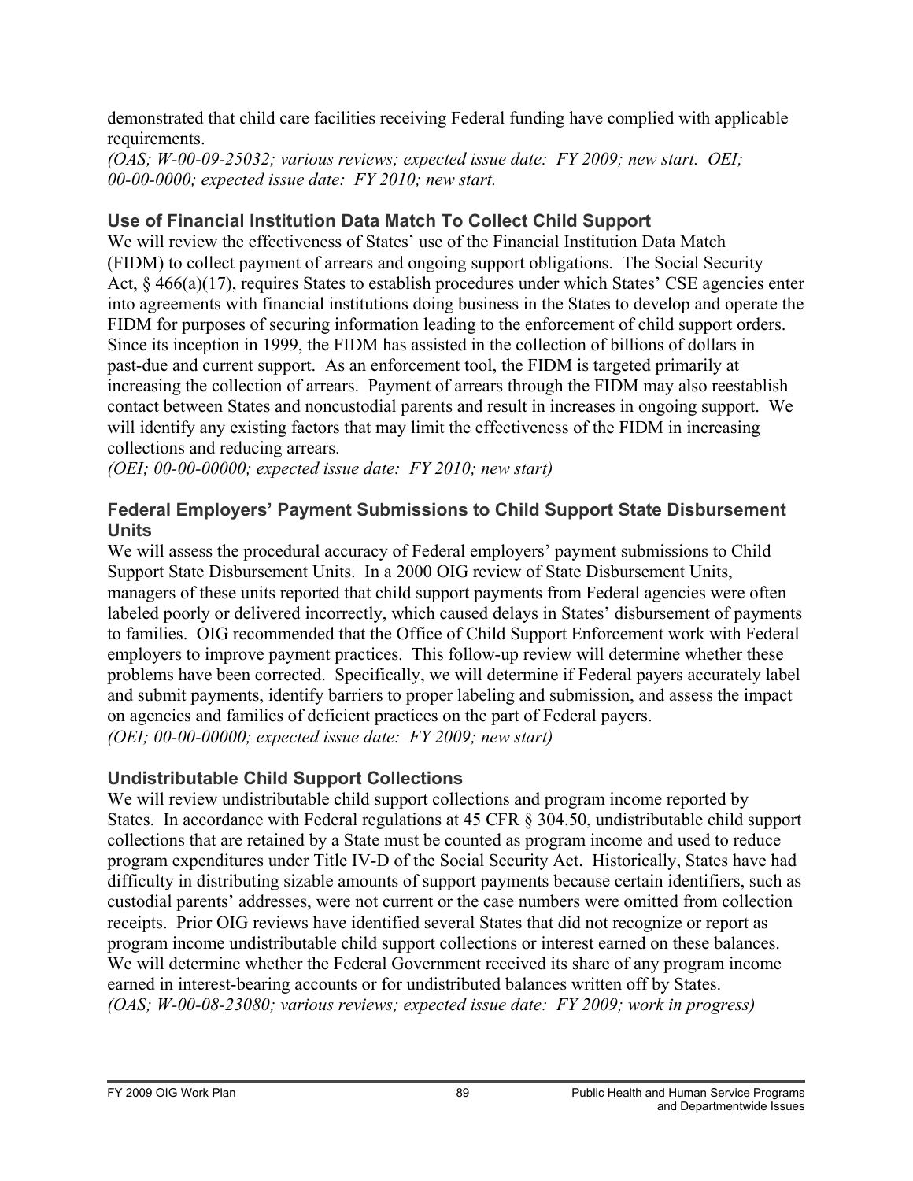demonstrated that child care facilities receiving Federal funding have complied with applicable requirements.
*(OAS; W-00-09-25032; various reviews; expected issue date: FY 2009; new start. OEI; 00-00-0000; expected issue date: FY 2010; new start.*

### Use of Financial Institution Data Match To Collect Child Support

We will review the effectiveness of States' use of the Financial Institution Data Match (FIDM) to collect payment of arrears and ongoing support obligations. The Social Security Act, § 466(a)(17), requires States to establish procedures under which States' CSE agencies enter into agreements with financial institutions doing business in the States to develop and operate the FIDM for purposes of securing information leading to the enforcement of child support orders. Since its inception in 1999, the FIDM has assisted in the collection of billions of dollars in past-due and current support. As an enforcement tool, the FIDM is targeted primarily at increasing the collection of arrears. Payment of arrears through the FIDM may also reestablish contact between States and noncustodial parents and result in increases in ongoing support. We will identify any existing factors that may limit the effectiveness of the FIDM in increasing collections and reducing arrears.
*(OEI; 00-00-00000; expected issue date: FY 2010; new start)*

### Federal Employers' Payment Submissions to Child Support State Disbursement Units

We will assess the procedural accuracy of Federal employers' payment submissions to Child Support State Disbursement Units. In a 2000 OIG review of State Disbursement Units, managers of these units reported that child support payments from Federal agencies were often labeled poorly or delivered incorrectly, which caused delays in States' disbursement of payments to families. OIG recommended that the Office of Child Support Enforcement work with Federal employers to improve payment practices. This follow-up review will determine whether these problems have been corrected. Specifically, we will determine if Federal payers accurately label and submit payments, identify barriers to proper labeling and submission, and assess the impact on agencies and families of deficient practices on the part of Federal payers.
*(OEI; 00-00-00000; expected issue date: FY 2009; new start)*

### Undistributable Child Support Collections

We will review undistributable child support collections and program income reported by States. In accordance with Federal regulations at 45 CFR § 304.50, undistributable child support collections that are retained by a State must be counted as program income and used to reduce program expenditures under Title IV-D of the Social Security Act. Historically, States have had difficulty in distributing sizable amounts of support payments because certain identifiers, such as custodial parents' addresses, were not current or the case numbers were omitted from collection receipts. Prior OIG reviews have identified several States that did not recognize or report as program income undistributable child support collections or interest earned on these balances. We will determine whether the Federal Government received its share of any program income earned in interest-bearing accounts or for undistributed balances written off by States.
*(OAS; W-00-08-23080; various reviews; expected issue date: FY 2009; work in progress)*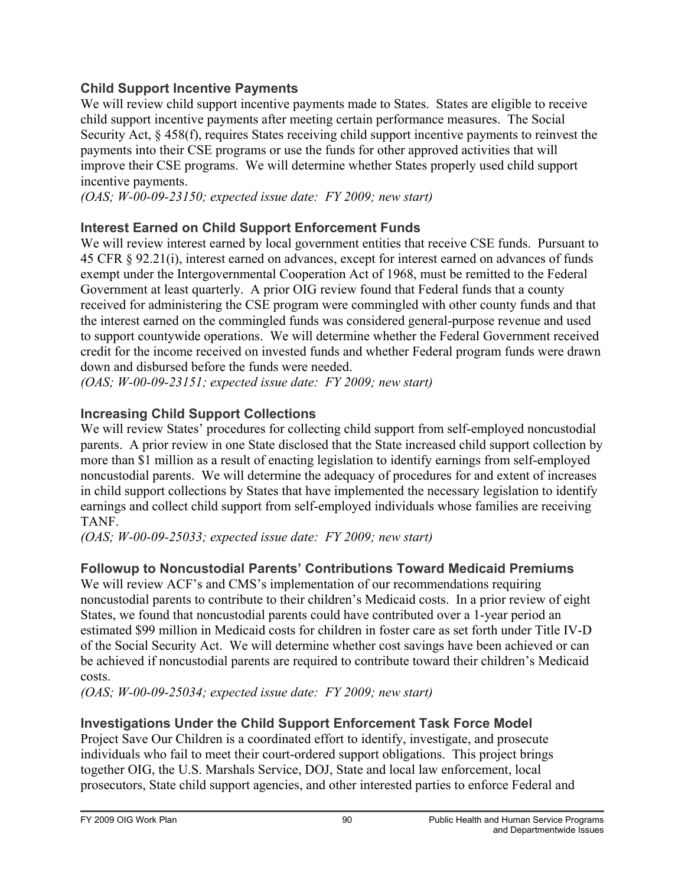### Child Support Incentive Payments

We will review child support incentive payments made to States. States are eligible to receive child support incentive payments after meeting certain performance measures. The Social Security Act, § 458(f), requires States receiving child support incentive payments to reinvest the payments into their CSE programs or use the funds for other approved activities that will improve their CSE programs. We will determine whether States properly used child support incentive payments.

*(OAS; W-00-09-23150; expected issue date: FY 2009; new start)*

### Interest Earned on Child Support Enforcement Funds

We will review interest earned by local government entities that receive CSE funds. Pursuant to 45 CFR § 92.21(i), interest earned on advances, except for interest earned on advances of funds exempt under the Intergovernmental Cooperation Act of 1968, must be remitted to the Federal Government at least quarterly. A prior OIG review found that Federal funds that a county received for administering the CSE program were commingled with other county funds and that the interest earned on the commingled funds was considered general-purpose revenue and used to support countywide operations. We will determine whether the Federal Government received credit for the income received on invested funds and whether Federal program funds were drawn down and disbursed before the funds were needed.

*(OAS; W-00-09-23151; expected issue date: FY 2009; new start)*

### Increasing Child Support Collections

We will review States' procedures for collecting child support from self-employed noncustodial parents. A prior review in one State disclosed that the State increased child support collection by more than $1 million as a result of enacting legislation to identify earnings from self-employed noncustodial parents. We will determine the adequacy of procedures for and extent of increases in child support collections by States that have implemented the necessary legislation to identify earnings and collect child support from self-employed individuals whose families are receiving TANF.

*(OAS; W-00-09-25033; expected issue date: FY 2009; new start)*

### Followup to Noncustodial Parents' Contributions Toward Medicaid Premiums

We will review ACF's and CMS's implementation of our recommendations requiring noncustodial parents to contribute to their children's Medicaid costs. In a prior review of eight States, we found that noncustodial parents could have contributed over a 1-year period an estimated $99 million in Medicaid costs for children in foster care as set forth under Title IV-D of the Social Security Act. We will determine whether cost savings have been achieved or can be achieved if noncustodial parents are required to contribute toward their children's Medicaid costs.

*(OAS; W-00-09-25034; expected issue date: FY 2009; new start)*

### Investigations Under the Child Support Enforcement Task Force Model

Project Save Our Children is a coordinated effort to identify, investigate, and prosecute individuals who fail to meet their court-ordered support obligations. This project brings together OIG, the U.S. Marshals Service, DOJ, State and local law enforcement, local prosecutors, State child support agencies, and other interested parties to enforce Federal and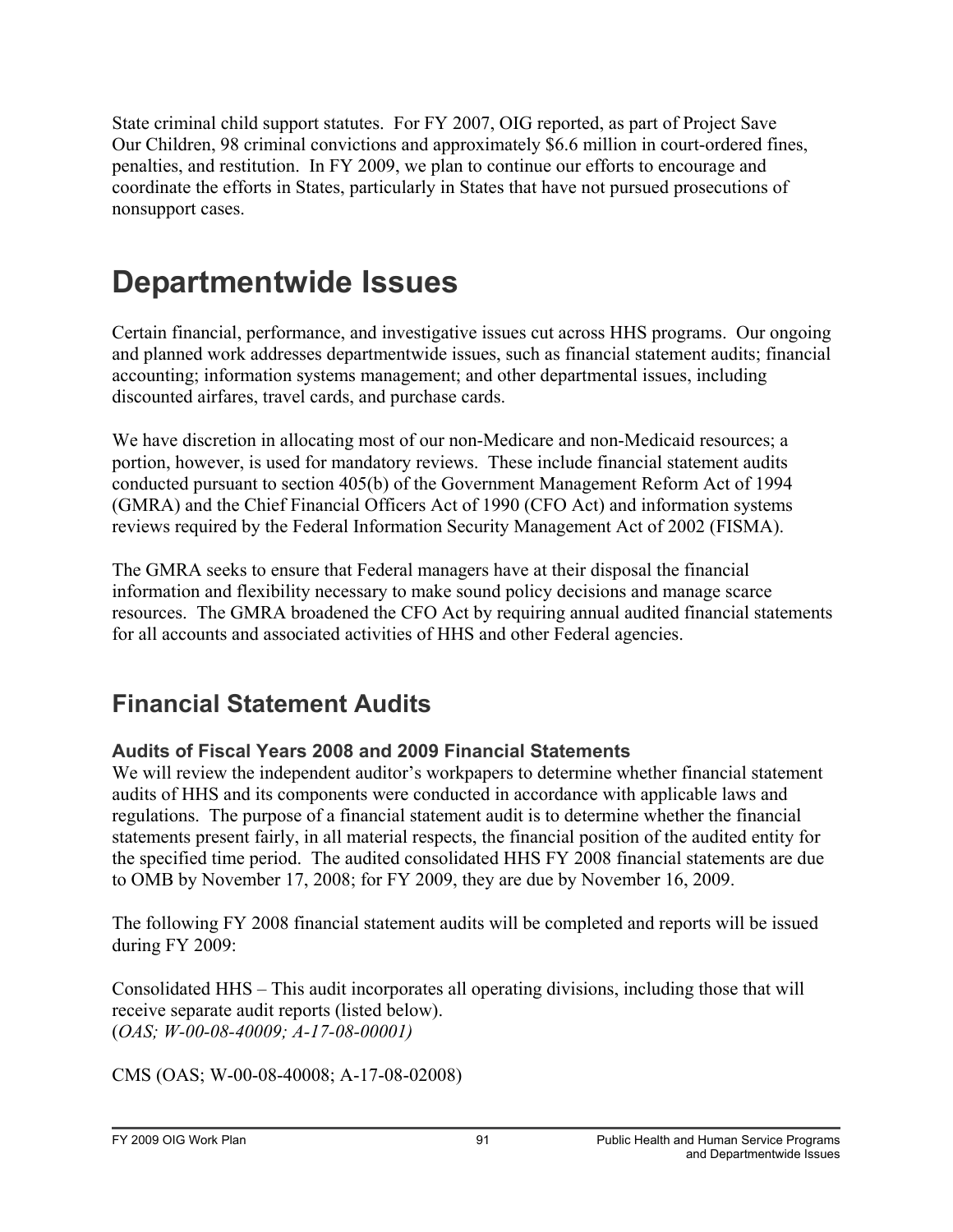State criminal child support statutes. For FY 2007, OIG reported, as part of Project Save Our Children, 98 criminal convictions and approximately $6.6 million in court-ordered fines, penalties, and restitution. In FY 2009, we plan to continue our efforts to encourage and coordinate the efforts in States, particularly in States that have not pursued prosecutions of nonsupport cases.

# Departmentwide Issues

Certain financial, performance, and investigative issues cut across HHS programs. Our ongoing and planned work addresses departmentwide issues, such as financial statement audits; financial accounting; information systems management; and other departmental issues, including discounted airfares, travel cards, and purchase cards.

We have discretion in allocating most of our non-Medicare and non-Medicaid resources; a portion, however, is used for mandatory reviews. These include financial statement audits conducted pursuant to section 405(b) of the Government Management Reform Act of 1994 (GMRA) and the Chief Financial Officers Act of 1990 (CFO Act) and information systems reviews required by the Federal Information Security Management Act of 2002 (FISMA).

The GMRA seeks to ensure that Federal managers have at their disposal the financial information and flexibility necessary to make sound policy decisions and manage scarce resources. The GMRA broadened the CFO Act by requiring annual audited financial statements for all accounts and associated activities of HHS and other Federal agencies.

## Financial Statement Audits

### Audits of Fiscal Years 2008 and 2009 Financial Statements

We will review the independent auditor's workpapers to determine whether financial statement audits of HHS and its components were conducted in accordance with applicable laws and regulations. The purpose of a financial statement audit is to determine whether the financial statements present fairly, in all material respects, the financial position of the audited entity for the specified time period. The audited consolidated HHS FY 2008 financial statements are due to OMB by November 17, 2008; for FY 2009, they are due by November 16, 2009.

The following FY 2008 financial statement audits will be completed and reports will be issued during FY 2009:

Consolidated HHS – This audit incorporates all operating divisions, including those that will receive separate audit reports (listed below).
(*OAS; W-00-08-40009; A-17-08-00001)*

CMS (OAS; W-00-08-40008; A-17-08-02008)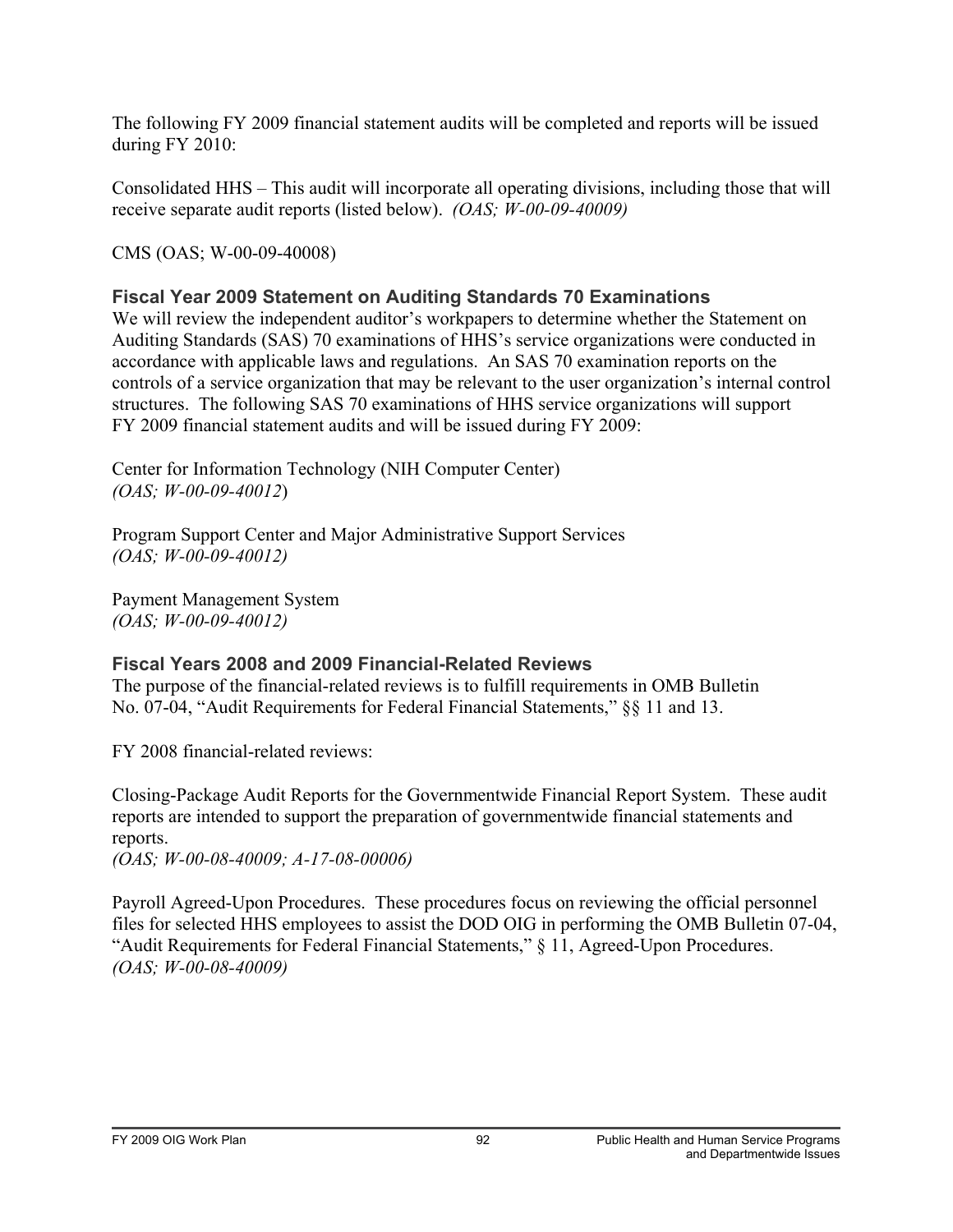The following FY 2009 financial statement audits will be completed and reports will be issued during FY 2010:

Consolidated HHS – This audit will incorporate all operating divisions, including those that will receive separate audit reports (listed below). *(OAS; W-00-09-40009)*

CMS (OAS; W-00-09-40008)

### Fiscal Year 2009 Statement on Auditing Standards 70 Examinations

We will review the independent auditor's workpapers to determine whether the Statement on Auditing Standards (SAS) 70 examinations of HHS's service organizations were conducted in accordance with applicable laws and regulations. An SAS 70 examination reports on the controls of a service organization that may be relevant to the user organization's internal control structures. The following SAS 70 examinations of HHS service organizations will support FY 2009 financial statement audits and will be issued during FY 2009:

Center for Information Technology (NIH Computer Center)
*(OAS; W-00-09-40012*)

Program Support Center and Major Administrative Support Services
*(OAS; W-00-09-40012)*

Payment Management System
*(OAS; W-00-09-40012)*

### Fiscal Years 2008 and 2009 Financial-Related Reviews

The purpose of the financial-related reviews is to fulfill requirements in OMB Bulletin No. 07-04, "Audit Requirements for Federal Financial Statements," §§ 11 and 13.

FY 2008 financial-related reviews:

Closing-Package Audit Reports for the Governmentwide Financial Report System. These audit reports are intended to support the preparation of governmentwide financial statements and reports.
*(OAS; W-00-08-40009; A-17-08-00006)*

Payroll Agreed-Upon Procedures. These procedures focus on reviewing the official personnel files for selected HHS employees to assist the DOD OIG in performing the OMB Bulletin 07-04, "Audit Requirements for Federal Financial Statements," § 11, Agreed-Upon Procedures.
*(OAS; W-00-08-40009)*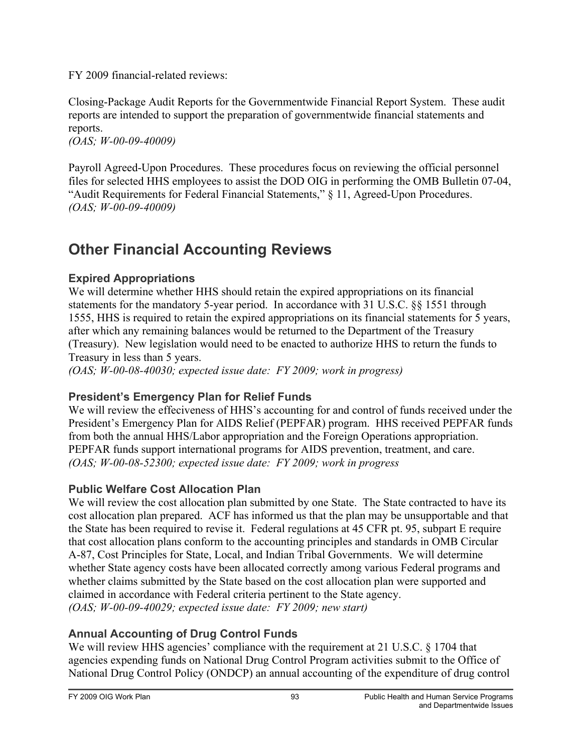FY 2009 financial-related reviews:

Closing-Package Audit Reports for the Governmentwide Financial Report System. These audit reports are intended to support the preparation of governmentwide financial statements and reports.
*(OAS; W-00-09-40009)*

Payroll Agreed-Upon Procedures. These procedures focus on reviewing the official personnel files for selected HHS employees to assist the DOD OIG in performing the OMB Bulletin 07-04, "Audit Requirements for Federal Financial Statements," § 11, Agreed-Upon Procedures.
*(OAS; W-00-09-40009)*

## Other Financial Accounting Reviews

### Expired Appropriations

We will determine whether HHS should retain the expired appropriations on its financial statements for the mandatory 5-year period. In accordance with 31 U.S.C. §§ 1551 through 1555, HHS is required to retain the expired appropriations on its financial statements for 5 years, after which any remaining balances would be returned to the Department of the Treasury (Treasury). New legislation would need to be enacted to authorize HHS to return the funds to Treasury in less than 5 years.
*(OAS; W-00-08-40030; expected issue date: FY 2009; work in progress)*

### President's Emergency Plan for Relief Funds

We will review the effeciveness of HHS's accounting for and control of funds received under the President's Emergency Plan for AIDS Relief (PEPFAR) program. HHS received PEPFAR funds from both the annual HHS/Labor appropriation and the Foreign Operations appropriation. PEPFAR funds support international programs for AIDS prevention, treatment, and care.
*(OAS; W-00-08-52300; expected issue date: FY 2009; work in progress*

### Public Welfare Cost Allocation Plan

We will review the cost allocation plan submitted by one State. The State contracted to have its cost allocation plan prepared. ACF has informed us that the plan may be unsupportable and that the State has been required to revise it. Federal regulations at 45 CFR pt. 95, subpart E require that cost allocation plans conform to the accounting principles and standards in OMB Circular A-87, Cost Principles for State, Local, and Indian Tribal Governments. We will determine whether State agency costs have been allocated correctly among various Federal programs and whether claims submitted by the State based on the cost allocation plan were supported and claimed in accordance with Federal criteria pertinent to the State agency.
*(OAS; W-00-09-40029; expected issue date: FY 2009; new start)*

### Annual Accounting of Drug Control Funds

We will review HHS agencies' compliance with the requirement at 21 U.S.C. § 1704 that agencies expending funds on National Drug Control Program activities submit to the Office of National Drug Control Policy (ONDCP) an annual accounting of the expenditure of drug control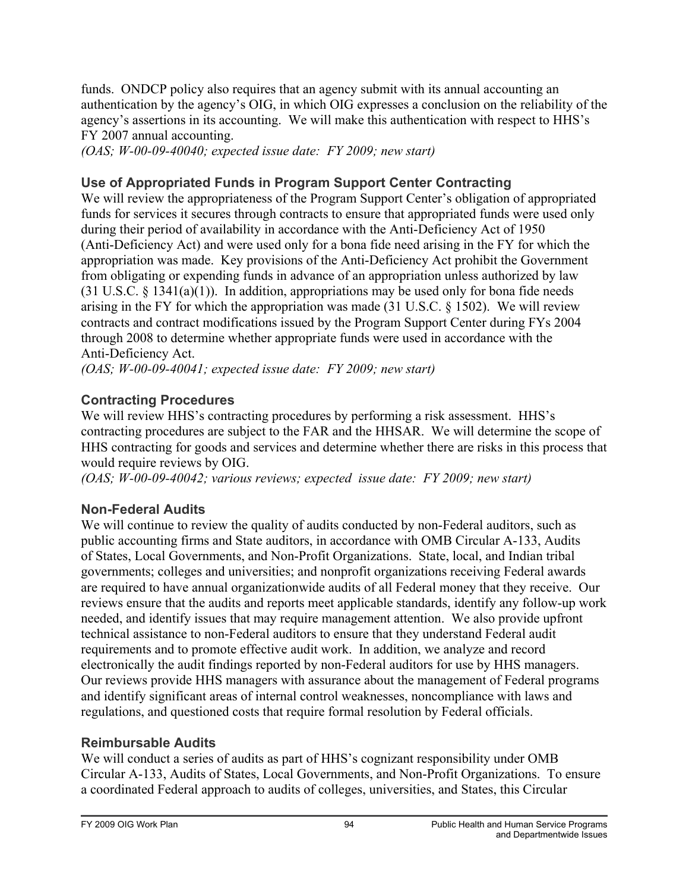funds. ONDCP policy also requires that an agency submit with its annual accounting an authentication by the agency's OIG, in which OIG expresses a conclusion on the reliability of the agency's assertions in its accounting. We will make this authentication with respect to HHS's FY 2007 annual accounting.
*(OAS; W-00-09-40040; expected issue date: FY 2009; new start)*

### Use of Appropriated Funds in Program Support Center Contracting

We will review the appropriateness of the Program Support Center's obligation of appropriated funds for services it secures through contracts to ensure that appropriated funds were used only during their period of availability in accordance with the Anti-Deficiency Act of 1950 (Anti-Deficiency Act) and were used only for a bona fide need arising in the FY for which the appropriation was made. Key provisions of the Anti-Deficiency Act prohibit the Government from obligating or expending funds in advance of an appropriation unless authorized by law (31 U.S.C. § 1341(a)(1)). In addition, appropriations may be used only for bona fide needs arising in the FY for which the appropriation was made (31 U.S.C. § 1502). We will review contracts and contract modifications issued by the Program Support Center during FYs 2004 through 2008 to determine whether appropriate funds were used in accordance with the Anti-Deficiency Act.
*(OAS; W-00-09-40041; expected issue date: FY 2009; new start)*

### Contracting Procedures

We will review HHS's contracting procedures by performing a risk assessment. HHS's contracting procedures are subject to the FAR and the HHSAR. We will determine the scope of HHS contracting for goods and services and determine whether there are risks in this process that would require reviews by OIG.
*(OAS; W-00-09-40042; various reviews; expected issue date: FY 2009; new start)*

### Non-Federal Audits

We will continue to review the quality of audits conducted by non-Federal auditors, such as public accounting firms and State auditors, in accordance with OMB Circular A-133, Audits of States, Local Governments, and Non-Profit Organizations. State, local, and Indian tribal governments; colleges and universities; and nonprofit organizations receiving Federal awards are required to have annual organizationwide audits of all Federal money that they receive. Our reviews ensure that the audits and reports meet applicable standards, identify any follow-up work needed, and identify issues that may require management attention. We also provide upfront technical assistance to non-Federal auditors to ensure that they understand Federal audit requirements and to promote effective audit work. In addition, we analyze and record electronically the audit findings reported by non-Federal auditors for use by HHS managers. Our reviews provide HHS managers with assurance about the management of Federal programs and identify significant areas of internal control weaknesses, noncompliance with laws and regulations, and questioned costs that require formal resolution by Federal officials.

### Reimbursable Audits

We will conduct a series of audits as part of HHS's cognizant responsibility under OMB Circular A-133, Audits of States, Local Governments, and Non-Profit Organizations. To ensure a coordinated Federal approach to audits of colleges, universities, and States, this Circular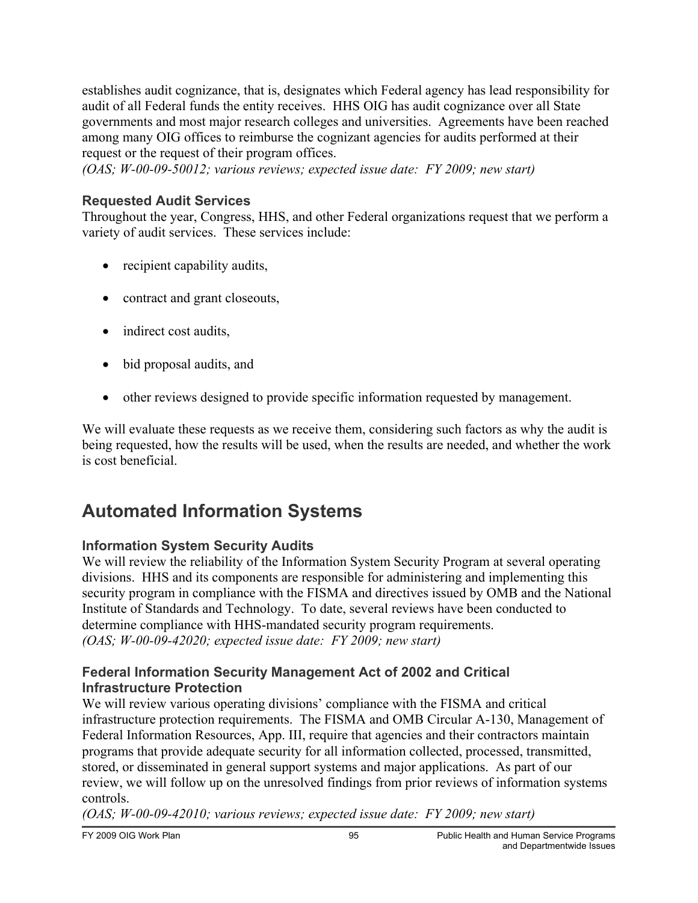establishes audit cognizance, that is, designates which Federal agency has lead responsibility for audit of all Federal funds the entity receives. HHS OIG has audit cognizance over all State governments and most major research colleges and universities. Agreements have been reached among many OIG offices to reimburse the cognizant agencies for audits performed at their request or the request of their program offices.
*(OAS; W-00-09-50012; various reviews; expected issue date: FY 2009; new start)*

### Requested Audit Services

Throughout the year, Congress, HHS, and other Federal organizations request that we perform a variety of audit services. These services include:

- recipient capability audits,
- contract and grant closeouts,
- indirect cost audits,
- bid proposal audits, and
- other reviews designed to provide specific information requested by management.

We will evaluate these requests as we receive them, considering such factors as why the audit is being requested, how the results will be used, when the results are needed, and whether the work is cost beneficial.

## Automated Information Systems

### Information System Security Audits

We will review the reliability of the Information System Security Program at several operating divisions. HHS and its components are responsible for administering and implementing this security program in compliance with the FISMA and directives issued by OMB and the National Institute of Standards and Technology. To date, several reviews have been conducted to determine compliance with HHS-mandated security program requirements.
*(OAS; W-00-09-42020; expected issue date: FY 2009; new start)*

### Federal Information Security Management Act of 2002 and Critical Infrastructure Protection

We will review various operating divisions' compliance with the FISMA and critical infrastructure protection requirements. The FISMA and OMB Circular A-130, Management of Federal Information Resources, App. III, require that agencies and their contractors maintain programs that provide adequate security for all information collected, processed, transmitted, stored, or disseminated in general support systems and major applications. As part of our review, we will follow up on the unresolved findings from prior reviews of information systems controls.
*(OAS; W-00-09-42010; various reviews; expected issue date: FY 2009; new start)*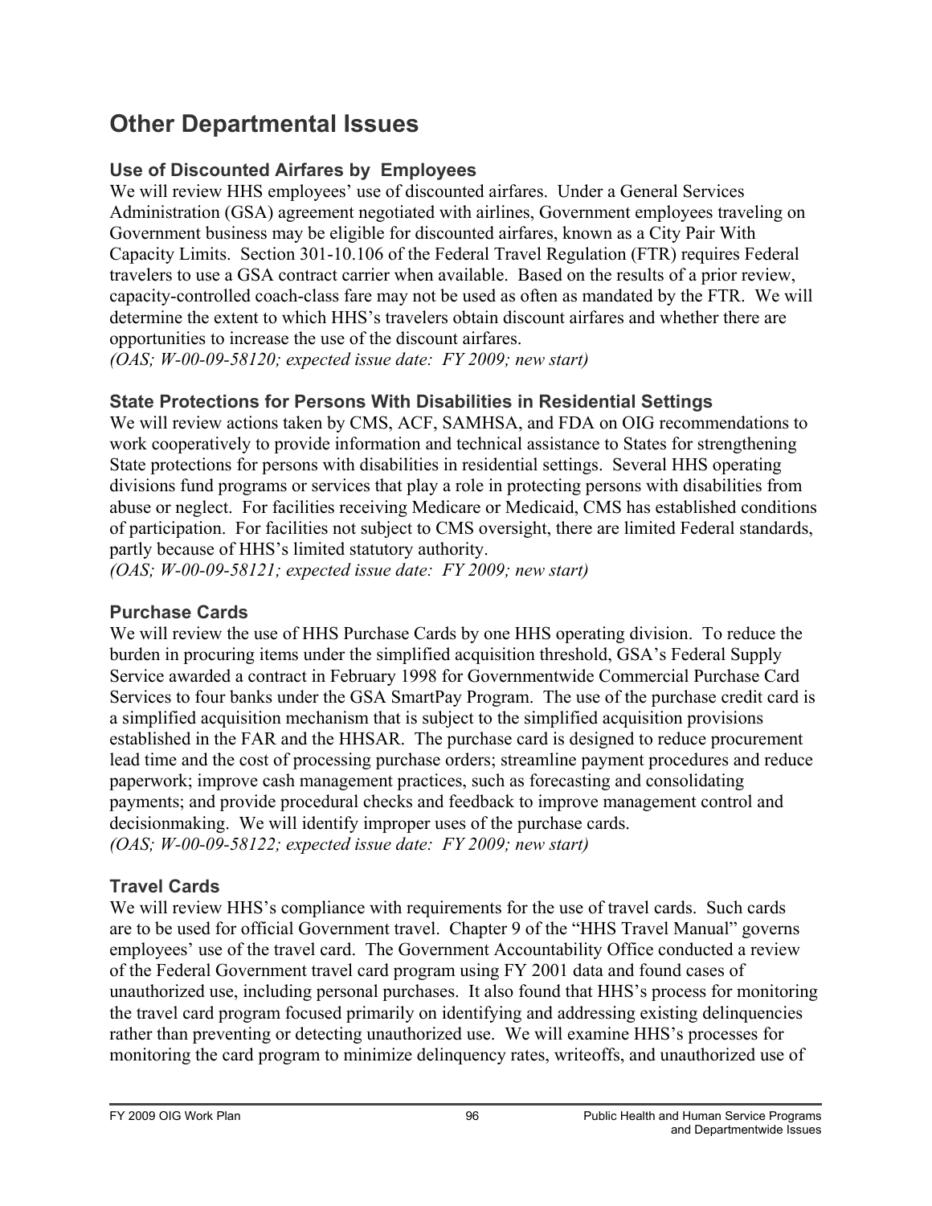# Other Departmental Issues

### Use of Discounted Airfares by  Employees

We will review HHS employees' use of discounted airfares. Under a General Services Administration (GSA) agreement negotiated with airlines, Government employees traveling on Government business may be eligible for discounted airfares, known as a City Pair With Capacity Limits. Section 301-10.106 of the Federal Travel Regulation (FTR) requires Federal travelers to use a GSA contract carrier when available. Based on the results of a prior review, capacity-controlled coach-class fare may not be used as often as mandated by the FTR. We will determine the extent to which HHS's travelers obtain discount airfares and whether there are opportunities to increase the use of the discount airfares.
*(OAS; W-00-09-58120; expected issue date: FY 2009; new start)*

### State Protections for Persons With Disabilities in Residential Settings

We will review actions taken by CMS, ACF, SAMHSA, and FDA on OIG recommendations to work cooperatively to provide information and technical assistance to States for strengthening State protections for persons with disabilities in residential settings. Several HHS operating divisions fund programs or services that play a role in protecting persons with disabilities from abuse or neglect. For facilities receiving Medicare or Medicaid, CMS has established conditions of participation. For facilities not subject to CMS oversight, there are limited Federal standards, partly because of HHS's limited statutory authority.
*(OAS; W-00-09-58121; expected issue date: FY 2009; new start)*

### Purchase Cards

We will review the use of HHS Purchase Cards by one HHS operating division. To reduce the burden in procuring items under the simplified acquisition threshold, GSA's Federal Supply Service awarded a contract in February 1998 for Governmentwide Commercial Purchase Card Services to four banks under the GSA SmartPay Program. The use of the purchase credit card is a simplified acquisition mechanism that is subject to the simplified acquisition provisions established in the FAR and the HHSAR. The purchase card is designed to reduce procurement lead time and the cost of processing purchase orders; streamline payment procedures and reduce paperwork; improve cash management practices, such as forecasting and consolidating payments; and provide procedural checks and feedback to improve management control and decisionmaking. We will identify improper uses of the purchase cards.
*(OAS; W-00-09-58122; expected issue date: FY 2009; new start)*

### Travel Cards

We will review HHS's compliance with requirements for the use of travel cards. Such cards are to be used for official Government travel. Chapter 9 of the "HHS Travel Manual" governs employees' use of the travel card. The Government Accountability Office conducted a review of the Federal Government travel card program using FY 2001 data and found cases of unauthorized use, including personal purchases. It also found that HHS's process for monitoring the travel card program focused primarily on identifying and addressing existing delinquencies rather than preventing or detecting unauthorized use. We will examine HHS's processes for monitoring the card program to minimize delinquency rates, writeoffs, and unauthorized use of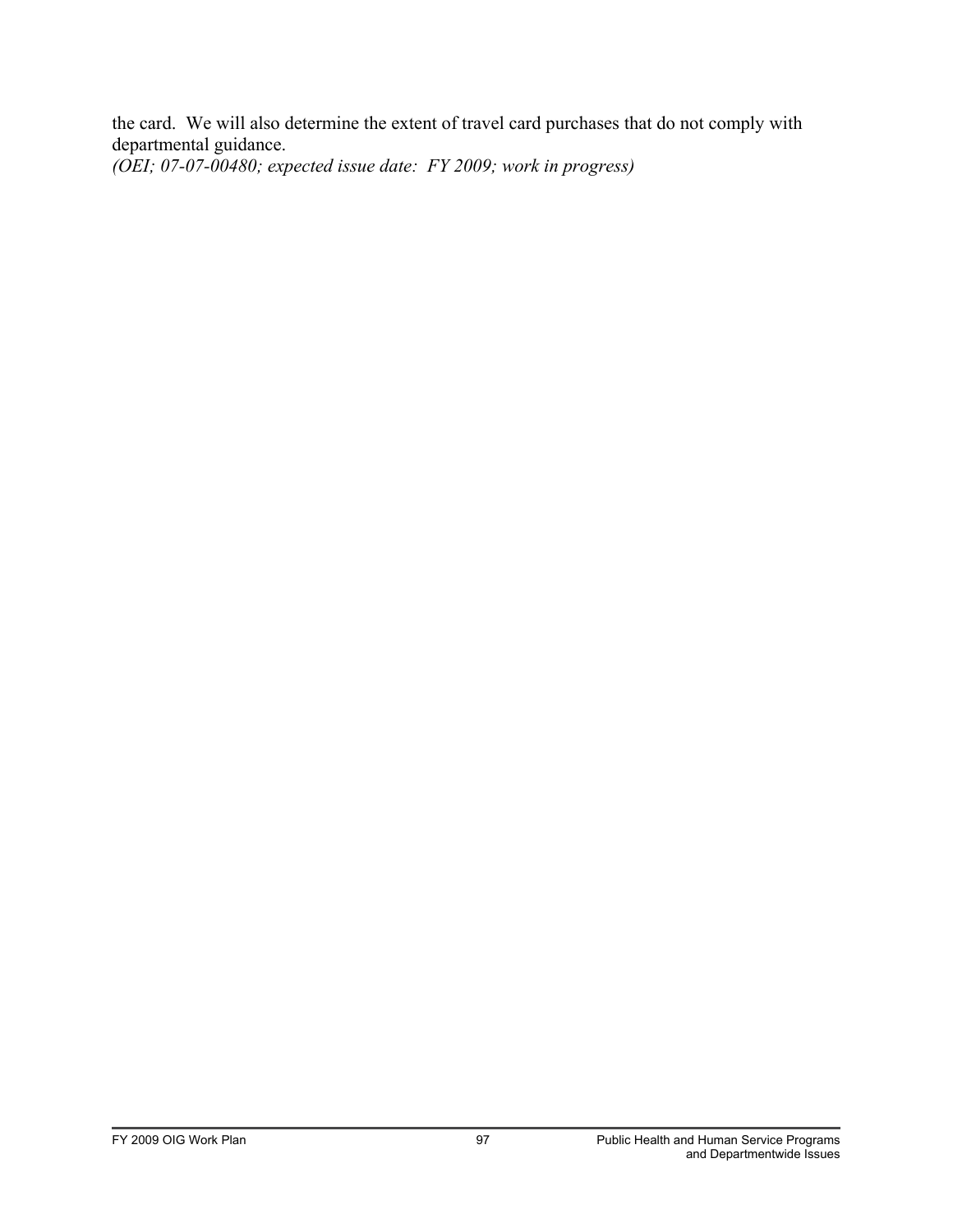the card. We will also determine the extent of travel card purchases that do not comply with departmental guidance.
*(OEI; 07-07-00480; expected issue date: FY 2009; work in progress)*